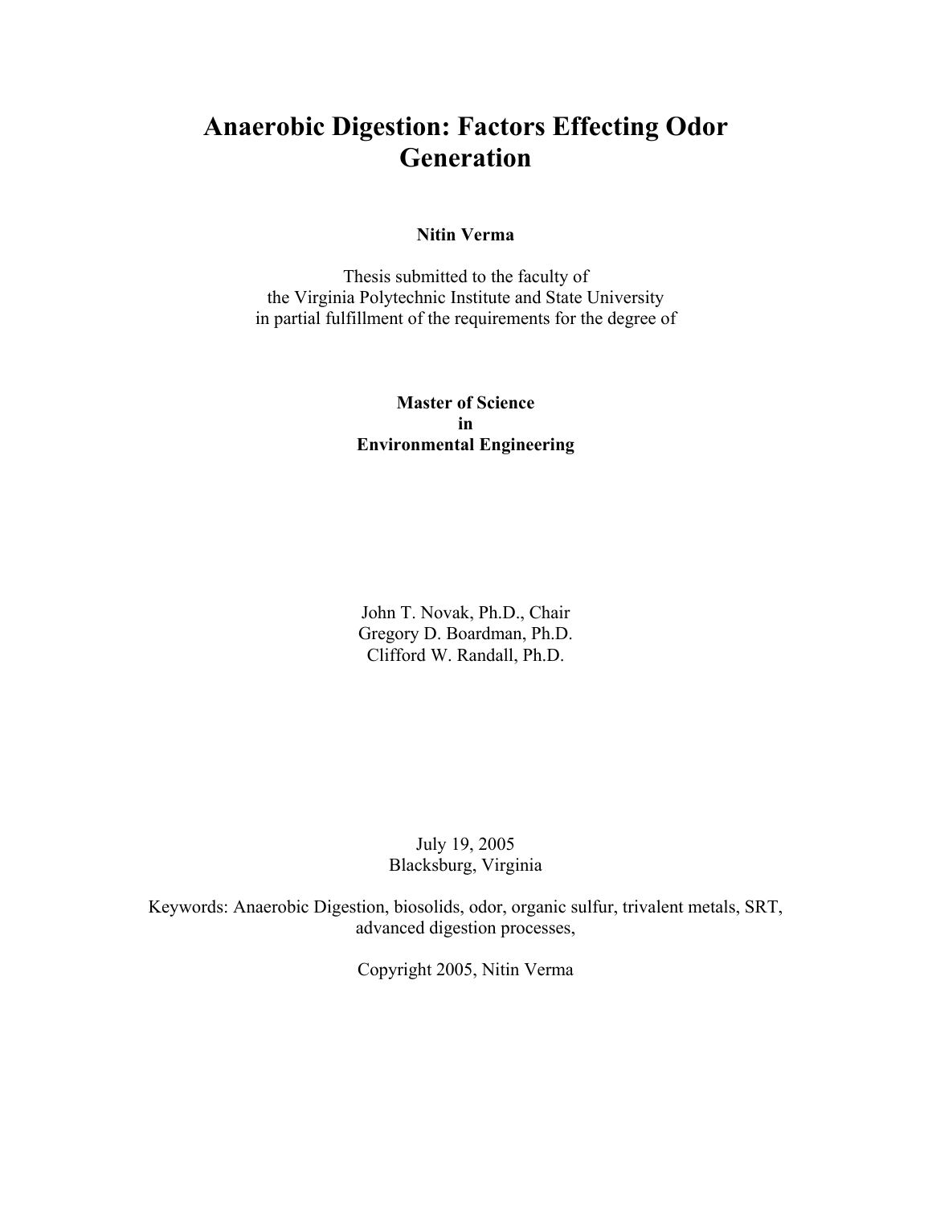# Anaerobic Digestion: Factors Effecting Odor Generation

**Nitin Verma**

Thesis submitted to the faculty of
the Virginia Polytechnic Institute and State University
in partial fulfillment of the requirements for the degree of

**Master of Science**
**in**
**Environmental Engineering**

John T. Novak, Ph.D., Chair
Gregory D. Boardman, Ph.D.
Clifford W. Randall, Ph.D.

July 19, 2005
Blacksburg, Virginia

Keywords: Anaerobic Digestion, biosolids, odor, organic sulfur, trivalent metals, SRT, advanced digestion processes,

Copyright 2005, Nitin Verma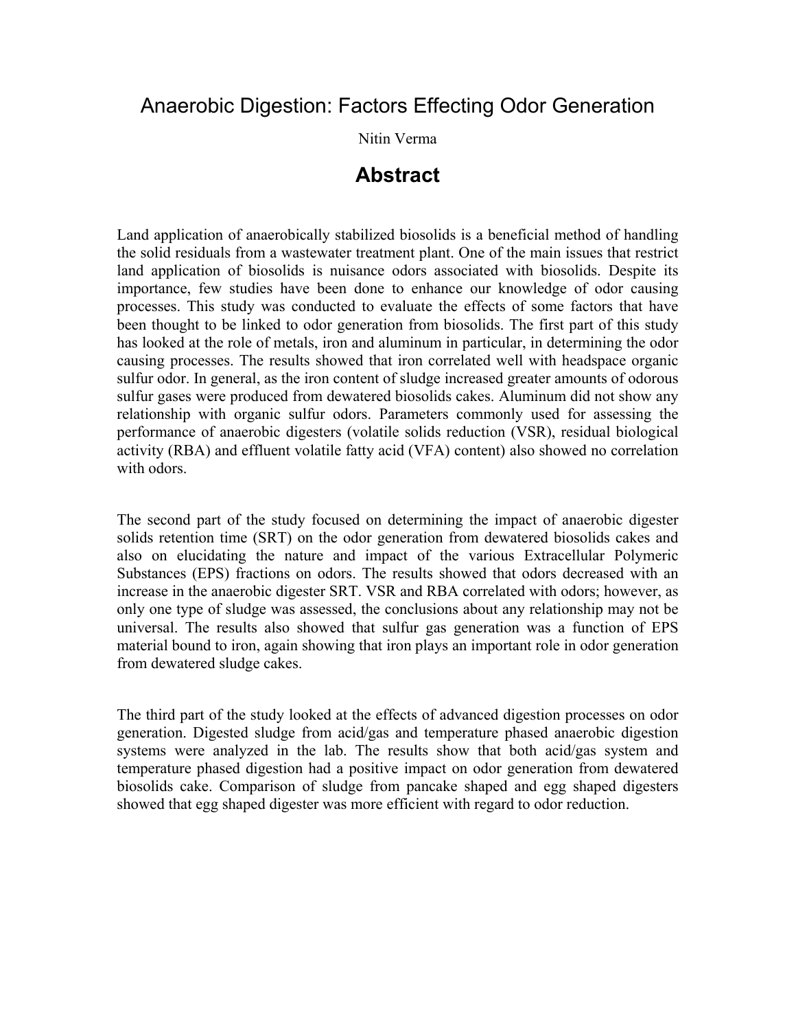# Anaerobic Digestion: Factors Effecting Odor Generation

Nitin Verma

## Abstract

Land application of anaerobically stabilized biosolids is a beneficial method of handling the solid residuals from a wastewater treatment plant. One of the main issues that restrict land application of biosolids is nuisance odors associated with biosolids. Despite its importance, few studies have been done to enhance our knowledge of odor causing processes. This study was conducted to evaluate the effects of some factors that have been thought to be linked to odor generation from biosolids. The first part of this study has looked at the role of metals, iron and aluminum in particular, in determining the odor causing processes. The results showed that iron correlated well with headspace organic sulfur odor. In general, as the iron content of sludge increased greater amounts of odorous sulfur gases were produced from dewatered biosolids cakes. Aluminum did not show any relationship with organic sulfur odors. Parameters commonly used for assessing the performance of anaerobic digesters (volatile solids reduction (VSR), residual biological activity (RBA) and effluent volatile fatty acid (VFA) content) also showed no correlation with odors.

The second part of the study focused on determining the impact of anaerobic digester solids retention time (SRT) on the odor generation from dewatered biosolids cakes and also on elucidating the nature and impact of the various Extracellular Polymeric Substances (EPS) fractions on odors. The results showed that odors decreased with an increase in the anaerobic digester SRT. VSR and RBA correlated with odors; however, as only one type of sludge was assessed, the conclusions about any relationship may not be universal. The results also showed that sulfur gas generation was a function of EPS material bound to iron, again showing that iron plays an important role in odor generation from dewatered sludge cakes.

The third part of the study looked at the effects of advanced digestion processes on odor generation. Digested sludge from acid/gas and temperature phased anaerobic digestion systems were analyzed in the lab. The results show that both acid/gas system and temperature phased digestion had a positive impact on odor generation from dewatered biosolids cake. Comparison of sludge from pancake shaped and egg shaped digesters showed that egg shaped digester was more efficient with regard to odor reduction.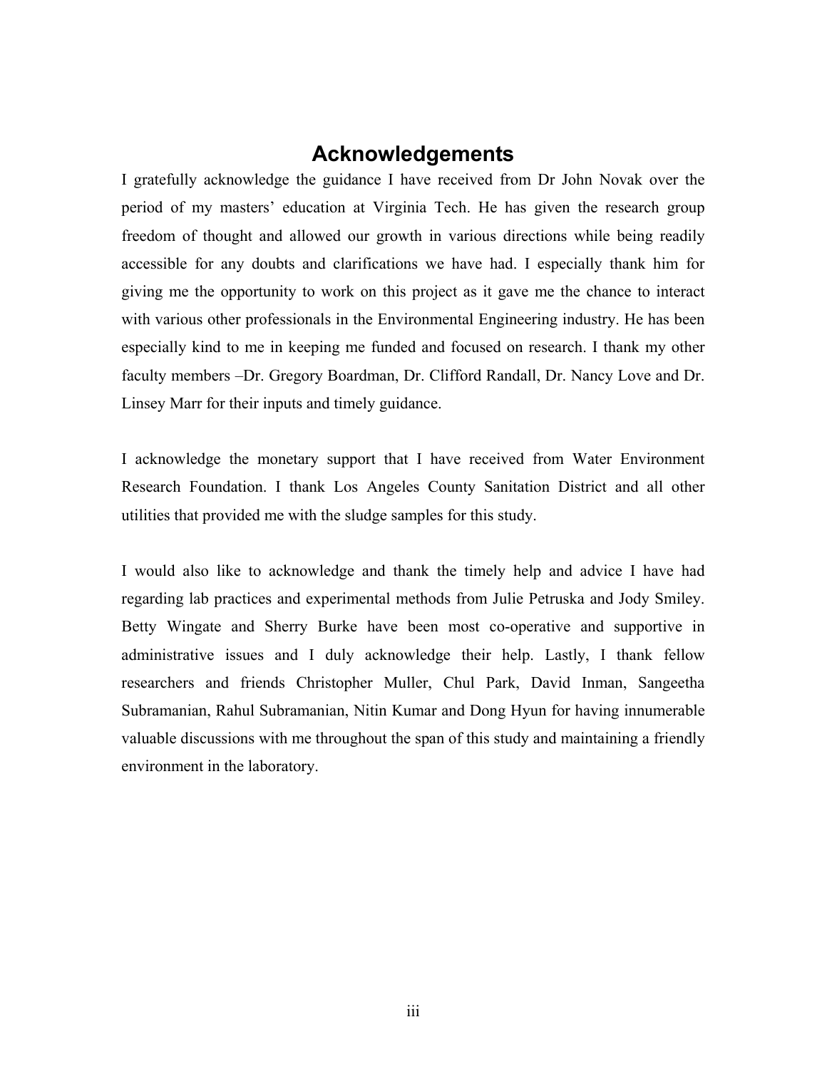# Acknowledgements

I gratefully acknowledge the guidance I have received from Dr John Novak over the period of my masters' education at Virginia Tech. He has given the research group freedom of thought and allowed our growth in various directions while being readily accessible for any doubts and clarifications we have had. I especially thank him for giving me the opportunity to work on this project as it gave me the chance to interact with various other professionals in the Environmental Engineering industry. He has been especially kind to me in keeping me funded and focused on research. I thank my other faculty members –Dr. Gregory Boardman, Dr. Clifford Randall, Dr. Nancy Love and Dr. Linsey Marr for their inputs and timely guidance.

I acknowledge the monetary support that I have received from Water Environment Research Foundation. I thank Los Angeles County Sanitation District and all other utilities that provided me with the sludge samples for this study.

I would also like to acknowledge and thank the timely help and advice I have had regarding lab practices and experimental methods from Julie Petruska and Jody Smiley. Betty Wingate and Sherry Burke have been most co-operative and supportive in administrative issues and I duly acknowledge their help. Lastly, I thank fellow researchers and friends Christopher Muller, Chul Park, David Inman, Sangeetha Subramanian, Rahul Subramanian, Nitin Kumar and Dong Hyun for having innumerable valuable discussions with me throughout the span of this study and maintaining a friendly environment in the laboratory.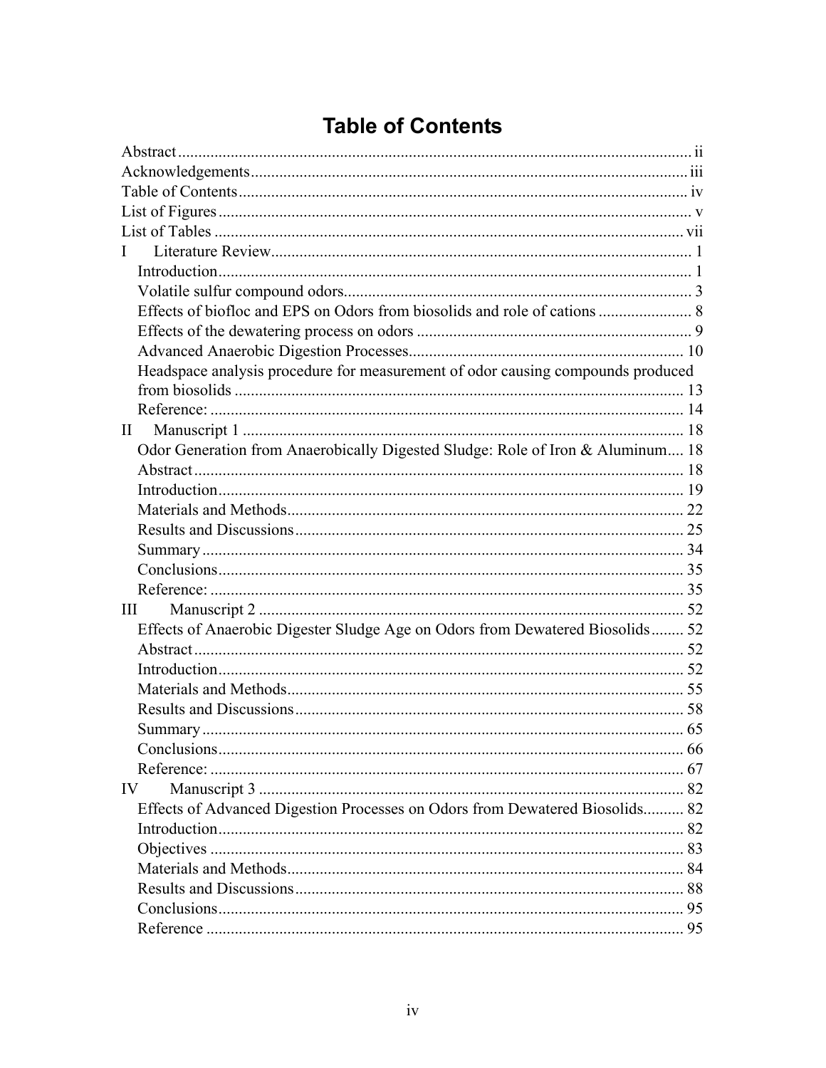# Table of Contents

Abstract ..... ii
Acknowledgements ..... iii
Table of Contents ..... iv
List of Figures ..... v
List of Tables ..... vii
I Literature Review ..... 1
- Introduction ..... 1
- Volatile sulfur compound odors ..... 3
- Effects of biofloc and EPS on Odors from biosolids and role of cations ..... 8
- Effects of the dewatering process on odors ..... 9
- Advanced Anaerobic Digestion Processes ..... 10
- Headspace analysis procedure for measurement of odor causing compounds produced from biosolids ..... 13
- Reference: ..... 14

II Manuscript 1 ..... 18
- Odor Generation from Anaerobically Digested Sludge: Role of Iron & Aluminum ..... 18
- Abstract ..... 18
- Introduction ..... 19
- Materials and Methods ..... 22
- Results and Discussions ..... 25
- Summary ..... 34
- Conclusions ..... 35
- Reference: ..... 35

III Manuscript 2 ..... 52
- Effects of Anaerobic Digester Sludge Age on Odors from Dewatered Biosolids ..... 52
- Abstract ..... 52
- Introduction ..... 52
- Materials and Methods ..... 55
- Results and Discussions ..... 58
- Summary ..... 65
- Conclusions ..... 66
- Reference: ..... 67

IV Manuscript 3 ..... 82
- Effects of Advanced Digestion Processes on Odors from Dewatered Biosolids ..... 82
- Introduction ..... 82
- Objectives ..... 83
- Materials and Methods ..... 84
- Results and Discussions ..... 88
- Conclusions ..... 95
- Reference ..... 95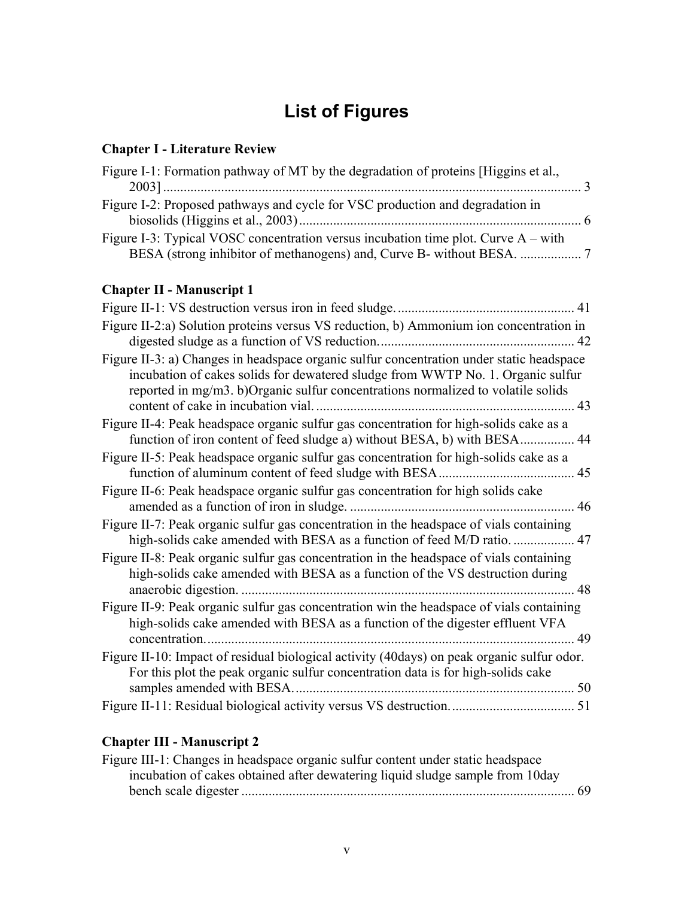# List of Figures

**Chapter I - Literature Review**

Figure I-1: Formation pathway of MT by the degradation of proteins [Higgins et al., 2003] ........................................................................................................ 3

Figure I-2: Proposed pathways and cycle for VSC production and degradation in biosolids (Higgins et al., 2003) ................................................................................ 6

Figure I-3: Typical VOSC concentration versus incubation time plot. Curve A – with BESA (strong inhibitor of methanogens) and, Curve B- without BESA. .................. 7

**Chapter II - Manuscript 1**

Figure II-1: VS destruction versus iron in feed sludge. .................................................... 41

Figure II-2:a) Solution proteins versus VS reduction, b) Ammonium ion concentration in digested sludge as a function of VS reduction. ........................................................ 42

Figure II-3: a) Changes in headspace organic sulfur concentration under static headspace incubation of cakes solids for dewatered sludge from WWTP No. 1. Organic sulfur reported in mg/m3. b)Organic sulfur concentrations normalized to volatile solids content of cake in incubation vial. ........................................................................... 43

Figure II-4: Peak headspace organic sulfur gas concentration for high-solids cake as a function of iron content of feed sludge a) without BESA, b) with BESA................ 44

Figure II-5: Peak headspace organic sulfur gas concentration for high-solids cake as a function of aluminum content of feed sludge with BESA........................................ 45

Figure II-6: Peak headspace organic sulfur gas concentration for high solids cake amended as a function of iron in sludge. .................................................................. 46

Figure II-7: Peak organic sulfur gas concentration in the headspace of vials containing high-solids cake amended with BESA as a function of feed M/D ratio. .................. 47

Figure II-8: Peak organic sulfur gas concentration in the headspace of vials containing high-solids cake amended with BESA as a function of the VS destruction during anaerobic digestion. ................................................................................................. 48

Figure II-9: Peak organic sulfur gas concentration win the headspace of vials containing high-solids cake amended with BESA as a function of the digester effluent VFA concentration. ........................................................................................................... 49

Figure II-10: Impact of residual biological activity (40days) on peak organic sulfur odor. For this plot the peak organic sulfur concentration data is for high-solids cake samples amended with BESA. ................................................................................. 50

Figure II-11: Residual biological activity versus VS destruction. .................................... 51

**Chapter III - Manuscript 2**

Figure III-1: Changes in headspace organic sulfur content under static headspace incubation of cakes obtained after dewatering liquid sludge sample from 10day bench scale digester ................................................................................................. 69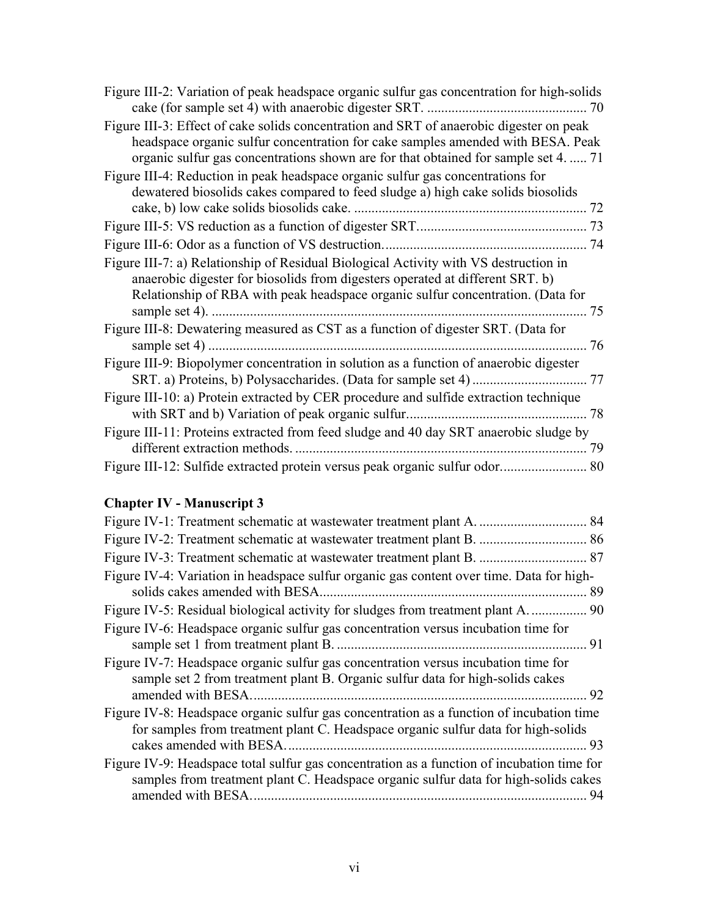Figure III-2: Variation of peak headspace organic sulfur gas concentration for high-solids cake (for sample set 4) with anaerobic digester SRT. .............................................. 70

Figure III-3: Effect of cake solids concentration and SRT of anaerobic digester on peak headspace organic sulfur concentration for cake samples amended with BESA. Peak organic sulfur gas concentrations shown are for that obtained for sample set 4. ..... 71

Figure III-4: Reduction in peak headspace organic sulfur gas concentrations for dewatered biosolids cakes compared to feed sludge a) high cake solids biosolids cake, b) low cake solids biosolids cake. .................................................................. 72

Figure III-5: VS reduction as a function of digester SRT................................................ 73

Figure III-6: Odor as a function of VS destruction.......................................................... 74

Figure III-7: a) Relationship of Residual Biological Activity with VS destruction in anaerobic digester for biosolids from digesters operated at different SRT. b) Relationship of RBA with peak headspace organic sulfur concentration. (Data for sample set 4). ........................................................................................................... 75

Figure III-8: Dewatering measured as CST as a function of digester SRT. (Data for sample set 4) ............................................................................................................. 76

Figure III-9: Biopolymer concentration in solution as a function of anaerobic digester SRT. a) Proteins, b) Polysaccharides. (Data for sample set 4) ................................ 77

Figure III-10: a) Protein extracted by CER procedure and sulfide extraction technique with SRT and b) Variation of peak organic sulfur................................................... 78

Figure III-11: Proteins extracted from feed sludge and 40 day SRT anaerobic sludge by different extraction methods. ................................................................................... 79

Figure III-12: Sulfide extracted protein versus peak organic sulfur odor........................ 80

**Chapter IV - Manuscript 3**

Figure IV-1: Treatment schematic at wastewater treatment plant A. ............................... 84

Figure IV-2: Treatment schematic at wastewater treatment plant B. ............................... 86

Figure IV-3: Treatment schematic at wastewater treatment plant B. ............................... 87

Figure IV-4: Variation in headspace sulfur organic gas content over time. Data for high-solids cakes amended with BESA............................................................................ 89

Figure IV-5: Residual biological activity for sludges from treatment plant A. ................ 90

Figure IV-6: Headspace organic sulfur gas concentration versus incubation time for sample set 1 from treatment plant B. ....................................................................... 91

Figure IV-7: Headspace organic sulfur gas concentration versus incubation time for sample set 2 from treatment plant B. Organic sulfur data for high-solids cakes amended with BESA................................................................................................ 92

Figure IV-8: Headspace organic sulfur gas concentration as a function of incubation time for samples from treatment plant C. Headspace organic sulfur data for high-solids cakes amended with BESA...................................................................................... 93

Figure IV-9: Headspace total sulfur gas concentration as a function of incubation time for samples from treatment plant C. Headspace organic sulfur data for high-solids cakes amended with BESA................................................................................................ 94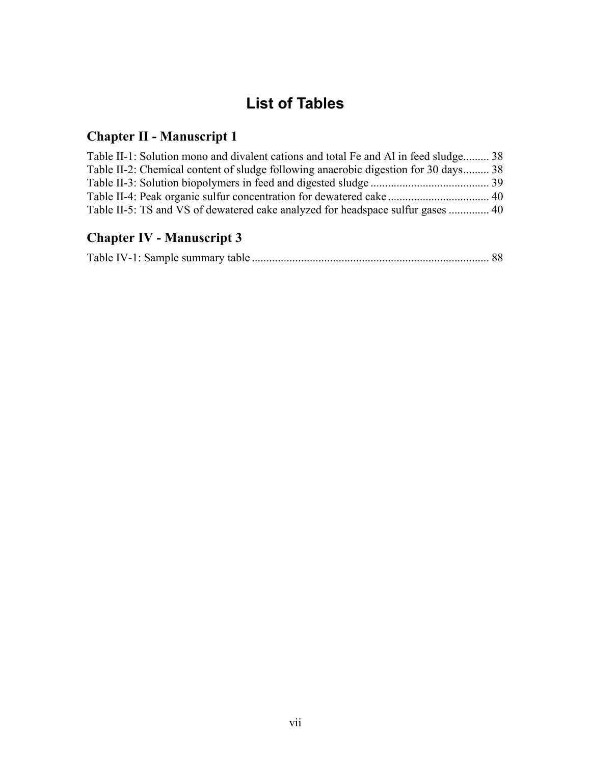# List of Tables

## Chapter II - Manuscript 1

Table II-1: Solution mono and divalent cations and total Fe and Al in feed sludge......... 38
Table II-2: Chemical content of sludge following anaerobic digestion for 30 days......... 38
Table II-3: Solution biopolymers in feed and digested sludge ......................................... 39
Table II-4: Peak organic sulfur concentration for dewatered cake ................................... 40
Table II-5: TS and VS of dewatered cake analyzed for headspace sulfur gases ............. 40

## Chapter IV - Manuscript 3

Table IV-1: Sample summary table ................................................................................. 88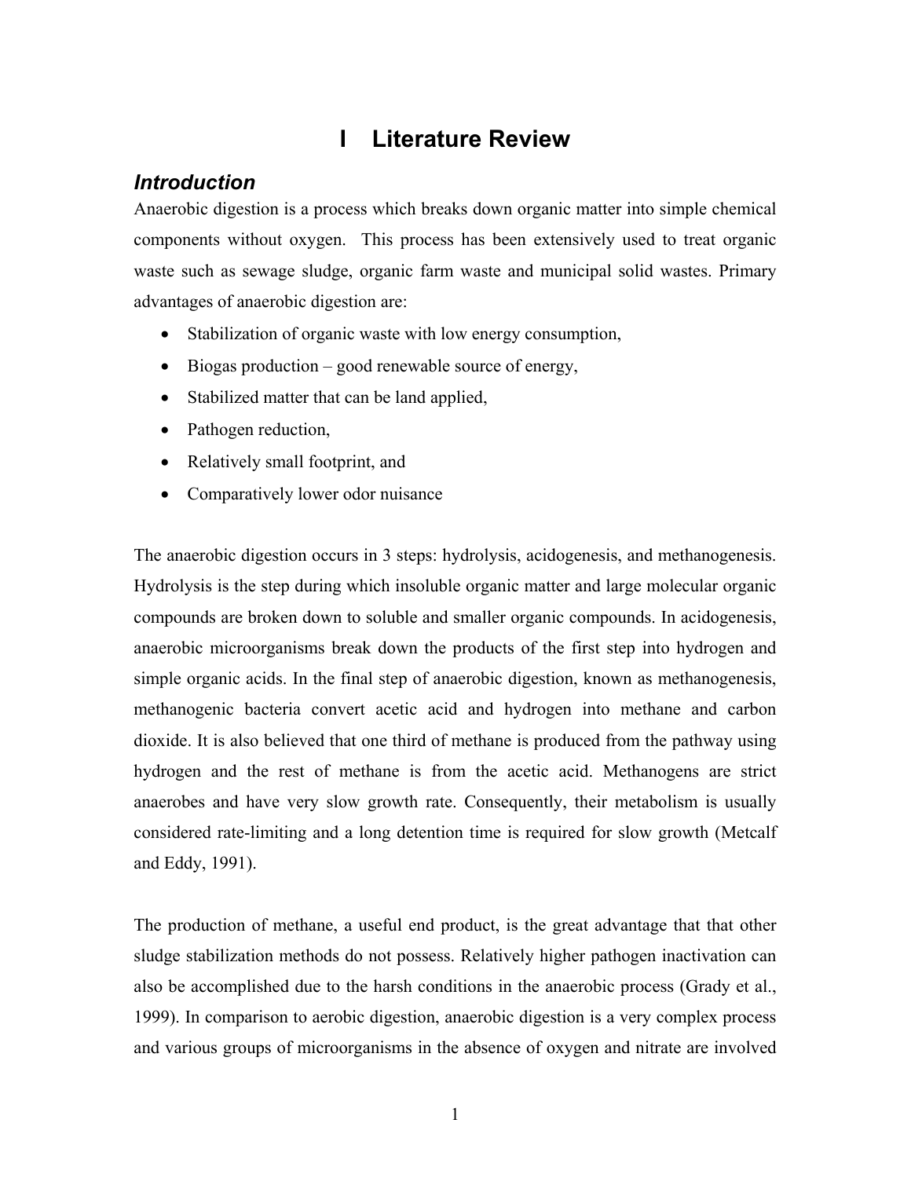# I Literature Review

## *Introduction*

Anaerobic digestion is a process which breaks down organic matter into simple chemical components without oxygen. This process has been extensively used to treat organic waste such as sewage sludge, organic farm waste and municipal solid wastes. Primary advantages of anaerobic digestion are:

- Stabilization of organic waste with low energy consumption,
- Biogas production – good renewable source of energy,
- Stabilized matter that can be land applied,
- Pathogen reduction,
- Relatively small footprint, and
- Comparatively lower odor nuisance

The anaerobic digestion occurs in 3 steps: hydrolysis, acidogenesis, and methanogenesis. Hydrolysis is the step during which insoluble organic matter and large molecular organic compounds are broken down to soluble and smaller organic compounds. In acidogenesis, anaerobic microorganisms break down the products of the first step into hydrogen and simple organic acids. In the final step of anaerobic digestion, known as methanogenesis, methanogenic bacteria convert acetic acid and hydrogen into methane and carbon dioxide. It is also believed that one third of methane is produced from the pathway using hydrogen and the rest of methane is from the acetic acid. Methanogens are strict anaerobes and have very slow growth rate. Consequently, their metabolism is usually considered rate-limiting and a long detention time is required for slow growth (Metcalf and Eddy, 1991).

The production of methane, a useful end product, is the great advantage that that other sludge stabilization methods do not possess. Relatively higher pathogen inactivation can also be accomplished due to the harsh conditions in the anaerobic process (Grady et al., 1999). In comparison to aerobic digestion, anaerobic digestion is a very complex process and various groups of microorganisms in the absence of oxygen and nitrate are involved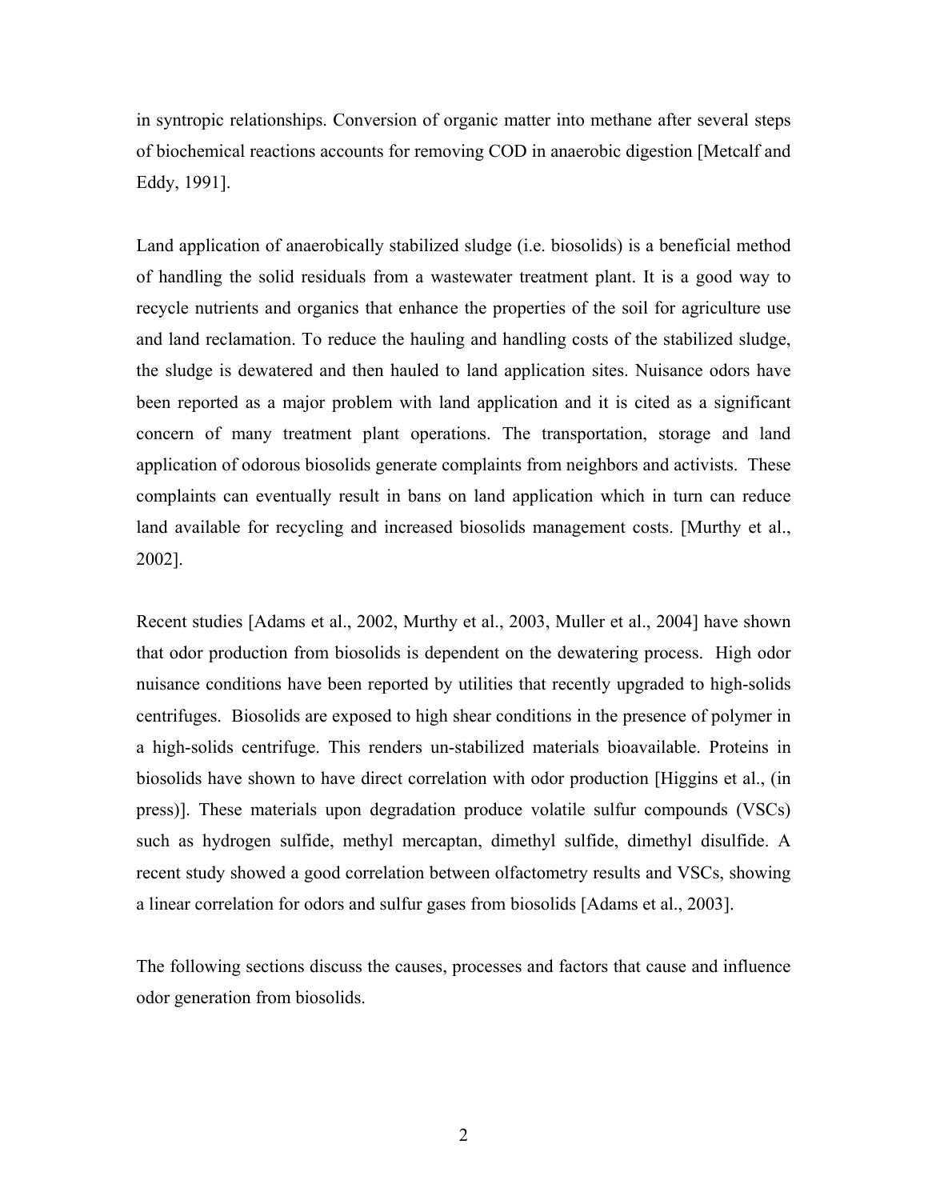in syntropic relationships. Conversion of organic matter into methane after several steps of biochemical reactions accounts for removing COD in anaerobic digestion [Metcalf and Eddy, 1991].

Land application of anaerobically stabilized sludge (i.e. biosolids) is a beneficial method of handling the solid residuals from a wastewater treatment plant. It is a good way to recycle nutrients and organics that enhance the properties of the soil for agriculture use and land reclamation. To reduce the hauling and handling costs of the stabilized sludge, the sludge is dewatered and then hauled to land application sites. Nuisance odors have been reported as a major problem with land application and it is cited as a significant concern of many treatment plant operations. The transportation, storage and land application of odorous biosolids generate complaints from neighbors and activists. These complaints can eventually result in bans on land application which in turn can reduce land available for recycling and increased biosolids management costs. [Murthy et al., 2002].

Recent studies [Adams et al., 2002, Murthy et al., 2003, Muller et al., 2004] have shown that odor production from biosolids is dependent on the dewatering process. High odor nuisance conditions have been reported by utilities that recently upgraded to high-solids centrifuges. Biosolids are exposed to high shear conditions in the presence of polymer in a high-solids centrifuge. This renders un-stabilized materials bioavailable. Proteins in biosolids have shown to have direct correlation with odor production [Higgins et al., (in press)]. These materials upon degradation produce volatile sulfur compounds (VSCs) such as hydrogen sulfide, methyl mercaptan, dimethyl sulfide, dimethyl disulfide. A recent study showed a good correlation between olfactometry results and VSCs, showing a linear correlation for odors and sulfur gases from biosolids [Adams et al., 2003].

The following sections discuss the causes, processes and factors that cause and influence odor generation from biosolids.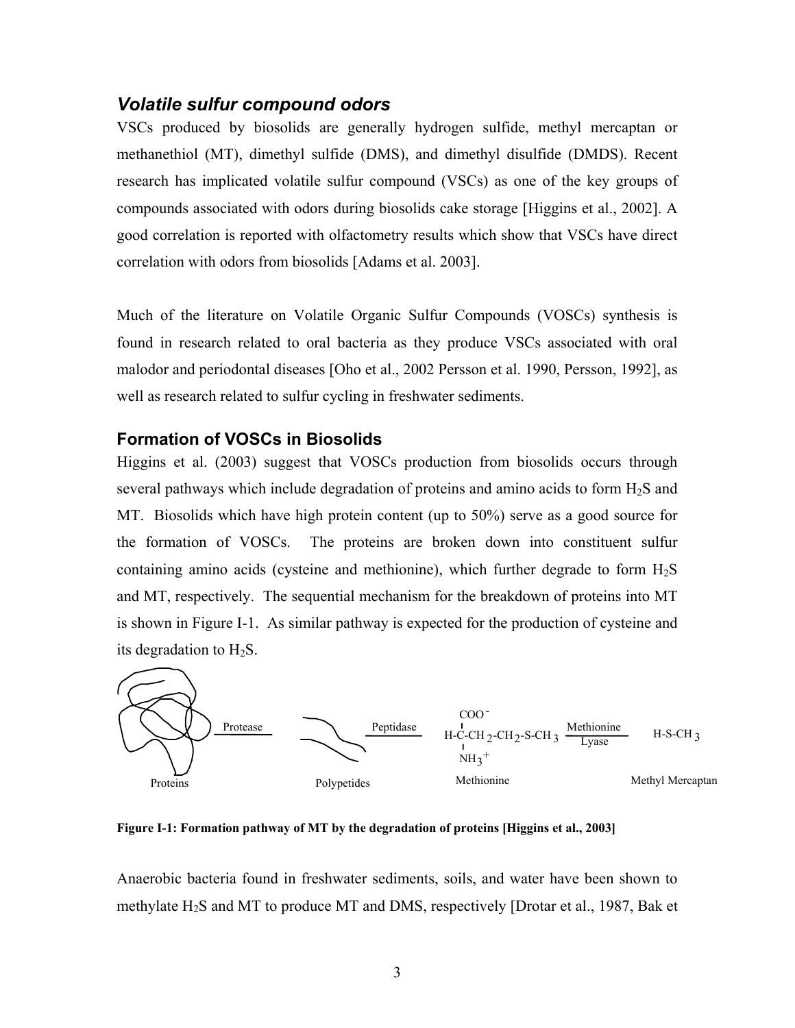### *Volatile sulfur compound odors*

VSCs produced by biosolids are generally hydrogen sulfide, methyl mercaptan or methanethiol (MT), dimethyl sulfide (DMS), and dimethyl disulfide (DMDS). Recent research has implicated volatile sulfur compound (VSCs) as one of the key groups of compounds associated with odors during biosolids cake storage [Higgins et al., 2002]. A good correlation is reported with olfactometry results which show that VSCs have direct correlation with odors from biosolids [Adams et al. 2003].

Much of the literature on Volatile Organic Sulfur Compounds (VOSCs) synthesis is found in research related to oral bacteria as they produce VSCs associated with oral malodor and periodontal diseases [Oho et al., 2002 Persson et al. 1990, Persson, 1992], as well as research related to sulfur cycling in freshwater sediments.

### Formation of VOSCs in Biosolids

Higgins et al. (2003) suggest that VOSCs production from biosolids occurs through several pathways which include degradation of proteins and amino acids to form $H_2S$ and MT. Biosolids which have high protein content (up to 50%) serve as a good source for the formation of VOSCs. The proteins are broken down into constituent sulfur containing amino acids (cysteine and methionine), which further degrade to form $H_2S$ and MT, respectively. The sequential mechanism for the breakdown of proteins into MT is shown in Figure I-1. As similar pathway is expected for the production of cysteine and its degradation to $H_2S$.

Proteins —Protease→ Polypetides —Peptidase→ Methionine ($H\text{-}C(COO^-)(NH_3^+)\text{-}CH_2\text{-}CH_2\text{-}S\text{-}CH_3$) —Methionine Lyase→ Methyl Mercaptan ($H\text{-}S\text{-}CH_3$)

**Figure I-1: Formation pathway of MT by the degradation of proteins [Higgins et al., 2003]**

Anaerobic bacteria found in freshwater sediments, soils, and water have been shown to methylate $H_2S$ and MT to produce MT and DMS, respectively [Drotar et al., 1987, Bak et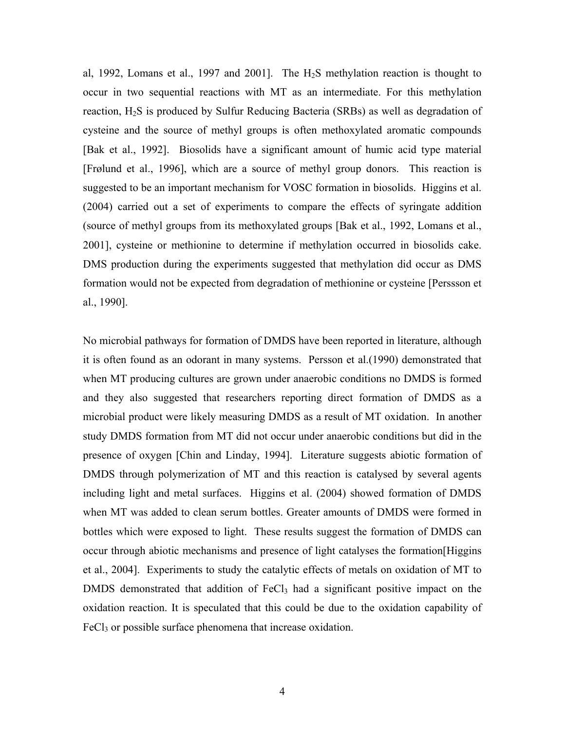al, 1992, Lomans et al., 1997 and 2001]. The $H_2S$ methylation reaction is thought to occur in two sequential reactions with MT as an intermediate. For this methylation reaction, $H_2S$ is produced by Sulfur Reducing Bacteria (SRBs) as well as degradation of cysteine and the source of methyl groups is often methoxylated aromatic compounds [Bak et al., 1992]. Biosolids have a significant amount of humic acid type material [Frølund et al., 1996], which are a source of methyl group donors. This reaction is suggested to be an important mechanism for VOSC formation in biosolids. Higgins et al. (2004) carried out a set of experiments to compare the effects of syringate addition (source of methyl groups from its methoxylated groups [Bak et al., 1992, Lomans et al., 2001], cysteine or methionine to determine if methylation occurred in biosolids cake. DMS production during the experiments suggested that methylation did occur as DMS formation would not be expected from degradation of methionine or cysteine [Perssson et al., 1990].

No microbial pathways for formation of DMDS have been reported in literature, although it is often found as an odorant in many systems. Persson et al.(1990) demonstrated that when MT producing cultures are grown under anaerobic conditions no DMDS is formed and they also suggested that researchers reporting direct formation of DMDS as a microbial product were likely measuring DMDS as a result of MT oxidation. In another study DMDS formation from MT did not occur under anaerobic conditions but did in the presence of oxygen [Chin and Linday, 1994]. Literature suggests abiotic formation of DMDS through polymerization of MT and this reaction is catalysed by several agents including light and metal surfaces. Higgins et al. (2004) showed formation of DMDS when MT was added to clean serum bottles. Greater amounts of DMDS were formed in bottles which were exposed to light. These results suggest the formation of DMDS can occur through abiotic mechanisms and presence of light catalyses the formation[Higgins et al., 2004]. Experiments to study the catalytic effects of metals on oxidation of MT to DMDS demonstrated that addition of $FeCl_3$ had a significant positive impact on the oxidation reaction. It is speculated that this could be due to the oxidation capability of $FeCl_3$ or possible surface phenomena that increase oxidation.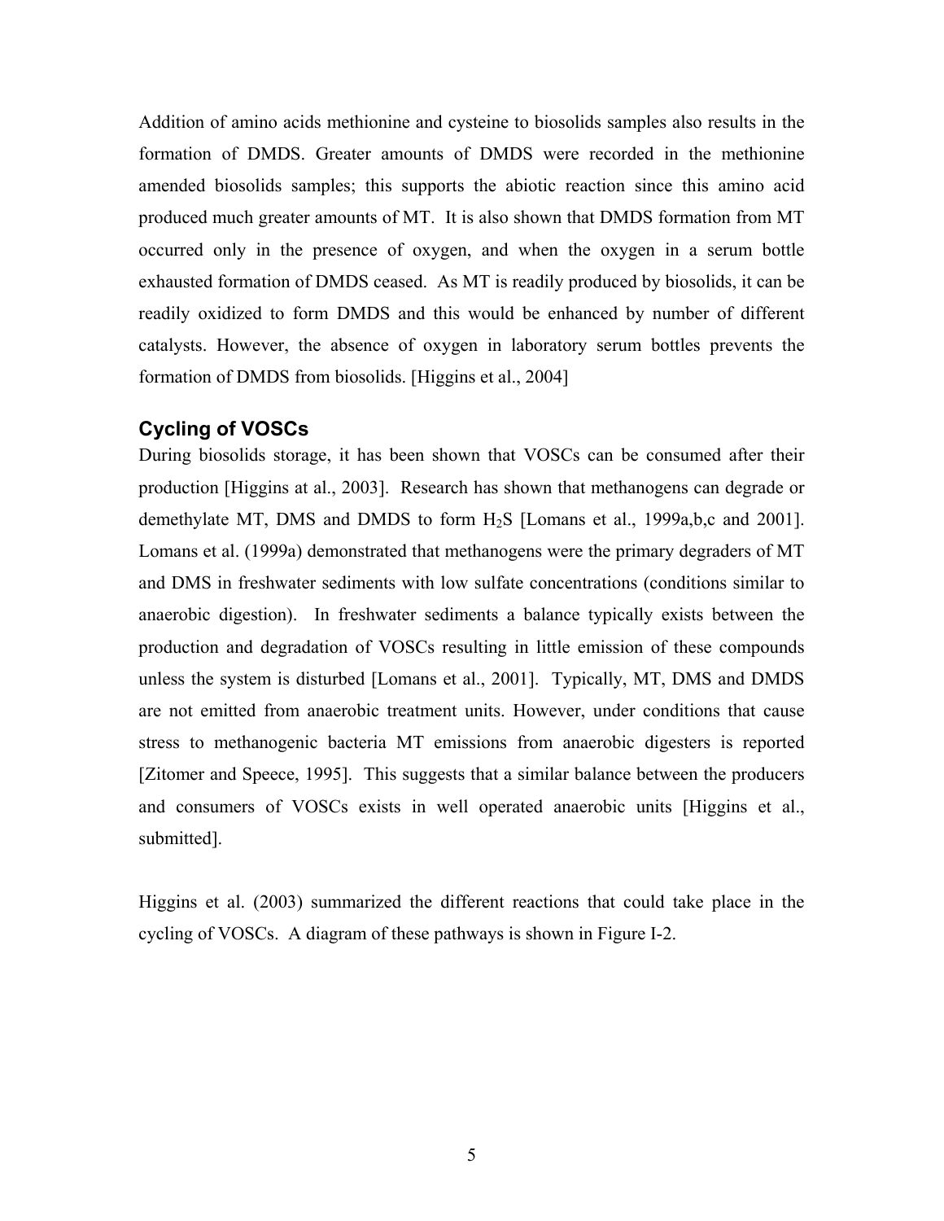Addition of amino acids methionine and cysteine to biosolids samples also results in the formation of DMDS. Greater amounts of DMDS were recorded in the methionine amended biosolids samples; this supports the abiotic reaction since this amino acid produced much greater amounts of MT. It is also shown that DMDS formation from MT occurred only in the presence of oxygen, and when the oxygen in a serum bottle exhausted formation of DMDS ceased. As MT is readily produced by biosolids, it can be readily oxidized to form DMDS and this would be enhanced by number of different catalysts. However, the absence of oxygen in laboratory serum bottles prevents the formation of DMDS from biosolids. [Higgins et al., 2004]

## Cycling of VOSCs

During biosolids storage, it has been shown that VOSCs can be consumed after their production [Higgins at al., 2003]. Research has shown that methanogens can degrade or demethylate MT, DMS and DMDS to form $H_2S$ [Lomans et al., 1999a,b,c and 2001]. Lomans et al. (1999a) demonstrated that methanogens were the primary degraders of MT and DMS in freshwater sediments with low sulfate concentrations (conditions similar to anaerobic digestion). In freshwater sediments a balance typically exists between the production and degradation of VOSCs resulting in little emission of these compounds unless the system is disturbed [Lomans et al., 2001]. Typically, MT, DMS and DMDS are not emitted from anaerobic treatment units. However, under conditions that cause stress to methanogenic bacteria MT emissions from anaerobic digesters is reported [Zitomer and Speece, 1995]. This suggests that a similar balance between the producers and consumers of VOSCs exists in well operated anaerobic units [Higgins et al., submitted].

Higgins et al. (2003) summarized the different reactions that could take place in the cycling of VOSCs. A diagram of these pathways is shown in Figure I-2.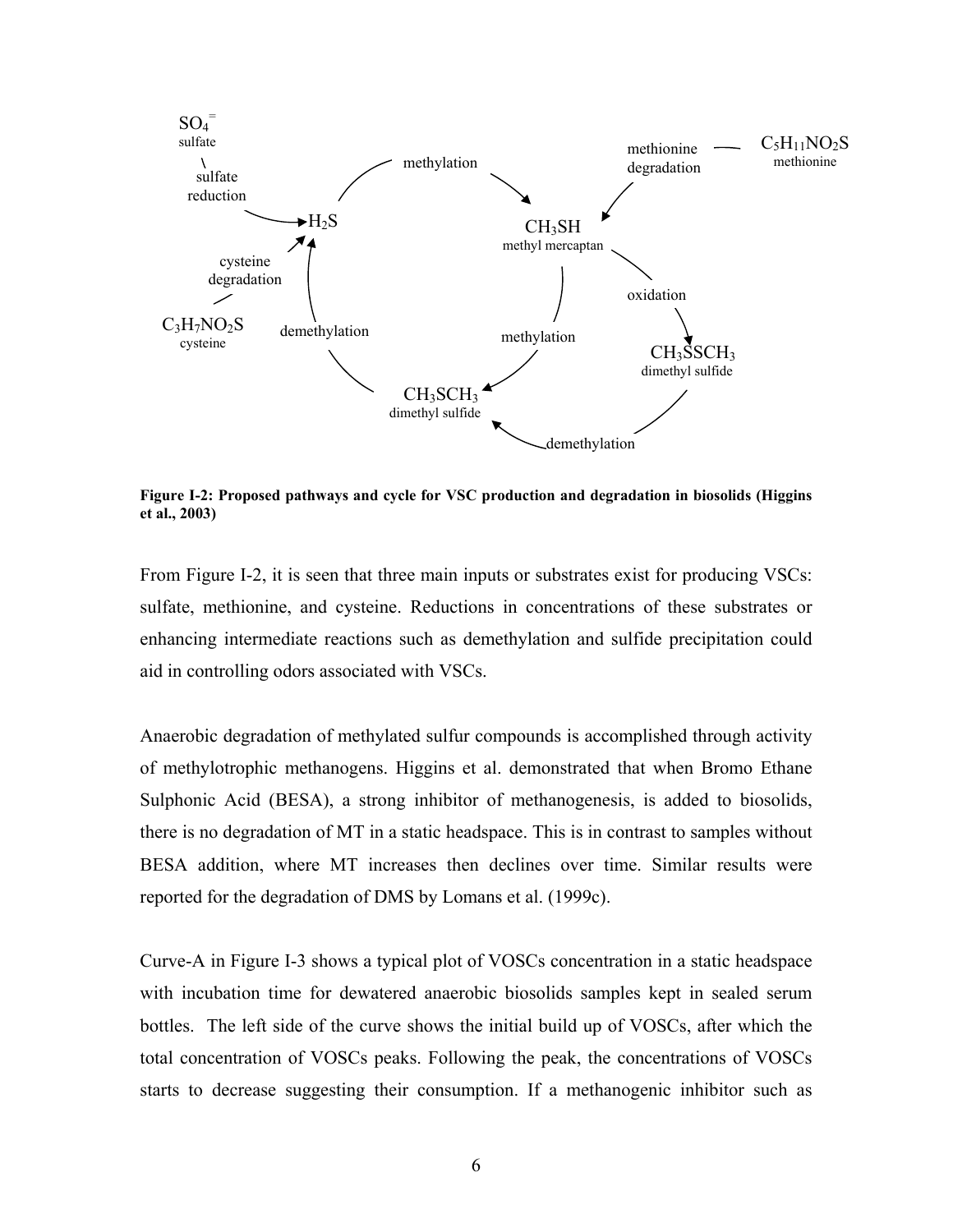Figure I-2: Proposed pathways and cycle for VSC production and degradation in biosolids (Higgins et al., 2003)

From Figure I-2, it is seen that three main inputs or substrates exist for producing VSCs: sulfate, methionine, and cysteine. Reductions in concentrations of these substrates or enhancing intermediate reactions such as demethylation and sulfide precipitation could aid in controlling odors associated with VSCs.

Anaerobic degradation of methylated sulfur compounds is accomplished through activity of methylotrophic methanogens. Higgins et al. demonstrated that when Bromo Ethane Sulphonic Acid (BESA), a strong inhibitor of methanogenesis, is added to biosolids, there is no degradation of MT in a static headspace. This is in contrast to samples without BESA addition, where MT increases then declines over time. Similar results were reported for the degradation of DMS by Lomans et al. (1999c).

Curve-A in Figure I-3 shows a typical plot of VOSCs concentration in a static headspace with incubation time for dewatered anaerobic biosolids samples kept in sealed serum bottles. The left side of the curve shows the initial build up of VOSCs, after which the total concentration of VOSCs peaks. Following the peak, the concentrations of VOSCs starts to decrease suggesting their consumption. If a methanogenic inhibitor such as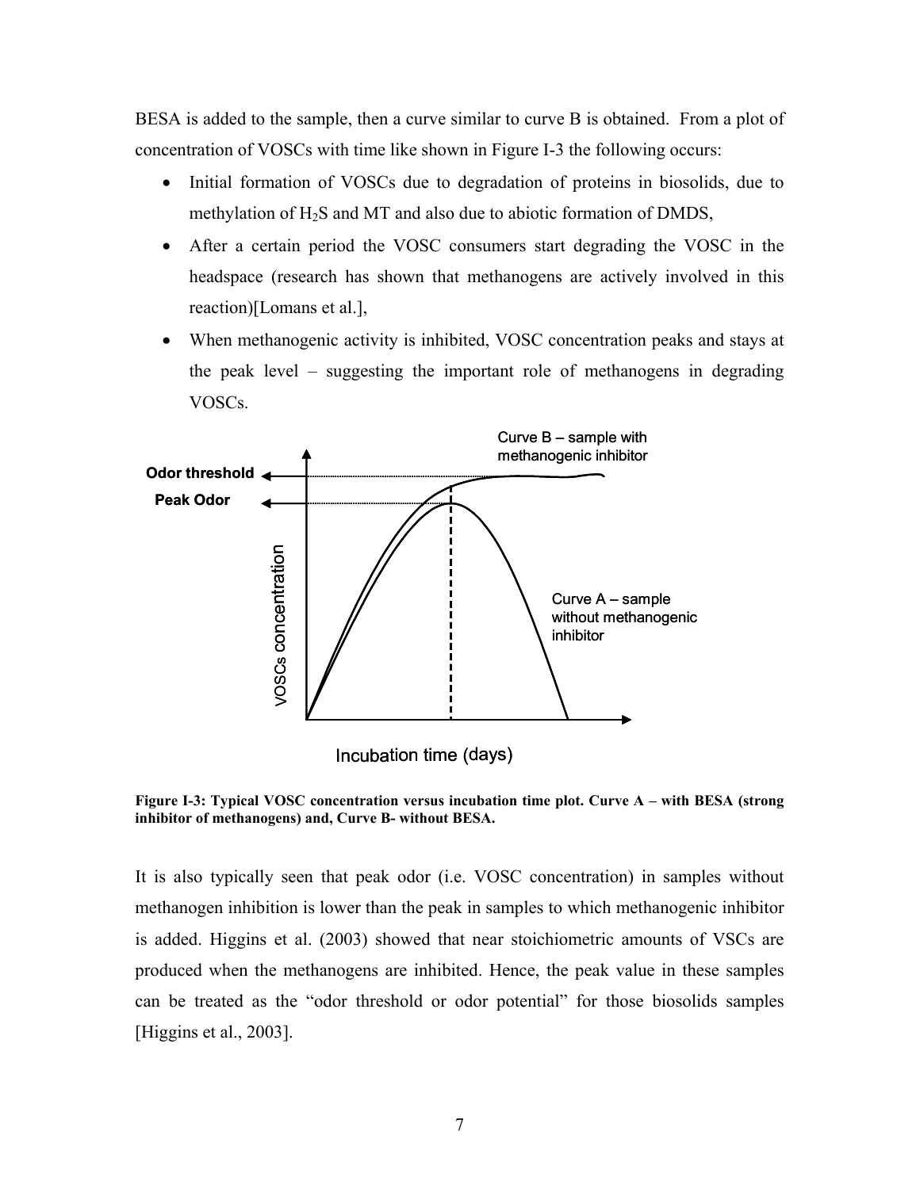BESA is added to the sample, then a curve similar to curve B is obtained. From a plot of concentration of VOSCs with time like shown in Figure I-3 the following occurs:

- Initial formation of VOSCs due to degradation of proteins in biosolids, due to methylation of $H_2S$ and MT and also due to abiotic formation of DMDS,
- After a certain period the VOSC consumers start degrading the VOSC in the headspace (research has shown that methanogens are actively involved in this reaction)[Lomans et al.],
- When methanogenic activity is inhibited, VOSC concentration peaks and stays at the peak level – suggesting the important role of methanogens in degrading VOSCs.

**Figure I-3: Typical VOSC concentration versus incubation time plot. Curve A – with BESA (strong inhibitor of methanogens) and, Curve B- without BESA.**

It is also typically seen that peak odor (i.e. VOSC concentration) in samples without methanogen inhibition is lower than the peak in samples to which methanogenic inhibitor is added. Higgins et al. (2003) showed that near stoichiometric amounts of VSCs are produced when the methanogens are inhibited. Hence, the peak value in these samples can be treated as the "odor threshold or odor potential" for those biosolids samples [Higgins et al., 2003].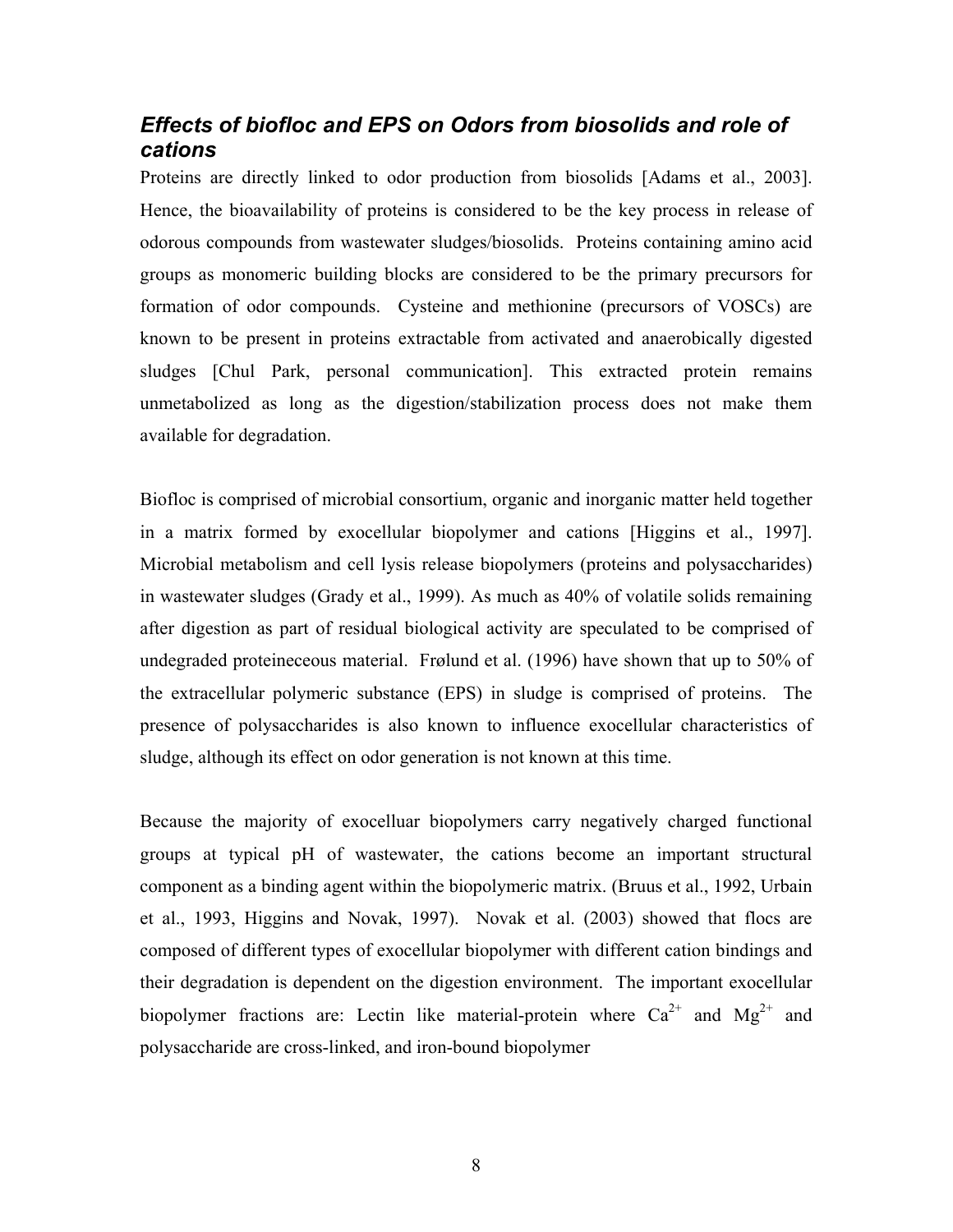## *Effects of biofloc and EPS on Odors from biosolids and role of cations*

Proteins are directly linked to odor production from biosolids [Adams et al., 2003]. Hence, the bioavailability of proteins is considered to be the key process in release of odorous compounds from wastewater sludges/biosolids. Proteins containing amino acid groups as monomeric building blocks are considered to be the primary precursors for formation of odor compounds. Cysteine and methionine (precursors of VOSCs) are known to be present in proteins extractable from activated and anaerobically digested sludges [Chul Park, personal communication]. This extracted protein remains unmetabolized as long as the digestion/stabilization process does not make them available for degradation.

Biofloc is comprised of microbial consortium, organic and inorganic matter held together in a matrix formed by exocellular biopolymer and cations [Higgins et al., 1997]. Microbial metabolism and cell lysis release biopolymers (proteins and polysaccharides) in wastewater sludges (Grady et al., 1999). As much as 40% of volatile solids remaining after digestion as part of residual biological activity are speculated to be comprised of undegraded proteineceous material. Frølund et al. (1996) have shown that up to 50% of the extracellular polymeric substance (EPS) in sludge is comprised of proteins. The presence of polysaccharides is also known to influence exocellular characteristics of sludge, although its effect on odor generation is not known at this time.

Because the majority of exocelluar biopolymers carry negatively charged functional groups at typical pH of wastewater, the cations become an important structural component as a binding agent within the biopolymeric matrix. (Bruus et al., 1992, Urbain et al., 1993, Higgins and Novak, 1997). Novak et al. (2003) showed that flocs are composed of different types of exocellular biopolymer with different cation bindings and their degradation is dependent on the digestion environment. The important exocellular biopolymer fractions are: Lectin like material-protein where $Ca^{2+}$ and $Mg^{2+}$ and polysaccharide are cross-linked, and iron-bound biopolymer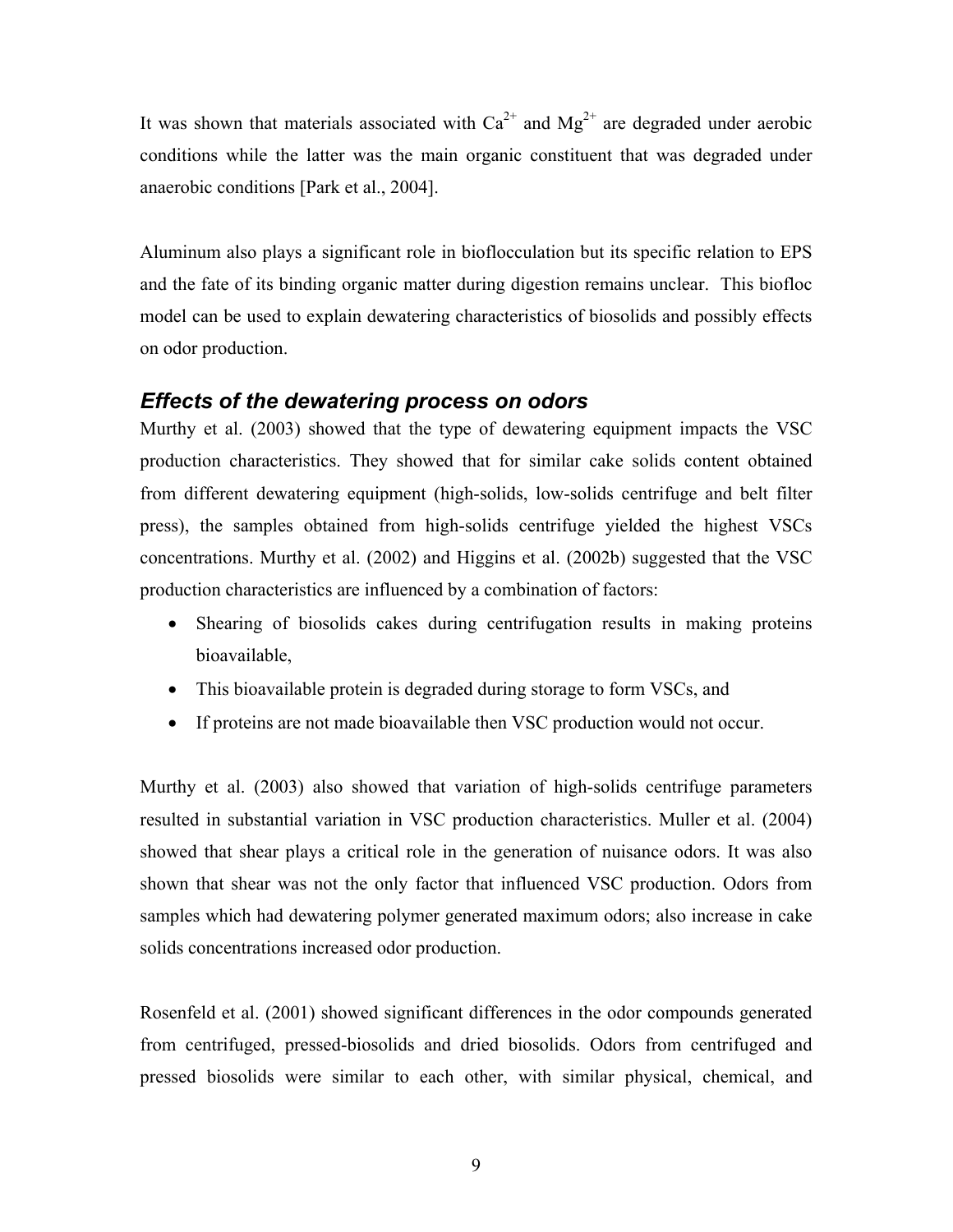It was shown that materials associated with $Ca^{2+}$ and $Mg^{2+}$ are degraded under aerobic conditions while the latter was the main organic constituent that was degraded under anaerobic conditions [Park et al., 2004].

Aluminum also plays a significant role in bioflocculation but its specific relation to EPS and the fate of its binding organic matter during digestion remains unclear. This biofloc model can be used to explain dewatering characteristics of biosolids and possibly effects on odor production.

### *Effects of the dewatering process on odors*

Murthy et al. (2003) showed that the type of dewatering equipment impacts the VSC production characteristics. They showed that for similar cake solids content obtained from different dewatering equipment (high-solids, low-solids centrifuge and belt filter press), the samples obtained from high-solids centrifuge yielded the highest VSCs concentrations. Murthy et al. (2002) and Higgins et al. (2002b) suggested that the VSC production characteristics are influenced by a combination of factors:

- Shearing of biosolids cakes during centrifugation results in making proteins bioavailable,
- This bioavailable protein is degraded during storage to form VSCs, and
- If proteins are not made bioavailable then VSC production would not occur.

Murthy et al. (2003) also showed that variation of high-solids centrifuge parameters resulted in substantial variation in VSC production characteristics. Muller et al. (2004) showed that shear plays a critical role in the generation of nuisance odors. It was also shown that shear was not the only factor that influenced VSC production. Odors from samples which had dewatering polymer generated maximum odors; also increase in cake solids concentrations increased odor production.

Rosenfeld et al. (2001) showed significant differences in the odor compounds generated from centrifuged, pressed-biosolids and dried biosolids. Odors from centrifuged and pressed biosolids were similar to each other, with similar physical, chemical, and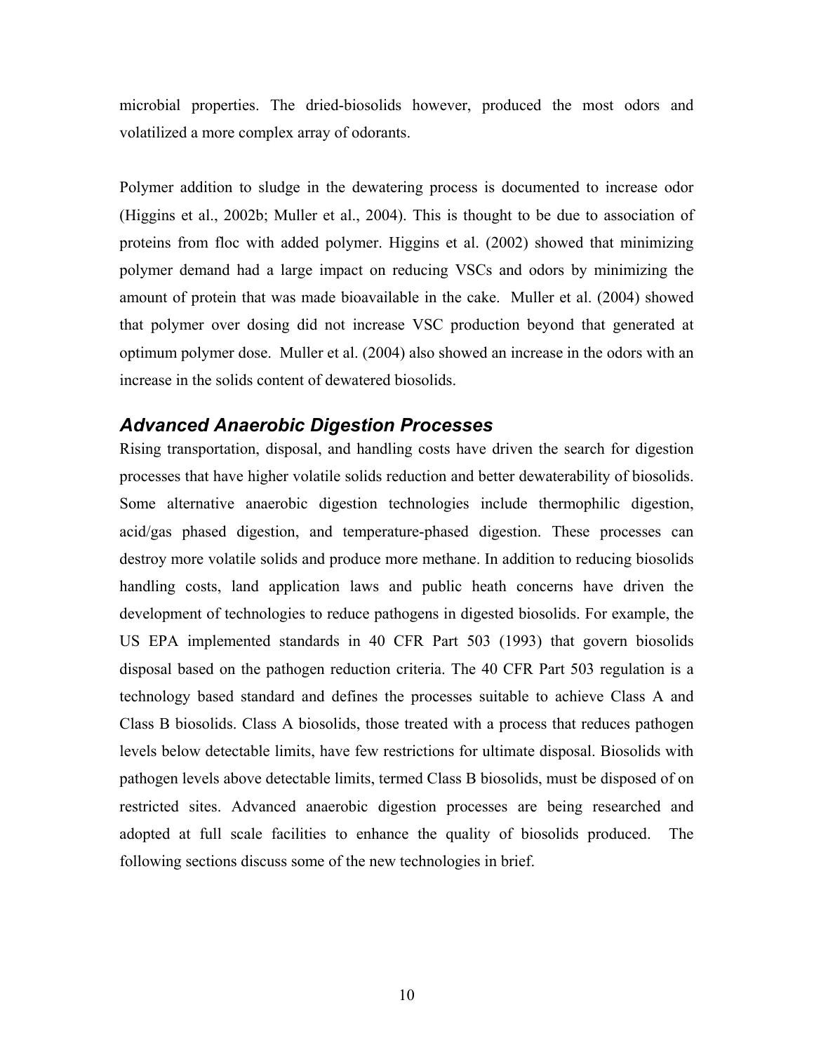microbial properties. The dried-biosolids however, produced the most odors and volatilized a more complex array of odorants.

Polymer addition to sludge in the dewatering process is documented to increase odor (Higgins et al., 2002b; Muller et al., 2004). This is thought to be due to association of proteins from floc with added polymer. Higgins et al. (2002) showed that minimizing polymer demand had a large impact on reducing VSCs and odors by minimizing the amount of protein that was made bioavailable in the cake. Muller et al. (2004) showed that polymer over dosing did not increase VSC production beyond that generated at optimum polymer dose. Muller et al. (2004) also showed an increase in the odors with an increase in the solids content of dewatered biosolids.

## *Advanced Anaerobic Digestion Processes*

Rising transportation, disposal, and handling costs have driven the search for digestion processes that have higher volatile solids reduction and better dewaterability of biosolids. Some alternative anaerobic digestion technologies include thermophilic digestion, acid/gas phased digestion, and temperature-phased digestion. These processes can destroy more volatile solids and produce more methane. In addition to reducing biosolids handling costs, land application laws and public heath concerns have driven the development of technologies to reduce pathogens in digested biosolids. For example, the US EPA implemented standards in 40 CFR Part 503 (1993) that govern biosolids disposal based on the pathogen reduction criteria. The 40 CFR Part 503 regulation is a technology based standard and defines the processes suitable to achieve Class A and Class B biosolids. Class A biosolids, those treated with a process that reduces pathogen levels below detectable limits, have few restrictions for ultimate disposal. Biosolids with pathogen levels above detectable limits, termed Class B biosolids, must be disposed of on restricted sites. Advanced anaerobic digestion processes are being researched and adopted at full scale facilities to enhance the quality of biosolids produced. The following sections discuss some of the new technologies in brief.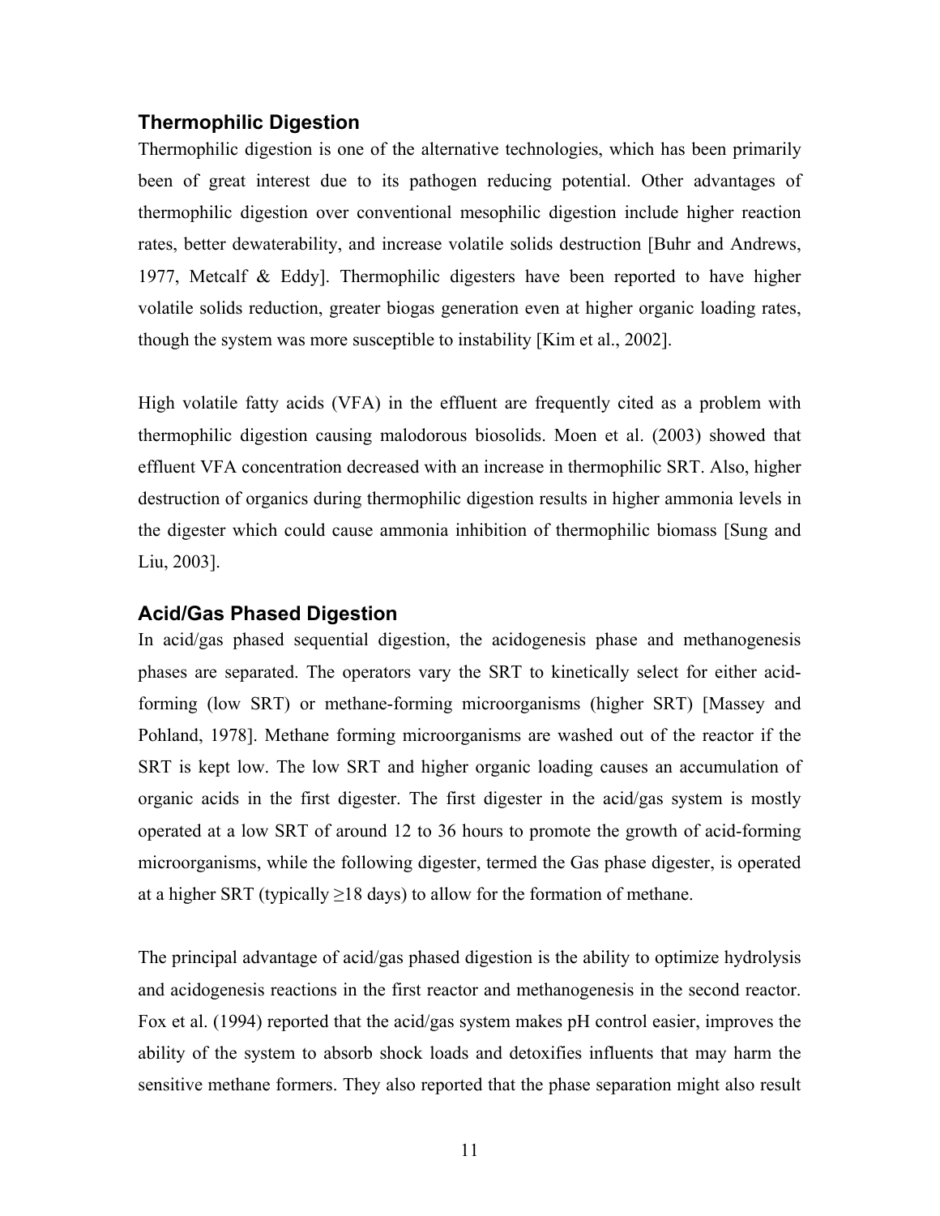### Thermophilic Digestion

Thermophilic digestion is one of the alternative technologies, which has been primarily been of great interest due to its pathogen reducing potential. Other advantages of thermophilic digestion over conventional mesophilic digestion include higher reaction rates, better dewaterability, and increase volatile solids destruction [Buhr and Andrews, 1977, Metcalf & Eddy]. Thermophilic digesters have been reported to have higher volatile solids reduction, greater biogas generation even at higher organic loading rates, though the system was more susceptible to instability [Kim et al., 2002].

High volatile fatty acids (VFA) in the effluent are frequently cited as a problem with thermophilic digestion causing malodorous biosolids. Moen et al. (2003) showed that effluent VFA concentration decreased with an increase in thermophilic SRT. Also, higher destruction of organics during thermophilic digestion results in higher ammonia levels in the digester which could cause ammonia inhibition of thermophilic biomass [Sung and Liu, 2003].

### Acid/Gas Phased Digestion

In acid/gas phased sequential digestion, the acidogenesis phase and methanogenesis phases are separated. The operators vary the SRT to kinetically select for either acid-forming (low SRT) or methane-forming microorganisms (higher SRT) [Massey and Pohland, 1978]. Methane forming microorganisms are washed out of the reactor if the SRT is kept low. The low SRT and higher organic loading causes an accumulation of organic acids in the first digester. The first digester in the acid/gas system is mostly operated at a low SRT of around 12 to 36 hours to promote the growth of acid-forming microorganisms, while the following digester, termed the Gas phase digester, is operated at a higher SRT (typically $\geq$18 days) to allow for the formation of methane.

The principal advantage of acid/gas phased digestion is the ability to optimize hydrolysis and acidogenesis reactions in the first reactor and methanogenesis in the second reactor. Fox et al. (1994) reported that the acid/gas system makes pH control easier, improves the ability of the system to absorb shock loads and detoxifies influents that may harm the sensitive methane formers. They also reported that the phase separation might also result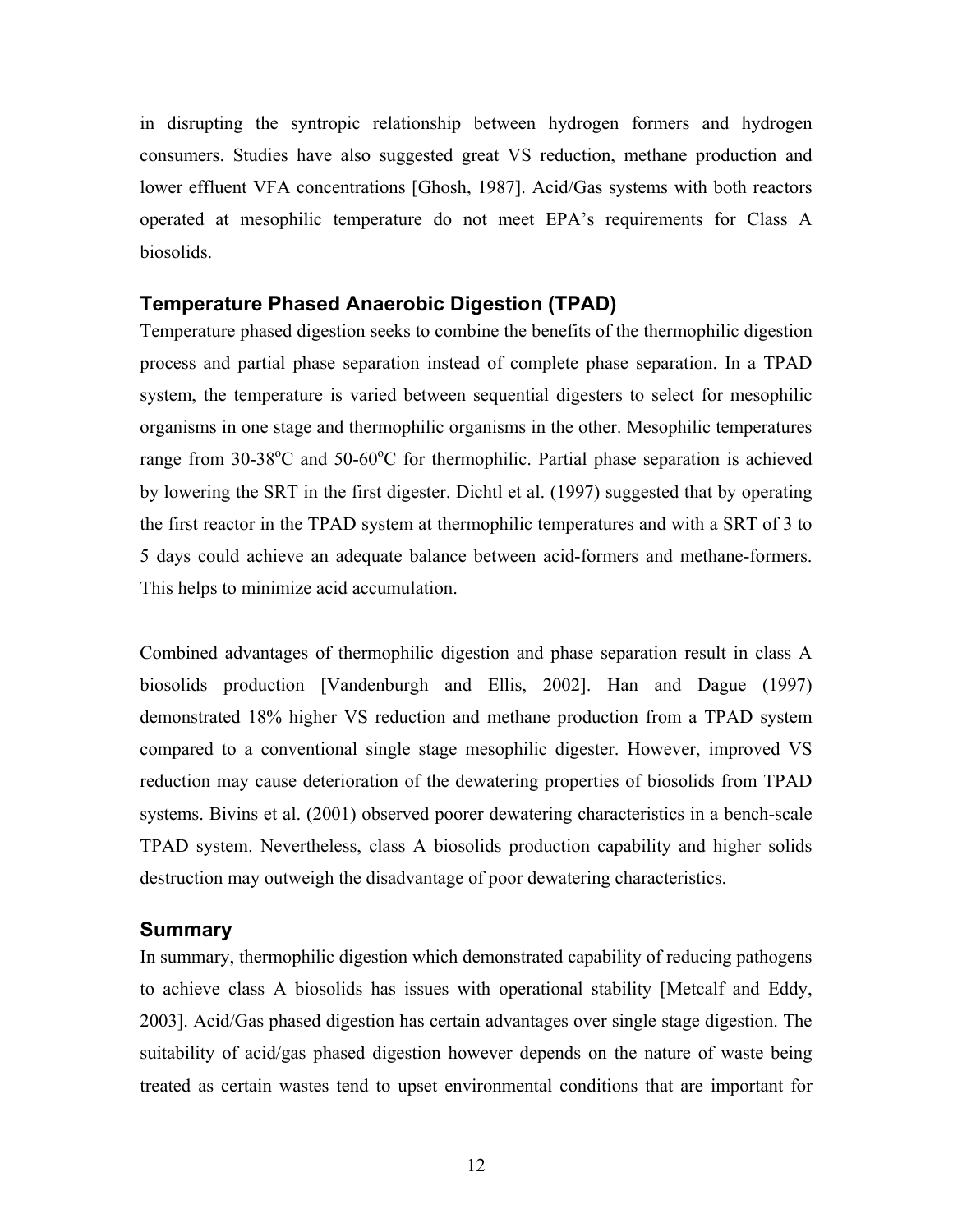in disrupting the syntropic relationship between hydrogen formers and hydrogen consumers. Studies have also suggested great VS reduction, methane production and lower effluent VFA concentrations [Ghosh, 1987]. Acid/Gas systems with both reactors operated at mesophilic temperature do not meet EPA's requirements for Class A biosolids.

### Temperature Phased Anaerobic Digestion (TPAD)

Temperature phased digestion seeks to combine the benefits of the thermophilic digestion process and partial phase separation instead of complete phase separation. In a TPAD system, the temperature is varied between sequential digesters to select for mesophilic organisms in one stage and thermophilic organisms in the other. Mesophilic temperatures range from 30-38$^{o}$C and 50-60$^{o}$C for thermophilic. Partial phase separation is achieved by lowering the SRT in the first digester. Dichtl et al. (1997) suggested that by operating the first reactor in the TPAD system at thermophilic temperatures and with a SRT of 3 to 5 days could achieve an adequate balance between acid-formers and methane-formers. This helps to minimize acid accumulation.

Combined advantages of thermophilic digestion and phase separation result in class A biosolids production [Vandenburgh and Ellis, 2002]. Han and Dague (1997) demonstrated 18% higher VS reduction and methane production from a TPAD system compared to a conventional single stage mesophilic digester. However, improved VS reduction may cause deterioration of the dewatering properties of biosolids from TPAD systems. Bivins et al. (2001) observed poorer dewatering characteristics in a bench-scale TPAD system. Nevertheless, class A biosolids production capability and higher solids destruction may outweigh the disadvantage of poor dewatering characteristics.

### Summary

In summary, thermophilic digestion which demonstrated capability of reducing pathogens to achieve class A biosolids has issues with operational stability [Metcalf and Eddy, 2003]. Acid/Gas phased digestion has certain advantages over single stage digestion. The suitability of acid/gas phased digestion however depends on the nature of waste being treated as certain wastes tend to upset environmental conditions that are important for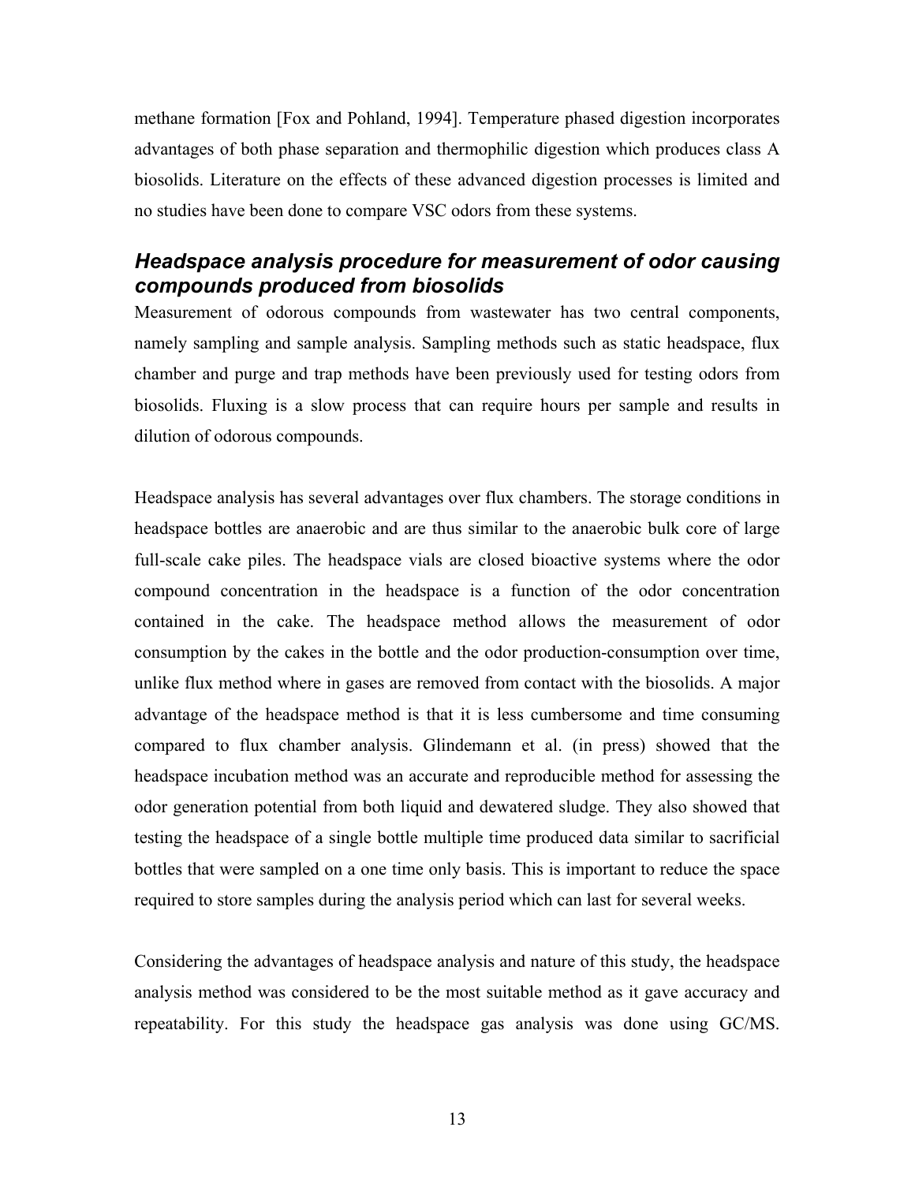methane formation [Fox and Pohland, 1994]. Temperature phased digestion incorporates advantages of both phase separation and thermophilic digestion which produces class A biosolids. Literature on the effects of these advanced digestion processes is limited and no studies have been done to compare VSC odors from these systems.

## *Headspace analysis procedure for measurement of odor causing compounds produced from biosolids*

Measurement of odorous compounds from wastewater has two central components, namely sampling and sample analysis. Sampling methods such as static headspace, flux chamber and purge and trap methods have been previously used for testing odors from biosolids. Fluxing is a slow process that can require hours per sample and results in dilution of odorous compounds.

Headspace analysis has several advantages over flux chambers. The storage conditions in headspace bottles are anaerobic and are thus similar to the anaerobic bulk core of large full-scale cake piles. The headspace vials are closed bioactive systems where the odor compound concentration in the headspace is a function of the odor concentration contained in the cake. The headspace method allows the measurement of odor consumption by the cakes in the bottle and the odor production-consumption over time, unlike flux method where in gases are removed from contact with the biosolids. A major advantage of the headspace method is that it is less cumbersome and time consuming compared to flux chamber analysis. Glindemann et al. (in press) showed that the headspace incubation method was an accurate and reproducible method for assessing the odor generation potential from both liquid and dewatered sludge. They also showed that testing the headspace of a single bottle multiple time produced data similar to sacrificial bottles that were sampled on a one time only basis. This is important to reduce the space required to store samples during the analysis period which can last for several weeks.

Considering the advantages of headspace analysis and nature of this study, the headspace analysis method was considered to be the most suitable method as it gave accuracy and repeatability. For this study the headspace gas analysis was done using GC/MS.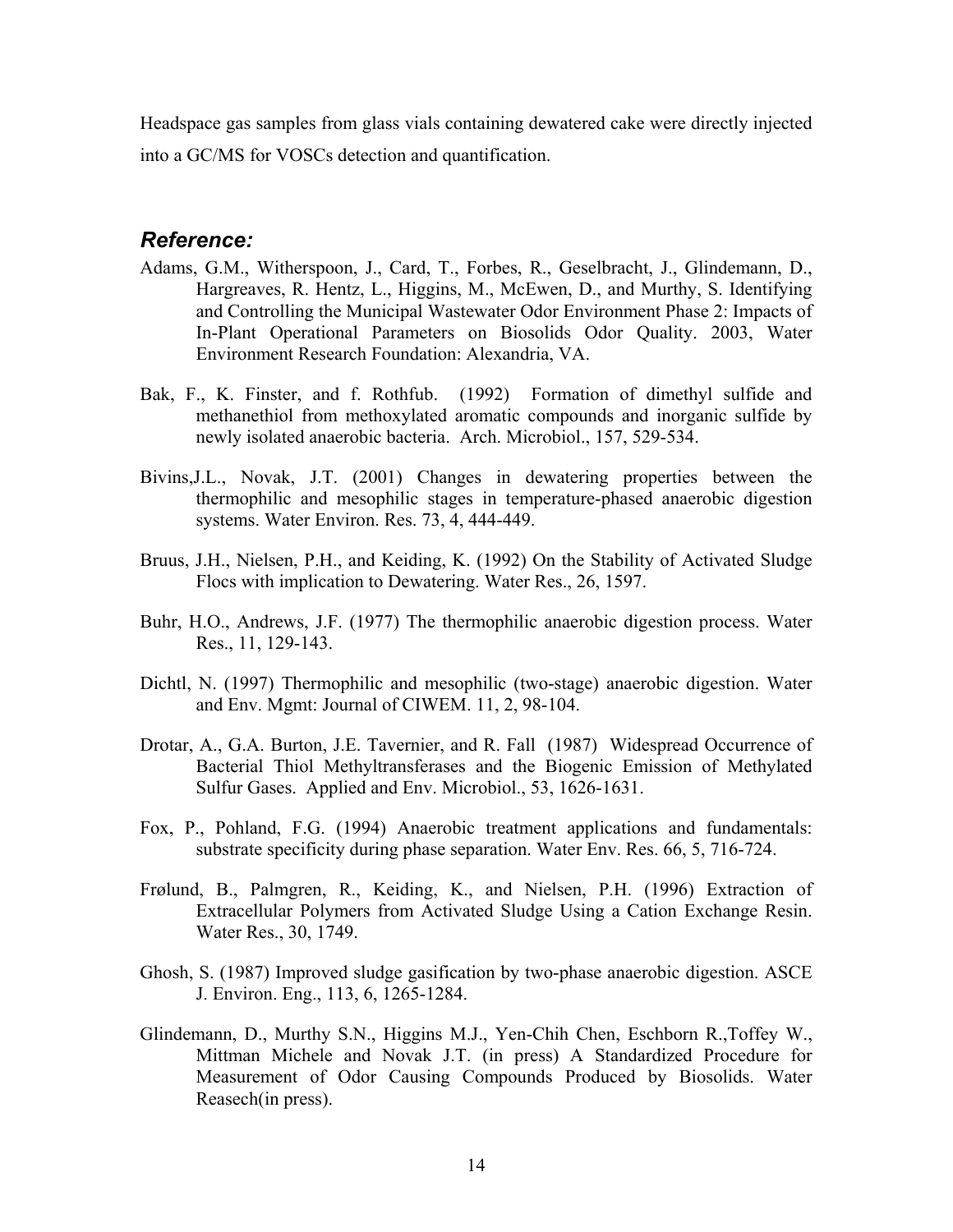Headspace gas samples from glass vials containing dewatered cake were directly injected into a GC/MS for VOSCs detection and quantification.

## *Reference:*

Adams, G.M., Witherspoon, J., Card, T., Forbes, R., Geselbracht, J., Glindemann, D., Hargreaves, R. Hentz, L., Higgins, M., McEwen, D., and Murthy, S. Identifying and Controlling the Municipal Wastewater Odor Environment Phase 2: Impacts of In-Plant Operational Parameters on Biosolids Odor Quality. 2003, Water Environment Research Foundation: Alexandria, VA.

Bak, F., K. Finster, and f. Rothfub. (1992) Formation of dimethyl sulfide and methanethiol from methoxylated aromatic compounds and inorganic sulfide by newly isolated anaerobic bacteria. Arch. Microbiol., 157, 529-534.

Bivins,J.L., Novak, J.T. (2001) Changes in dewatering properties between the thermophilic and mesophilic stages in temperature-phased anaerobic digestion systems. Water Environ. Res. 73, 4, 444-449.

Bruus, J.H., Nielsen, P.H., and Keiding, K. (1992) On the Stability of Activated Sludge Flocs with implication to Dewatering. Water Res., 26, 1597.

Buhr, H.O., Andrews, J.F. (1977) The thermophilic anaerobic digestion process. Water Res., 11, 129-143.

Dichtl, N. (1997) Thermophilic and mesophilic (two-stage) anaerobic digestion. Water and Env. Mgmt: Journal of CIWEM. 11, 2, 98-104.

Drotar, A., G.A. Burton, J.E. Tavernier, and R. Fall (1987) Widespread Occurrence of Bacterial Thiol Methyltransferases and the Biogenic Emission of Methylated Sulfur Gases. Applied and Env. Microbiol., 53, 1626-1631.

Fox, P., Pohland, F.G. (1994) Anaerobic treatment applications and fundamentals: substrate specificity during phase separation. Water Env. Res. 66, 5, 716-724.

Frølund, B., Palmgren, R., Keiding, K., and Nielsen, P.H. (1996) Extraction of Extracellular Polymers from Activated Sludge Using a Cation Exchange Resin. Water Res., 30, 1749.

Ghosh, S. (1987) Improved sludge gasification by two-phase anaerobic digestion. ASCE J. Environ. Eng., 113, 6, 1265-1284.

Glindemann, D., Murthy S.N., Higgins M.J., Yen-Chih Chen, Eschborn R.,Toffey W., Mittman Michele and Novak J.T. (in press) A Standardized Procedure for Measurement of Odor Causing Compounds Produced by Biosolids. Water Reasech(in press).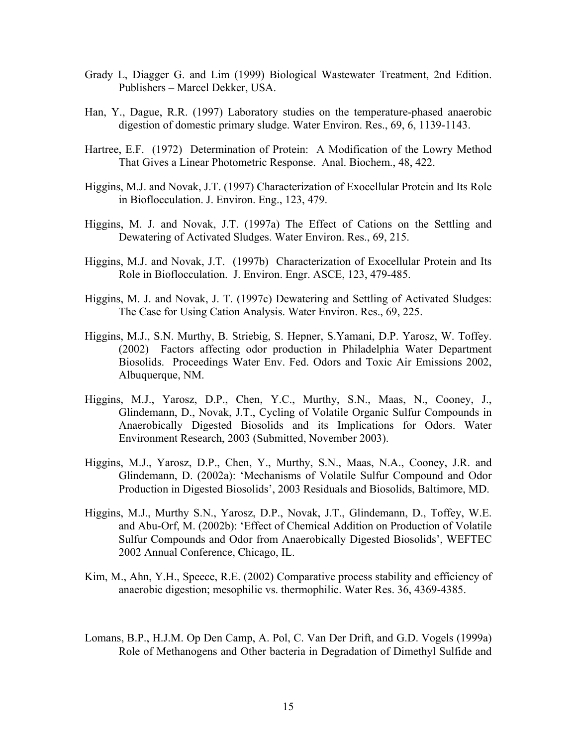Grady L, Diagger G. and Lim (1999) Biological Wastewater Treatment, 2nd Edition. Publishers – Marcel Dekker, USA.

Han, Y., Dague, R.R. (1997) Laboratory studies on the temperature-phased anaerobic digestion of domestic primary sludge. Water Environ. Res., 69, 6, 1139-1143.

Hartree, E.F. (1972) Determination of Protein: A Modification of the Lowry Method That Gives a Linear Photometric Response. Anal. Biochem., 48, 422.

Higgins, M.J. and Novak, J.T. (1997) Characterization of Exocellular Protein and Its Role in Bioflocculation. J. Environ. Eng., 123, 479.

Higgins, M. J. and Novak, J.T. (1997a) The Effect of Cations on the Settling and Dewatering of Activated Sludges. Water Environ. Res., 69, 215.

Higgins, M.J. and Novak, J.T. (1997b) Characterization of Exocellular Protein and Its Role in Bioflocculation. J. Environ. Engr. ASCE, 123, 479-485.

Higgins, M. J. and Novak, J. T. (1997c) Dewatering and Settling of Activated Sludges: The Case for Using Cation Analysis. Water Environ. Res., 69, 225.

Higgins, M.J., S.N. Murthy, B. Striebig, S. Hepner, S.Yamani, D.P. Yarosz, W. Toffey. (2002) Factors affecting odor production in Philadelphia Water Department Biosolids. Proceedings Water Env. Fed. Odors and Toxic Air Emissions 2002, Albuquerque, NM.

Higgins, M.J., Yarosz, D.P., Chen, Y.C., Murthy, S.N., Maas, N., Cooney, J., Glindemann, D., Novak, J.T., Cycling of Volatile Organic Sulfur Compounds in Anaerobically Digested Biosolids and its Implications for Odors. Water Environment Research, 2003 (Submitted, November 2003).

Higgins, M.J., Yarosz, D.P., Chen, Y., Murthy, S.N., Maas, N.A., Cooney, J.R. and Glindemann, D. (2002a): 'Mechanisms of Volatile Sulfur Compound and Odor Production in Digested Biosolids', 2003 Residuals and Biosolids, Baltimore, MD.

Higgins, M.J., Murthy S.N., Yarosz, D.P., Novak, J.T., Glindemann, D., Toffey, W.E. and Abu-Orf, M. (2002b): 'Effect of Chemical Addition on Production of Volatile Sulfur Compounds and Odor from Anaerobically Digested Biosolids', WEFTEC 2002 Annual Conference, Chicago, IL.

Kim, M., Ahn, Y.H., Speece, R.E. (2002) Comparative process stability and efficiency of anaerobic digestion; mesophilic vs. thermophilic. Water Res. 36, 4369-4385.

Lomans, B.P., H.J.M. Op Den Camp, A. Pol, C. Van Der Drift, and G.D. Vogels (1999a) Role of Methanogens and Other bacteria in Degradation of Dimethyl Sulfide and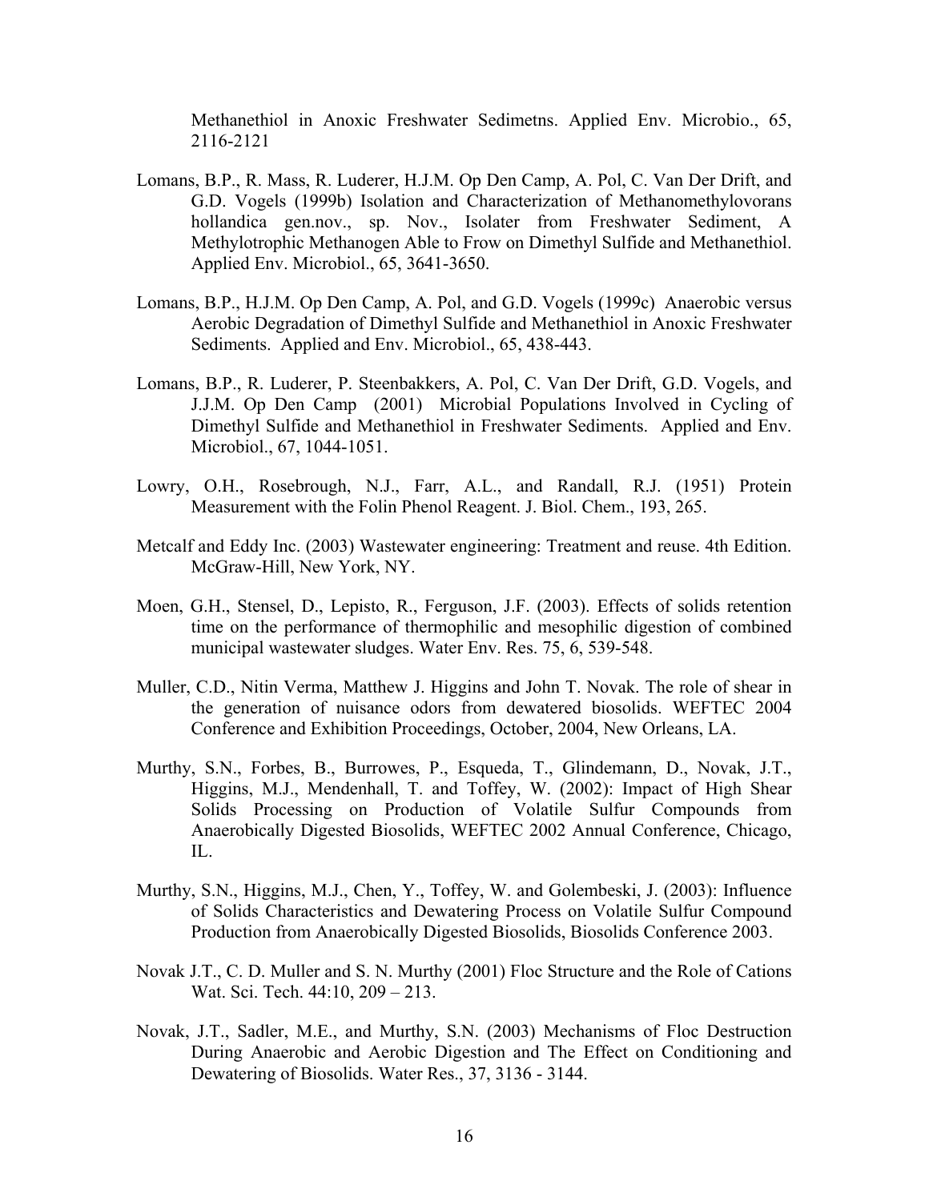Methanethiol in Anoxic Freshwater Sedimetns. Applied Env. Microbio., 65, 2116-2121

Lomans, B.P., R. Mass, R. Luderer, H.J.M. Op Den Camp, A. Pol, C. Van Der Drift, and G.D. Vogels (1999b) Isolation and Characterization of Methanomethylovorans hollandica gen.nov., sp. Nov., Isolater from Freshwater Sediment, A Methylotrophic Methanogen Able to Frow on Dimethyl Sulfide and Methanethiol. Applied Env. Microbiol., 65, 3641-3650.

Lomans, B.P., H.J.M. Op Den Camp, A. Pol, and G.D. Vogels (1999c) Anaerobic versus Aerobic Degradation of Dimethyl Sulfide and Methanethiol in Anoxic Freshwater Sediments. Applied and Env. Microbiol., 65, 438-443.

Lomans, B.P., R. Luderer, P. Steenbakkers, A. Pol, C. Van Der Drift, G.D. Vogels, and J.J.M. Op Den Camp (2001) Microbial Populations Involved in Cycling of Dimethyl Sulfide and Methanethiol in Freshwater Sediments. Applied and Env. Microbiol., 67, 1044-1051.

Lowry, O.H., Rosebrough, N.J., Farr, A.L., and Randall, R.J. (1951) Protein Measurement with the Folin Phenol Reagent. J. Biol. Chem., 193, 265.

Metcalf and Eddy Inc. (2003) Wastewater engineering: Treatment and reuse. 4th Edition. McGraw-Hill, New York, NY.

Moen, G.H., Stensel, D., Lepisto, R., Ferguson, J.F. (2003). Effects of solids retention time on the performance of thermophilic and mesophilic digestion of combined municipal wastewater sludges. Water Env. Res. 75, 6, 539-548.

Muller, C.D., Nitin Verma, Matthew J. Higgins and John T. Novak. The role of shear in the generation of nuisance odors from dewatered biosolids. WEFTEC 2004 Conference and Exhibition Proceedings, October, 2004, New Orleans, LA.

Murthy, S.N., Forbes, B., Burrowes, P., Esqueda, T., Glindemann, D., Novak, J.T., Higgins, M.J., Mendenhall, T. and Toffey, W. (2002): Impact of High Shear Solids Processing on Production of Volatile Sulfur Compounds from Anaerobically Digested Biosolids, WEFTEC 2002 Annual Conference, Chicago, IL.

Murthy, S.N., Higgins, M.J., Chen, Y., Toffey, W. and Golembeski, J. (2003): Influence of Solids Characteristics and Dewatering Process on Volatile Sulfur Compound Production from Anaerobically Digested Biosolids, Biosolids Conference 2003.

Novak J.T., C. D. Muller and S. N. Murthy (2001) Floc Structure and the Role of Cations Wat. Sci. Tech. 44:10, 209 – 213.

Novak, J.T., Sadler, M.E., and Murthy, S.N. (2003) Mechanisms of Floc Destruction During Anaerobic and Aerobic Digestion and The Effect on Conditioning and Dewatering of Biosolids. Water Res., 37, 3136 - 3144.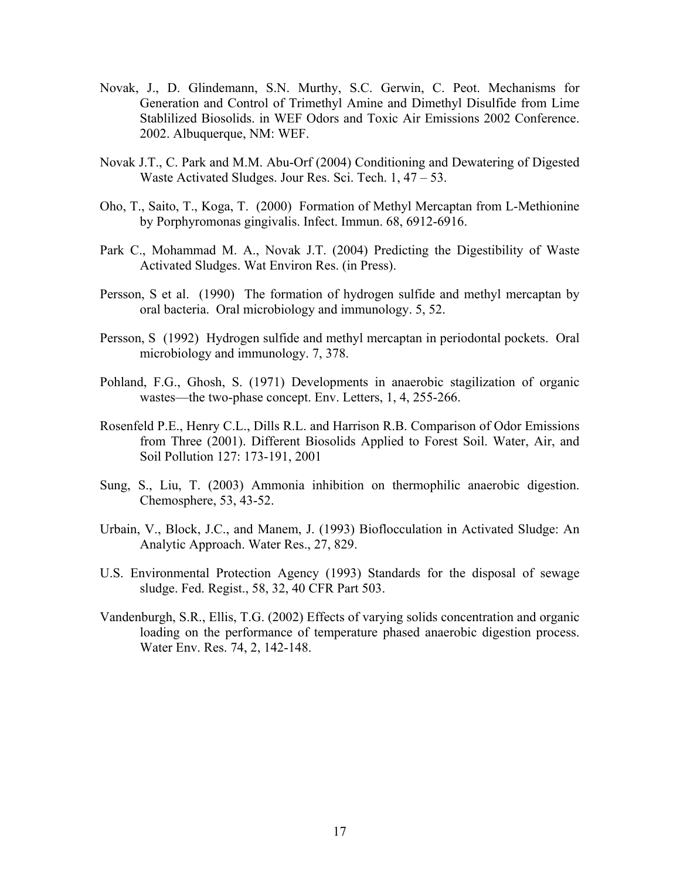Novak, J., D. Glindemann, S.N. Murthy, S.C. Gerwin, C. Peot. Mechanisms for Generation and Control of Trimethyl Amine and Dimethyl Disulfide from Lime Stablilized Biosolids. in WEF Odors and Toxic Air Emissions 2002 Conference. 2002. Albuquerque, NM: WEF.

Novak J.T., C. Park and M.M. Abu-Orf (2004) Conditioning and Dewatering of Digested Waste Activated Sludges. Jour Res. Sci. Tech. 1, 47 – 53.

Oho, T., Saito, T., Koga, T. (2000) Formation of Methyl Mercaptan from L-Methionine by Porphyromonas gingivalis. Infect. Immun. 68, 6912-6916.

Park C., Mohammad M. A., Novak J.T. (2004) Predicting the Digestibility of Waste Activated Sludges. Wat Environ Res. (in Press).

Persson, S et al. (1990) The formation of hydrogen sulfide and methyl mercaptan by oral bacteria. Oral microbiology and immunology. 5, 52.

Persson, S (1992) Hydrogen sulfide and methyl mercaptan in periodontal pockets. Oral microbiology and immunology. 7, 378.

Pohland, F.G., Ghosh, S. (1971) Developments in anaerobic stagilization of organic wastes—the two-phase concept. Env. Letters, 1, 4, 255-266.

Rosenfeld P.E., Henry C.L., Dills R.L. and Harrison R.B. Comparison of Odor Emissions from Three (2001). Different Biosolids Applied to Forest Soil. Water, Air, and Soil Pollution 127: 173-191, 2001

Sung, S., Liu, T. (2003) Ammonia inhibition on thermophilic anaerobic digestion. Chemosphere, 53, 43-52.

Urbain, V., Block, J.C., and Manem, J. (1993) Bioflocculation in Activated Sludge: An Analytic Approach. Water Res., 27, 829.

U.S. Environmental Protection Agency (1993) Standards for the disposal of sewage sludge. Fed. Regist., 58, 32, 40 CFR Part 503.

Vandenburgh, S.R., Ellis, T.G. (2002) Effects of varying solids concentration and organic loading on the performance of temperature phased anaerobic digestion process. Water Env. Res. 74, 2, 142-148.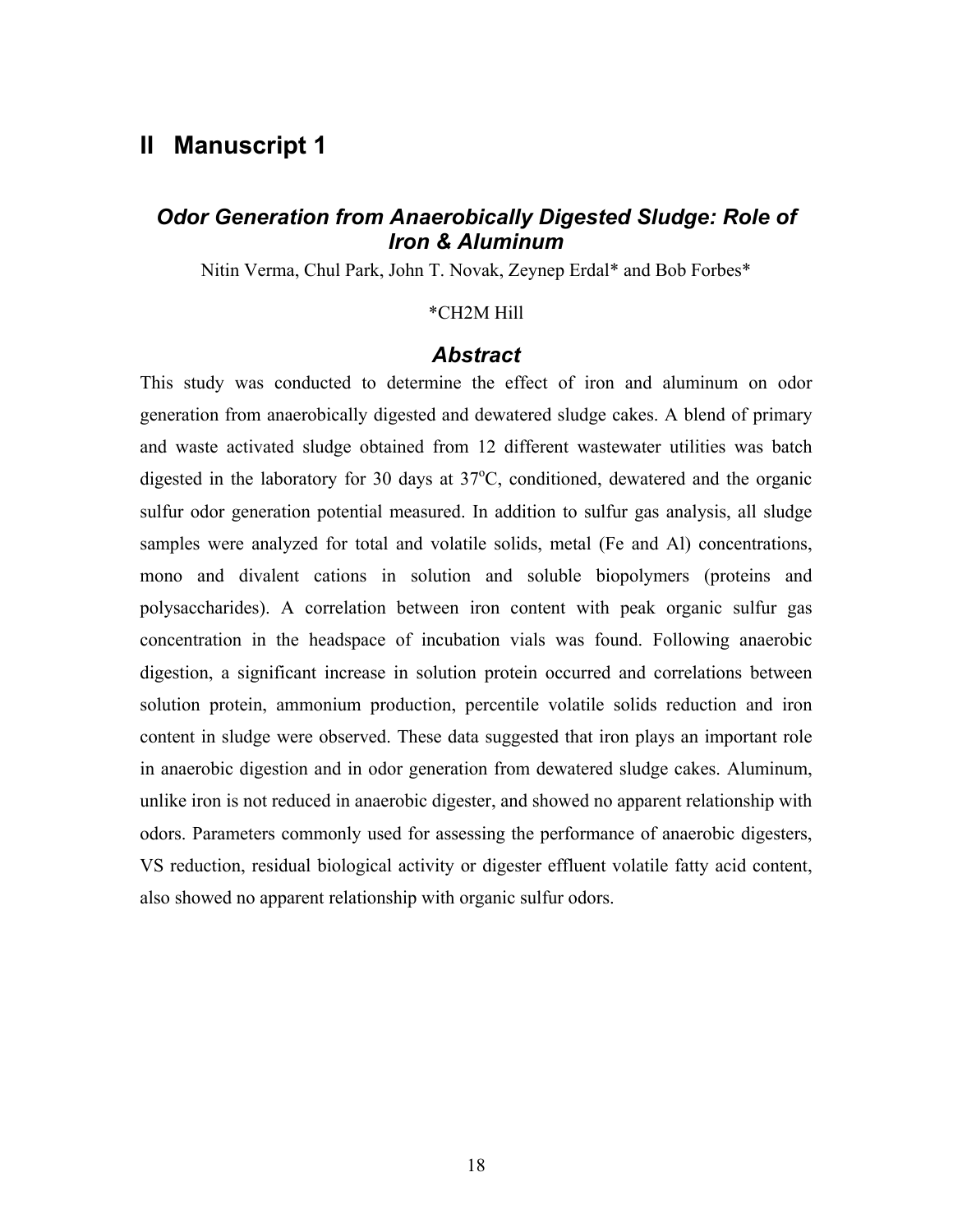# II Manuscript 1

## *Odor Generation from Anaerobically Digested Sludge: Role of Iron & Aluminum*

Nitin Verma, Chul Park, John T. Novak, Zeynep Erdal* and Bob Forbes*

*CH2M Hill

## *Abstract*

This study was conducted to determine the effect of iron and aluminum on odor generation from anaerobically digested and dewatered sludge cakes. A blend of primary and waste activated sludge obtained from 12 different wastewater utilities was batch digested in the laboratory for 30 days at 37$^{o}$C, conditioned, dewatered and the organic sulfur odor generation potential measured. In addition to sulfur gas analysis, all sludge samples were analyzed for total and volatile solids, metal (Fe and Al) concentrations, mono and divalent cations in solution and soluble biopolymers (proteins and polysaccharides). A correlation between iron content with peak organic sulfur gas concentration in the headspace of incubation vials was found. Following anaerobic digestion, a significant increase in solution protein occurred and correlations between solution protein, ammonium production, percentile volatile solids reduction and iron content in sludge were observed. These data suggested that iron plays an important role in anaerobic digestion and in odor generation from dewatered sludge cakes. Aluminum, unlike iron is not reduced in anaerobic digester, and showed no apparent relationship with odors. Parameters commonly used for assessing the performance of anaerobic digesters, VS reduction, residual biological activity or digester effluent volatile fatty acid content, also showed no apparent relationship with organic sulfur odors.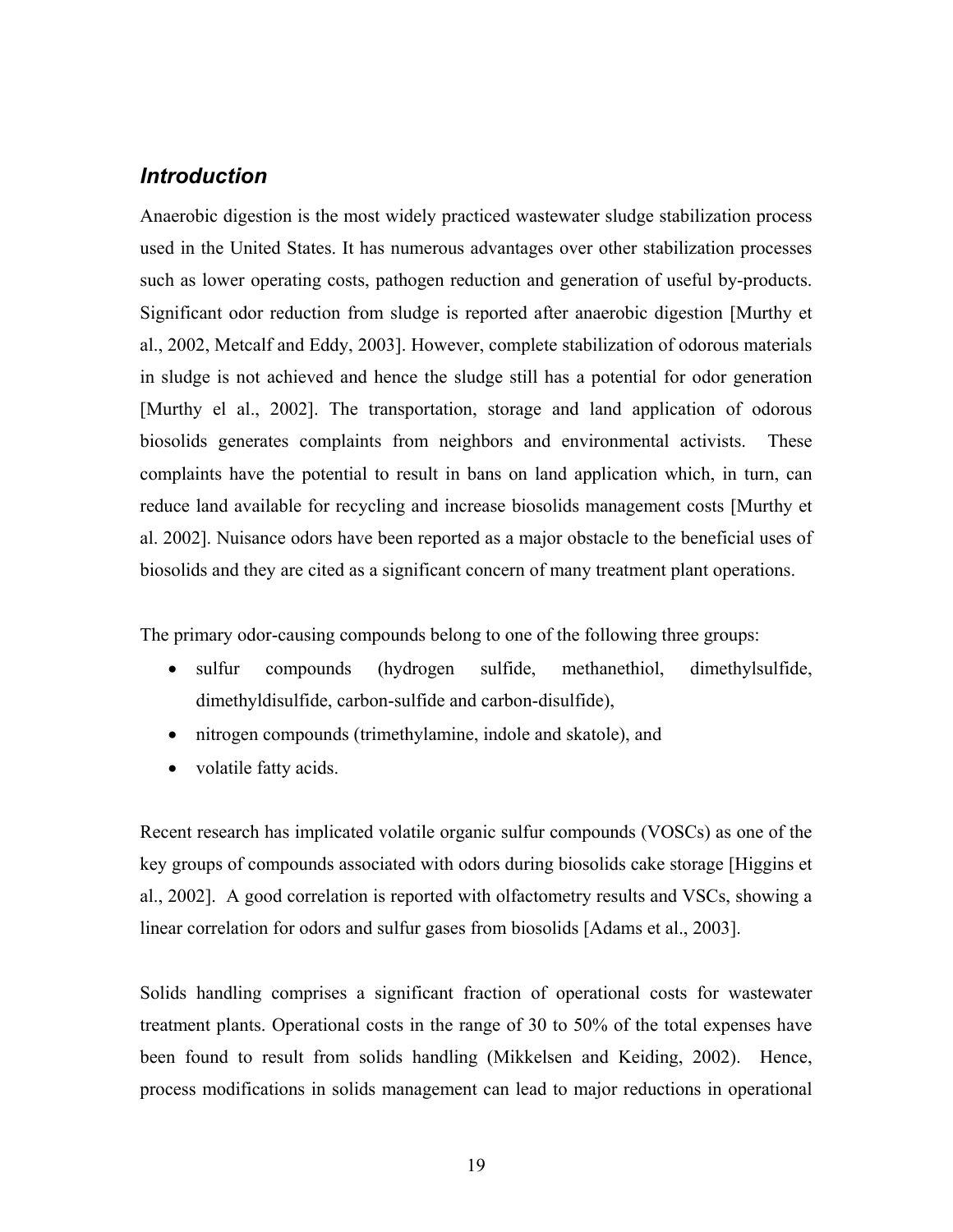## *Introduction*

Anaerobic digestion is the most widely practiced wastewater sludge stabilization process used in the United States. It has numerous advantages over other stabilization processes such as lower operating costs, pathogen reduction and generation of useful by-products. Significant odor reduction from sludge is reported after anaerobic digestion [Murthy et al., 2002, Metcalf and Eddy, 2003]. However, complete stabilization of odorous materials in sludge is not achieved and hence the sludge still has a potential for odor generation [Murthy el al., 2002]. The transportation, storage and land application of odorous biosolids generates complaints from neighbors and environmental activists. These complaints have the potential to result in bans on land application which, in turn, can reduce land available for recycling and increase biosolids management costs [Murthy et al. 2002]. Nuisance odors have been reported as a major obstacle to the beneficial uses of biosolids and they are cited as a significant concern of many treatment plant operations.

The primary odor-causing compounds belong to one of the following three groups:

- sulfur compounds (hydrogen sulfide, methanethiol, dimethylsulfide, dimethyldisulfide, carbon-sulfide and carbon-disulfide),
- nitrogen compounds (trimethylamine, indole and skatole), and
- volatile fatty acids.

Recent research has implicated volatile organic sulfur compounds (VOSCs) as one of the key groups of compounds associated with odors during biosolids cake storage [Higgins et al., 2002]. A good correlation is reported with olfactometry results and VSCs, showing a linear correlation for odors and sulfur gases from biosolids [Adams et al., 2003].

Solids handling comprises a significant fraction of operational costs for wastewater treatment plants. Operational costs in the range of 30 to 50% of the total expenses have been found to result from solids handling (Mikkelsen and Keiding, 2002). Hence, process modifications in solids management can lead to major reductions in operational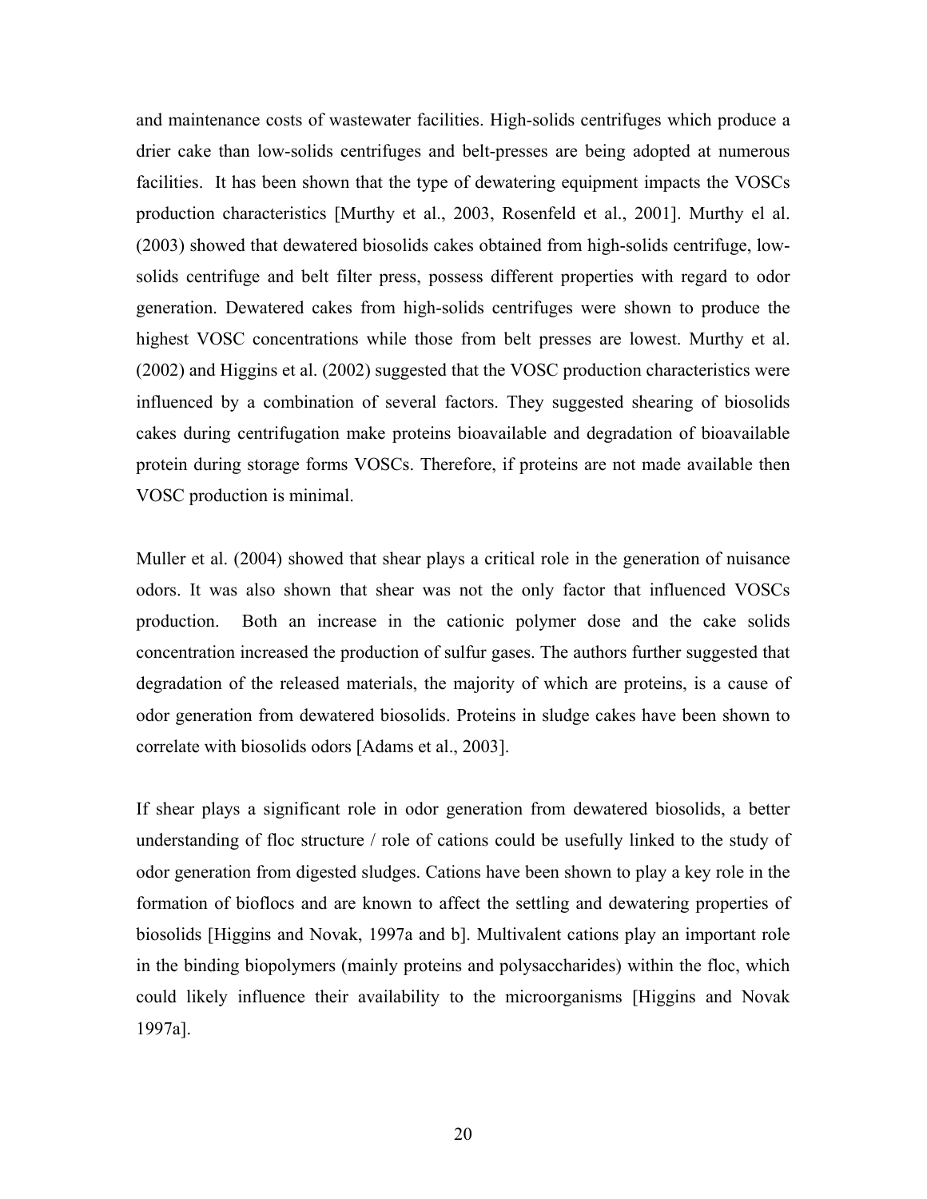and maintenance costs of wastewater facilities. High-solids centrifuges which produce a drier cake than low-solids centrifuges and belt-presses are being adopted at numerous facilities. It has been shown that the type of dewatering equipment impacts the VOSCs production characteristics [Murthy et al., 2003, Rosenfeld et al., 2001]. Murthy el al. (2003) showed that dewatered biosolids cakes obtained from high-solids centrifuge, low-solids centrifuge and belt filter press, possess different properties with regard to odor generation. Dewatered cakes from high-solids centrifuges were shown to produce the highest VOSC concentrations while those from belt presses are lowest. Murthy et al. (2002) and Higgins et al. (2002) suggested that the VOSC production characteristics were influenced by a combination of several factors. They suggested shearing of biosolids cakes during centrifugation make proteins bioavailable and degradation of bioavailable protein during storage forms VOSCs. Therefore, if proteins are not made available then VOSC production is minimal.

Muller et al. (2004) showed that shear plays a critical role in the generation of nuisance odors. It was also shown that shear was not the only factor that influenced VOSCs production. Both an increase in the cationic polymer dose and the cake solids concentration increased the production of sulfur gases. The authors further suggested that degradation of the released materials, the majority of which are proteins, is a cause of odor generation from dewatered biosolids. Proteins in sludge cakes have been shown to correlate with biosolids odors [Adams et al., 2003].

If shear plays a significant role in odor generation from dewatered biosolids, a better understanding of floc structure / role of cations could be usefully linked to the study of odor generation from digested sludges. Cations have been shown to play a key role in the formation of bioflocs and are known to affect the settling and dewatering properties of biosolids [Higgins and Novak, 1997a and b]. Multivalent cations play an important role in the binding biopolymers (mainly proteins and polysaccharides) within the floc, which could likely influence their availability to the microorganisms [Higgins and Novak 1997a].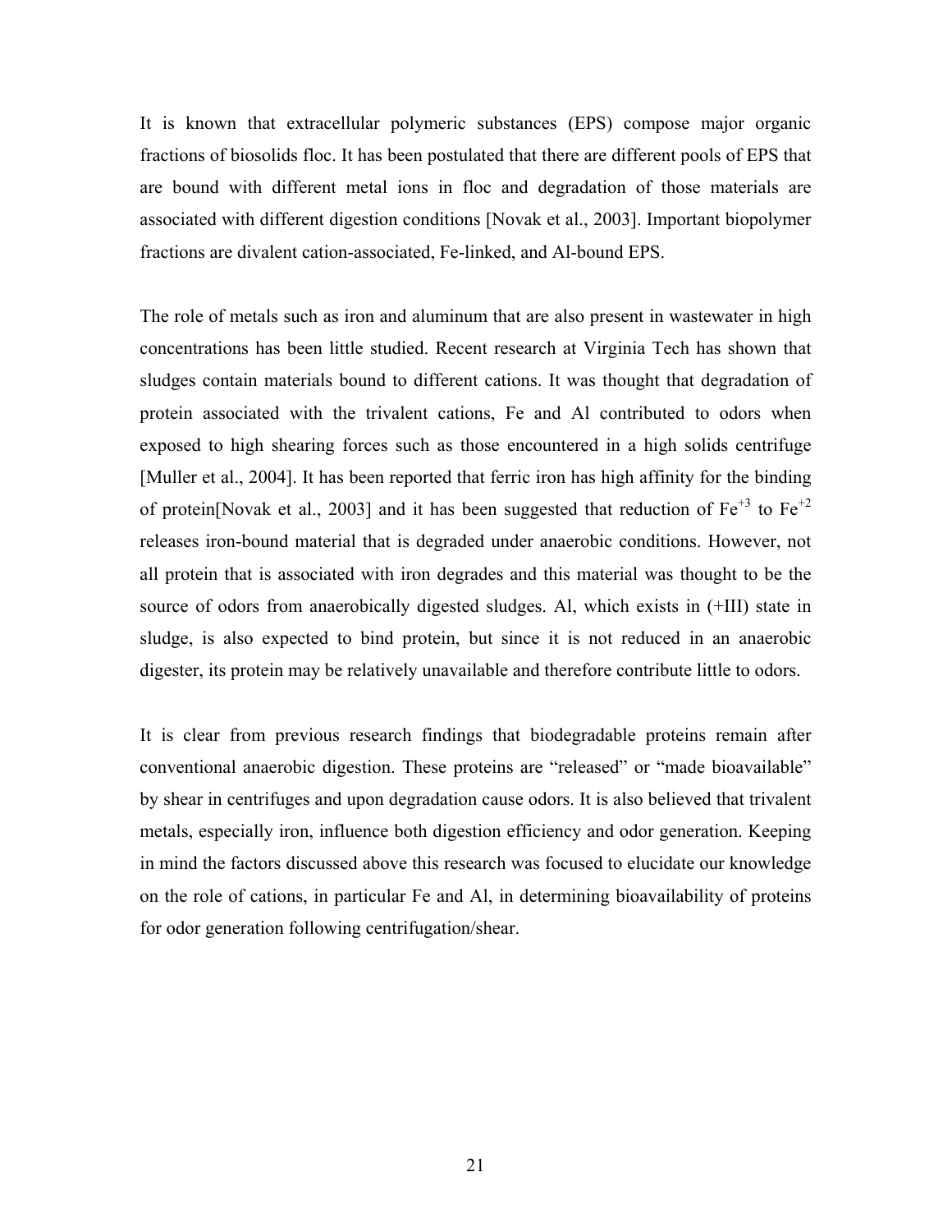It is known that extracellular polymeric substances (EPS) compose major organic fractions of biosolids floc. It has been postulated that there are different pools of EPS that are bound with different metal ions in floc and degradation of those materials are associated with different digestion conditions [Novak et al., 2003]. Important biopolymer fractions are divalent cation-associated, Fe-linked, and Al-bound EPS.

The role of metals such as iron and aluminum that are also present in wastewater in high concentrations has been little studied. Recent research at Virginia Tech has shown that sludges contain materials bound to different cations. It was thought that degradation of protein associated with the trivalent cations, Fe and Al contributed to odors when exposed to high shearing forces such as those encountered in a high solids centrifuge [Muller et al., 2004]. It has been reported that ferric iron has high affinity for the binding of protein[Novak et al., 2003] and it has been suggested that reduction of $Fe^{+3}$ to $Fe^{+2}$ releases iron-bound material that is degraded under anaerobic conditions. However, not all protein that is associated with iron degrades and this material was thought to be the source of odors from anaerobically digested sludges. Al, which exists in (+III) state in sludge, is also expected to bind protein, but since it is not reduced in an anaerobic digester, its protein may be relatively unavailable and therefore contribute little to odors.

It is clear from previous research findings that biodegradable proteins remain after conventional anaerobic digestion. These proteins are "released" or "made bioavailable" by shear in centrifuges and upon degradation cause odors. It is also believed that trivalent metals, especially iron, influence both digestion efficiency and odor generation. Keeping in mind the factors discussed above this research was focused to elucidate our knowledge on the role of cations, in particular Fe and Al, in determining bioavailability of proteins for odor generation following centrifugation/shear.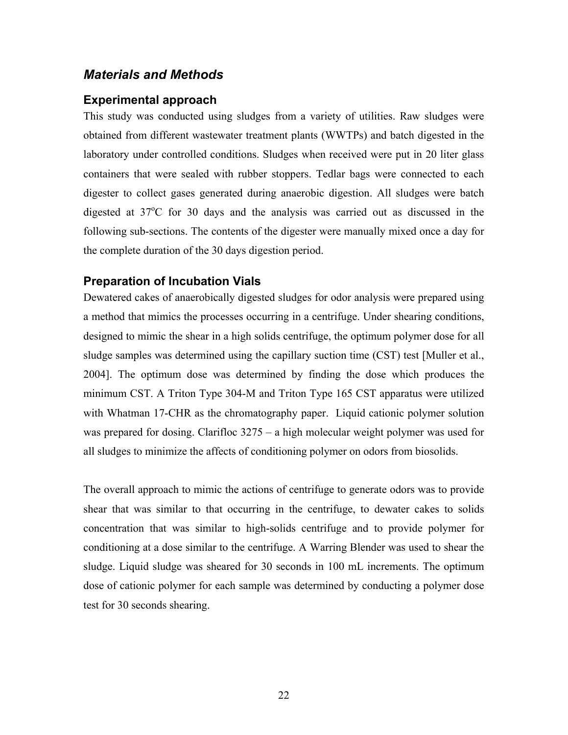## *Materials and Methods*

### Experimental approach

This study was conducted using sludges from a variety of utilities. Raw sludges were obtained from different wastewater treatment plants (WWTPs) and batch digested in the laboratory under controlled conditions. Sludges when received were put in 20 liter glass containers that were sealed with rubber stoppers. Tedlar bags were connected to each digester to collect gases generated during anaerobic digestion. All sludges were batch digested at 37$^{o}$C for 30 days and the analysis was carried out as discussed in the following sub-sections. The contents of the digester were manually mixed once a day for the complete duration of the 30 days digestion period.

### Preparation of Incubation Vials

Dewatered cakes of anaerobically digested sludges for odor analysis were prepared using a method that mimics the processes occurring in a centrifuge. Under shearing conditions, designed to mimic the shear in a high solids centrifuge, the optimum polymer dose for all sludge samples was determined using the capillary suction time (CST) test [Muller et al., 2004]. The optimum dose was determined by finding the dose which produces the minimum CST. A Triton Type 304-M and Triton Type 165 CST apparatus were utilized with Whatman 17-CHR as the chromatography paper. Liquid cationic polymer solution was prepared for dosing. Clarifloc 3275 – a high molecular weight polymer was used for all sludges to minimize the affects of conditioning polymer on odors from biosolids.

The overall approach to mimic the actions of centrifuge to generate odors was to provide shear that was similar to that occurring in the centrifuge, to dewater cakes to solids concentration that was similar to high-solids centrifuge and to provide polymer for conditioning at a dose similar to the centrifuge. A Warring Blender was used to shear the sludge. Liquid sludge was sheared for 30 seconds in 100 mL increments. The optimum dose of cationic polymer for each sample was determined by conducting a polymer dose test for 30 seconds shearing.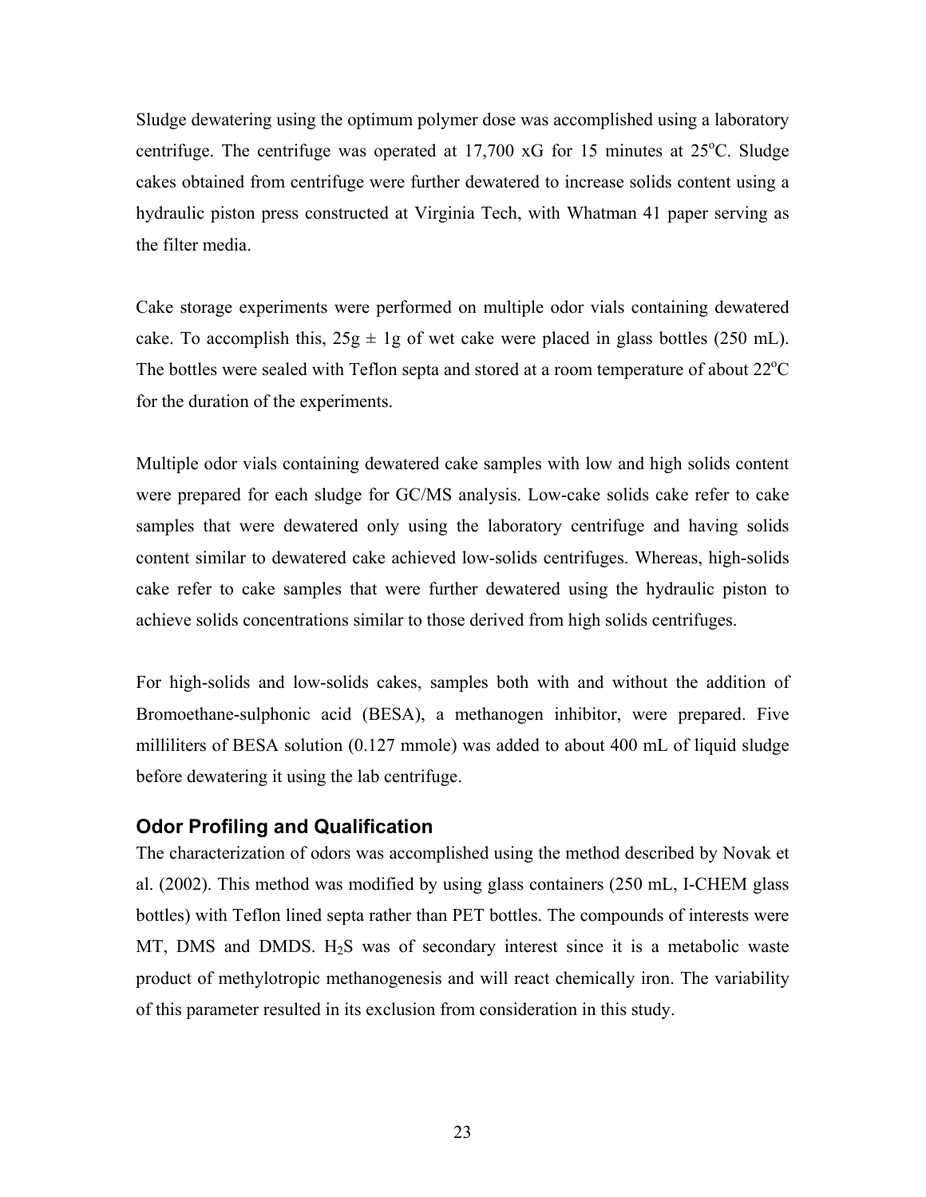Sludge dewatering using the optimum polymer dose was accomplished using a laboratory centrifuge. The centrifuge was operated at 17,700 xG for 15 minutes at 25$^{o}$C. Sludge cakes obtained from centrifuge were further dewatered to increase solids content using a hydraulic piston press constructed at Virginia Tech, with Whatman 41 paper serving as the filter media.

Cake storage experiments were performed on multiple odor vials containing dewatered cake. To accomplish this, 25g ± 1g of wet cake were placed in glass bottles (250 mL). The bottles were sealed with Teflon septa and stored at a room temperature of about 22$^{o}$C for the duration of the experiments.

Multiple odor vials containing dewatered cake samples with low and high solids content were prepared for each sludge for GC/MS analysis. Low-cake solids cake refer to cake samples that were dewatered only using the laboratory centrifuge and having solids content similar to dewatered cake achieved low-solids centrifuges. Whereas, high-solids cake refer to cake samples that were further dewatered using the hydraulic piston to achieve solids concentrations similar to those derived from high solids centrifuges.

For high-solids and low-solids cakes, samples both with and without the addition of Bromoethane-sulphonic acid (BESA), a methanogen inhibitor, were prepared. Five milliliters of BESA solution (0.127 mmole) was added to about 400 mL of liquid sludge before dewatering it using the lab centrifuge.

## Odor Profiling and Qualification

The characterization of odors was accomplished using the method described by Novak et al. (2002). This method was modified by using glass containers (250 mL, I-CHEM glass bottles) with Teflon lined septa rather than PET bottles. The compounds of interests were MT, DMS and DMDS. $H_2S$ was of secondary interest since it is a metabolic waste product of methylotropic methanogenesis and will react chemically iron. The variability of this parameter resulted in its exclusion from consideration in this study.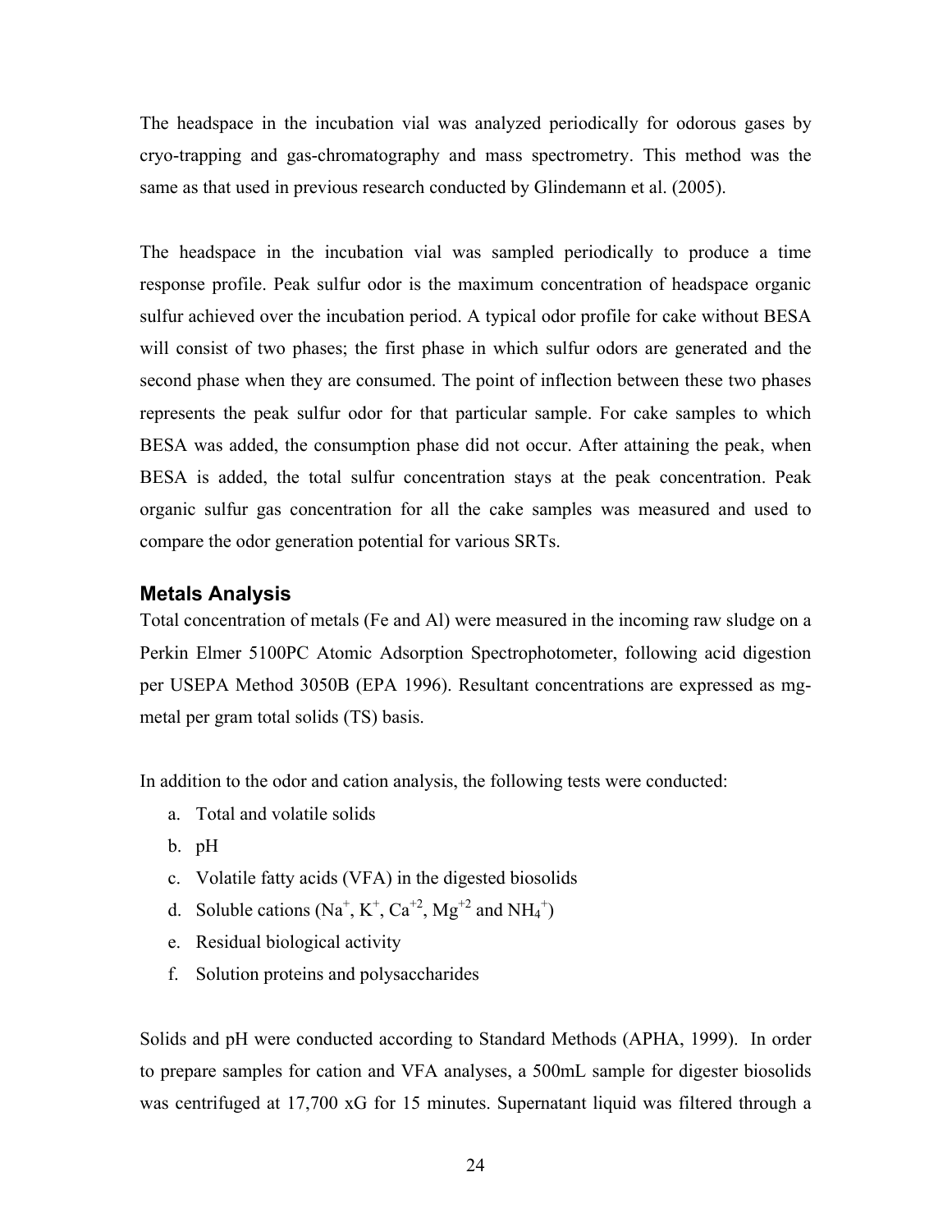The headspace in the incubation vial was analyzed periodically for odorous gases by cryo-trapping and gas-chromatography and mass spectrometry. This method was the same as that used in previous research conducted by Glindemann et al. (2005).

The headspace in the incubation vial was sampled periodically to produce a time response profile. Peak sulfur odor is the maximum concentration of headspace organic sulfur achieved over the incubation period. A typical odor profile for cake without BESA will consist of two phases; the first phase in which sulfur odors are generated and the second phase when they are consumed. The point of inflection between these two phases represents the peak sulfur odor for that particular sample. For cake samples to which BESA was added, the consumption phase did not occur. After attaining the peak, when BESA is added, the total sulfur concentration stays at the peak concentration. Peak organic sulfur gas concentration for all the cake samples was measured and used to compare the odor generation potential for various SRTs.

### Metals Analysis

Total concentration of metals (Fe and Al) were measured in the incoming raw sludge on a Perkin Elmer 5100PC Atomic Adsorption Spectrophotometer, following acid digestion per USEPA Method 3050B (EPA 1996). Resultant concentrations are expressed as mg-metal per gram total solids (TS) basis.

In addition to the odor and cation analysis, the following tests were conducted:

a. Total and volatile solids
b. pH
c. Volatile fatty acids (VFA) in the digested biosolids
d. Soluble cations ($Na^+$, $K^+$, $Ca^{+2}$, $Mg^{+2}$ and $NH_4^+$)
e. Residual biological activity
f. Solution proteins and polysaccharides

Solids and pH were conducted according to Standard Methods (APHA, 1999). In order to prepare samples for cation and VFA analyses, a 500mL sample for digester biosolids was centrifuged at 17,700 xG for 15 minutes. Supernatant liquid was filtered through a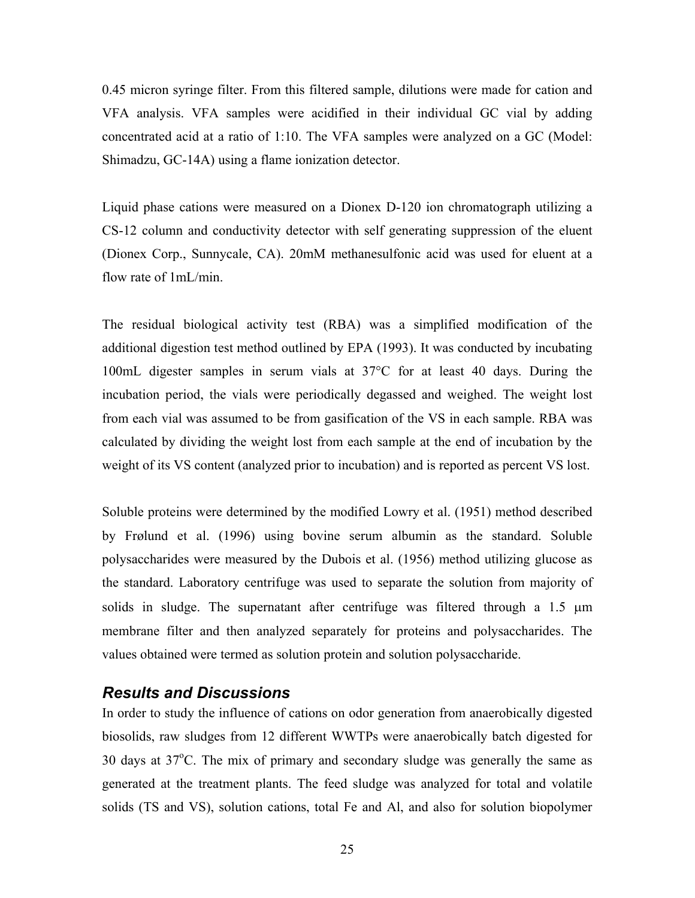0.45 micron syringe filter. From this filtered sample, dilutions were made for cation and VFA analysis. VFA samples were acidified in their individual GC vial by adding concentrated acid at a ratio of 1:10. The VFA samples were analyzed on a GC (Model: Shimadzu, GC-14A) using a flame ionization detector.

Liquid phase cations were measured on a Dionex D-120 ion chromatograph utilizing a CS-12 column and conductivity detector with self generating suppression of the eluent (Dionex Corp., Sunnycale, CA). 20mM methanesulfonic acid was used for eluent at a flow rate of 1mL/min.

The residual biological activity test (RBA) was a simplified modification of the additional digestion test method outlined by EPA (1993). It was conducted by incubating 100mL digester samples in serum vials at 37°C for at least 40 days. During the incubation period, the vials were periodically degassed and weighed. The weight lost from each vial was assumed to be from gasification of the VS in each sample. RBA was calculated by dividing the weight lost from each sample at the end of incubation by the weight of its VS content (analyzed prior to incubation) and is reported as percent VS lost.

Soluble proteins were determined by the modified Lowry et al. (1951) method described by Frølund et al. (1996) using bovine serum albumin as the standard. Soluble polysaccharides were measured by the Dubois et al. (1956) method utilizing glucose as the standard. Laboratory centrifuge was used to separate the solution from majority of solids in sludge. The supernatant after centrifuge was filtered through a 1.5 μm membrane filter and then analyzed separately for proteins and polysaccharides. The values obtained were termed as solution protein and solution polysaccharide.

## *Results and Discussions*

In order to study the influence of cations on odor generation from anaerobically digested biosolids, raw sludges from 12 different WWTPs were anaerobically batch digested for 30 days at 37°C. The mix of primary and secondary sludge was generally the same as generated at the treatment plants. The feed sludge was analyzed for total and volatile solids (TS and VS), solution cations, total Fe and Al, and also for solution biopolymer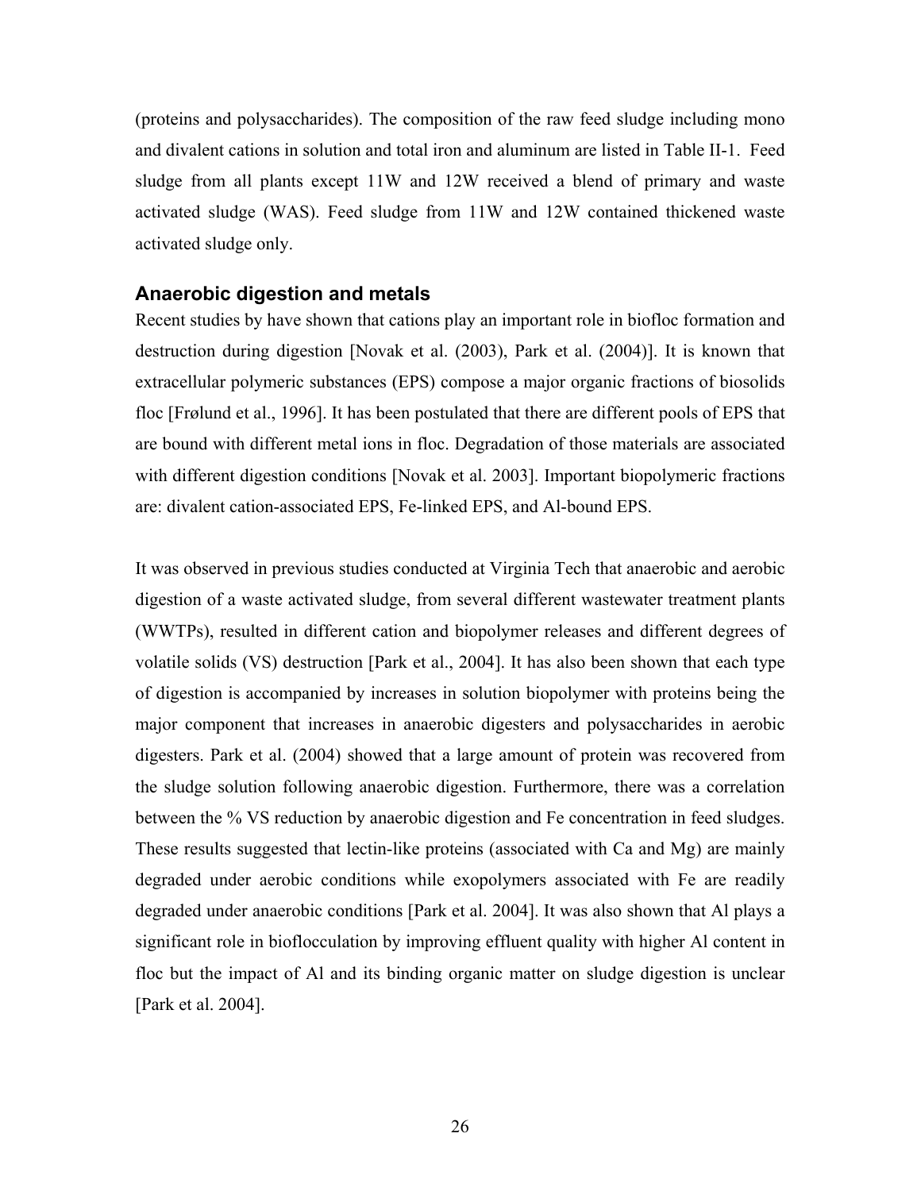(proteins and polysaccharides). The composition of the raw feed sludge including mono and divalent cations in solution and total iron and aluminum are listed in Table II-1. Feed sludge from all plants except 11W and 12W received a blend of primary and waste activated sludge (WAS). Feed sludge from 11W and 12W contained thickened waste activated sludge only.

### Anaerobic digestion and metals

Recent studies by have shown that cations play an important role in biofloc formation and destruction during digestion [Novak et al. (2003), Park et al. (2004)]. It is known that extracellular polymeric substances (EPS) compose a major organic fractions of biosolids floc [Frølund et al., 1996]. It has been postulated that there are different pools of EPS that are bound with different metal ions in floc. Degradation of those materials are associated with different digestion conditions [Novak et al. 2003]. Important biopolymeric fractions are: divalent cation-associated EPS, Fe-linked EPS, and Al-bound EPS.

It was observed in previous studies conducted at Virginia Tech that anaerobic and aerobic digestion of a waste activated sludge, from several different wastewater treatment plants (WWTPs), resulted in different cation and biopolymer releases and different degrees of volatile solids (VS) destruction [Park et al., 2004]. It has also been shown that each type of digestion is accompanied by increases in solution biopolymer with proteins being the major component that increases in anaerobic digesters and polysaccharides in aerobic digesters. Park et al. (2004) showed that a large amount of protein was recovered from the sludge solution following anaerobic digestion. Furthermore, there was a correlation between the % VS reduction by anaerobic digestion and Fe concentration in feed sludges. These results suggested that lectin-like proteins (associated with Ca and Mg) are mainly degraded under aerobic conditions while exopolymers associated with Fe are readily degraded under anaerobic conditions [Park et al. 2004]. It was also shown that Al plays a significant role in bioflocculation by improving effluent quality with higher Al content in floc but the impact of Al and its binding organic matter on sludge digestion is unclear [Park et al. 2004].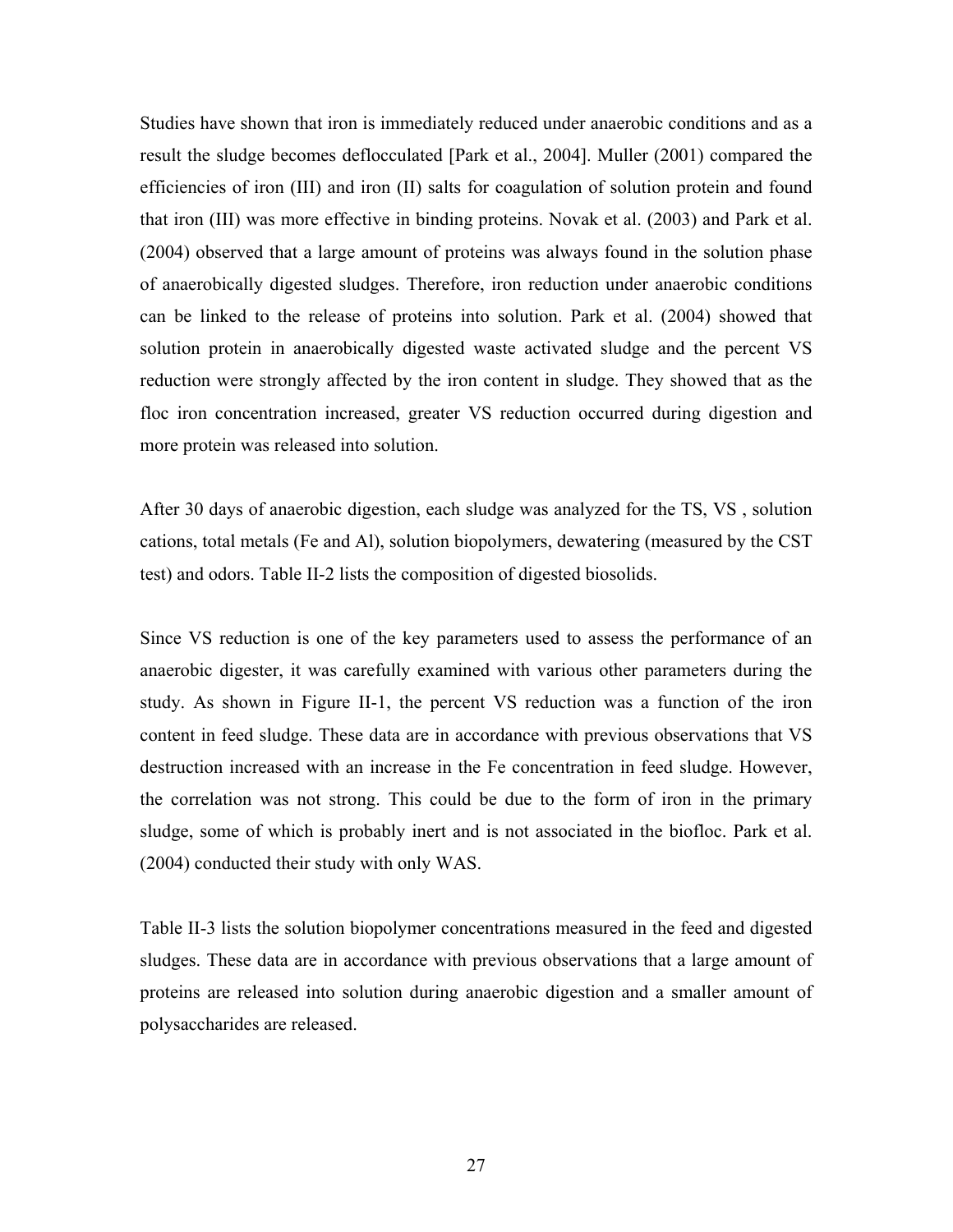Studies have shown that iron is immediately reduced under anaerobic conditions and as a result the sludge becomes deflocculated [Park et al., 2004]. Muller (2001) compared the efficiencies of iron (III) and iron (II) salts for coagulation of solution protein and found that iron (III) was more effective in binding proteins. Novak et al. (2003) and Park et al. (2004) observed that a large amount of proteins was always found in the solution phase of anaerobically digested sludges. Therefore, iron reduction under anaerobic conditions can be linked to the release of proteins into solution. Park et al. (2004) showed that solution protein in anaerobically digested waste activated sludge and the percent VS reduction were strongly affected by the iron content in sludge. They showed that as the floc iron concentration increased, greater VS reduction occurred during digestion and more protein was released into solution.

After 30 days of anaerobic digestion, each sludge was analyzed for the TS, VS , solution cations, total metals (Fe and Al), solution biopolymers, dewatering (measured by the CST test) and odors. Table II-2 lists the composition of digested biosolids.

Since VS reduction is one of the key parameters used to assess the performance of an anaerobic digester, it was carefully examined with various other parameters during the study. As shown in Figure II-1, the percent VS reduction was a function of the iron content in feed sludge. These data are in accordance with previous observations that VS destruction increased with an increase in the Fe concentration in feed sludge. However, the correlation was not strong. This could be due to the form of iron in the primary sludge, some of which is probably inert and is not associated in the biofloc. Park et al. (2004) conducted their study with only WAS.

Table II-3 lists the solution biopolymer concentrations measured in the feed and digested sludges. These data are in accordance with previous observations that a large amount of proteins are released into solution during anaerobic digestion and a smaller amount of polysaccharides are released.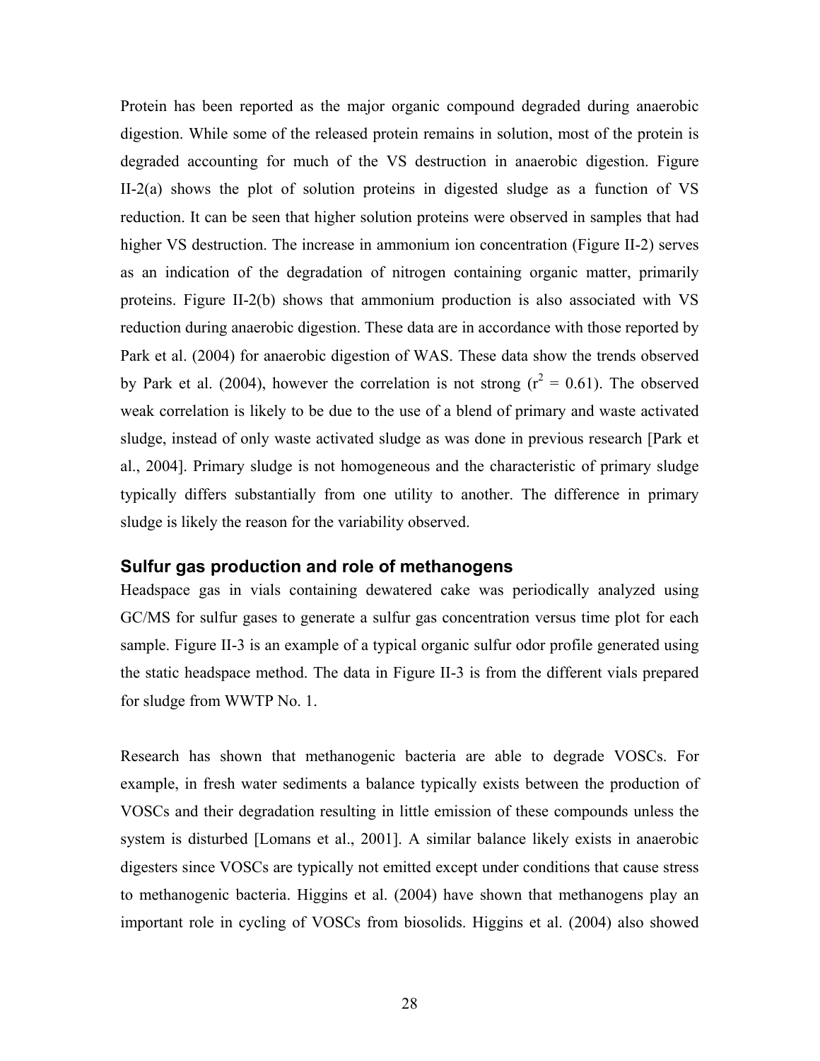Protein has been reported as the major organic compound degraded during anaerobic digestion. While some of the released protein remains in solution, most of the protein is degraded accounting for much of the VS destruction in anaerobic digestion. Figure II-2(a) shows the plot of solution proteins in digested sludge as a function of VS reduction. It can be seen that higher solution proteins were observed in samples that had higher VS destruction. The increase in ammonium ion concentration (Figure II-2) serves as an indication of the degradation of nitrogen containing organic matter, primarily proteins. Figure II-2(b) shows that ammonium production is also associated with VS reduction during anaerobic digestion. These data are in accordance with those reported by Park et al. (2004) for anaerobic digestion of WAS. These data show the trends observed by Park et al. (2004), however the correlation is not strong ($r^2 = 0.61$). The observed weak correlation is likely to be due to the use of a blend of primary and waste activated sludge, instead of only waste activated sludge as was done in previous research [Park et al., 2004]. Primary sludge is not homogeneous and the characteristic of primary sludge typically differs substantially from one utility to another. The difference in primary sludge is likely the reason for the variability observed.

### Sulfur gas production and role of methanogens

Headspace gas in vials containing dewatered cake was periodically analyzed using GC/MS for sulfur gases to generate a sulfur gas concentration versus time plot for each sample. Figure II-3 is an example of a typical organic sulfur odor profile generated using the static headspace method. The data in Figure II-3 is from the different vials prepared for sludge from WWTP No. 1.

Research has shown that methanogenic bacteria are able to degrade VOSCs. For example, in fresh water sediments a balance typically exists between the production of VOSCs and their degradation resulting in little emission of these compounds unless the system is disturbed [Lomans et al., 2001]. A similar balance likely exists in anaerobic digesters since VOSCs are typically not emitted except under conditions that cause stress to methanogenic bacteria. Higgins et al. (2004) have shown that methanogens play an important role in cycling of VOSCs from biosolids. Higgins et al. (2004) also showed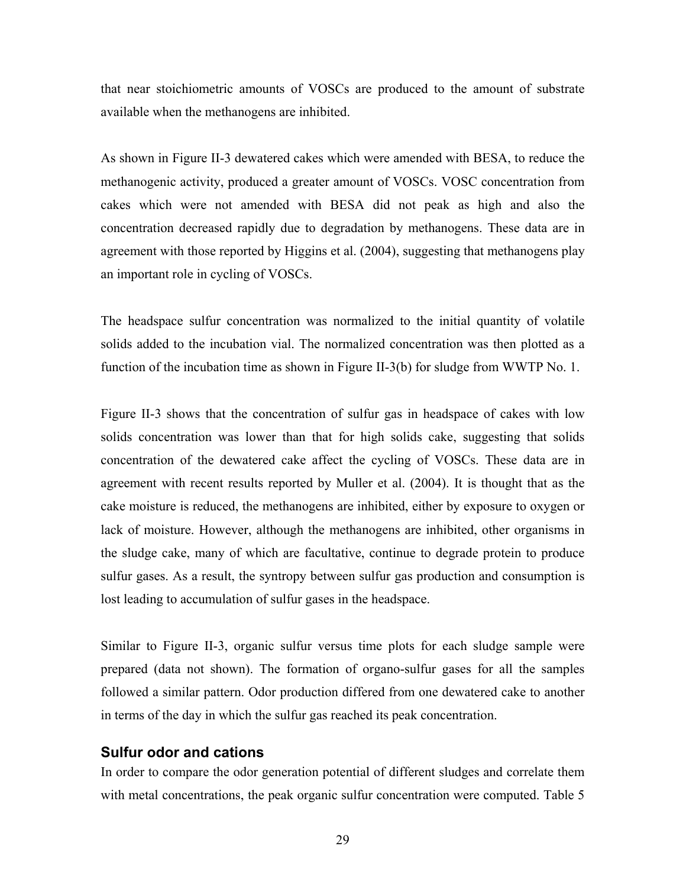that near stoichiometric amounts of VOSCs are produced to the amount of substrate available when the methanogens are inhibited.

As shown in Figure II-3 dewatered cakes which were amended with BESA, to reduce the methanogenic activity, produced a greater amount of VOSCs. VOSC concentration from cakes which were not amended with BESA did not peak as high and also the concentration decreased rapidly due to degradation by methanogens. These data are in agreement with those reported by Higgins et al. (2004), suggesting that methanogens play an important role in cycling of VOSCs.

The headspace sulfur concentration was normalized to the initial quantity of volatile solids added to the incubation vial. The normalized concentration was then plotted as a function of the incubation time as shown in Figure II-3(b) for sludge from WWTP No. 1.

Figure II-3 shows that the concentration of sulfur gas in headspace of cakes with low solids concentration was lower than that for high solids cake, suggesting that solids concentration of the dewatered cake affect the cycling of VOSCs. These data are in agreement with recent results reported by Muller et al. (2004). It is thought that as the cake moisture is reduced, the methanogens are inhibited, either by exposure to oxygen or lack of moisture. However, although the methanogens are inhibited, other organisms in the sludge cake, many of which are facultative, continue to degrade protein to produce sulfur gases. As a result, the syntropy between sulfur gas production and consumption is lost leading to accumulation of sulfur gases in the headspace.

Similar to Figure II-3, organic sulfur versus time plots for each sludge sample were prepared (data not shown). The formation of organo-sulfur gases for all the samples followed a similar pattern. Odor production differed from one dewatered cake to another in terms of the day in which the sulfur gas reached its peak concentration.

### Sulfur odor and cations

In order to compare the odor generation potential of different sludges and correlate them with metal concentrations, the peak organic sulfur concentration were computed. Table 5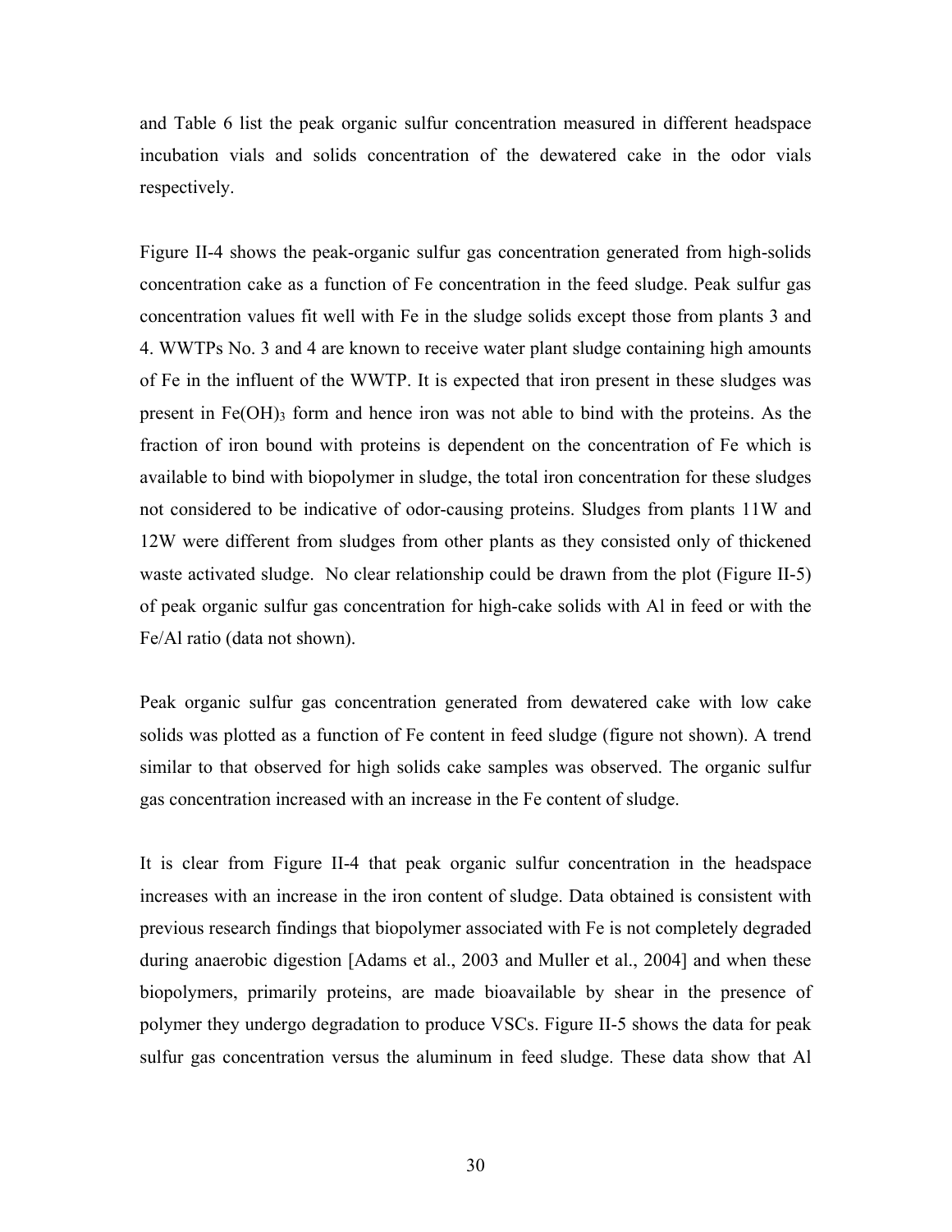and Table 6 list the peak organic sulfur concentration measured in different headspace incubation vials and solids concentration of the dewatered cake in the odor vials respectively.

Figure II-4 shows the peak-organic sulfur gas concentration generated from high-solids concentration cake as a function of Fe concentration in the feed sludge. Peak sulfur gas concentration values fit well with Fe in the sludge solids except those from plants 3 and 4. WWTPs No. 3 and 4 are known to receive water plant sludge containing high amounts of Fe in the influent of the WWTP. It is expected that iron present in these sludges was present in $Fe(OH)_3$ form and hence iron was not able to bind with the proteins. As the fraction of iron bound with proteins is dependent on the concentration of Fe which is available to bind with biopolymer in sludge, the total iron concentration for these sludges not considered to be indicative of odor-causing proteins. Sludges from plants 11W and 12W were different from sludges from other plants as they consisted only of thickened waste activated sludge. No clear relationship could be drawn from the plot (Figure II-5) of peak organic sulfur gas concentration for high-cake solids with Al in feed or with the Fe/Al ratio (data not shown).

Peak organic sulfur gas concentration generated from dewatered cake with low cake solids was plotted as a function of Fe content in feed sludge (figure not shown). A trend similar to that observed for high solids cake samples was observed. The organic sulfur gas concentration increased with an increase in the Fe content of sludge.

It is clear from Figure II-4 that peak organic sulfur concentration in the headspace increases with an increase in the iron content of sludge. Data obtained is consistent with previous research findings that biopolymer associated with Fe is not completely degraded during anaerobic digestion [Adams et al., 2003 and Muller et al., 2004] and when these biopolymers, primarily proteins, are made bioavailable by shear in the presence of polymer they undergo degradation to produce VSCs. Figure II-5 shows the data for peak sulfur gas concentration versus the aluminum in feed sludge. These data show that Al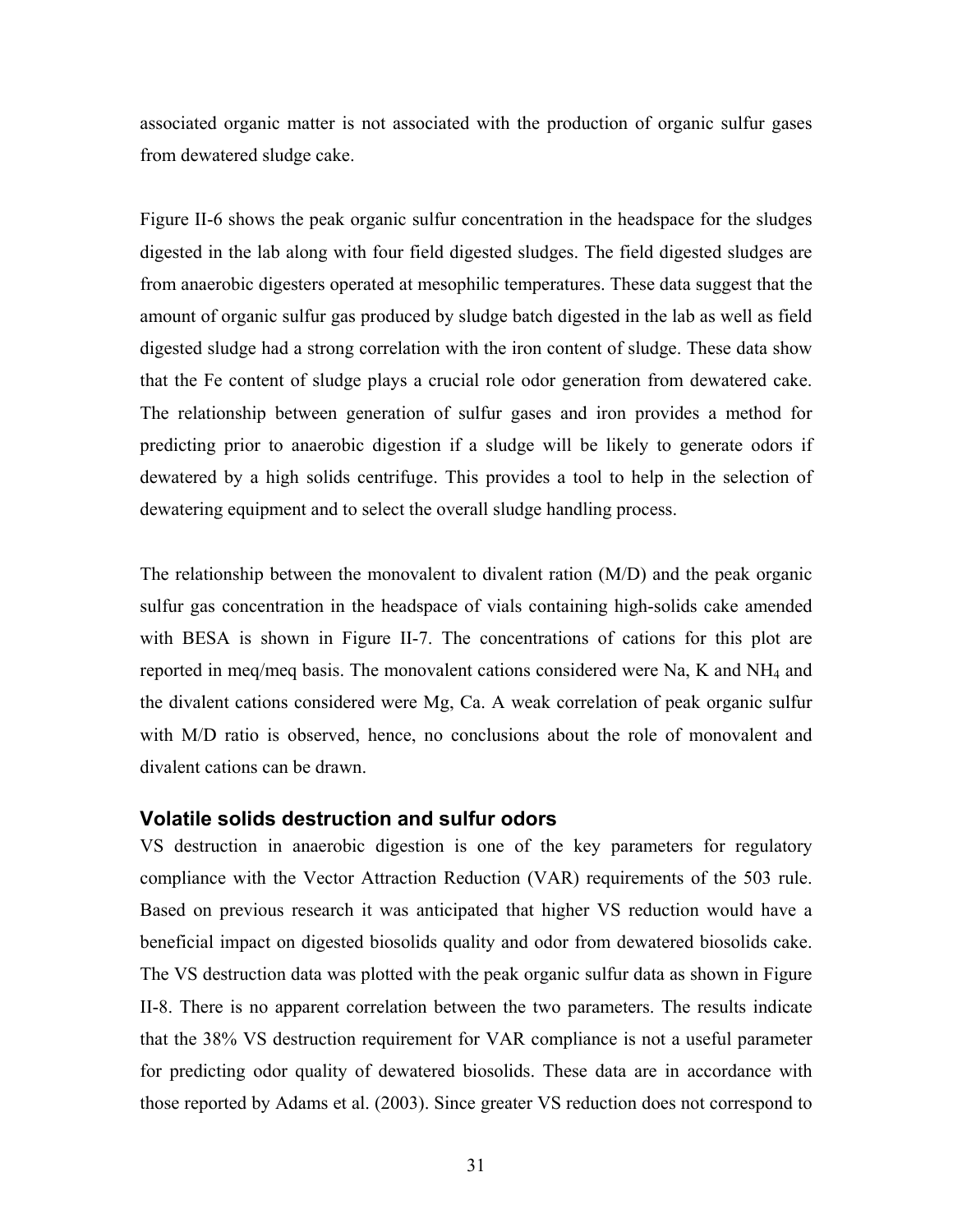associated organic matter is not associated with the production of organic sulfur gases from dewatered sludge cake.

Figure II-6 shows the peak organic sulfur concentration in the headspace for the sludges digested in the lab along with four field digested sludges. The field digested sludges are from anaerobic digesters operated at mesophilic temperatures. These data suggest that the amount of organic sulfur gas produced by sludge batch digested in the lab as well as field digested sludge had a strong correlation with the iron content of sludge. These data show that the Fe content of sludge plays a crucial role odor generation from dewatered cake. The relationship between generation of sulfur gases and iron provides a method for predicting prior to anaerobic digestion if a sludge will be likely to generate odors if dewatered by a high solids centrifuge. This provides a tool to help in the selection of dewatering equipment and to select the overall sludge handling process.

The relationship between the monovalent to divalent ration (M/D) and the peak organic sulfur gas concentration in the headspace of vials containing high-solids cake amended with BESA is shown in Figure II-7. The concentrations of cations for this plot are reported in meq/meq basis. The monovalent cations considered were Na, K and $NH_4$ and the divalent cations considered were Mg, Ca. A weak correlation of peak organic sulfur with M/D ratio is observed, hence, no conclusions about the role of monovalent and divalent cations can be drawn.

### Volatile solids destruction and sulfur odors

VS destruction in anaerobic digestion is one of the key parameters for regulatory compliance with the Vector Attraction Reduction (VAR) requirements of the 503 rule. Based on previous research it was anticipated that higher VS reduction would have a beneficial impact on digested biosolids quality and odor from dewatered biosolids cake. The VS destruction data was plotted with the peak organic sulfur data as shown in Figure II-8. There is no apparent correlation between the two parameters. The results indicate that the 38% VS destruction requirement for VAR compliance is not a useful parameter for predicting odor quality of dewatered biosolids. These data are in accordance with those reported by Adams et al. (2003). Since greater VS reduction does not correspond to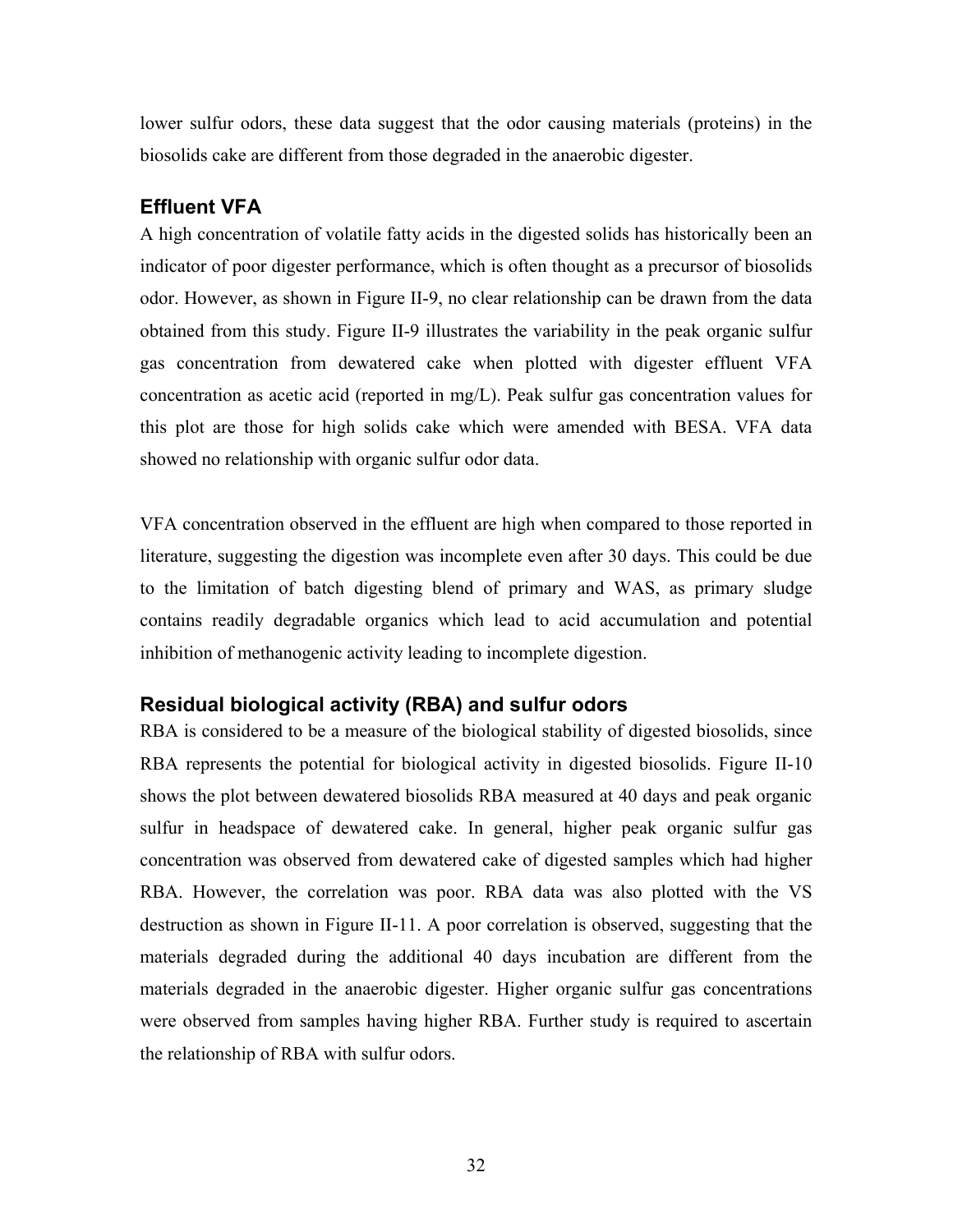lower sulfur odors, these data suggest that the odor causing materials (proteins) in the biosolids cake are different from those degraded in the anaerobic digester.

### Effluent VFA

A high concentration of volatile fatty acids in the digested solids has historically been an indicator of poor digester performance, which is often thought as a precursor of biosolids odor. However, as shown in Figure II-9, no clear relationship can be drawn from the data obtained from this study. Figure II-9 illustrates the variability in the peak organic sulfur gas concentration from dewatered cake when plotted with digester effluent VFA concentration as acetic acid (reported in mg/L). Peak sulfur gas concentration values for this plot are those for high solids cake which were amended with BESA. VFA data showed no relationship with organic sulfur odor data.

VFA concentration observed in the effluent are high when compared to those reported in literature, suggesting the digestion was incomplete even after 30 days. This could be due to the limitation of batch digesting blend of primary and WAS, as primary sludge contains readily degradable organics which lead to acid accumulation and potential inhibition of methanogenic activity leading to incomplete digestion.

### Residual biological activity (RBA) and sulfur odors

RBA is considered to be a measure of the biological stability of digested biosolids, since RBA represents the potential for biological activity in digested biosolids. Figure II-10 shows the plot between dewatered biosolids RBA measured at 40 days and peak organic sulfur in headspace of dewatered cake. In general, higher peak organic sulfur gas concentration was observed from dewatered cake of digested samples which had higher RBA. However, the correlation was poor. RBA data was also plotted with the VS destruction as shown in Figure II-11. A poor correlation is observed, suggesting that the materials degraded during the additional 40 days incubation are different from the materials degraded in the anaerobic digester. Higher organic sulfur gas concentrations were observed from samples having higher RBA. Further study is required to ascertain the relationship of RBA with sulfur odors.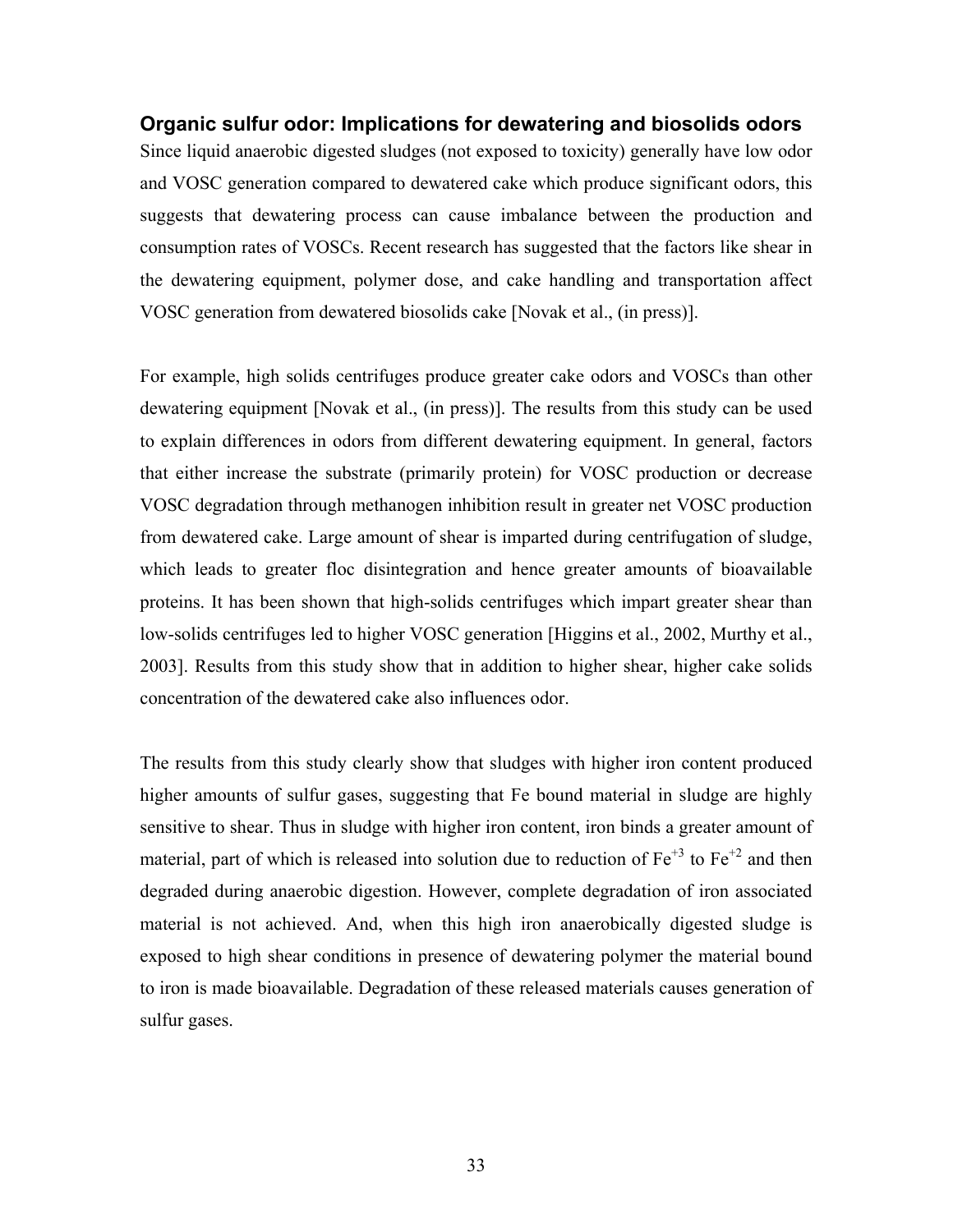### Organic sulfur odor: Implications for dewatering and biosolids odors

Since liquid anaerobic digested sludges (not exposed to toxicity) generally have low odor and VOSC generation compared to dewatered cake which produce significant odors, this suggests that dewatering process can cause imbalance between the production and consumption rates of VOSCs. Recent research has suggested that the factors like shear in the dewatering equipment, polymer dose, and cake handling and transportation affect VOSC generation from dewatered biosolids cake [Novak et al., (in press)].

For example, high solids centrifuges produce greater cake odors and VOSCs than other dewatering equipment [Novak et al., (in press)]. The results from this study can be used to explain differences in odors from different dewatering equipment. In general, factors that either increase the substrate (primarily protein) for VOSC production or decrease VOSC degradation through methanogen inhibition result in greater net VOSC production from dewatered cake. Large amount of shear is imparted during centrifugation of sludge, which leads to greater floc disintegration and hence greater amounts of bioavailable proteins. It has been shown that high-solids centrifuges which impart greater shear than low-solids centrifuges led to higher VOSC generation [Higgins et al., 2002, Murthy et al., 2003]. Results from this study show that in addition to higher shear, higher cake solids concentration of the dewatered cake also influences odor.

The results from this study clearly show that sludges with higher iron content produced higher amounts of sulfur gases, suggesting that Fe bound material in sludge are highly sensitive to shear. Thus in sludge with higher iron content, iron binds a greater amount of material, part of which is released into solution due to reduction of $Fe^{+3}$ to $Fe^{+2}$ and then degraded during anaerobic digestion. However, complete degradation of iron associated material is not achieved. And, when this high iron anaerobically digested sludge is exposed to high shear conditions in presence of dewatering polymer the material bound to iron is made bioavailable. Degradation of these released materials causes generation of sulfur gases.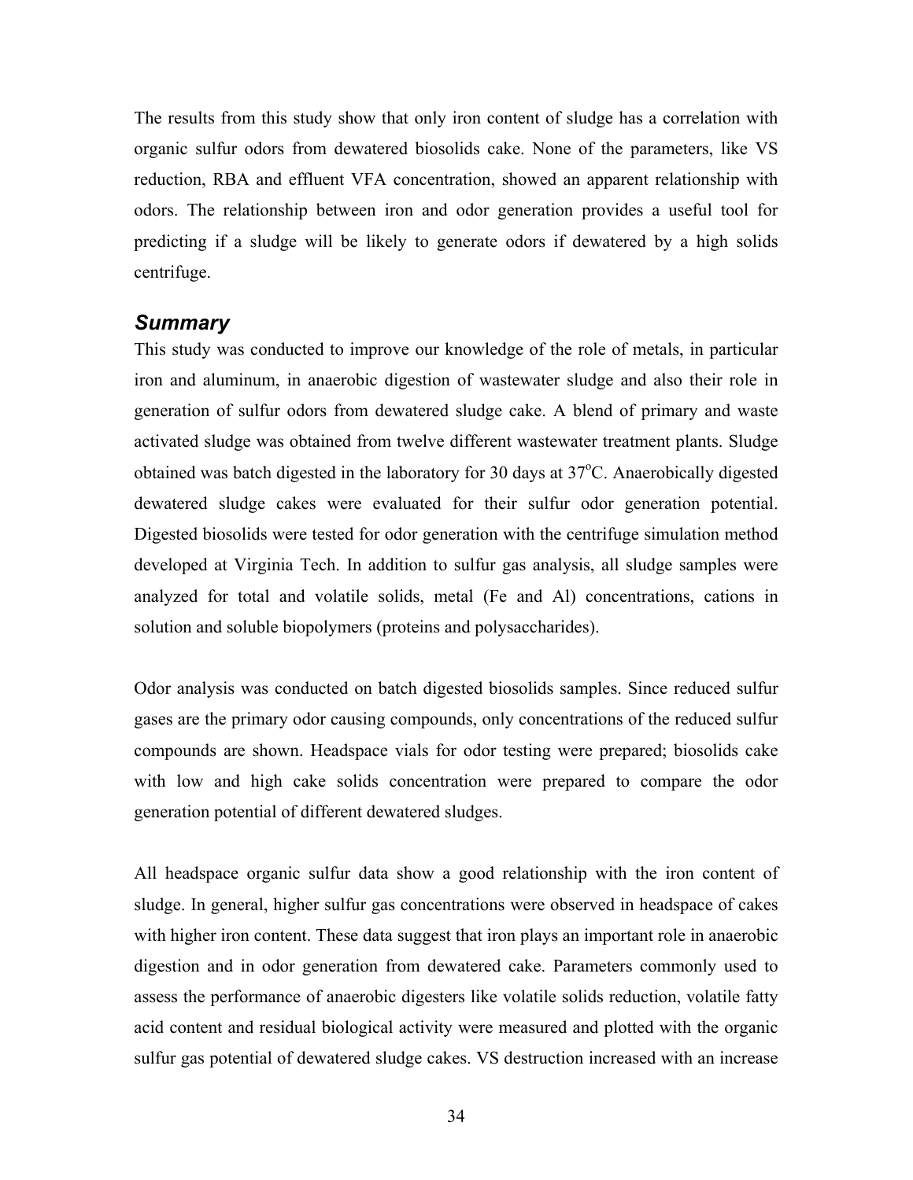The results from this study show that only iron content of sludge has a correlation with organic sulfur odors from dewatered biosolids cake. None of the parameters, like VS reduction, RBA and effluent VFA concentration, showed an apparent relationship with odors. The relationship between iron and odor generation provides a useful tool for predicting if a sludge will be likely to generate odors if dewatered by a high solids centrifuge.

### *Summary*

This study was conducted to improve our knowledge of the role of metals, in particular iron and aluminum, in anaerobic digestion of wastewater sludge and also their role in generation of sulfur odors from dewatered sludge cake. A blend of primary and waste activated sludge was obtained from twelve different wastewater treatment plants. Sludge obtained was batch digested in the laboratory for 30 days at $37^{o}C$. Anaerobically digested dewatered sludge cakes were evaluated for their sulfur odor generation potential. Digested biosolids were tested for odor generation with the centrifuge simulation method developed at Virginia Tech. In addition to sulfur gas analysis, all sludge samples were analyzed for total and volatile solids, metal (Fe and Al) concentrations, cations in solution and soluble biopolymers (proteins and polysaccharides).

Odor analysis was conducted on batch digested biosolids samples. Since reduced sulfur gases are the primary odor causing compounds, only concentrations of the reduced sulfur compounds are shown. Headspace vials for odor testing were prepared; biosolids cake with low and high cake solids concentration were prepared to compare the odor generation potential of different dewatered sludges.

All headspace organic sulfur data show a good relationship with the iron content of sludge. In general, higher sulfur gas concentrations were observed in headspace of cakes with higher iron content. These data suggest that iron plays an important role in anaerobic digestion and in odor generation from dewatered cake. Parameters commonly used to assess the performance of anaerobic digesters like volatile solids reduction, volatile fatty acid content and residual biological activity were measured and plotted with the organic sulfur gas potential of dewatered sludge cakes. VS destruction increased with an increase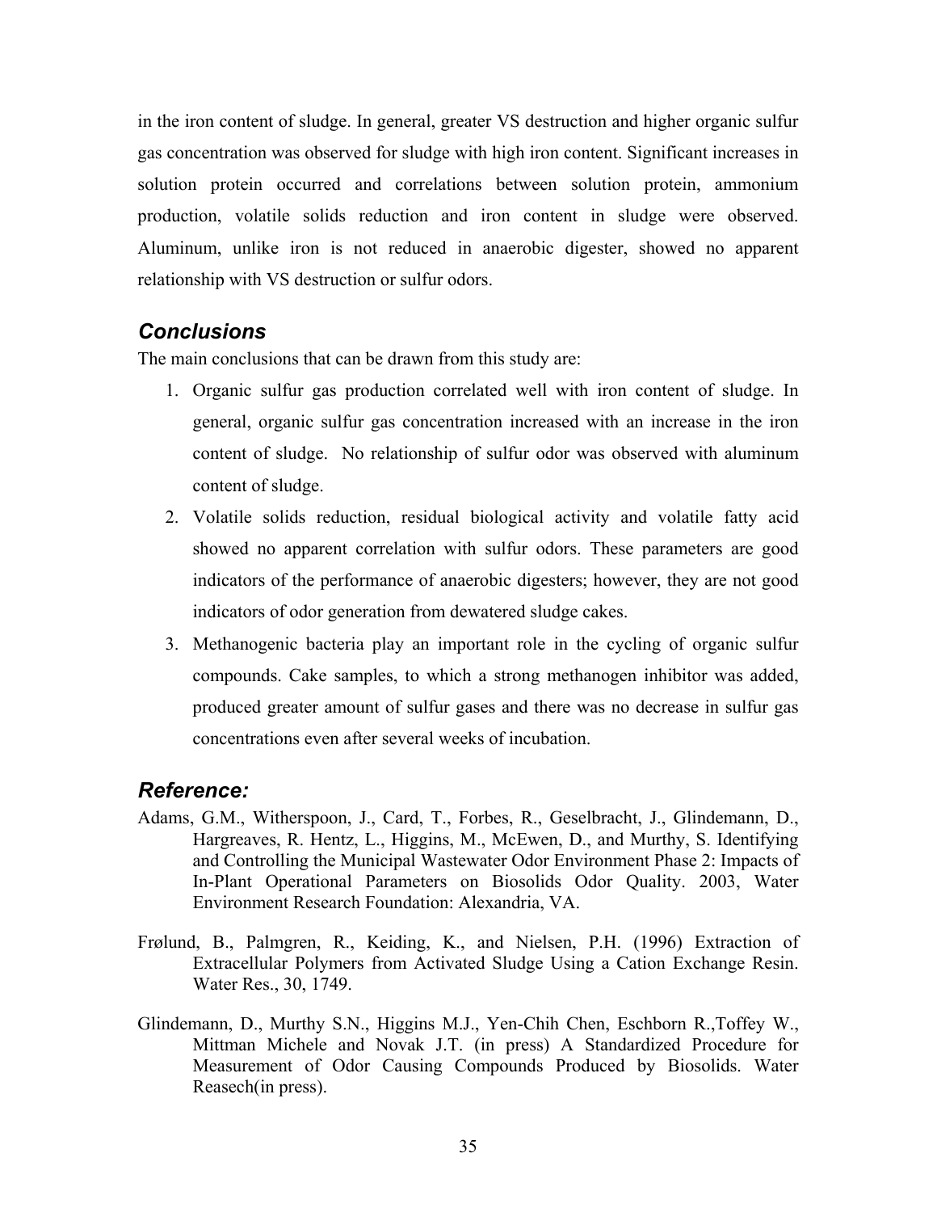in the iron content of sludge. In general, greater VS destruction and higher organic sulfur gas concentration was observed for sludge with high iron content. Significant increases in solution protein occurred and correlations between solution protein, ammonium production, volatile solids reduction and iron content in sludge were observed. Aluminum, unlike iron is not reduced in anaerobic digester, showed no apparent relationship with VS destruction or sulfur odors.

## *Conclusions*

The main conclusions that can be drawn from this study are:

1. Organic sulfur gas production correlated well with iron content of sludge. In general, organic sulfur gas concentration increased with an increase in the iron content of sludge. No relationship of sulfur odor was observed with aluminum content of sludge.
2. Volatile solids reduction, residual biological activity and volatile fatty acid showed no apparent correlation with sulfur odors. These parameters are good indicators of the performance of anaerobic digesters; however, they are not good indicators of odor generation from dewatered sludge cakes.
3. Methanogenic bacteria play an important role in the cycling of organic sulfur compounds. Cake samples, to which a strong methanogen inhibitor was added, produced greater amount of sulfur gases and there was no decrease in sulfur gas concentrations even after several weeks of incubation.

## *Reference:*

Adams, G.M., Witherspoon, J., Card, T., Forbes, R., Geselbracht, J., Glindemann, D., Hargreaves, R. Hentz, L., Higgins, M., McEwen, D., and Murthy, S. Identifying and Controlling the Municipal Wastewater Odor Environment Phase 2: Impacts of In-Plant Operational Parameters on Biosolids Odor Quality. 2003, Water Environment Research Foundation: Alexandria, VA.

Frølund, B., Palmgren, R., Keiding, K., and Nielsen, P.H. (1996) Extraction of Extracellular Polymers from Activated Sludge Using a Cation Exchange Resin. Water Res., 30, 1749.

Glindemann, D., Murthy S.N., Higgins M.J., Yen-Chih Chen, Eschborn R.,Toffey W., Mittman Michele and Novak J.T. (in press) A Standardized Procedure for Measurement of Odor Causing Compounds Produced by Biosolids. Water Reasech(in press).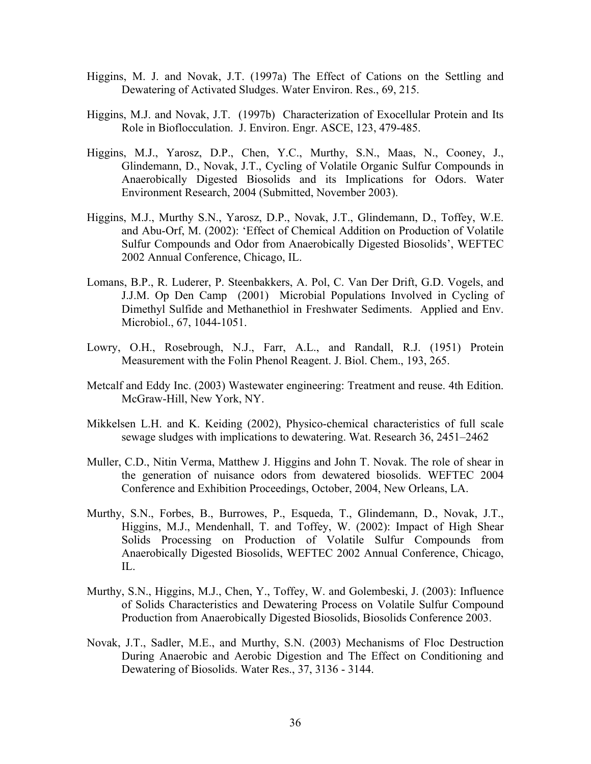Higgins, M. J. and Novak, J.T. (1997a) The Effect of Cations on the Settling and Dewatering of Activated Sludges. Water Environ. Res., 69, 215.

Higgins, M.J. and Novak, J.T. (1997b) Characterization of Exocellular Protein and Its Role in Bioflocculation. J. Environ. Engr. ASCE, 123, 479-485.

Higgins, M.J., Yarosz, D.P., Chen, Y.C., Murthy, S.N., Maas, N., Cooney, J., Glindemann, D., Novak, J.T., Cycling of Volatile Organic Sulfur Compounds in Anaerobically Digested Biosolids and its Implications for Odors. Water Environment Research, 2004 (Submitted, November 2003).

Higgins, M.J., Murthy S.N., Yarosz, D.P., Novak, J.T., Glindemann, D., Toffey, W.E. and Abu-Orf, M. (2002): 'Effect of Chemical Addition on Production of Volatile Sulfur Compounds and Odor from Anaerobically Digested Biosolids', WEFTEC 2002 Annual Conference, Chicago, IL.

Lomans, B.P., R. Luderer, P. Steenbakkers, A. Pol, C. Van Der Drift, G.D. Vogels, and J.J.M. Op Den Camp (2001) Microbial Populations Involved in Cycling of Dimethyl Sulfide and Methanethiol in Freshwater Sediments. Applied and Env. Microbiol., 67, 1044-1051.

Lowry, O.H., Rosebrough, N.J., Farr, A.L., and Randall, R.J. (1951) Protein Measurement with the Folin Phenol Reagent. J. Biol. Chem., 193, 265.

Metcalf and Eddy Inc. (2003) Wastewater engineering: Treatment and reuse. 4th Edition. McGraw-Hill, New York, NY.

Mikkelsen L.H. and K. Keiding (2002), Physico-chemical characteristics of full scale sewage sludges with implications to dewatering. Wat. Research 36, 2451–2462

Muller, C.D., Nitin Verma, Matthew J. Higgins and John T. Novak. The role of shear in the generation of nuisance odors from dewatered biosolids. WEFTEC 2004 Conference and Exhibition Proceedings, October, 2004, New Orleans, LA.

Murthy, S.N., Forbes, B., Burrowes, P., Esqueda, T., Glindemann, D., Novak, J.T., Higgins, M.J., Mendenhall, T. and Toffey, W. (2002): Impact of High Shear Solids Processing on Production of Volatile Sulfur Compounds from Anaerobically Digested Biosolids, WEFTEC 2002 Annual Conference, Chicago, IL.

Murthy, S.N., Higgins, M.J., Chen, Y., Toffey, W. and Golembeski, J. (2003): Influence of Solids Characteristics and Dewatering Process on Volatile Sulfur Compound Production from Anaerobically Digested Biosolids, Biosolids Conference 2003.

Novak, J.T., Sadler, M.E., and Murthy, S.N. (2003) Mechanisms of Floc Destruction During Anaerobic and Aerobic Digestion and The Effect on Conditioning and Dewatering of Biosolids. Water Res., 37, 3136 - 3144.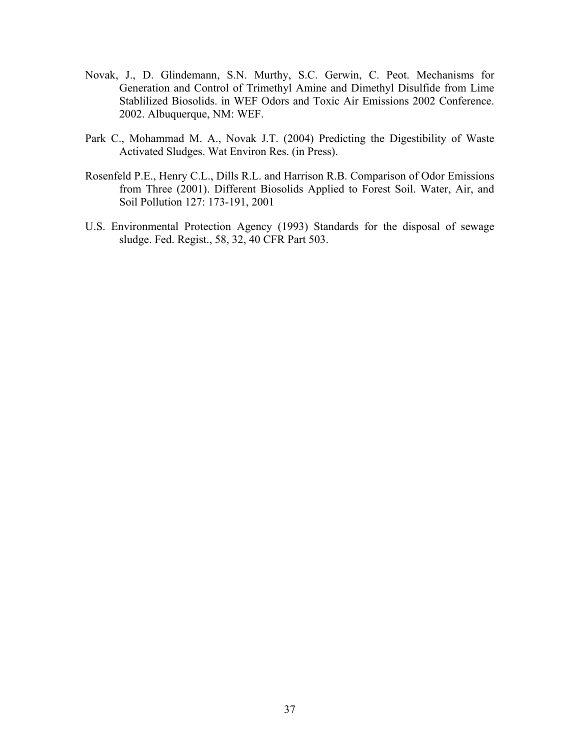Novak, J., D. Glindemann, S.N. Murthy, S.C. Gerwin, C. Peot. Mechanisms for Generation and Control of Trimethyl Amine and Dimethyl Disulfide from Lime Stablilized Biosolids. in WEF Odors and Toxic Air Emissions 2002 Conference. 2002. Albuquerque, NM: WEF.

Park C., Mohammad M. A., Novak J.T. (2004) Predicting the Digestibility of Waste Activated Sludges. Wat Environ Res. (in Press).

Rosenfeld P.E., Henry C.L., Dills R.L. and Harrison R.B. Comparison of Odor Emissions from Three (2001). Different Biosolids Applied to Forest Soil. Water, Air, and Soil Pollution 127: 173-191, 2001

U.S. Environmental Protection Agency (1993) Standards for the disposal of sewage sludge. Fed. Regist., 58, 32, 40 CFR Part 503.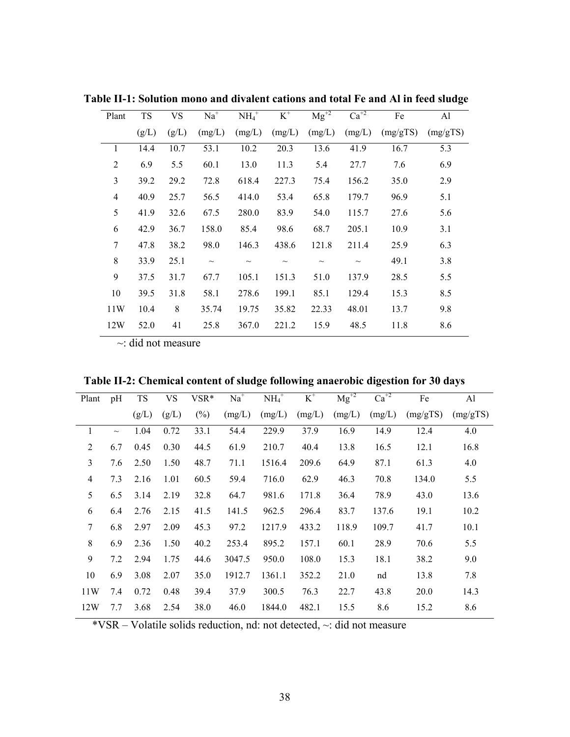**Table II-1: Solution mono and divalent cations and total Fe and Al in feed sludge**

| Plant | TS (g/L) | VS (g/L) | $Na^+$ (mg/L) | $NH_4^+$ (mg/L) | $K^+$ (mg/L) | $Mg^{+2}$ (mg/L) | $Ca^{+2}$ (mg/L) | Fe (mg/gTS) | Al (mg/gTS) |
|---|---|---|---|---|---|---|---|---|---|
| 1 | 14.4 | 10.7 | 53.1 | 10.2 | 20.3 | 13.6 | 41.9 | 16.7 | 5.3 |
| 2 | 6.9 | 5.5 | 60.1 | 13.0 | 11.3 | 5.4 | 27.7 | 7.6 | 6.9 |
| 3 | 39.2 | 29.2 | 72.8 | 618.4 | 227.3 | 75.4 | 156.2 | 35.0 | 2.9 |
| 4 | 40.9 | 25.7 | 56.5 | 414.0 | 53.4 | 65.8 | 179.7 | 96.9 | 5.1 |
| 5 | 41.9 | 32.6 | 67.5 | 280.0 | 83.9 | 54.0 | 115.7 | 27.6 | 5.6 |
| 6 | 42.9 | 36.7 | 158.0 | 85.4 | 98.6 | 68.7 | 205.1 | 10.9 | 3.1 |
| 7 | 47.8 | 38.2 | 98.0 | 146.3 | 438.6 | 121.8 | 211.4 | 25.9 | 6.3 |
| 8 | 33.9 | 25.1 | ~ | ~ | ~ | ~ | ~ | 49.1 | 3.8 |
| 9 | 37.5 | 31.7 | 67.7 | 105.1 | 151.3 | 51.0 | 137.9 | 28.5 | 5.5 |
| 10 | 39.5 | 31.8 | 58.1 | 278.6 | 199.1 | 85.1 | 129.4 | 15.3 | 8.5 |
| 11W | 10.4 | 8 | 35.74 | 19.75 | 35.82 | 22.33 | 48.01 | 13.7 | 9.8 |
| 12W | 52.0 | 41 | 25.8 | 367.0 | 221.2 | 15.9 | 48.5 | 11.8 | 8.6 |

~: did not measure

**Table II-2: Chemical content of sludge following anaerobic digestion for 30 days**

| Plant | pH | TS (g/L) | VS (g/L) | VSR* (%) | $Na^+$ (mg/L) | $NH_4^+$ (mg/L) | $K^+$ (mg/L) | $Mg^{+2}$ (mg/L) | $Ca^{+2}$ (mg/L) | Fe (mg/gTS) | Al (mg/gTS) |
|---|---|---|---|---|---|---|---|---|---|---|---|
| 1 | ~ | 1.04 | 0.72 | 33.1 | 54.4 | 229.9 | 37.9 | 16.9 | 14.9 | 12.4 | 4.0 |
| 2 | 6.7 | 0.45 | 0.30 | 44.5 | 61.9 | 210.7 | 40.4 | 13.8 | 16.5 | 12.1 | 16.8 |
| 3 | 7.6 | 2.50 | 1.50 | 48.7 | 71.1 | 1516.4 | 209.6 | 64.9 | 87.1 | 61.3 | 4.0 |
| 4 | 7.3 | 2.16 | 1.01 | 60.5 | 59.4 | 716.0 | 62.9 | 46.3 | 70.8 | 134.0 | 5.5 |
| 5 | 6.5 | 3.14 | 2.19 | 32.8 | 64.7 | 981.6 | 171.8 | 36.4 | 78.9 | 43.0 | 13.6 |
| 6 | 6.4 | 2.76 | 2.15 | 41.5 | 141.5 | 962.5 | 296.4 | 83.7 | 137.6 | 19.1 | 10.2 |
| 7 | 6.8 | 2.97 | 2.09 | 45.3 | 97.2 | 1217.9 | 433.2 | 118.9 | 109.7 | 41.7 | 10.1 |
| 8 | 6.9 | 2.36 | 1.50 | 40.2 | 253.4 | 895.2 | 157.1 | 60.1 | 28.9 | 70.6 | 5.5 |
| 9 | 7.2 | 2.94 | 1.75 | 44.6 | 3047.5 | 950.0 | 108.0 | 15.3 | 18.1 | 38.2 | 9.0 |
| 10 | 6.9 | 3.08 | 2.07 | 35.0 | 1912.7 | 1361.1 | 352.2 | 21.0 | nd | 13.8 | 7.8 |
| 11W | 7.4 | 0.72 | 0.48 | 39.4 | 37.9 | 300.5 | 76.3 | 22.7 | 43.8 | 20.0 | 14.3 |
| 12W | 7.7 | 3.68 | 2.54 | 38.0 | 46.0 | 1844.0 | 482.1 | 15.5 | 8.6 | 15.2 | 8.6 |

*VSR – Volatile solids reduction, nd: not detected, ~: did not measure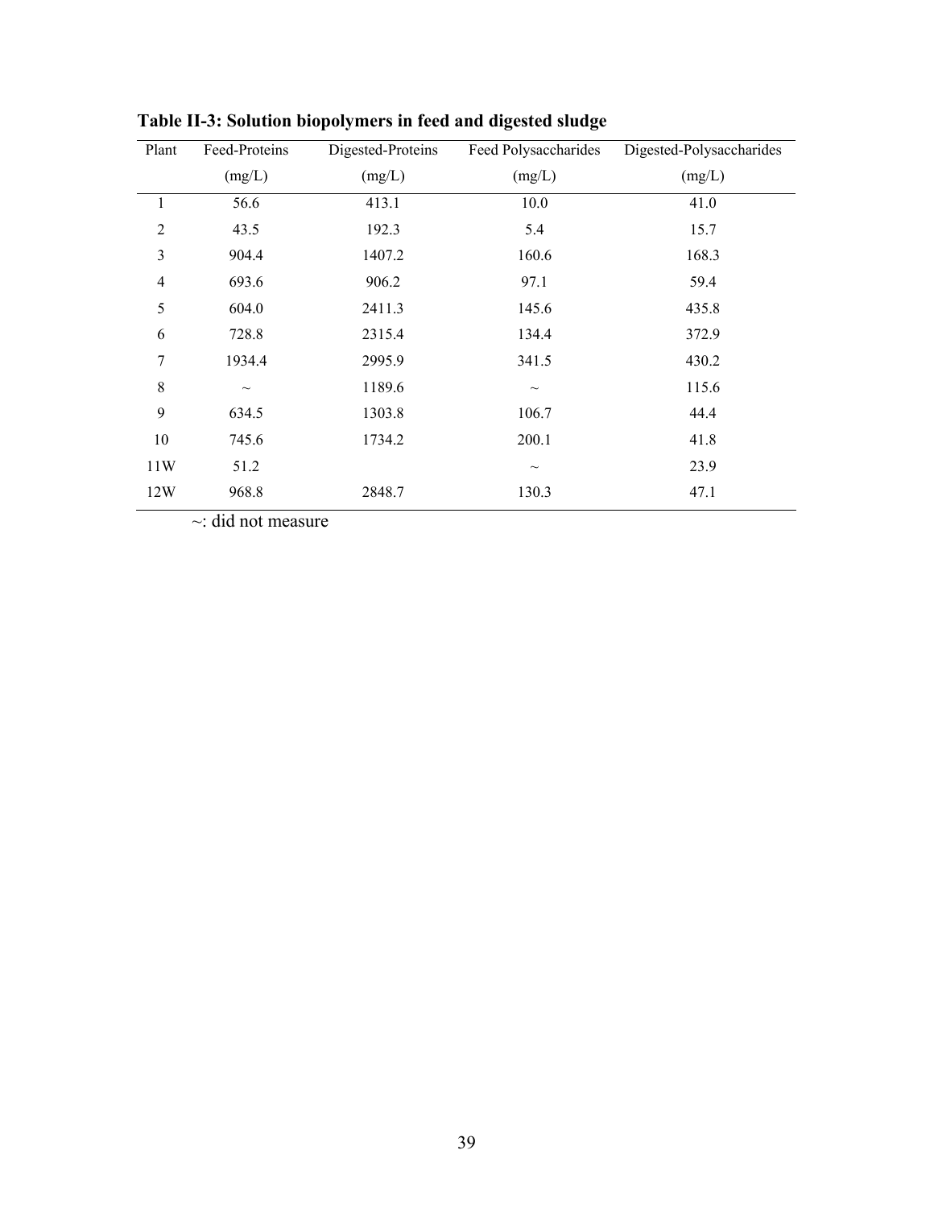**Table II-3: Solution biopolymers in feed and digested sludge**

| Plant | Feed-Proteins (mg/L) | Digested-Proteins (mg/L) | Feed Polysaccharides (mg/L) | Digested-Polysaccharides (mg/L) |
|---|---|---|---|---|
| 1 | 56.6 | 413.1 | 10.0 | 41.0 |
| 2 | 43.5 | 192.3 | 5.4 | 15.7 |
| 3 | 904.4 | 1407.2 | 160.6 | 168.3 |
| 4 | 693.6 | 906.2 | 97.1 | 59.4 |
| 5 | 604.0 | 2411.3 | 145.6 | 435.8 |
| 6 | 728.8 | 2315.4 | 134.4 | 372.9 |
| 7 | 1934.4 | 2995.9 | 341.5 | 430.2 |
| 8 | ~ | 1189.6 | ~ | 115.6 |
| 9 | 634.5 | 1303.8 | 106.7 | 44.4 |
| 10 | 745.6 | 1734.2 | 200.1 | 41.8 |
| 11W | 51.2 | | ~ | 23.9 |
| 12W | 968.8 | 2848.7 | 130.3 | 47.1 |

~: did not measure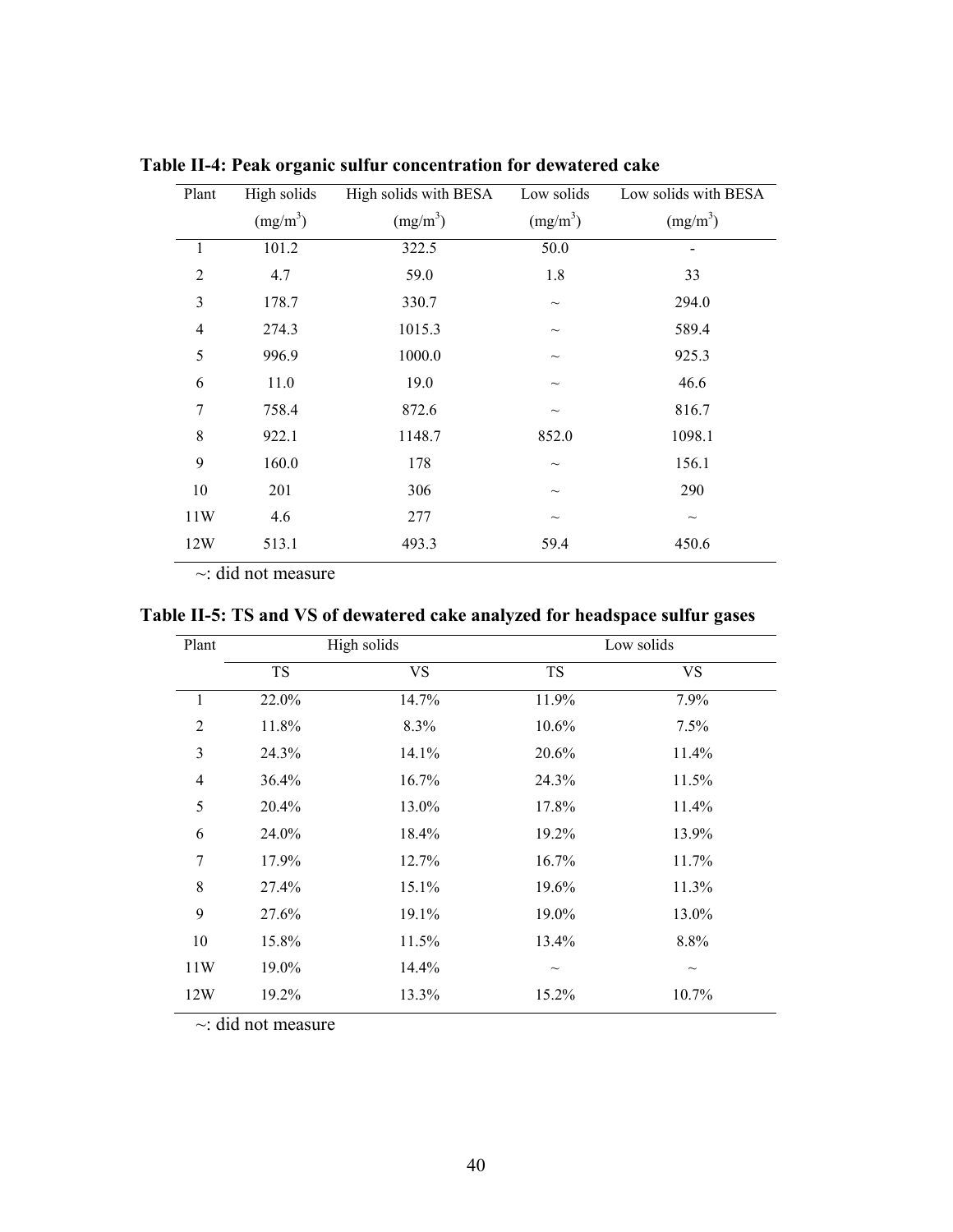**Table II-4: Peak organic sulfur concentration for dewatered cake**

| Plant | High solids ($mg/m^3$) | High solids with BESA ($mg/m^3$) | Low solids ($mg/m^3$) | Low solids with BESA ($mg/m^3$) |
|---|---|---|---|---|
| 1 | 101.2 | 322.5 | 50.0 | - |
| 2 | 4.7 | 59.0 | 1.8 | 33 |
| 3 | 178.7 | 330.7 | ~ | 294.0 |
| 4 | 274.3 | 1015.3 | ~ | 589.4 |
| 5 | 996.9 | 1000.0 | ~ | 925.3 |
| 6 | 11.0 | 19.0 | ~ | 46.6 |
| 7 | 758.4 | 872.6 | ~ | 816.7 |
| 8 | 922.1 | 1148.7 | 852.0 | 1098.1 |
| 9 | 160.0 | 178 | ~ | 156.1 |
| 10 | 201 | 306 | ~ | 290 |
| 11W | 4.6 | 277 | ~ | ~ |
| 12W | 513.1 | 493.3 | 59.4 | 450.6 |

~: did not measure

**Table II-5: TS and VS of dewatered cake analyzed for headspace sulfur gases**

| Plant | High solids | | Low solids | |
|---|---|---|---|---|
| | TS | VS | TS | VS |
| 1 | 22.0% | 14.7% | 11.9% | 7.9% |
| 2 | 11.8% | 8.3% | 10.6% | 7.5% |
| 3 | 24.3% | 14.1% | 20.6% | 11.4% |
| 4 | 36.4% | 16.7% | 24.3% | 11.5% |
| 5 | 20.4% | 13.0% | 17.8% | 11.4% |
| 6 | 24.0% | 18.4% | 19.2% | 13.9% |
| 7 | 17.9% | 12.7% | 16.7% | 11.7% |
| 8 | 27.4% | 15.1% | 19.6% | 11.3% |
| 9 | 27.6% | 19.1% | 19.0% | 13.0% |
| 10 | 15.8% | 11.5% | 13.4% | 8.8% |
| 11W | 19.0% | 14.4% | ~ | ~ |
| 12W | 19.2% | 13.3% | 15.2% | 10.7% |

~: did not measure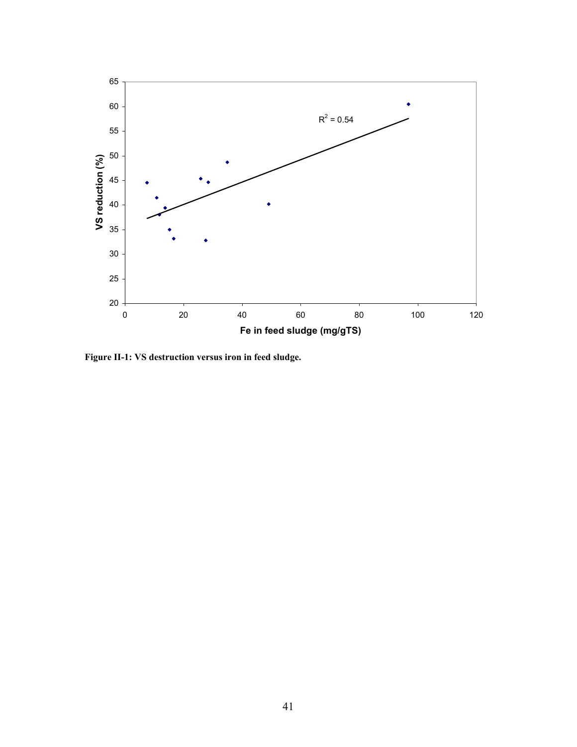**Figure II-1: VS destruction versus iron in feed sludge.**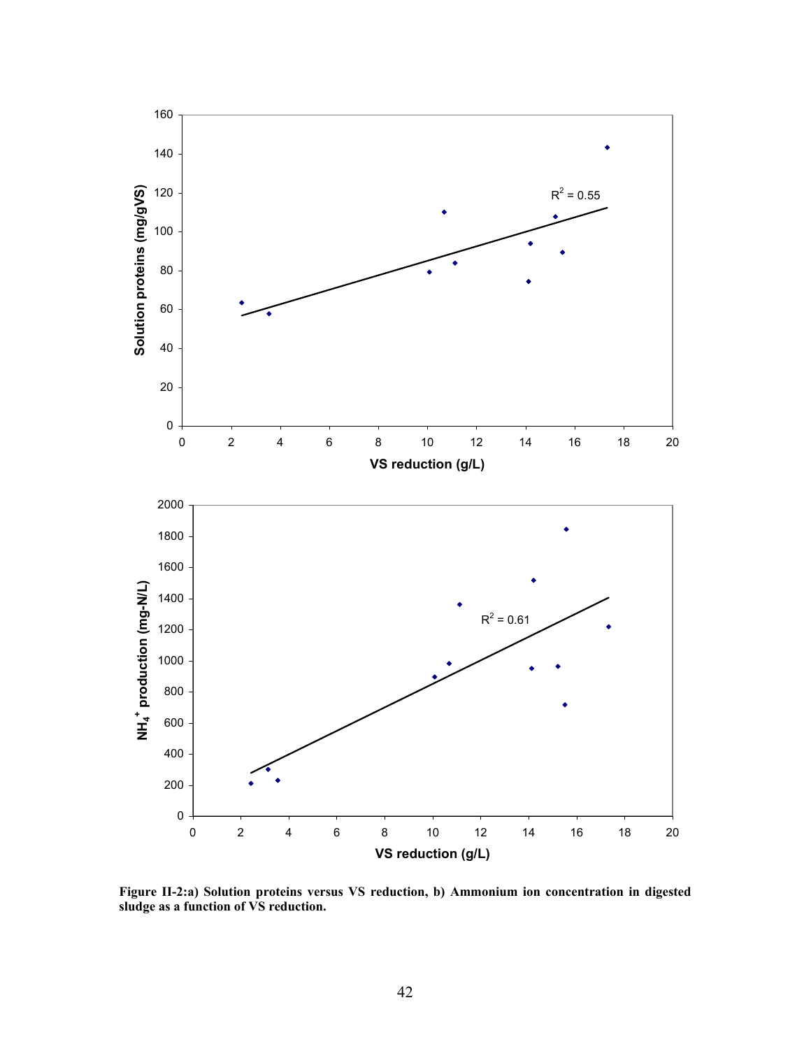**Figure II-2:a) Solution proteins versus VS reduction, b) Ammonium ion concentration in digested sludge as a function of VS reduction.**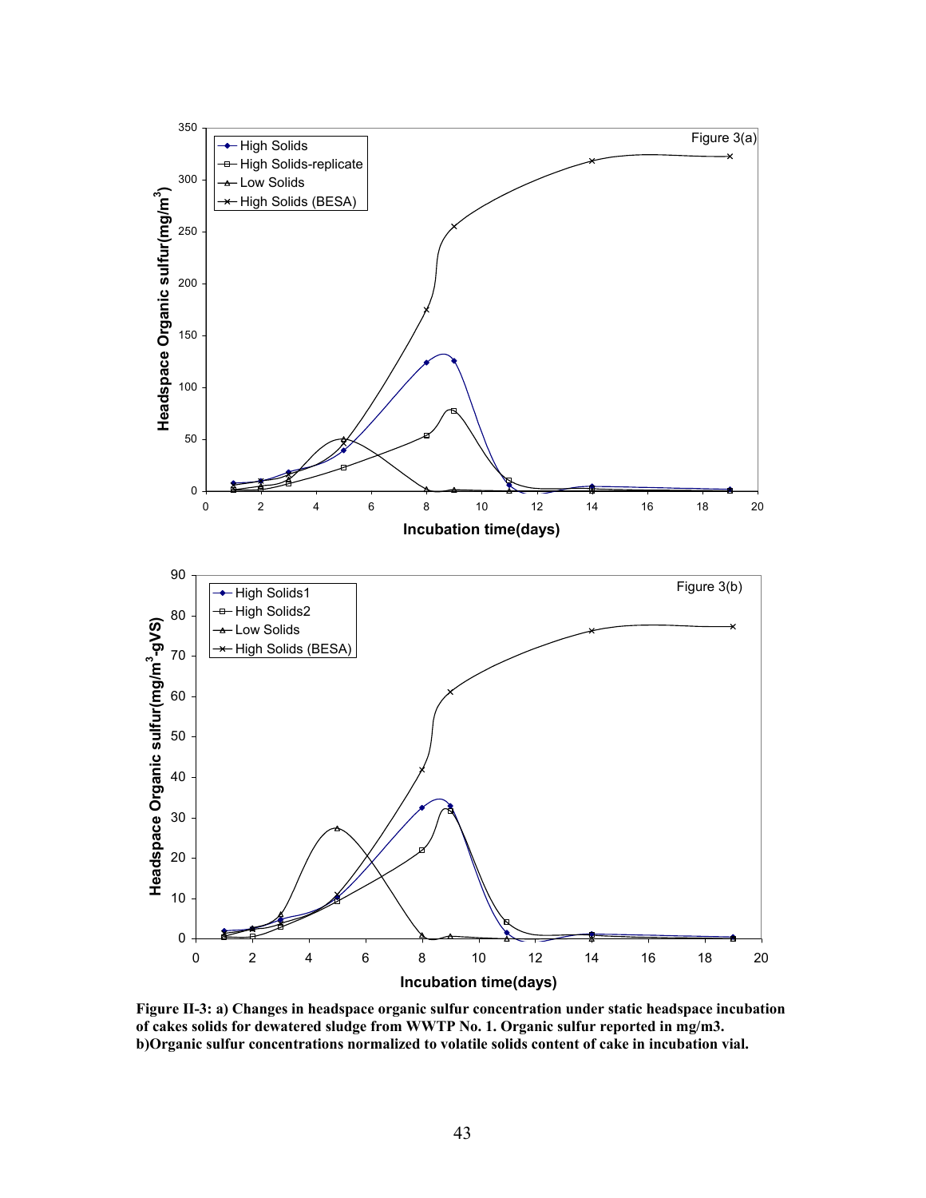**Figure II-3: a) Changes in headspace organic sulfur concentration under static headspace incubation of cakes solids for dewatered sludge from WWTP No. 1. Organic sulfur reported in mg/m3. b)Organic sulfur concentrations normalized to volatile solids content of cake in incubation vial.**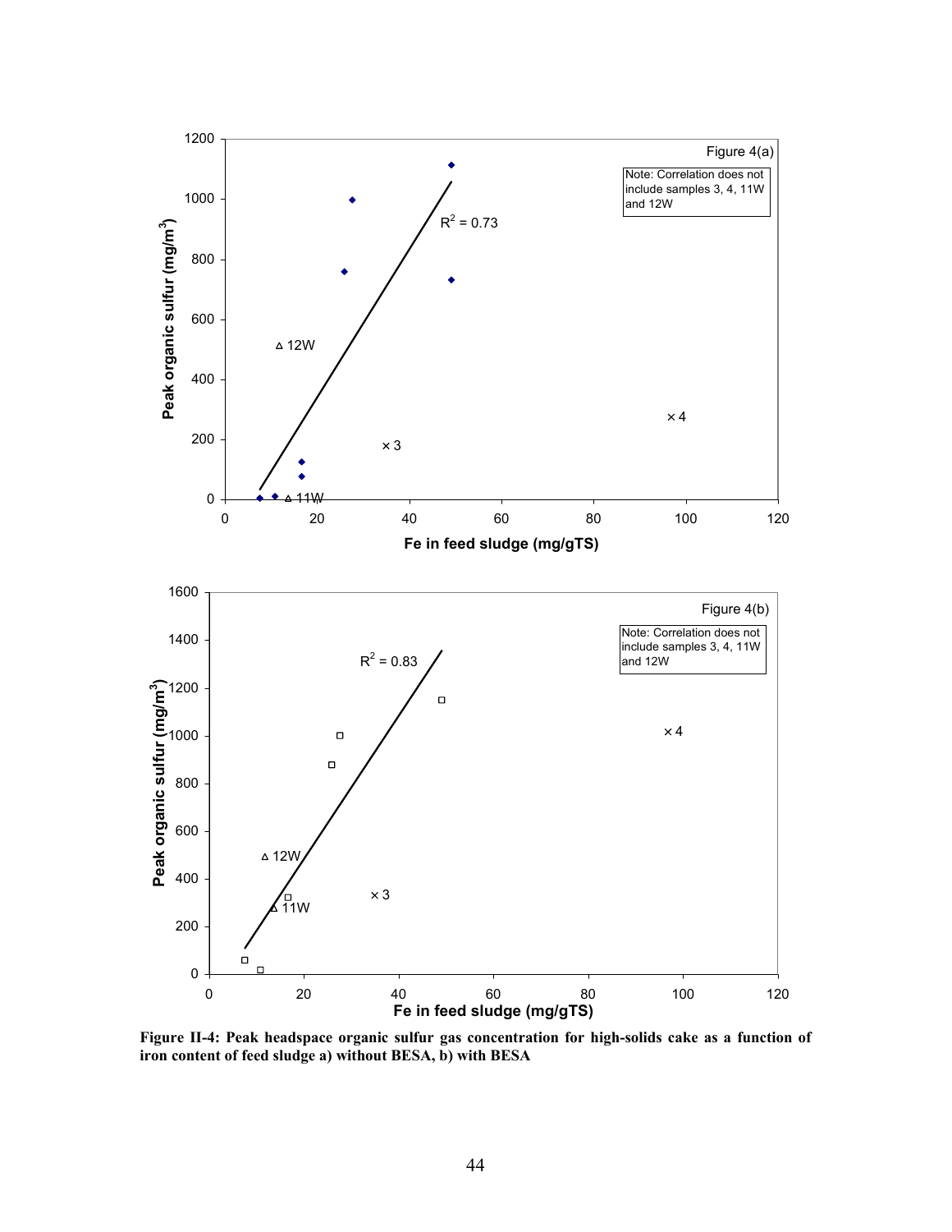Figure II-4: Peak headspace organic sulfur gas concentration for high-solids cake as a function of iron content of feed sludge a) without BESA, b) with BESA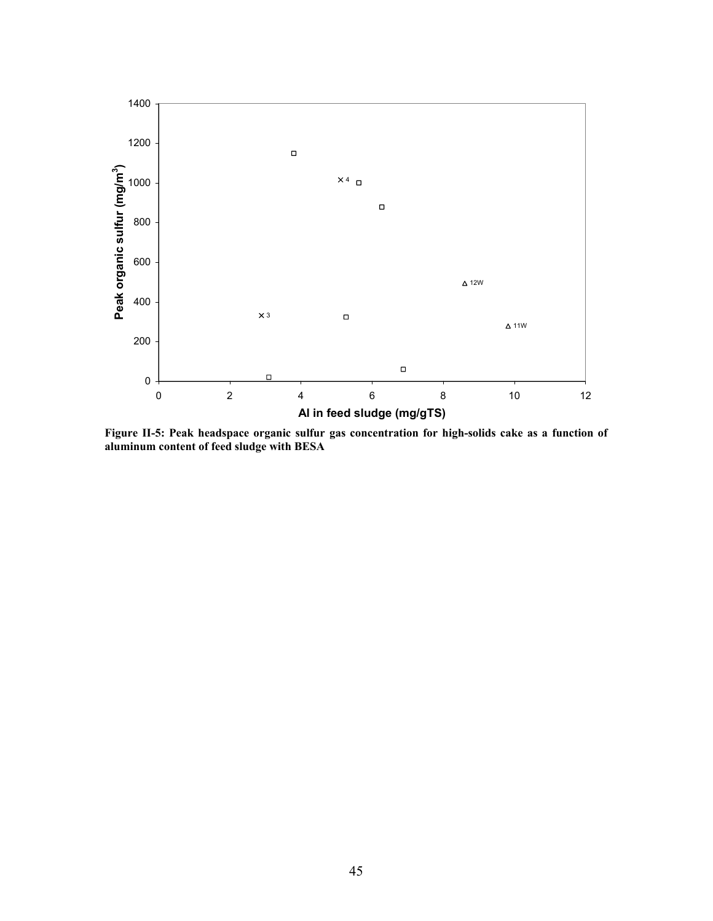Figure II-5: Peak headspace organic sulfur gas concentration for high-solids cake as a function of aluminum content of feed sludge with BESA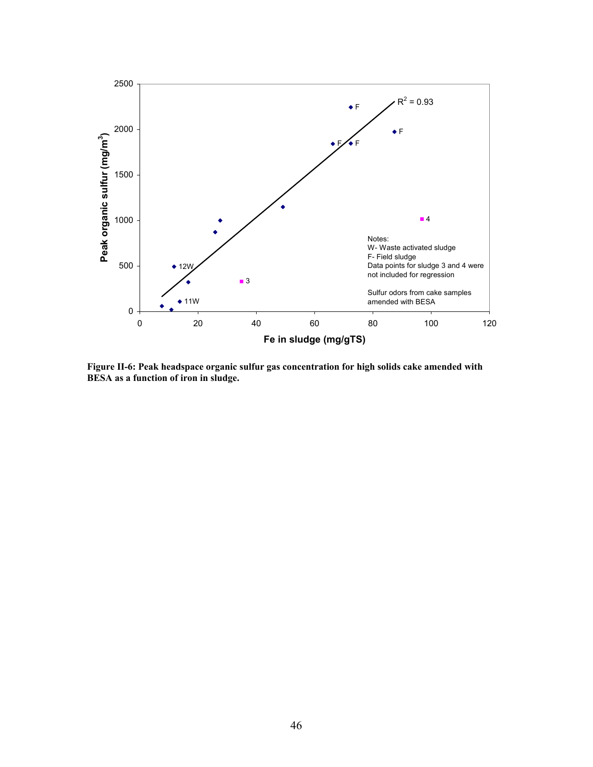Figure II-6: Peak headspace organic sulfur gas concentration for high solids cake amended with BESA as a function of iron in sludge.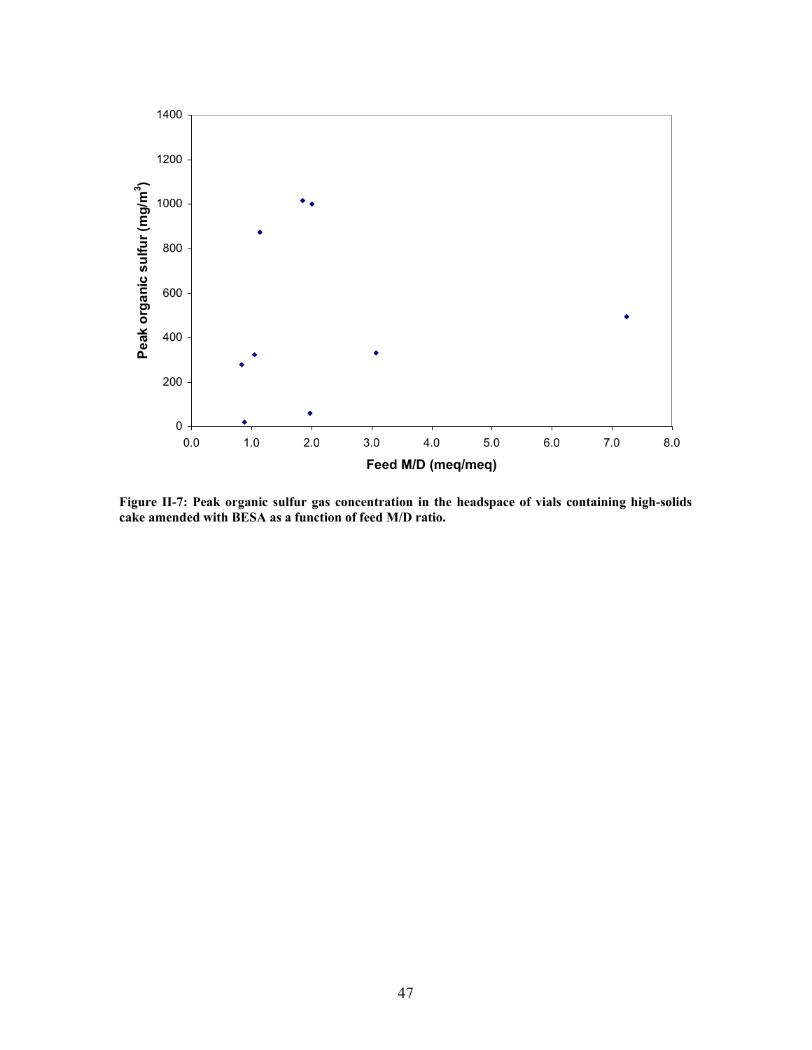Figure II-7: Peak organic sulfur gas concentration in the headspace of vials containing high-solids cake amended with BESA as a function of feed M/D ratio.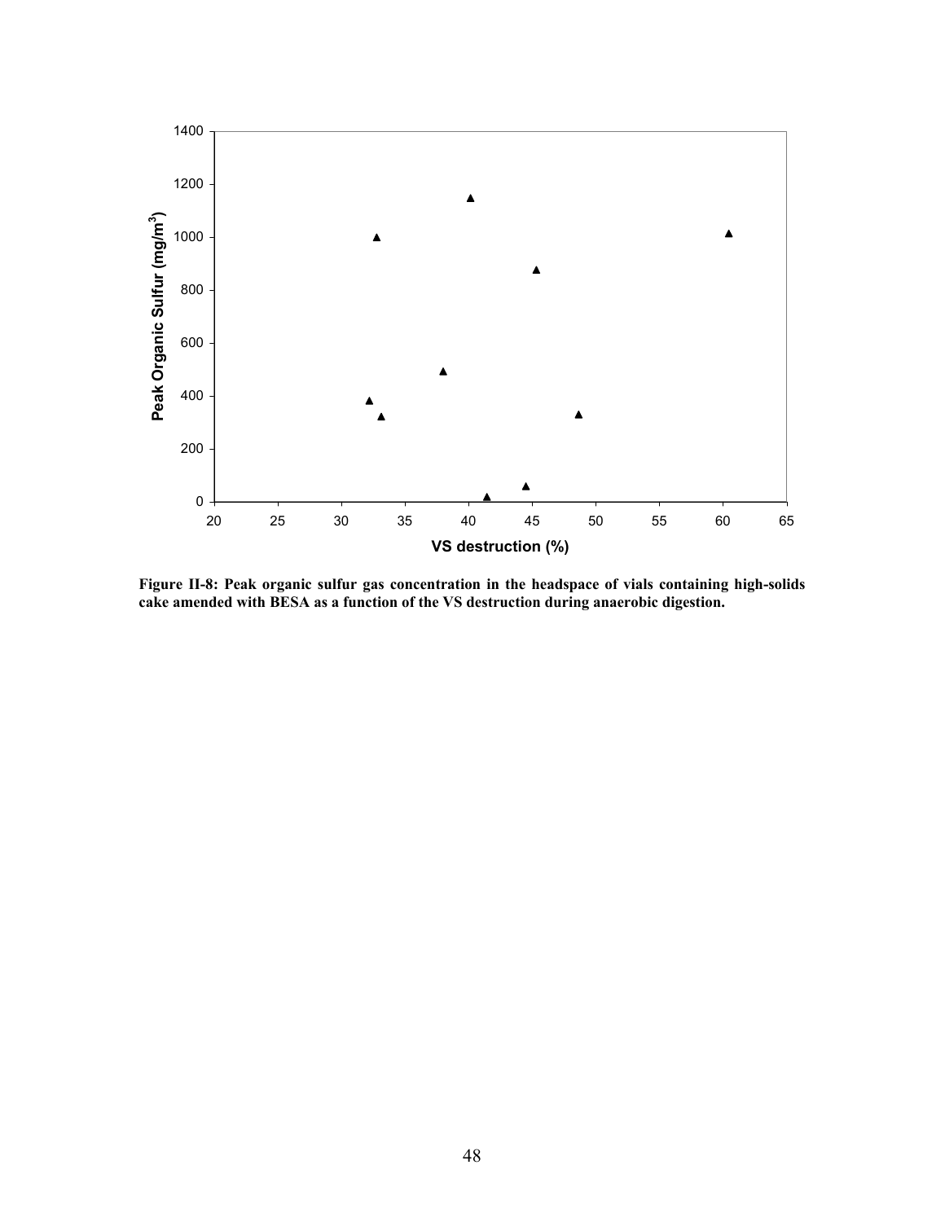**Figure II-8: Peak organic sulfur gas concentration in the headspace of vials containing high-solids cake amended with BESA as a function of the VS destruction during anaerobic digestion.**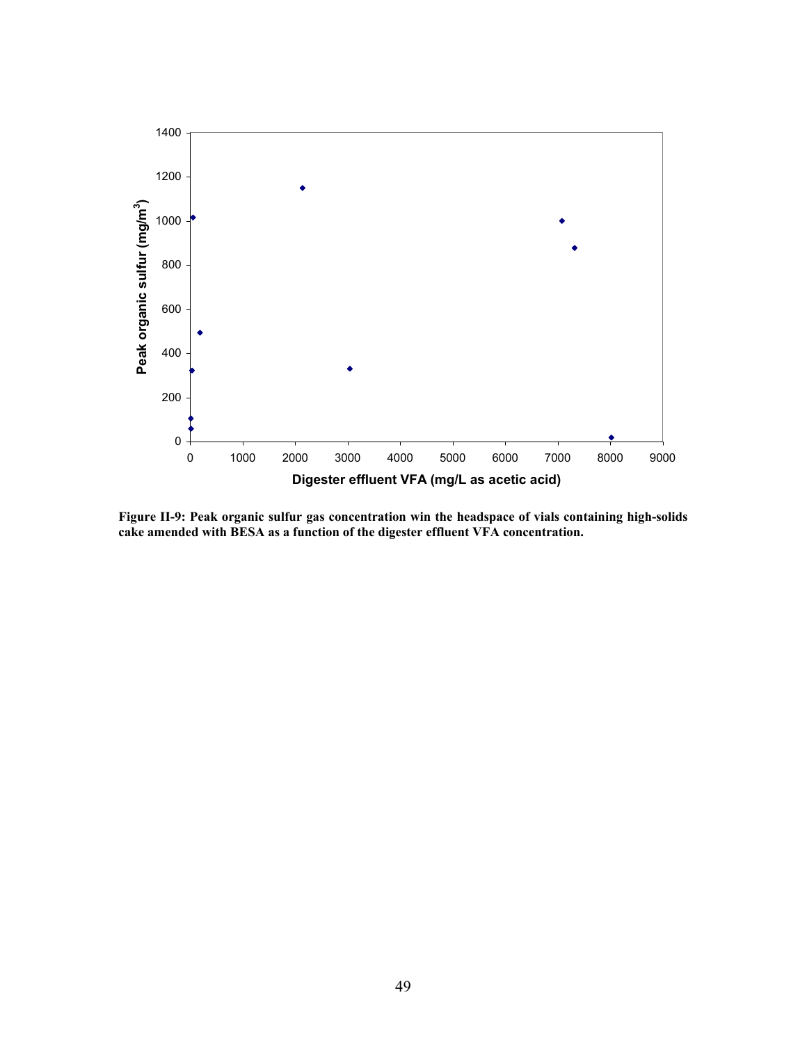**Figure II-9: Peak organic sulfur gas concentration win the headspace of vials containing high-solids cake amended with BESA as a function of the digester effluent VFA concentration.**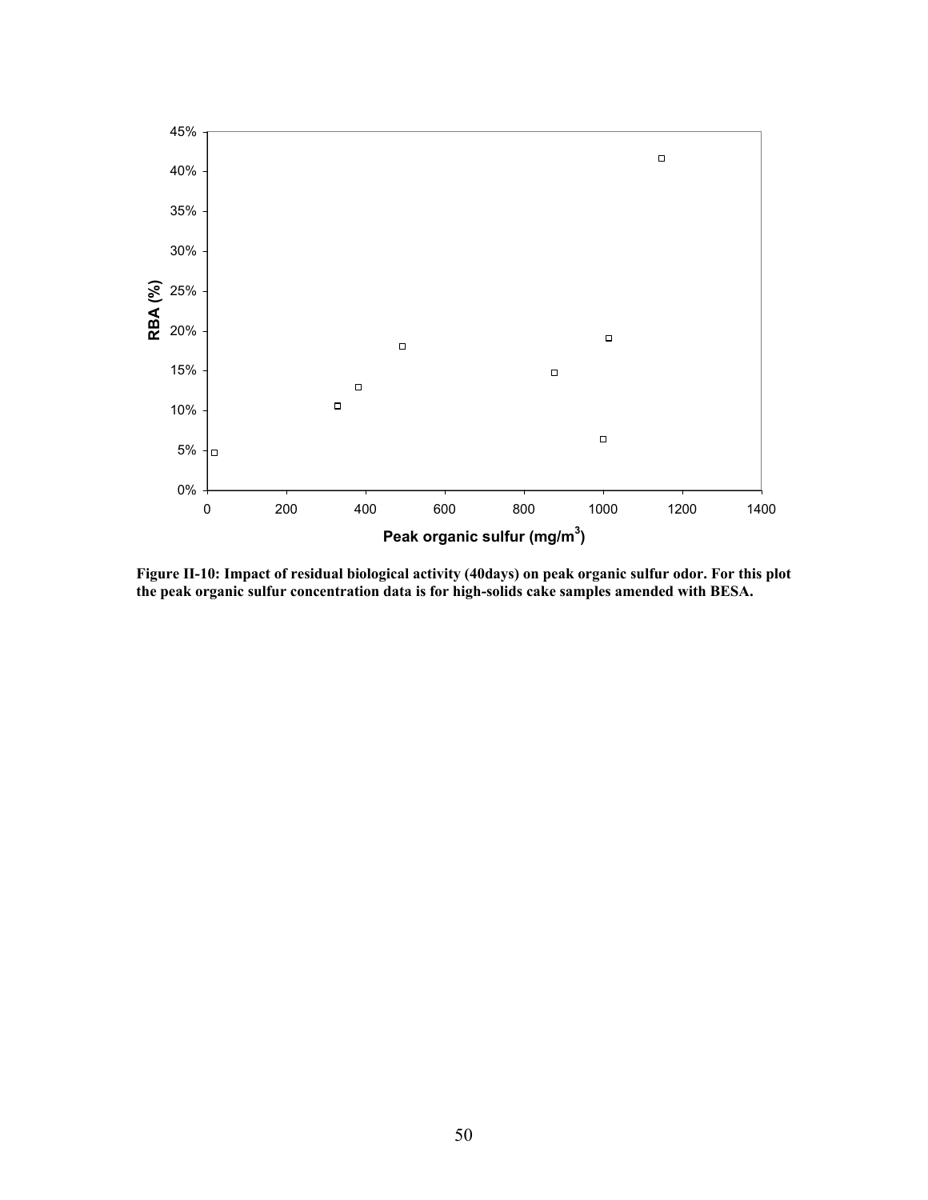**Figure II-10: Impact of residual biological activity (40days) on peak organic sulfur odor. For this plot the peak organic sulfur concentration data is for high-solids cake samples amended with BESA.**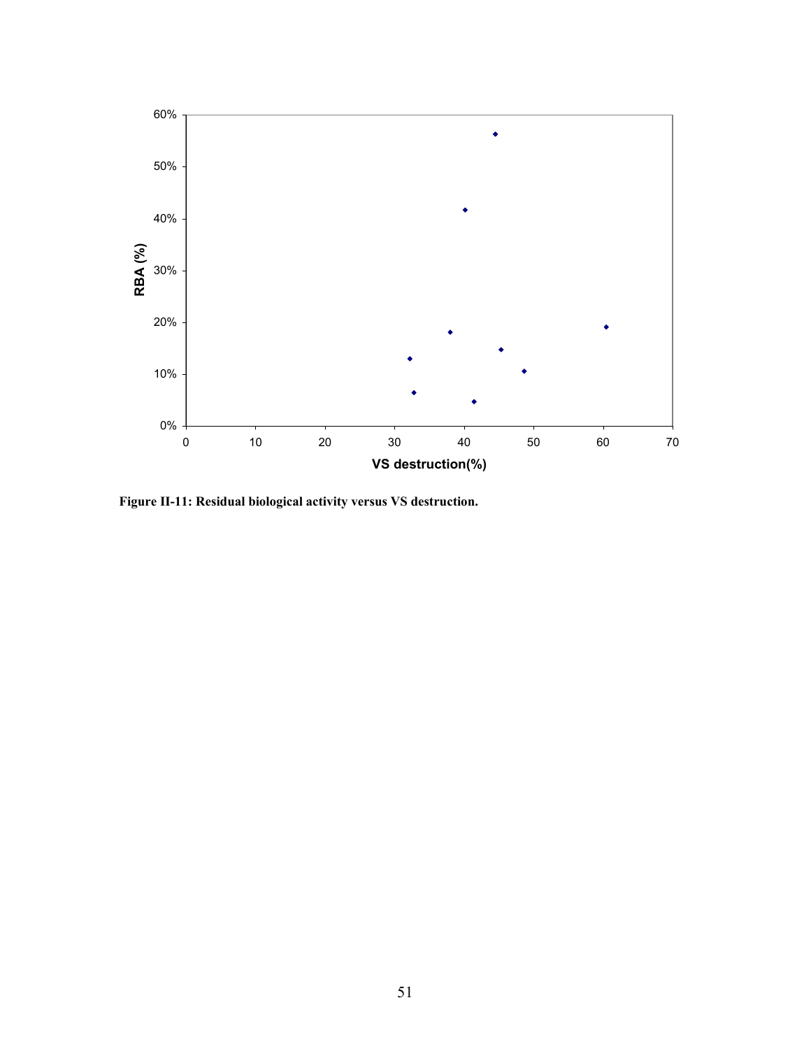Figure II-11: Residual biological activity versus VS destruction.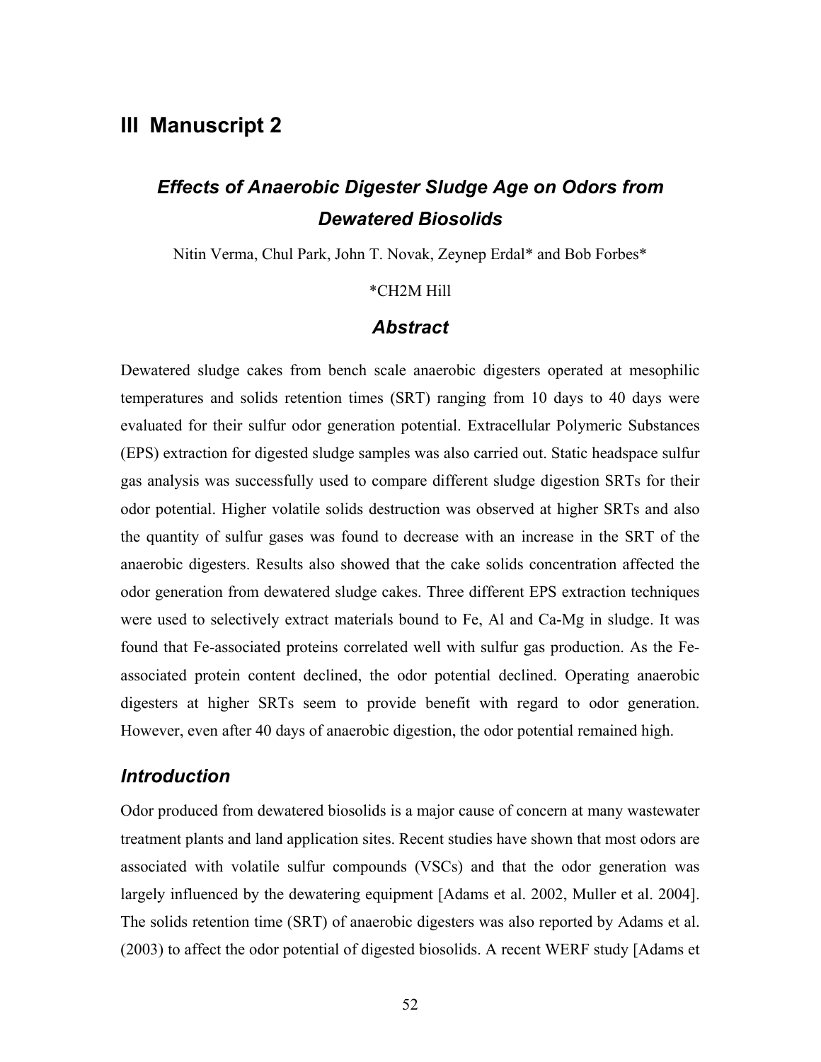# III Manuscript 2

## *Effects of Anaerobic Digester Sludge Age on Odors from Dewatered Biosolids*

Nitin Verma, Chul Park, John T. Novak, Zeynep Erdal* and Bob Forbes*

*CH2M Hill

## *Abstract*

Dewatered sludge cakes from bench scale anaerobic digesters operated at mesophilic temperatures and solids retention times (SRT) ranging from 10 days to 40 days were evaluated for their sulfur odor generation potential. Extracellular Polymeric Substances (EPS) extraction for digested sludge samples was also carried out. Static headspace sulfur gas analysis was successfully used to compare different sludge digestion SRTs for their odor potential. Higher volatile solids destruction was observed at higher SRTs and also the quantity of sulfur gases was found to decrease with an increase in the SRT of the anaerobic digesters. Results also showed that the cake solids concentration affected the odor generation from dewatered sludge cakes. Three different EPS extraction techniques were used to selectively extract materials bound to Fe, Al and Ca-Mg in sludge. It was found that Fe-associated proteins correlated well with sulfur gas production. As the Fe-associated protein content declined, the odor potential declined. Operating anaerobic digesters at higher SRTs seem to provide benefit with regard to odor generation. However, even after 40 days of anaerobic digestion, the odor potential remained high.

## *Introduction*

Odor produced from dewatered biosolids is a major cause of concern at many wastewater treatment plants and land application sites. Recent studies have shown that most odors are associated with volatile sulfur compounds (VSCs) and that the odor generation was largely influenced by the dewatering equipment [Adams et al. 2002, Muller et al. 2004]. The solids retention time (SRT) of anaerobic digesters was also reported by Adams et al. (2003) to affect the odor potential of digested biosolids. A recent WERF study [Adams et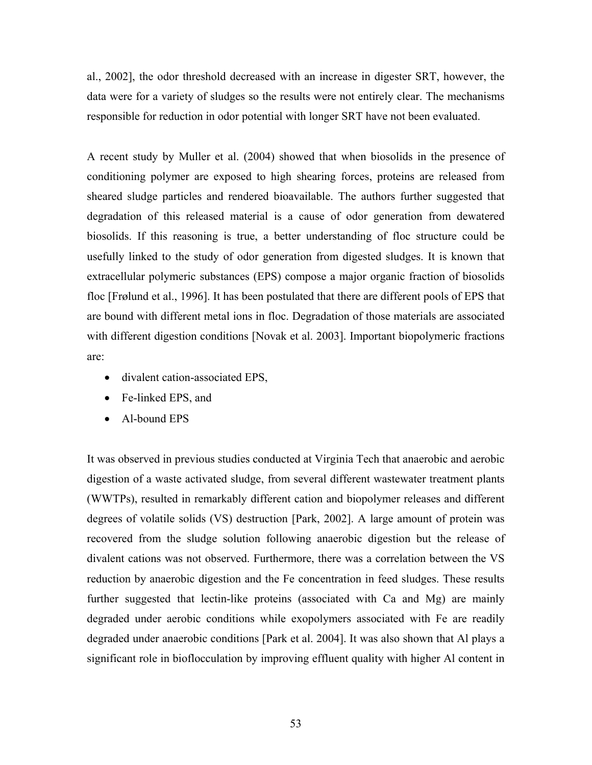al., 2002], the odor threshold decreased with an increase in digester SRT, however, the data were for a variety of sludges so the results were not entirely clear. The mechanisms responsible for reduction in odor potential with longer SRT have not been evaluated.

A recent study by Muller et al. (2004) showed that when biosolids in the presence of conditioning polymer are exposed to high shearing forces, proteins are released from sheared sludge particles and rendered bioavailable. The authors further suggested that degradation of this released material is a cause of odor generation from dewatered biosolids. If this reasoning is true, a better understanding of floc structure could be usefully linked to the study of odor generation from digested sludges. It is known that extracellular polymeric substances (EPS) compose a major organic fraction of biosolids floc [Frølund et al., 1996]. It has been postulated that there are different pools of EPS that are bound with different metal ions in floc. Degradation of those materials are associated with different digestion conditions [Novak et al. 2003]. Important biopolymeric fractions are:

- divalent cation-associated EPS,
- Fe-linked EPS, and
- Al-bound EPS

It was observed in previous studies conducted at Virginia Tech that anaerobic and aerobic digestion of a waste activated sludge, from several different wastewater treatment plants (WWTPs), resulted in remarkably different cation and biopolymer releases and different degrees of volatile solids (VS) destruction [Park, 2002]. A large amount of protein was recovered from the sludge solution following anaerobic digestion but the release of divalent cations was not observed. Furthermore, there was a correlation between the VS reduction by anaerobic digestion and the Fe concentration in feed sludges. These results further suggested that lectin-like proteins (associated with Ca and Mg) are mainly degraded under aerobic conditions while exopolymers associated with Fe are readily degraded under anaerobic conditions [Park et al. 2004]. It was also shown that Al plays a significant role in bioflocculation by improving effluent quality with higher Al content in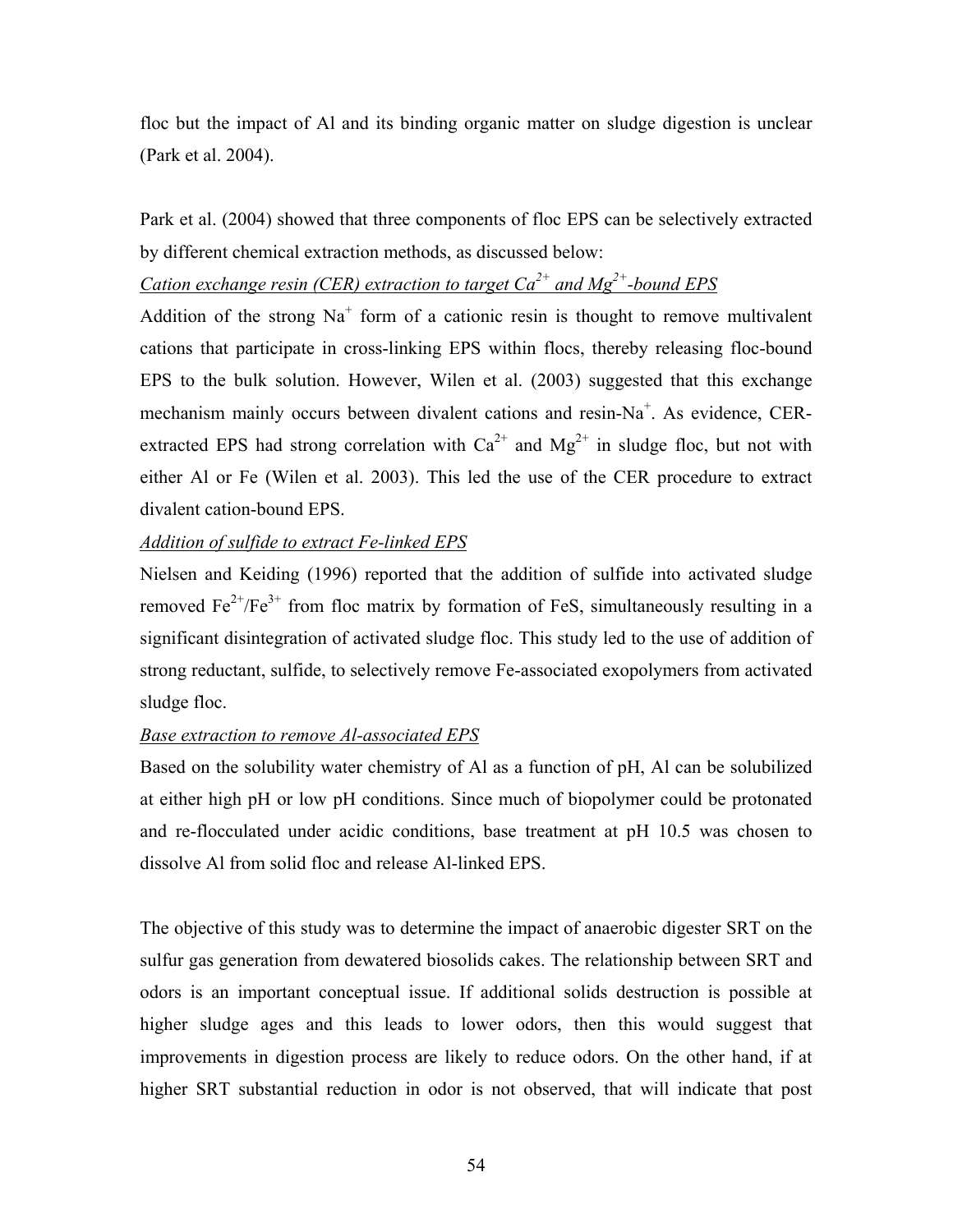floc but the impact of Al and its binding organic matter on sludge digestion is unclear (Park et al. 2004).

Park et al. (2004) showed that three components of floc EPS can be selectively extracted by different chemical extraction methods, as discussed below:

*Cation exchange resin (CER) extraction to target $Ca^{2+}$ and $Mg^{2+}$-bound EPS*

Addition of the strong $Na^{+}$ form of a cationic resin is thought to remove multivalent cations that participate in cross-linking EPS within flocs, thereby releasing floc-bound EPS to the bulk solution. However, Wilen et al. (2003) suggested that this exchange mechanism mainly occurs between divalent cations and resin-$Na^{+}$. As evidence, CER-extracted EPS had strong correlation with $Ca^{2+}$ and $Mg^{2+}$ in sludge floc, but not with either Al or Fe (Wilen et al. 2003). This led the use of the CER procedure to extract divalent cation-bound EPS.

*Addition of sulfide to extract Fe-linked EPS*

Nielsen and Keiding (1996) reported that the addition of sulfide into activated sludge removed $Fe^{2+}$/$Fe^{3+}$ from floc matrix by formation of FeS, simultaneously resulting in a significant disintegration of activated sludge floc. This study led to the use of addition of strong reductant, sulfide, to selectively remove Fe-associated exopolymers from activated sludge floc.

*Base extraction to remove Al-associated EPS*

Based on the solubility water chemistry of Al as a function of pH, Al can be solubilized at either high pH or low pH conditions. Since much of biopolymer could be protonated and re-flocculated under acidic conditions, base treatment at pH 10.5 was chosen to dissolve Al from solid floc and release Al-linked EPS.

The objective of this study was to determine the impact of anaerobic digester SRT on the sulfur gas generation from dewatered biosolids cakes. The relationship between SRT and odors is an important conceptual issue. If additional solids destruction is possible at higher sludge ages and this leads to lower odors, then this would suggest that improvements in digestion process are likely to reduce odors. On the other hand, if at higher SRT substantial reduction in odor is not observed, that will indicate that post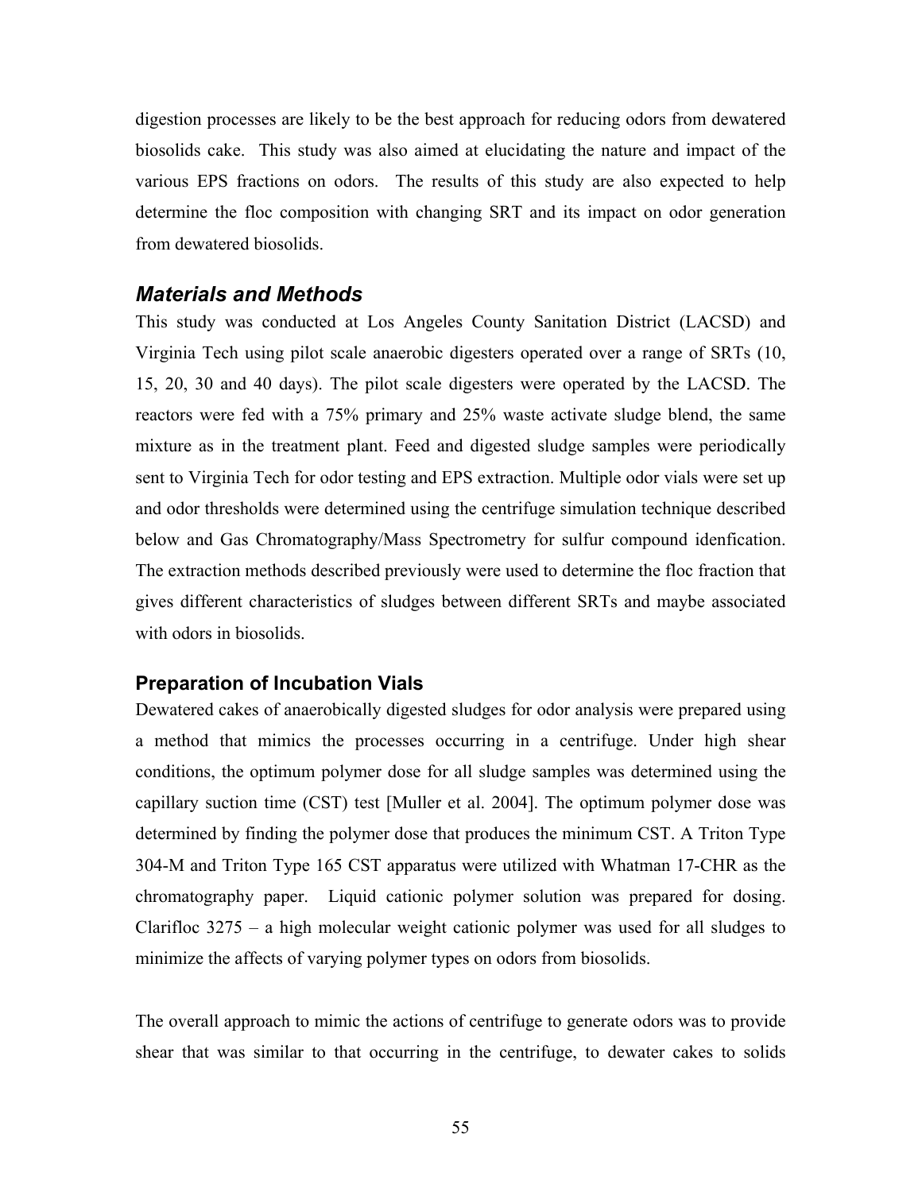digestion processes are likely to be the best approach for reducing odors from dewatered biosolids cake. This study was also aimed at elucidating the nature and impact of the various EPS fractions on odors. The results of this study are also expected to help determine the floc composition with changing SRT and its impact on odor generation from dewatered biosolids.

## *Materials and Methods*

This study was conducted at Los Angeles County Sanitation District (LACSD) and Virginia Tech using pilot scale anaerobic digesters operated over a range of SRTs (10, 15, 20, 30 and 40 days). The pilot scale digesters were operated by the LACSD. The reactors were fed with a 75% primary and 25% waste activate sludge blend, the same mixture as in the treatment plant. Feed and digested sludge samples were periodically sent to Virginia Tech for odor testing and EPS extraction. Multiple odor vials were set up and odor thresholds were determined using the centrifuge simulation technique described below and Gas Chromatography/Mass Spectrometry for sulfur compound idenfication. The extraction methods described previously were used to determine the floc fraction that gives different characteristics of sludges between different SRTs and maybe associated with odors in biosolids.

### Preparation of Incubation Vials

Dewatered cakes of anaerobically digested sludges for odor analysis were prepared using a method that mimics the processes occurring in a centrifuge. Under high shear conditions, the optimum polymer dose for all sludge samples was determined using the capillary suction time (CST) test [Muller et al. 2004]. The optimum polymer dose was determined by finding the polymer dose that produces the minimum CST. A Triton Type 304-M and Triton Type 165 CST apparatus were utilized with Whatman 17-CHR as the chromatography paper. Liquid cationic polymer solution was prepared for dosing. Clarifloc 3275 – a high molecular weight cationic polymer was used for all sludges to minimize the affects of varying polymer types on odors from biosolids.

The overall approach to mimic the actions of centrifuge to generate odors was to provide shear that was similar to that occurring in the centrifuge, to dewater cakes to solids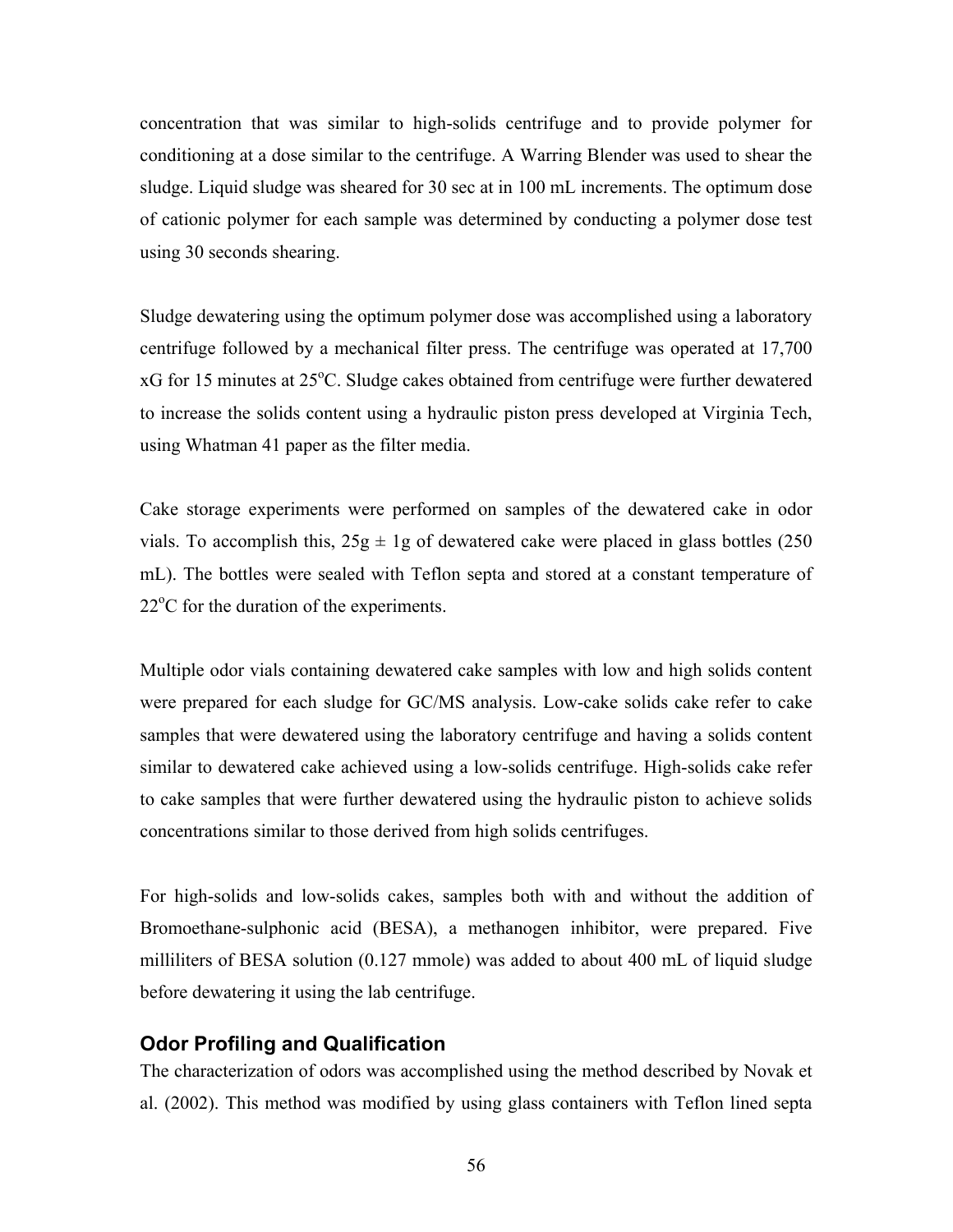concentration that was similar to high-solids centrifuge and to provide polymer for conditioning at a dose similar to the centrifuge. A Warring Blender was used to shear the sludge. Liquid sludge was sheared for 30 sec at in 100 mL increments. The optimum dose of cationic polymer for each sample was determined by conducting a polymer dose test using 30 seconds shearing.

Sludge dewatering using the optimum polymer dose was accomplished using a laboratory centrifuge followed by a mechanical filter press. The centrifuge was operated at 17,700 xG for 15 minutes at 25$^{o}$C. Sludge cakes obtained from centrifuge were further dewatered to increase the solids content using a hydraulic piston press developed at Virginia Tech, using Whatman 41 paper as the filter media.

Cake storage experiments were performed on samples of the dewatered cake in odor vials. To accomplish this, 25g ± 1g of dewatered cake were placed in glass bottles (250 mL). The bottles were sealed with Teflon septa and stored at a constant temperature of 22$^{o}$C for the duration of the experiments.

Multiple odor vials containing dewatered cake samples with low and high solids content were prepared for each sludge for GC/MS analysis. Low-cake solids cake refer to cake samples that were dewatered using the laboratory centrifuge and having a solids content similar to dewatered cake achieved using a low-solids centrifuge. High-solids cake refer to cake samples that were further dewatered using the hydraulic piston to achieve solids concentrations similar to those derived from high solids centrifuges.

For high-solids and low-solids cakes, samples both with and without the addition of Bromoethane-sulphonic acid (BESA), a methanogen inhibitor, were prepared. Five milliliters of BESA solution (0.127 mmole) was added to about 400 mL of liquid sludge before dewatering it using the lab centrifuge.

### Odor Profiling and Qualification

The characterization of odors was accomplished using the method described by Novak et al. (2002). This method was modified by using glass containers with Teflon lined septa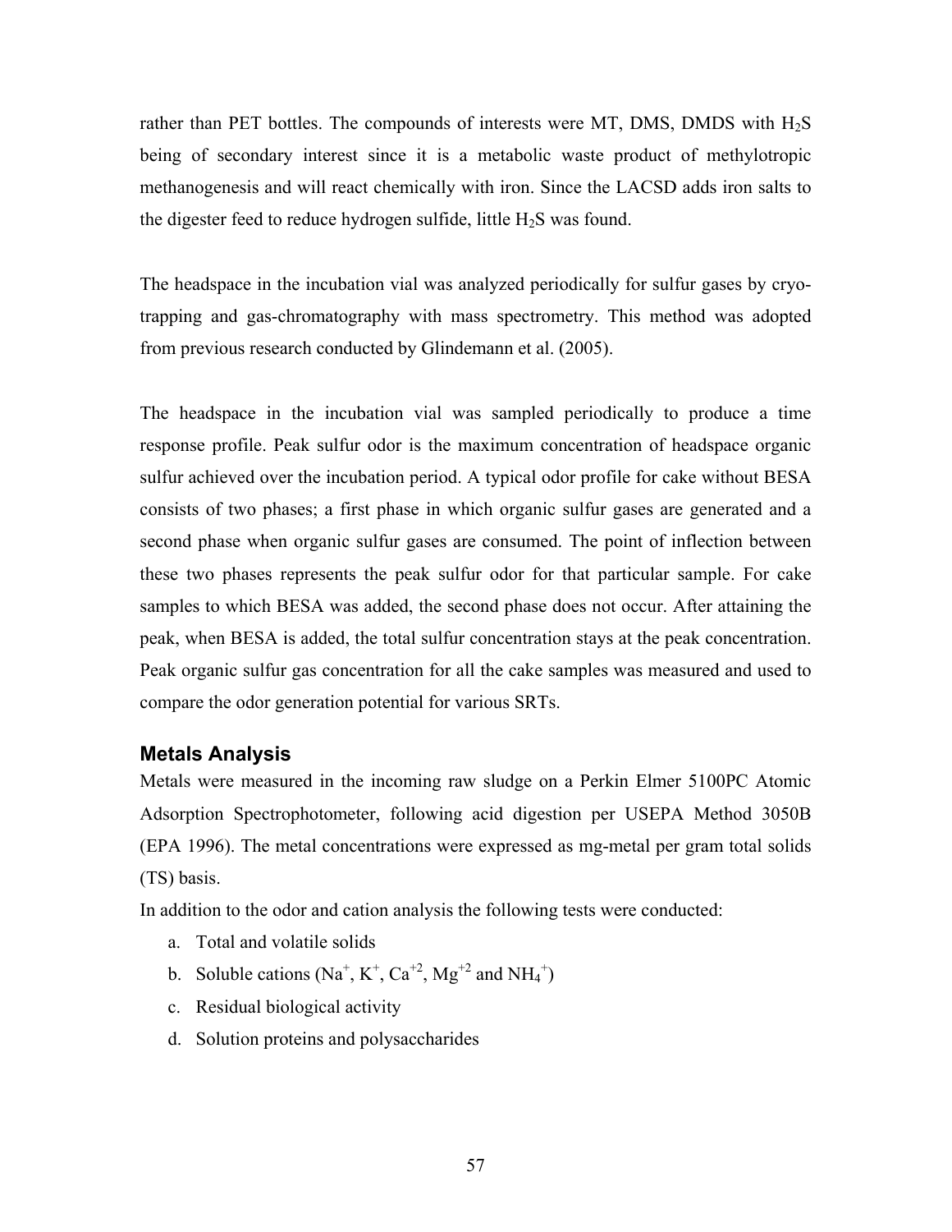rather than PET bottles. The compounds of interests were MT, DMS, DMDS with $H_2S$ being of secondary interest since it is a metabolic waste product of methylotropic methanogenesis and will react chemically with iron. Since the LACSD adds iron salts to the digester feed to reduce hydrogen sulfide, little $H_2S$ was found.

The headspace in the incubation vial was analyzed periodically for sulfur gases by cryo-trapping and gas-chromatography with mass spectrometry. This method was adopted from previous research conducted by Glindemann et al. (2005).

The headspace in the incubation vial was sampled periodically to produce a time response profile. Peak sulfur odor is the maximum concentration of headspace organic sulfur achieved over the incubation period. A typical odor profile for cake without BESA consists of two phases; a first phase in which organic sulfur gases are generated and a second phase when organic sulfur gases are consumed. The point of inflection between these two phases represents the peak sulfur odor for that particular sample. For cake samples to which BESA was added, the second phase does not occur. After attaining the peak, when BESA is added, the total sulfur concentration stays at the peak concentration. Peak organic sulfur gas concentration for all the cake samples was measured and used to compare the odor generation potential for various SRTs.

### Metals Analysis

Metals were measured in the incoming raw sludge on a Perkin Elmer 5100PC Atomic Adsorption Spectrophotometer, following acid digestion per USEPA Method 3050B (EPA 1996). The metal concentrations were expressed as mg-metal per gram total solids (TS) basis.

In addition to the odor and cation analysis the following tests were conducted:

a. Total and volatile solids
b. Soluble cations ($Na^{+}$, $K^{+}$, $Ca^{+2}$, $Mg^{+2}$ and $NH_4^{+}$)
c. Residual biological activity
d. Solution proteins and polysaccharides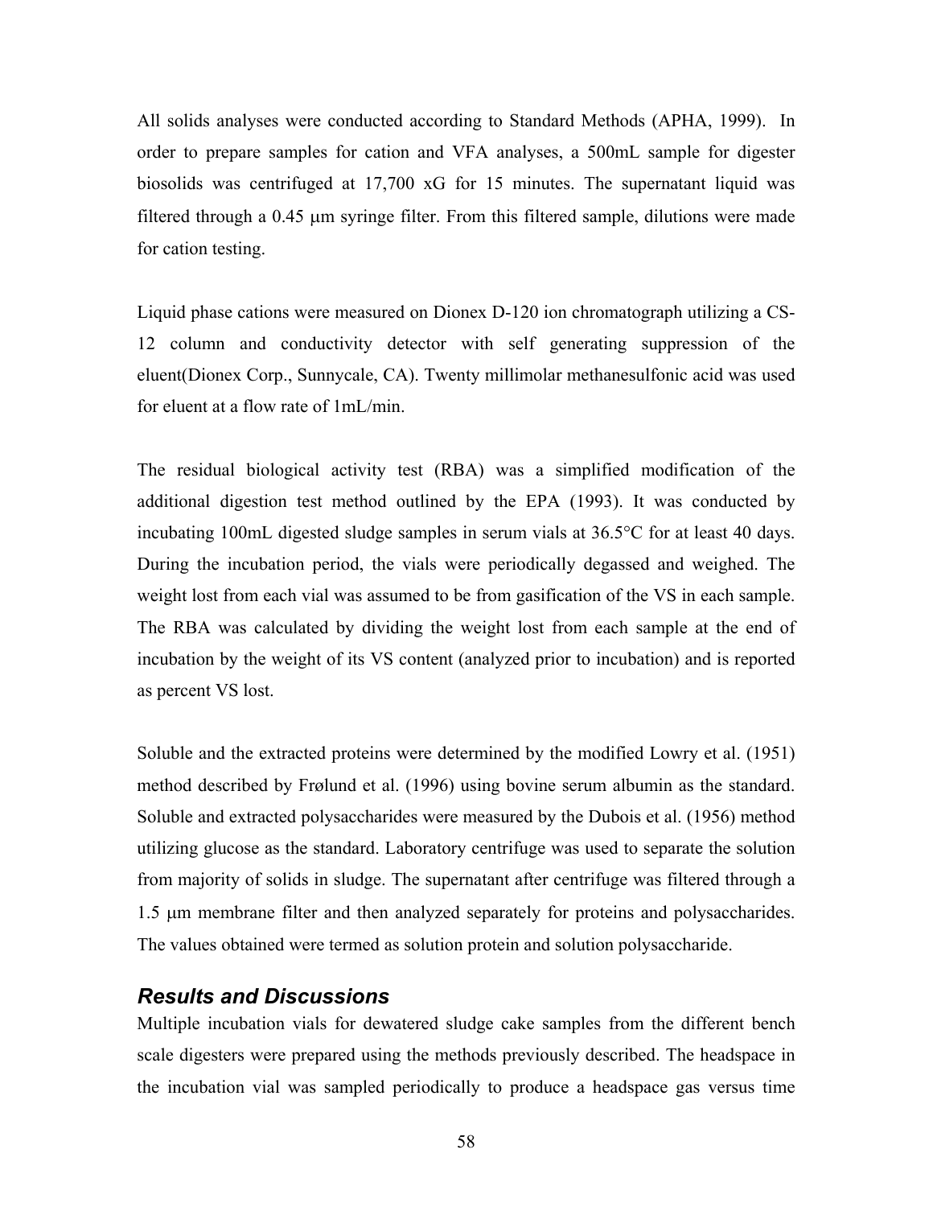All solids analyses were conducted according to Standard Methods (APHA, 1999). In order to prepare samples for cation and VFA analyses, a 500mL sample for digester biosolids was centrifuged at 17,700 xG for 15 minutes. The supernatant liquid was filtered through a 0.45 μm syringe filter. From this filtered sample, dilutions were made for cation testing.

Liquid phase cations were measured on Dionex D-120 ion chromatograph utilizing a CS-12 column and conductivity detector with self generating suppression of the eluent(Dionex Corp., Sunnycale, CA). Twenty millimolar methanesulfonic acid was used for eluent at a flow rate of 1mL/min.

The residual biological activity test (RBA) was a simplified modification of the additional digestion test method outlined by the EPA (1993). It was conducted by incubating 100mL digested sludge samples in serum vials at 36.5°C for at least 40 days. During the incubation period, the vials were periodically degassed and weighed. The weight lost from each vial was assumed to be from gasification of the VS in each sample. The RBA was calculated by dividing the weight lost from each sample at the end of incubation by the weight of its VS content (analyzed prior to incubation) and is reported as percent VS lost.

Soluble and the extracted proteins were determined by the modified Lowry et al. (1951) method described by Frølund et al. (1996) using bovine serum albumin as the standard. Soluble and extracted polysaccharides were measured by the Dubois et al. (1956) method utilizing glucose as the standard. Laboratory centrifuge was used to separate the solution from majority of solids in sludge. The supernatant after centrifuge was filtered through a 1.5 μm membrane filter and then analyzed separately for proteins and polysaccharides. The values obtained were termed as solution protein and solution polysaccharide.

## *Results and Discussions*

Multiple incubation vials for dewatered sludge cake samples from the different bench scale digesters were prepared using the methods previously described. The headspace in the incubation vial was sampled periodically to produce a headspace gas versus time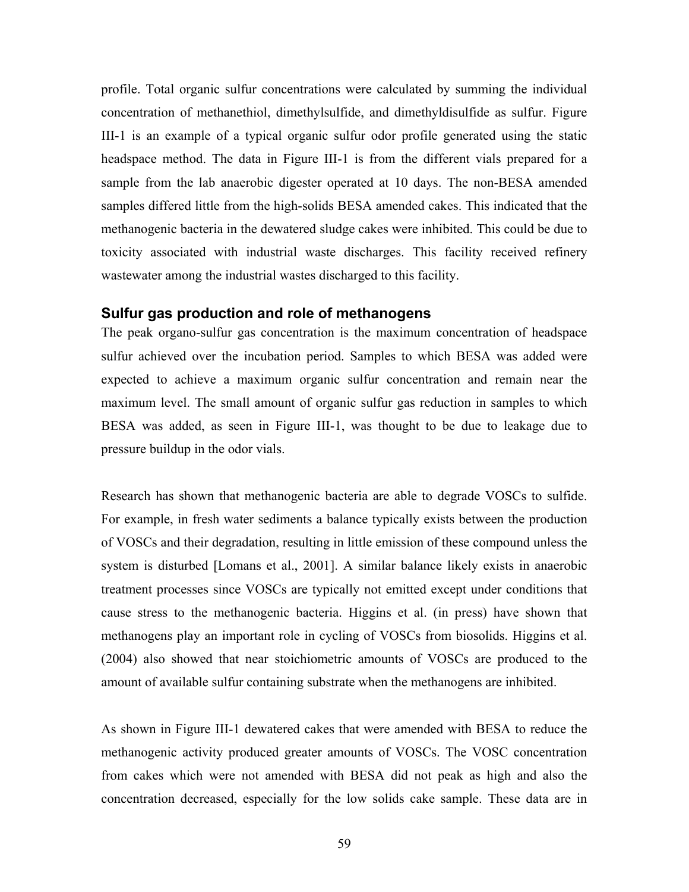profile. Total organic sulfur concentrations were calculated by summing the individual concentration of methanethiol, dimethylsulfide, and dimethyldisulfide as sulfur. Figure III-1 is an example of a typical organic sulfur odor profile generated using the static headspace method. The data in Figure III-1 is from the different vials prepared for a sample from the lab anaerobic digester operated at 10 days. The non-BESA amended samples differed little from the high-solids BESA amended cakes. This indicated that the methanogenic bacteria in the dewatered sludge cakes were inhibited. This could be due to toxicity associated with industrial waste discharges. This facility received refinery wastewater among the industrial wastes discharged to this facility.

### Sulfur gas production and role of methanogens

The peak organo-sulfur gas concentration is the maximum concentration of headspace sulfur achieved over the incubation period. Samples to which BESA was added were expected to achieve a maximum organic sulfur concentration and remain near the maximum level. The small amount of organic sulfur gas reduction in samples to which BESA was added, as seen in Figure III-1, was thought to be due to leakage due to pressure buildup in the odor vials.

Research has shown that methanogenic bacteria are able to degrade VOSCs to sulfide. For example, in fresh water sediments a balance typically exists between the production of VOSCs and their degradation, resulting in little emission of these compound unless the system is disturbed [Lomans et al., 2001]. A similar balance likely exists in anaerobic treatment processes since VOSCs are typically not emitted except under conditions that cause stress to the methanogenic bacteria. Higgins et al. (in press) have shown that methanogens play an important role in cycling of VOSCs from biosolids. Higgins et al. (2004) also showed that near stoichiometric amounts of VOSCs are produced to the amount of available sulfur containing substrate when the methanogens are inhibited.

As shown in Figure III-1 dewatered cakes that were amended with BESA to reduce the methanogenic activity produced greater amounts of VOSCs. The VOSC concentration from cakes which were not amended with BESA did not peak as high and also the concentration decreased, especially for the low solids cake sample. These data are in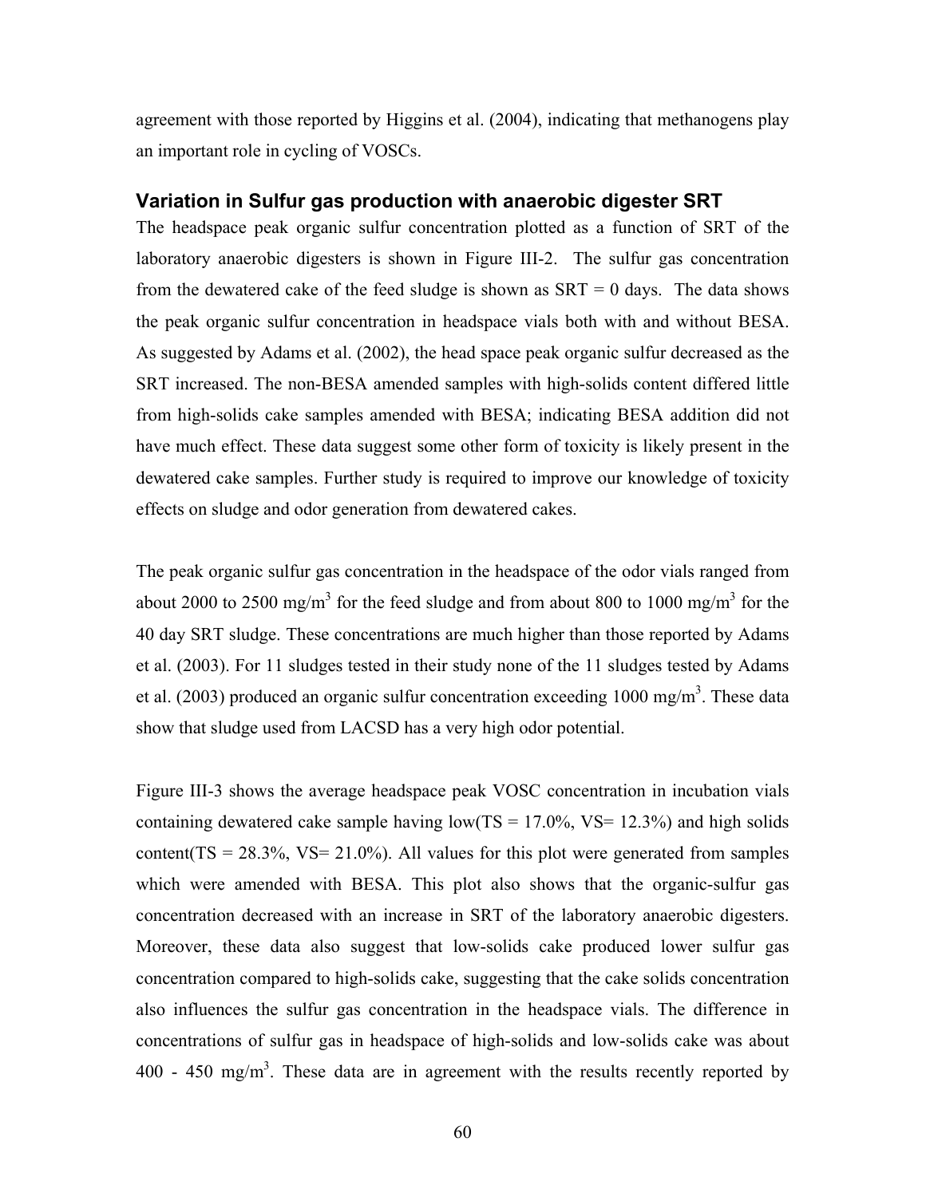agreement with those reported by Higgins et al. (2004), indicating that methanogens play an important role in cycling of VOSCs.

### Variation in Sulfur gas production with anaerobic digester SRT

The headspace peak organic sulfur concentration plotted as a function of SRT of the laboratory anaerobic digesters is shown in Figure III-2. The sulfur gas concentration from the dewatered cake of the feed sludge is shown as SRT = 0 days. The data shows the peak organic sulfur concentration in headspace vials both with and without BESA. As suggested by Adams et al. (2002), the head space peak organic sulfur decreased as the SRT increased. The non-BESA amended samples with high-solids content differed little from high-solids cake samples amended with BESA; indicating BESA addition did not have much effect. These data suggest some other form of toxicity is likely present in the dewatered cake samples. Further study is required to improve our knowledge of toxicity effects on sludge and odor generation from dewatered cakes.

The peak organic sulfur gas concentration in the headspace of the odor vials ranged from about 2000 to 2500 mg/m$^3$ for the feed sludge and from about 800 to 1000 mg/m$^3$ for the 40 day SRT sludge. These concentrations are much higher than those reported by Adams et al. (2003). For 11 sludges tested in their study none of the 11 sludges tested by Adams et al. (2003) produced an organic sulfur concentration exceeding 1000 mg/m$^3$. These data show that sludge used from LACSD has a very high odor potential.

Figure III-3 shows the average headspace peak VOSC concentration in incubation vials containing dewatered cake sample having low(TS = 17.0%, VS= 12.3%) and high solids content(TS = 28.3%, VS= 21.0%). All values for this plot were generated from samples which were amended with BESA. This plot also shows that the organic-sulfur gas concentration decreased with an increase in SRT of the laboratory anaerobic digesters. Moreover, these data also suggest that low-solids cake produced lower sulfur gas concentration compared to high-solids cake, suggesting that the cake solids concentration also influences the sulfur gas concentration in the headspace vials. The difference in concentrations of sulfur gas in headspace of high-solids and low-solids cake was about 400 - 450 mg/m$^3$. These data are in agreement with the results recently reported by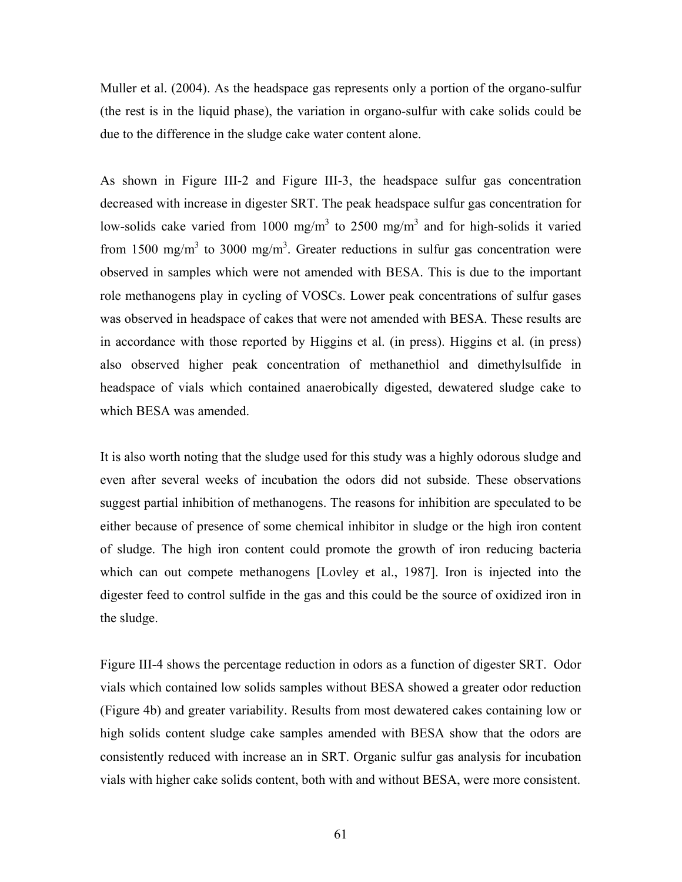Muller et al. (2004). As the headspace gas represents only a portion of the organo-sulfur (the rest is in the liquid phase), the variation in organo-sulfur with cake solids could be due to the difference in the sludge cake water content alone.

As shown in Figure III-2 and Figure III-3, the headspace sulfur gas concentration decreased with increase in digester SRT. The peak headspace sulfur gas concentration for low-solids cake varied from 1000 mg/m$^3$ to 2500 mg/m$^3$ and for high-solids it varied from 1500 mg/m$^3$ to 3000 mg/m$^3$. Greater reductions in sulfur gas concentration were observed in samples which were not amended with BESA. This is due to the important role methanogens play in cycling of VOSCs. Lower peak concentrations of sulfur gases was observed in headspace of cakes that were not amended with BESA. These results are in accordance with those reported by Higgins et al. (in press). Higgins et al. (in press) also observed higher peak concentration of methanethiol and dimethylsulfide in headspace of vials which contained anaerobically digested, dewatered sludge cake to which BESA was amended.

It is also worth noting that the sludge used for this study was a highly odorous sludge and even after several weeks of incubation the odors did not subside. These observations suggest partial inhibition of methanogens. The reasons for inhibition are speculated to be either because of presence of some chemical inhibitor in sludge or the high iron content of sludge. The high iron content could promote the growth of iron reducing bacteria which can out compete methanogens [Lovley et al., 1987]. Iron is injected into the digester feed to control sulfide in the gas and this could be the source of oxidized iron in the sludge.

Figure III-4 shows the percentage reduction in odors as a function of digester SRT. Odor vials which contained low solids samples without BESA showed a greater odor reduction (Figure 4b) and greater variability. Results from most dewatered cakes containing low or high solids content sludge cake samples amended with BESA show that the odors are consistently reduced with increase an in SRT. Organic sulfur gas analysis for incubation vials with higher cake solids content, both with and without BESA, were more consistent.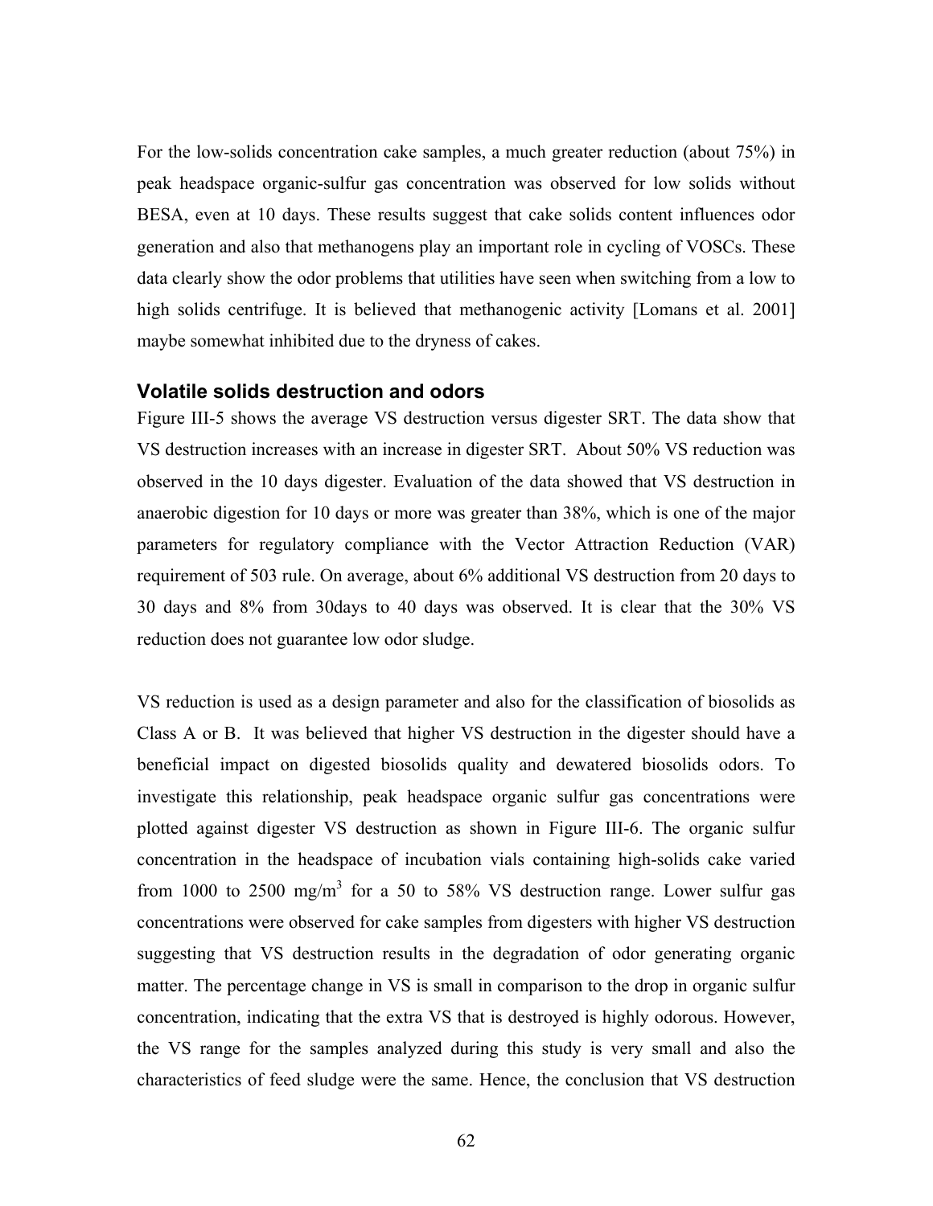For the low-solids concentration cake samples, a much greater reduction (about 75%) in peak headspace organic-sulfur gas concentration was observed for low solids without BESA, even at 10 days. These results suggest that cake solids content influences odor generation and also that methanogens play an important role in cycling of VOSCs. These data clearly show the odor problems that utilities have seen when switching from a low to high solids centrifuge. It is believed that methanogenic activity [Lomans et al. 2001] maybe somewhat inhibited due to the dryness of cakes.

### Volatile solids destruction and odors

Figure III-5 shows the average VS destruction versus digester SRT. The data show that VS destruction increases with an increase in digester SRT. About 50% VS reduction was observed in the 10 days digester. Evaluation of the data showed that VS destruction in anaerobic digestion for 10 days or more was greater than 38%, which is one of the major parameters for regulatory compliance with the Vector Attraction Reduction (VAR) requirement of 503 rule. On average, about 6% additional VS destruction from 20 days to 30 days and 8% from 30days to 40 days was observed. It is clear that the 30% VS reduction does not guarantee low odor sludge.

VS reduction is used as a design parameter and also for the classification of biosolids as Class A or B. It was believed that higher VS destruction in the digester should have a beneficial impact on digested biosolids quality and dewatered biosolids odors. To investigate this relationship, peak headspace organic sulfur gas concentrations were plotted against digester VS destruction as shown in Figure III-6. The organic sulfur concentration in the headspace of incubation vials containing high-solids cake varied from 1000 to 2500 mg/m$^3$ for a 50 to 58% VS destruction range. Lower sulfur gas concentrations were observed for cake samples from digesters with higher VS destruction suggesting that VS destruction results in the degradation of odor generating organic matter. The percentage change in VS is small in comparison to the drop in organic sulfur concentration, indicating that the extra VS that is destroyed is highly odorous. However, the VS range for the samples analyzed during this study is very small and also the characteristics of feed sludge were the same. Hence, the conclusion that VS destruction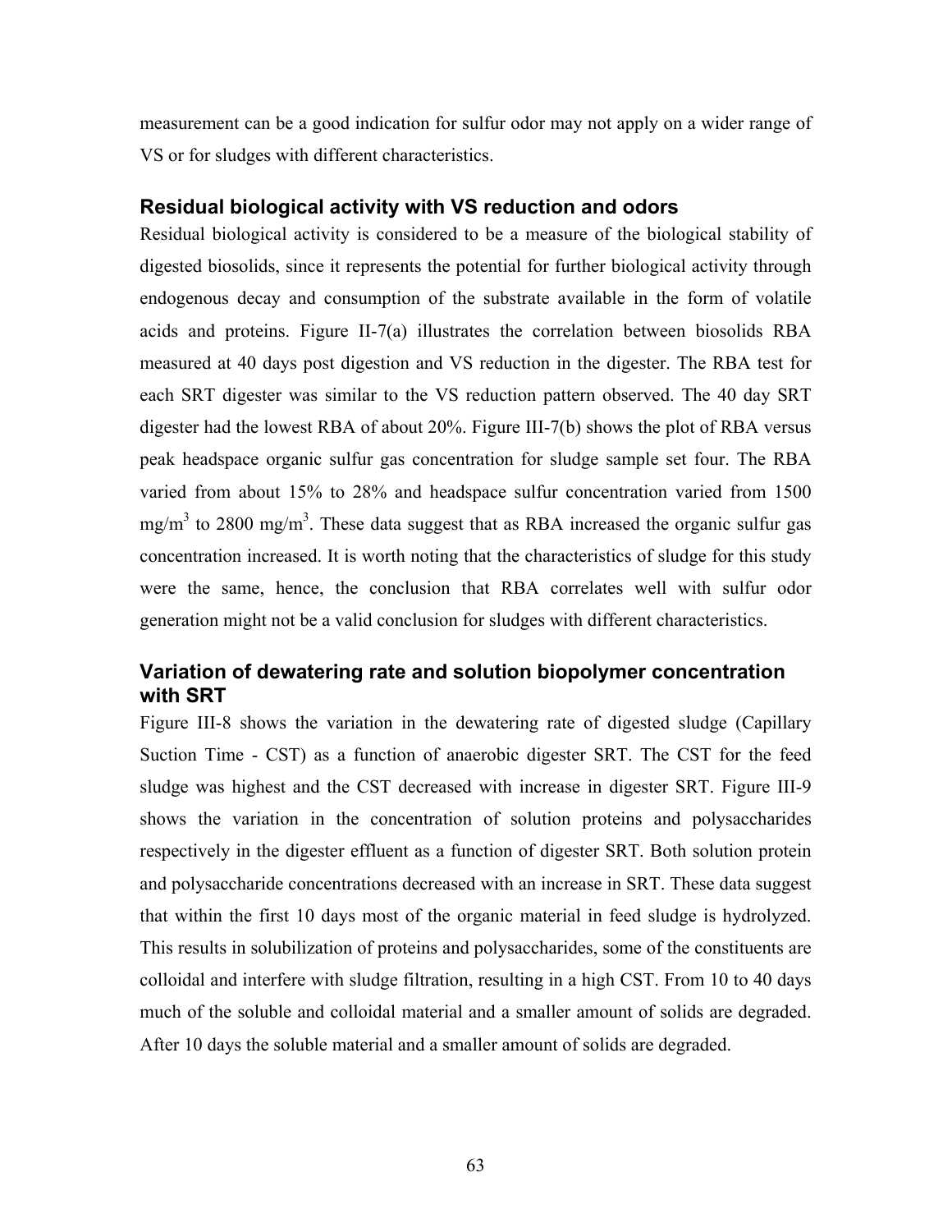measurement can be a good indication for sulfur odor may not apply on a wider range of VS or for sludges with different characteristics.

### Residual biological activity with VS reduction and odors

Residual biological activity is considered to be a measure of the biological stability of digested biosolids, since it represents the potential for further biological activity through endogenous decay and consumption of the substrate available in the form of volatile acids and proteins. Figure II-7(a) illustrates the correlation between biosolids RBA measured at 40 days post digestion and VS reduction in the digester. The RBA test for each SRT digester was similar to the VS reduction pattern observed. The 40 day SRT digester had the lowest RBA of about 20%. Figure III-7(b) shows the plot of RBA versus peak headspace organic sulfur gas concentration for sludge sample set four. The RBA varied from about 15% to 28% and headspace sulfur concentration varied from 1500 $mg/m^3$ to 2800 $mg/m^3$. These data suggest that as RBA increased the organic sulfur gas concentration increased. It is worth noting that the characteristics of sludge for this study were the same, hence, the conclusion that RBA correlates well with sulfur odor generation might not be a valid conclusion for sludges with different characteristics.

### Variation of dewatering rate and solution biopolymer concentration with SRT

Figure III-8 shows the variation in the dewatering rate of digested sludge (Capillary Suction Time - CST) as a function of anaerobic digester SRT. The CST for the feed sludge was highest and the CST decreased with increase in digester SRT. Figure III-9 shows the variation in the concentration of solution proteins and polysaccharides respectively in the digester effluent as a function of digester SRT. Both solution protein and polysaccharide concentrations decreased with an increase in SRT. These data suggest that within the first 10 days most of the organic material in feed sludge is hydrolyzed. This results in solubilization of proteins and polysaccharides, some of the constituents are colloidal and interfere with sludge filtration, resulting in a high CST. From 10 to 40 days much of the soluble and colloidal material and a smaller amount of solids are degraded. After 10 days the soluble material and a smaller amount of solids are degraded.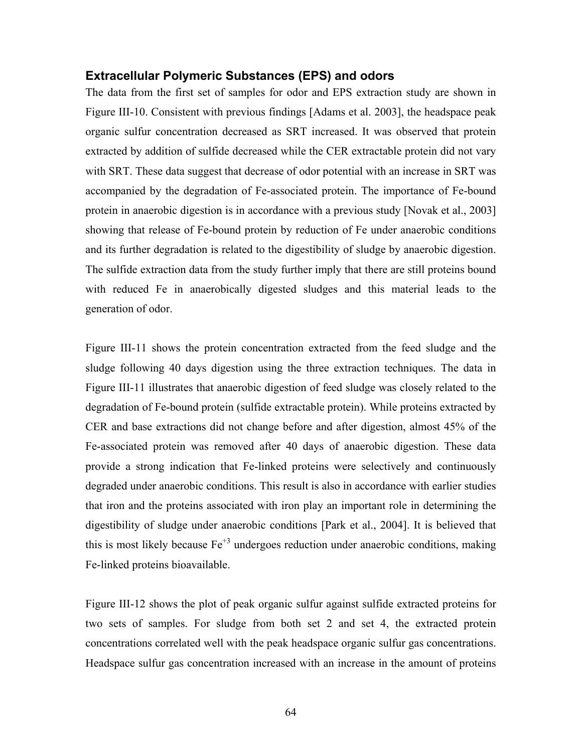### Extracellular Polymeric Substances (EPS) and odors

The data from the first set of samples for odor and EPS extraction study are shown in Figure III-10. Consistent with previous findings [Adams et al. 2003], the headspace peak organic sulfur concentration decreased as SRT increased. It was observed that protein extracted by addition of sulfide decreased while the CER extractable protein did not vary with SRT. These data suggest that decrease of odor potential with an increase in SRT was accompanied by the degradation of Fe-associated protein. The importance of Fe-bound protein in anaerobic digestion is in accordance with a previous study [Novak et al., 2003] showing that release of Fe-bound protein by reduction of Fe under anaerobic conditions and its further degradation is related to the digestibility of sludge by anaerobic digestion. The sulfide extraction data from the study further imply that there are still proteins bound with reduced Fe in anaerobically digested sludges and this material leads to the generation of odor.

Figure III-11 shows the protein concentration extracted from the feed sludge and the sludge following 40 days digestion using the three extraction techniques. The data in Figure III-11 illustrates that anaerobic digestion of feed sludge was closely related to the degradation of Fe-bound protein (sulfide extractable protein). While proteins extracted by CER and base extractions did not change before and after digestion, almost 45% of the Fe-associated protein was removed after 40 days of anaerobic digestion. These data provide a strong indication that Fe-linked proteins were selectively and continuously degraded under anaerobic conditions. This result is also in accordance with earlier studies that iron and the proteins associated with iron play an important role in determining the digestibility of sludge under anaerobic conditions [Park et al., 2004]. It is believed that this is most likely because $Fe^{+3}$ undergoes reduction under anaerobic conditions, making Fe-linked proteins bioavailable.

Figure III-12 shows the plot of peak organic sulfur against sulfide extracted proteins for two sets of samples. For sludge from both set 2 and set 4, the extracted protein concentrations correlated well with the peak headspace organic sulfur gas concentrations. Headspace sulfur gas concentration increased with an increase in the amount of proteins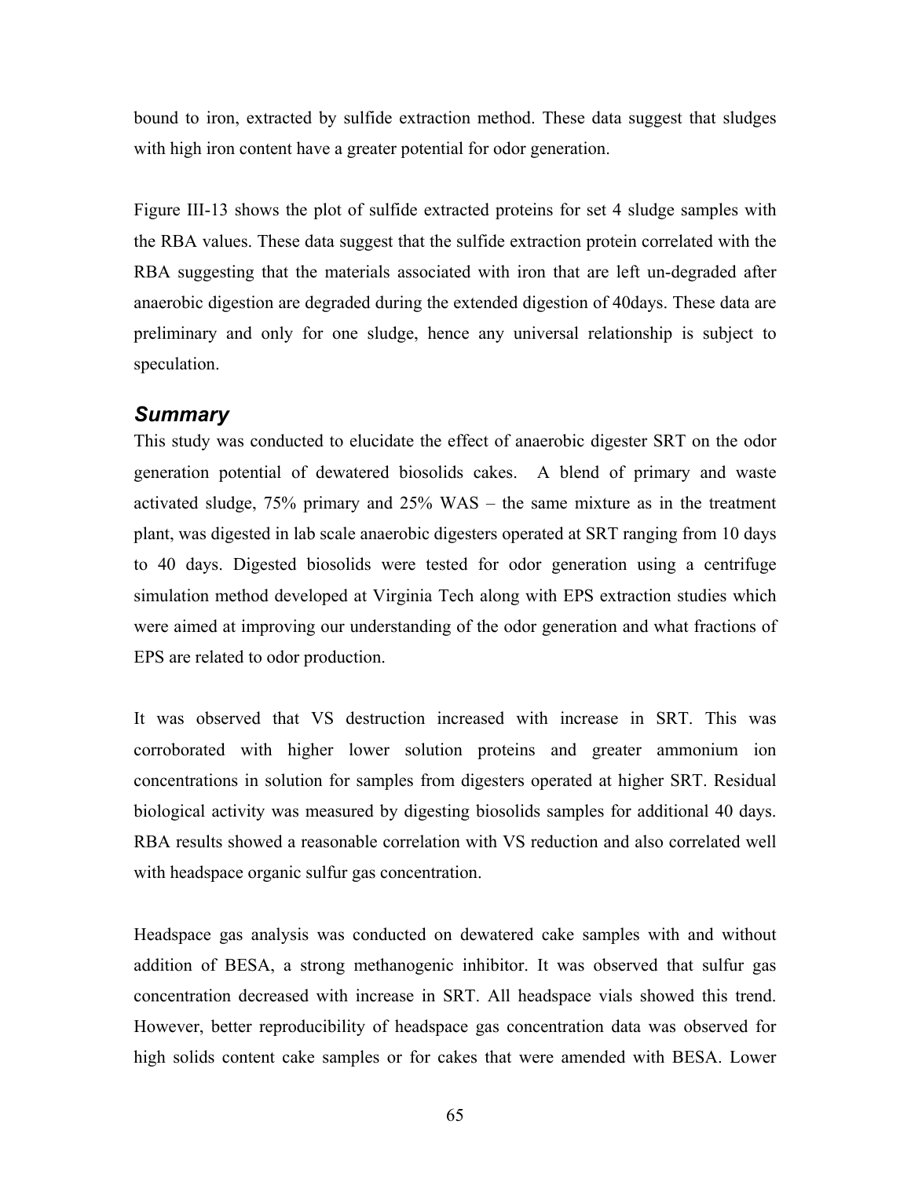bound to iron, extracted by sulfide extraction method. These data suggest that sludges with high iron content have a greater potential for odor generation.

Figure III-13 shows the plot of sulfide extracted proteins for set 4 sludge samples with the RBA values. These data suggest that the sulfide extraction protein correlated with the RBA suggesting that the materials associated with iron that are left un-degraded after anaerobic digestion are degraded during the extended digestion of 40days. These data are preliminary and only for one sludge, hence any universal relationship is subject to speculation.

## *Summary*

This study was conducted to elucidate the effect of anaerobic digester SRT on the odor generation potential of dewatered biosolids cakes. A blend of primary and waste activated sludge, 75% primary and 25% WAS – the same mixture as in the treatment plant, was digested in lab scale anaerobic digesters operated at SRT ranging from 10 days to 40 days. Digested biosolids were tested for odor generation using a centrifuge simulation method developed at Virginia Tech along with EPS extraction studies which were aimed at improving our understanding of the odor generation and what fractions of EPS are related to odor production.

It was observed that VS destruction increased with increase in SRT. This was corroborated with higher lower solution proteins and greater ammonium ion concentrations in solution for samples from digesters operated at higher SRT. Residual biological activity was measured by digesting biosolids samples for additional 40 days. RBA results showed a reasonable correlation with VS reduction and also correlated well with headspace organic sulfur gas concentration.

Headspace gas analysis was conducted on dewatered cake samples with and without addition of BESA, a strong methanogenic inhibitor. It was observed that sulfur gas concentration decreased with increase in SRT. All headspace vials showed this trend. However, better reproducibility of headspace gas concentration data was observed for high solids content cake samples or for cakes that were amended with BESA. Lower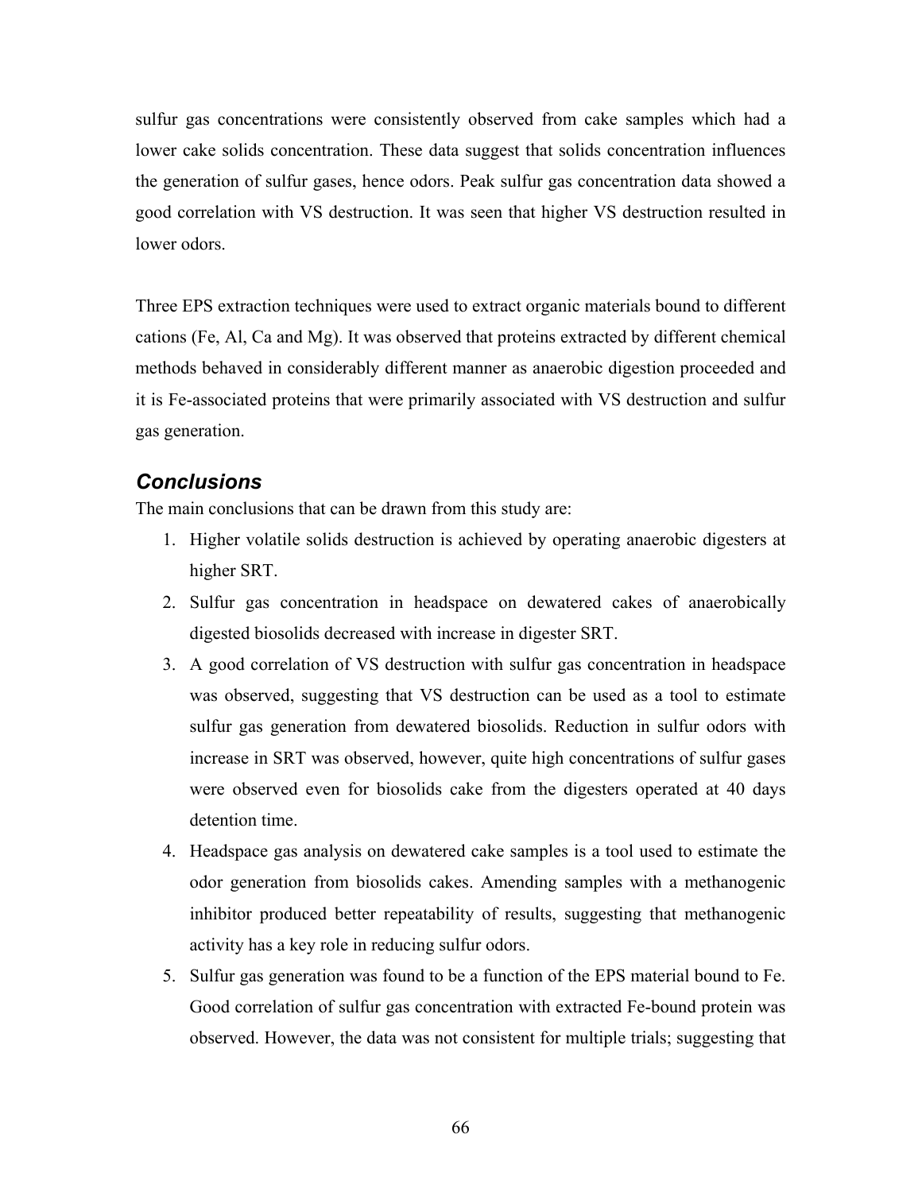sulfur gas concentrations were consistently observed from cake samples which had a lower cake solids concentration. These data suggest that solids concentration influences the generation of sulfur gases, hence odors. Peak sulfur gas concentration data showed a good correlation with VS destruction. It was seen that higher VS destruction resulted in lower odors.

Three EPS extraction techniques were used to extract organic materials bound to different cations (Fe, Al, Ca and Mg). It was observed that proteins extracted by different chemical methods behaved in considerably different manner as anaerobic digestion proceeded and it is Fe-associated proteins that were primarily associated with VS destruction and sulfur gas generation.

### *Conclusions*

The main conclusions that can be drawn from this study are:

1. Higher volatile solids destruction is achieved by operating anaerobic digesters at higher SRT.
2. Sulfur gas concentration in headspace on dewatered cakes of anaerobically digested biosolids decreased with increase in digester SRT.
3. A good correlation of VS destruction with sulfur gas concentration in headspace was observed, suggesting that VS destruction can be used as a tool to estimate sulfur gas generation from dewatered biosolids. Reduction in sulfur odors with increase in SRT was observed, however, quite high concentrations of sulfur gases were observed even for biosolids cake from the digesters operated at 40 days detention time.
4. Headspace gas analysis on dewatered cake samples is a tool used to estimate the odor generation from biosolids cakes. Amending samples with a methanogenic inhibitor produced better repeatability of results, suggesting that methanogenic activity has a key role in reducing sulfur odors.
5. Sulfur gas generation was found to be a function of the EPS material bound to Fe. Good correlation of sulfur gas concentration with extracted Fe-bound protein was observed. However, the data was not consistent for multiple trials; suggesting that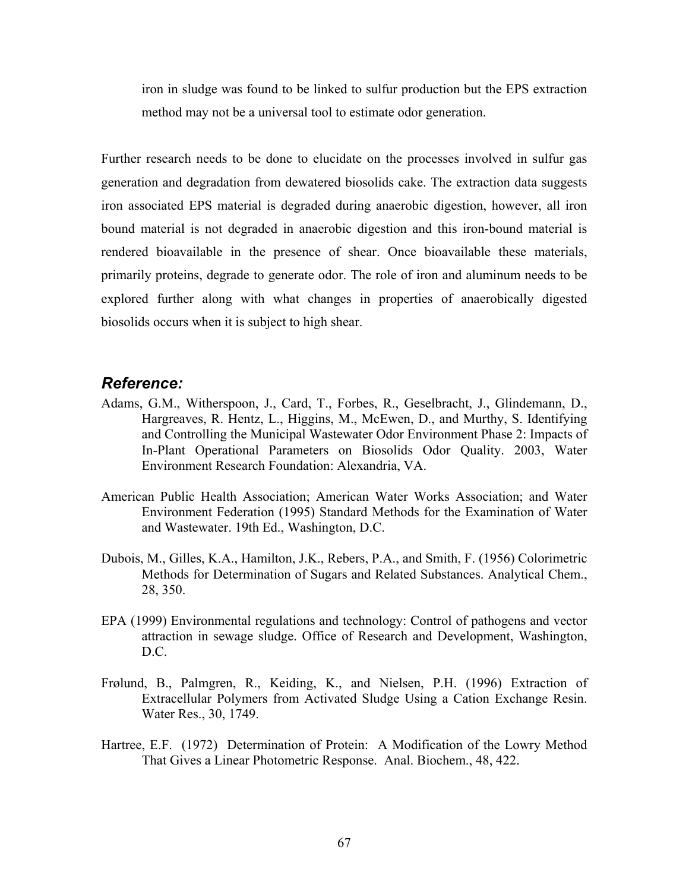iron in sludge was found to be linked to sulfur production but the EPS extraction method may not be a universal tool to estimate odor generation.

Further research needs to be done to elucidate on the processes involved in sulfur gas generation and degradation from dewatered biosolids cake. The extraction data suggests iron associated EPS material is degraded during anaerobic digestion, however, all iron bound material is not degraded in anaerobic digestion and this iron-bound material is rendered bioavailable in the presence of shear. Once bioavailable these materials, primarily proteins, degrade to generate odor. The role of iron and aluminum needs to be explored further along with what changes in properties of anaerobically digested biosolids occurs when it is subject to high shear.

## *Reference:*

Adams, G.M., Witherspoon, J., Card, T., Forbes, R., Geselbracht, J., Glindemann, D., Hargreaves, R. Hentz, L., Higgins, M., McEwen, D., and Murthy, S. Identifying and Controlling the Municipal Wastewater Odor Environment Phase 2: Impacts of In-Plant Operational Parameters on Biosolids Odor Quality. 2003, Water Environment Research Foundation: Alexandria, VA.

American Public Health Association; American Water Works Association; and Water Environment Federation (1995) Standard Methods for the Examination of Water and Wastewater. 19th Ed., Washington, D.C.

Dubois, M., Gilles, K.A., Hamilton, J.K., Rebers, P.A., and Smith, F. (1956) Colorimetric Methods for Determination of Sugars and Related Substances. Analytical Chem., 28, 350.

EPA (1999) Environmental regulations and technology: Control of pathogens and vector attraction in sewage sludge. Office of Research and Development, Washington, D.C.

Frølund, B., Palmgren, R., Keiding, K., and Nielsen, P.H. (1996) Extraction of Extracellular Polymers from Activated Sludge Using a Cation Exchange Resin. Water Res., 30, 1749.

Hartree, E.F. (1972) Determination of Protein: A Modification of the Lowry Method That Gives a Linear Photometric Response. Anal. Biochem., 48, 422.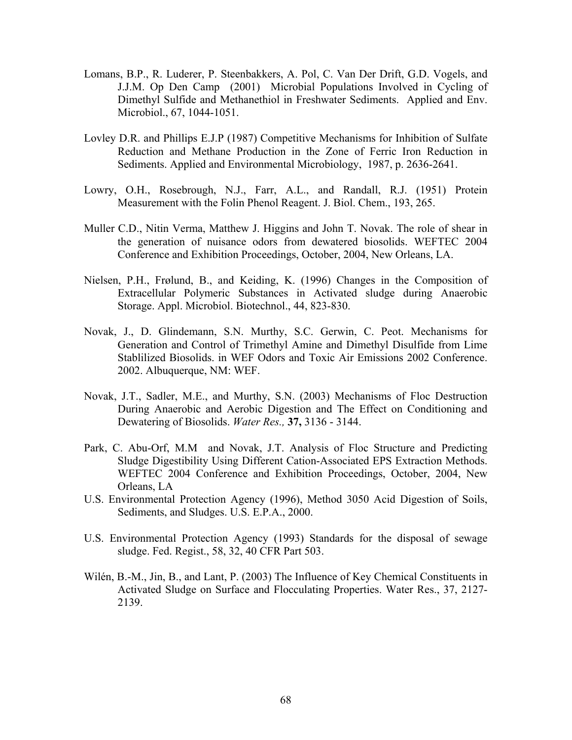Lomans, B.P., R. Luderer, P. Steenbakkers, A. Pol, C. Van Der Drift, G.D. Vogels, and J.J.M. Op Den Camp (2001) Microbial Populations Involved in Cycling of Dimethyl Sulfide and Methanethiol in Freshwater Sediments. Applied and Env. Microbiol., 67, 1044-1051.

Lovley D.R. and Phillips E.J.P (1987) Competitive Mechanisms for Inhibition of Sulfate Reduction and Methane Production in the Zone of Ferric Iron Reduction in Sediments. Applied and Environmental Microbiology, 1987, p. 2636-2641.

Lowry, O.H., Rosebrough, N.J., Farr, A.L., and Randall, R.J. (1951) Protein Measurement with the Folin Phenol Reagent. J. Biol. Chem., 193, 265.

Muller C.D., Nitin Verma, Matthew J. Higgins and John T. Novak. The role of shear in the generation of nuisance odors from dewatered biosolids. WEFTEC 2004 Conference and Exhibition Proceedings, October, 2004, New Orleans, LA.

Nielsen, P.H., Frølund, B., and Keiding, K. (1996) Changes in the Composition of Extracellular Polymeric Substances in Activated sludge during Anaerobic Storage. Appl. Microbiol. Biotechnol., 44, 823-830.

Novak, J., D. Glindemann, S.N. Murthy, S.C. Gerwin, C. Peot. Mechanisms for Generation and Control of Trimethyl Amine and Dimethyl Disulfide from Lime Stablilized Biosolids. in WEF Odors and Toxic Air Emissions 2002 Conference. 2002. Albuquerque, NM: WEF.

Novak, J.T., Sadler, M.E., and Murthy, S.N. (2003) Mechanisms of Floc Destruction During Anaerobic and Aerobic Digestion and The Effect on Conditioning and Dewatering of Biosolids. *Water Res.,* **37,** 3136 - 3144.

Park, C. Abu-Orf, M.M and Novak, J.T. Analysis of Floc Structure and Predicting Sludge Digestibility Using Different Cation-Associated EPS Extraction Methods. WEFTEC 2004 Conference and Exhibition Proceedings, October, 2004, New Orleans, LA

U.S. Environmental Protection Agency (1996), Method 3050 Acid Digestion of Soils, Sediments, and Sludges. U.S. E.P.A., 2000.

U.S. Environmental Protection Agency (1993) Standards for the disposal of sewage sludge. Fed. Regist., 58, 32, 40 CFR Part 503.

Wilén, B.-M., Jin, B., and Lant, P. (2003) The Influence of Key Chemical Constituents in Activated Sludge on Surface and Flocculating Properties. Water Res., 37, 2127-2139.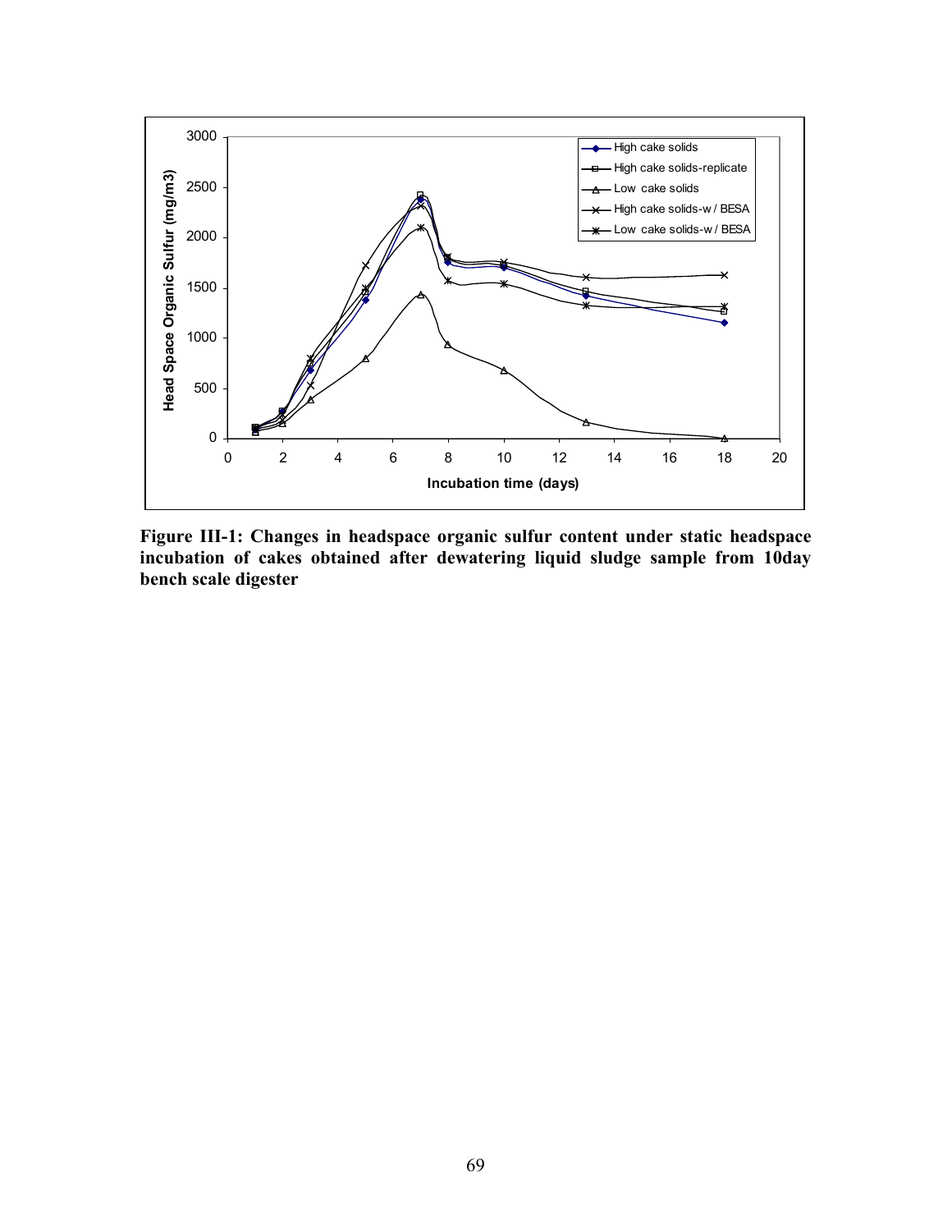**Figure III-1: Changes in headspace organic sulfur content under static headspace incubation of cakes obtained after dewatering liquid sludge sample from 10day bench scale digester**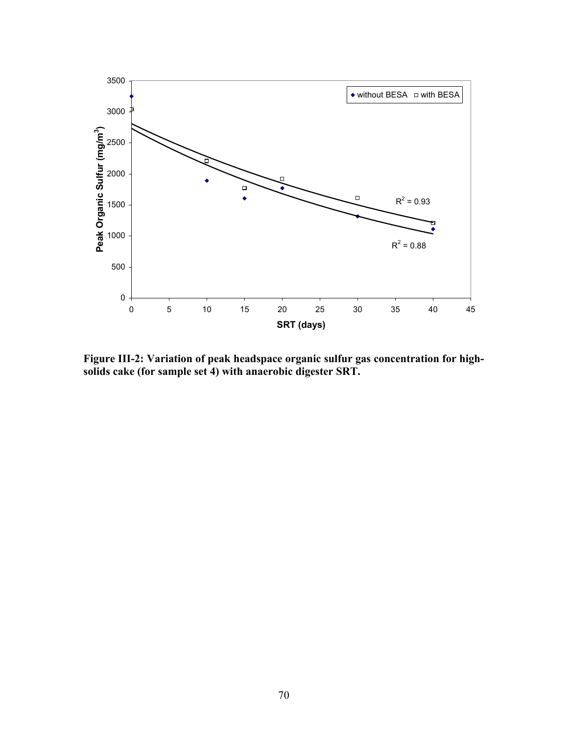**Figure III-2: Variation of peak headspace organic sulfur gas concentration for high-solids cake (for sample set 4) with anaerobic digester SRT.**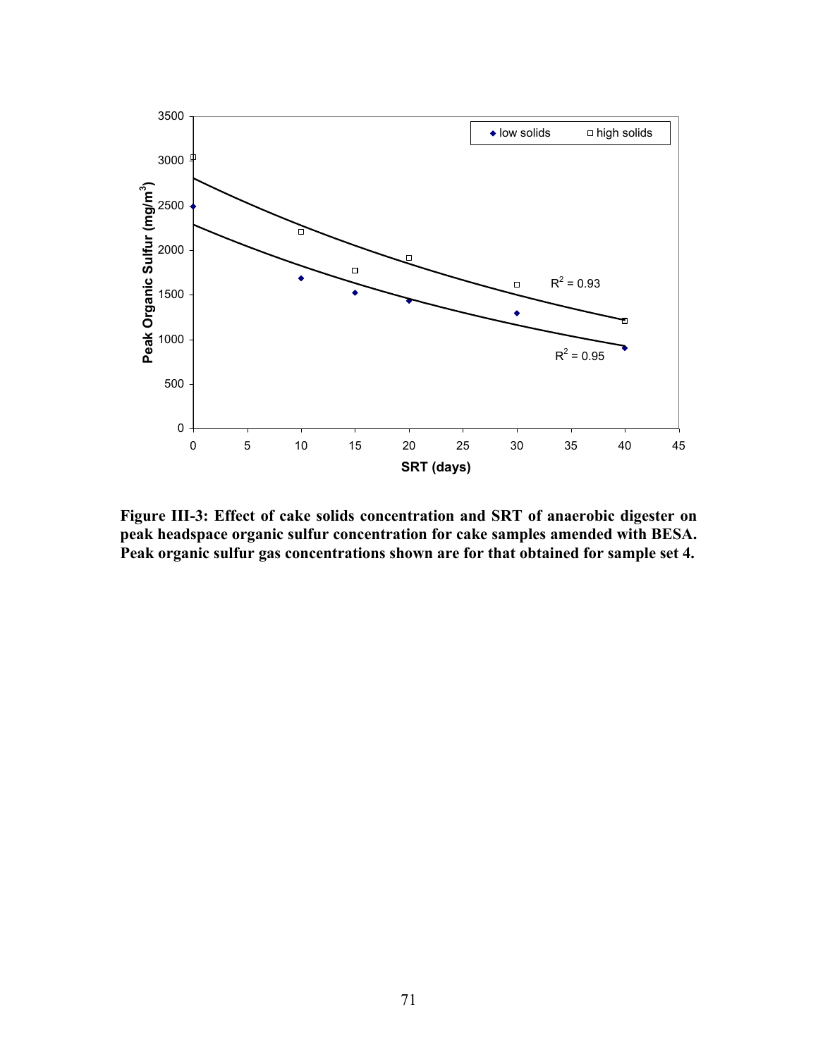**Figure III-3: Effect of cake solids concentration and SRT of anaerobic digester on peak headspace organic sulfur concentration for cake samples amended with BESA. Peak organic sulfur gas concentrations shown are for that obtained for sample set 4.**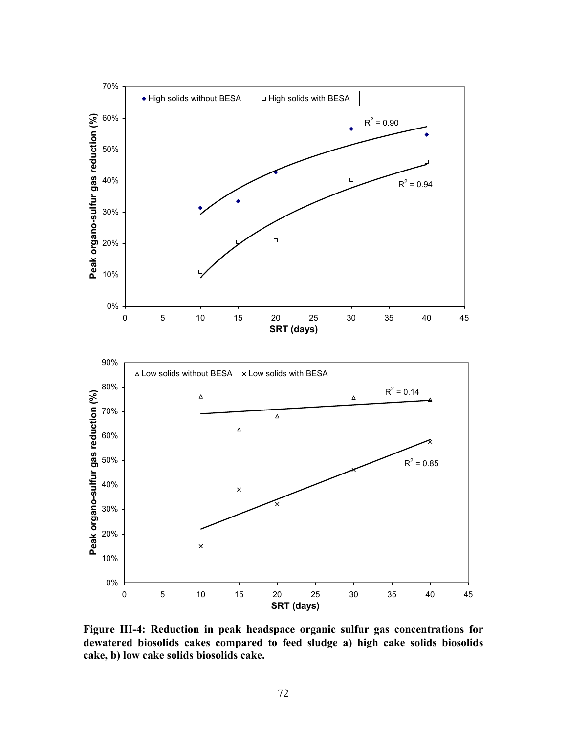**Figure III-4: Reduction in peak headspace organic sulfur gas concentrations for dewatered biosolids cakes compared to feed sludge a) high cake solids biosolids cake, b) low cake solids biosolids cake.**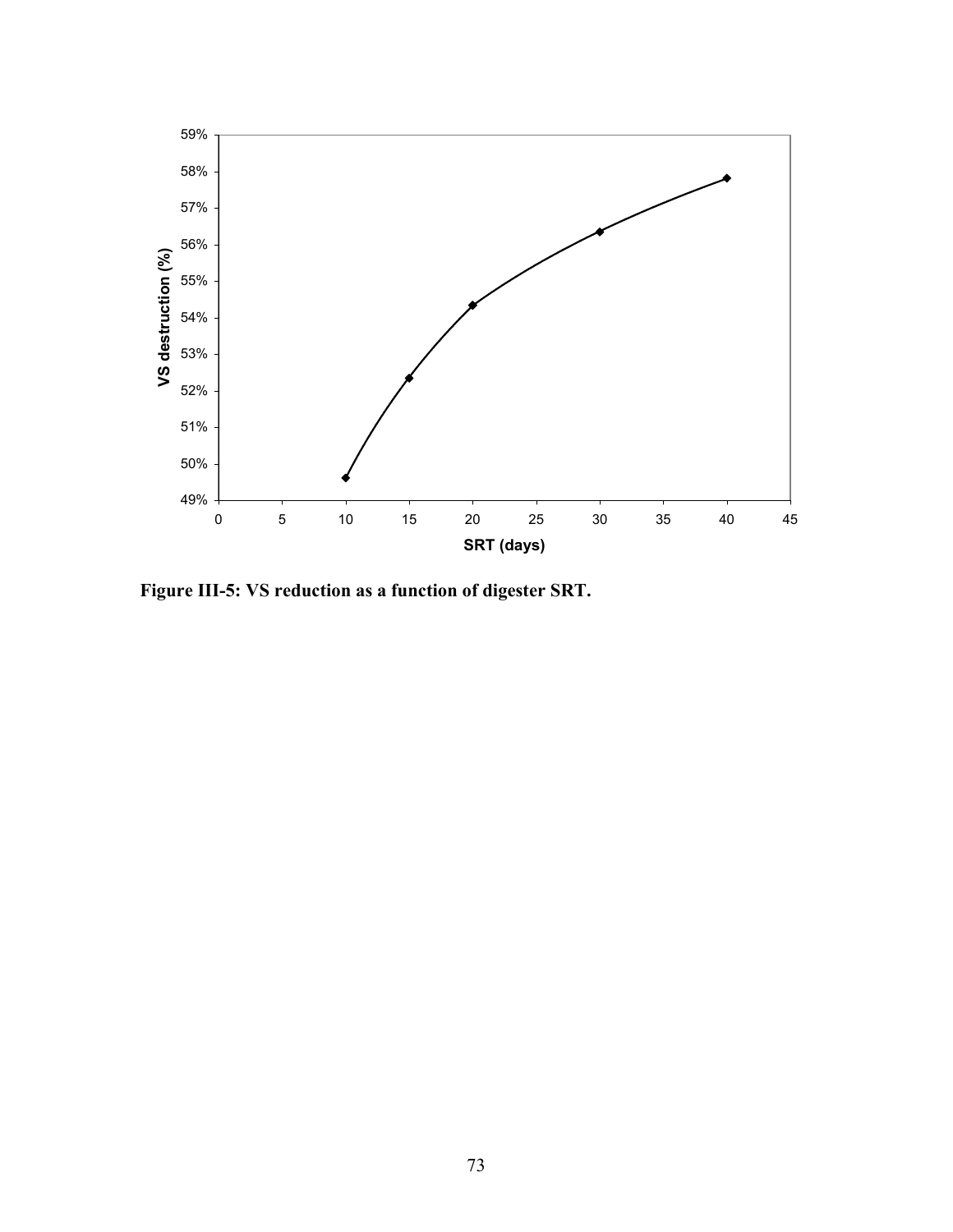Figure III-5: VS reduction as a function of digester SRT.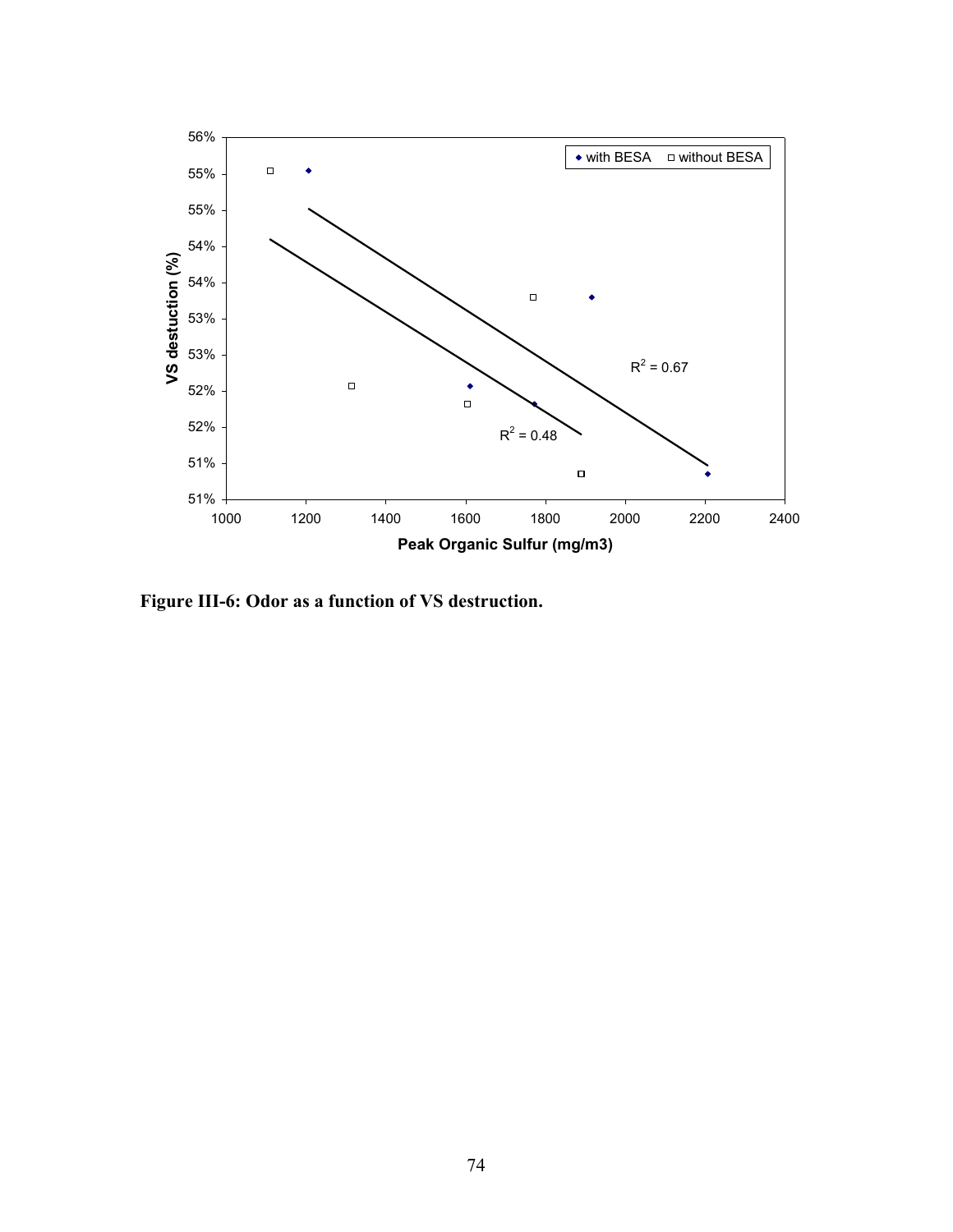Figure III-6: Odor as a function of VS destruction.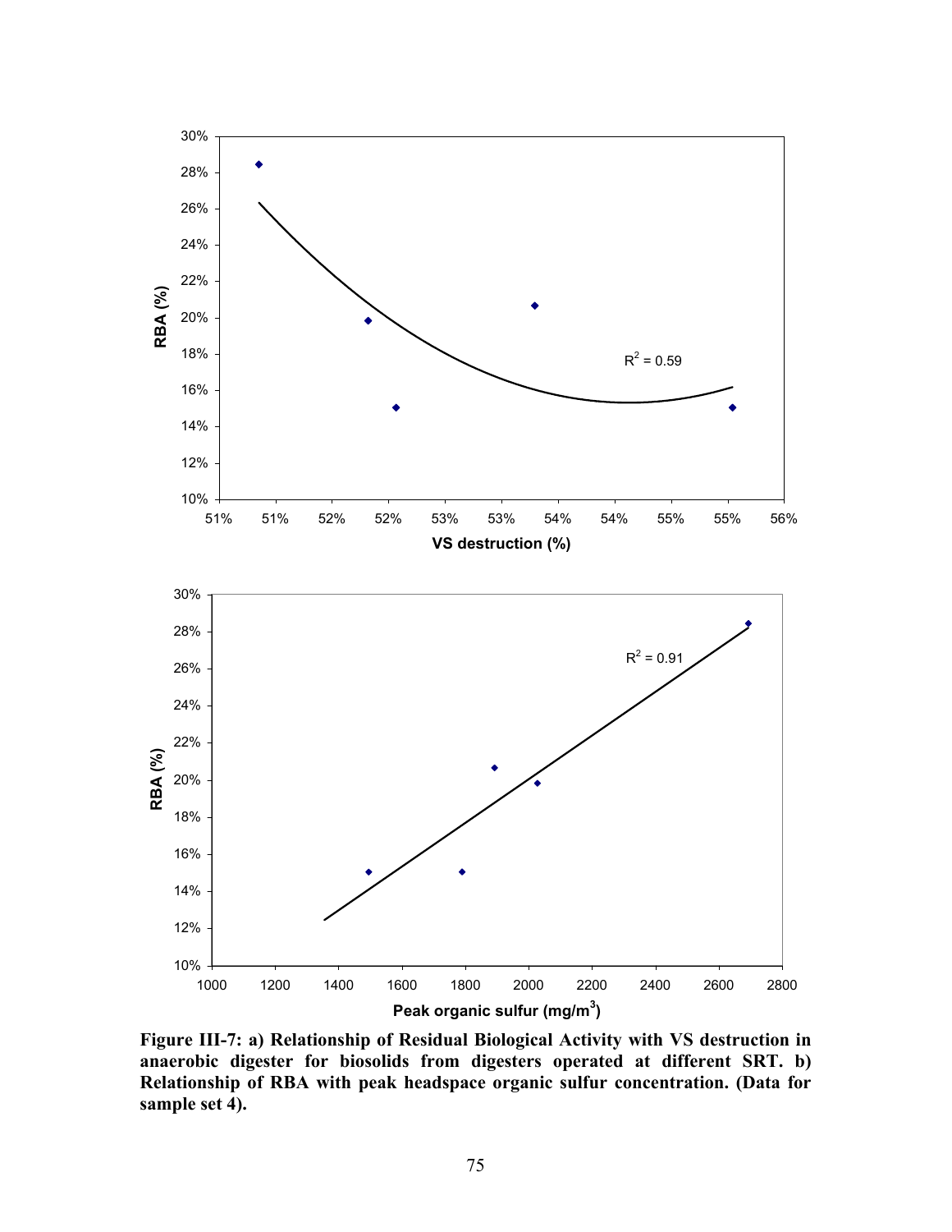Figure III-7: a) Relationship of Residual Biological Activity with VS destruction in anaerobic digester for biosolids from digesters operated at different SRT. b) Relationship of RBA with peak headspace organic sulfur concentration. (Data for sample set 4).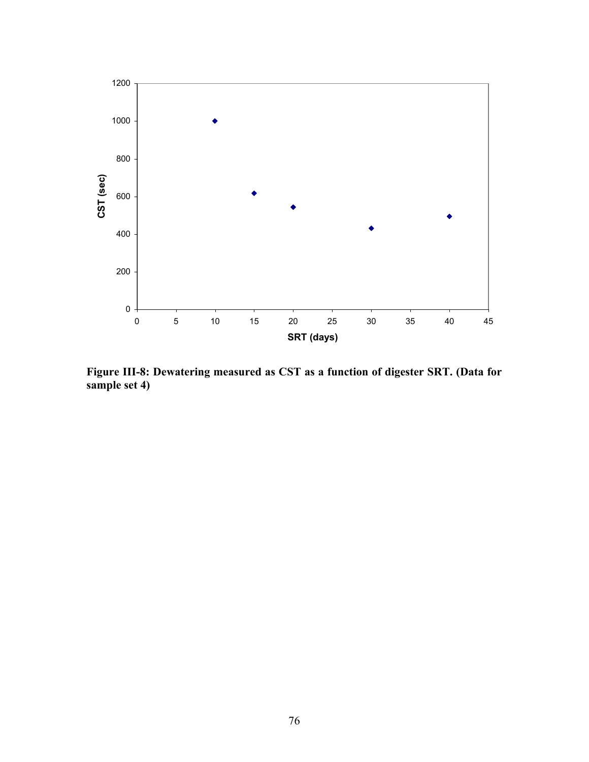**Figure III-8: Dewatering measured as CST as a function of digester SRT. (Data for sample set 4)**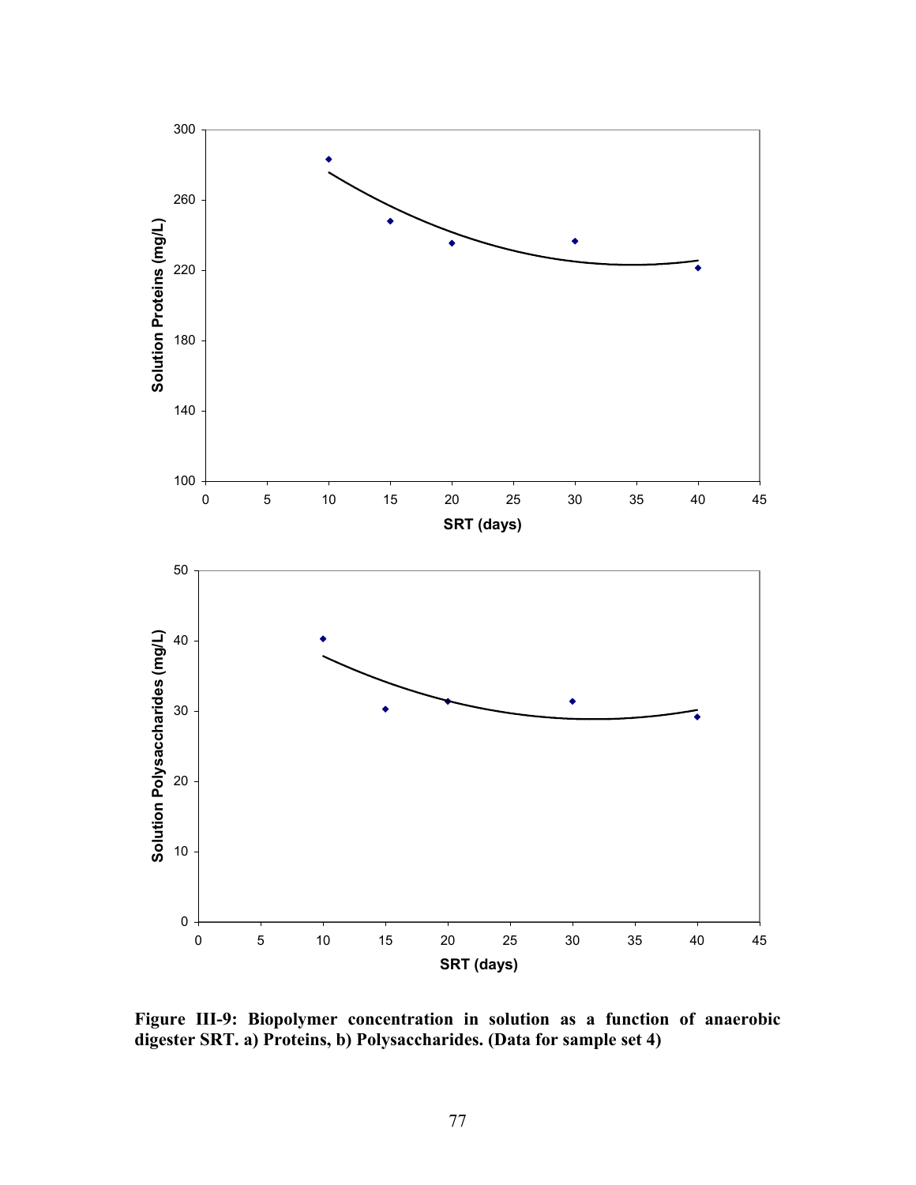**Figure III-9: Biopolymer concentration in solution as a function of anaerobic digester SRT. a) Proteins, b) Polysaccharides. (Data for sample set 4)**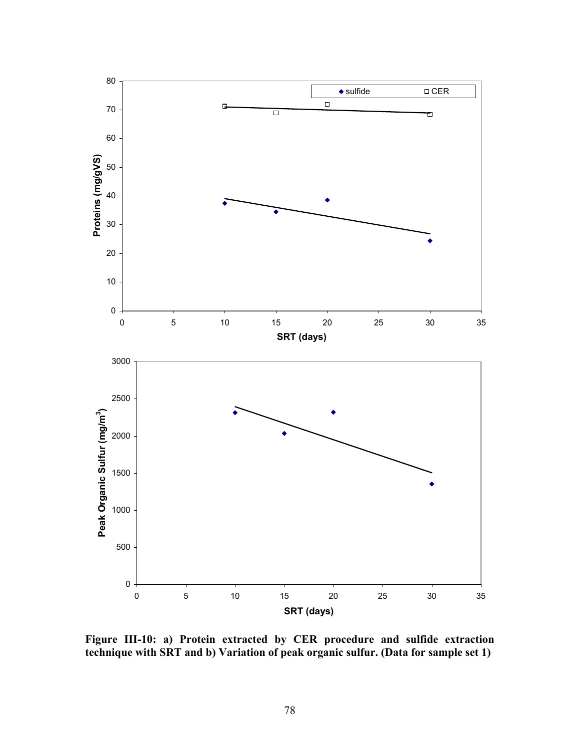Figure III-10: a) Protein extracted by CER procedure and sulfide extraction technique with SRT and b) Variation of peak organic sulfur. (Data for sample set 1)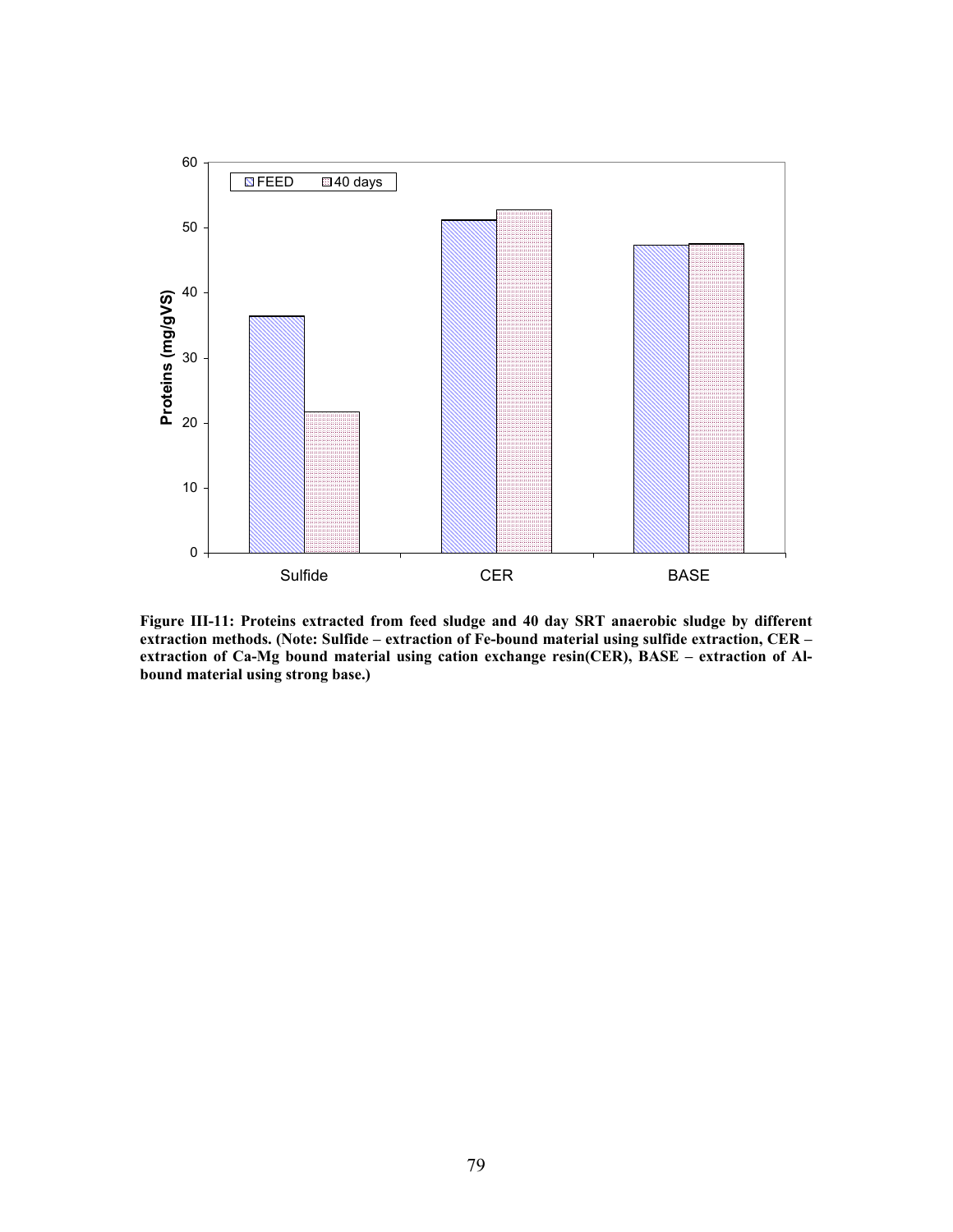**Figure III-11: Proteins extracted from feed sludge and 40 day SRT anaerobic sludge by different extraction methods. (Note: Sulfide – extraction of Fe-bound material using sulfide extraction, CER – extraction of Ca-Mg bound material using cation exchange resin(CER), BASE – extraction of Al-bound material using strong base.)**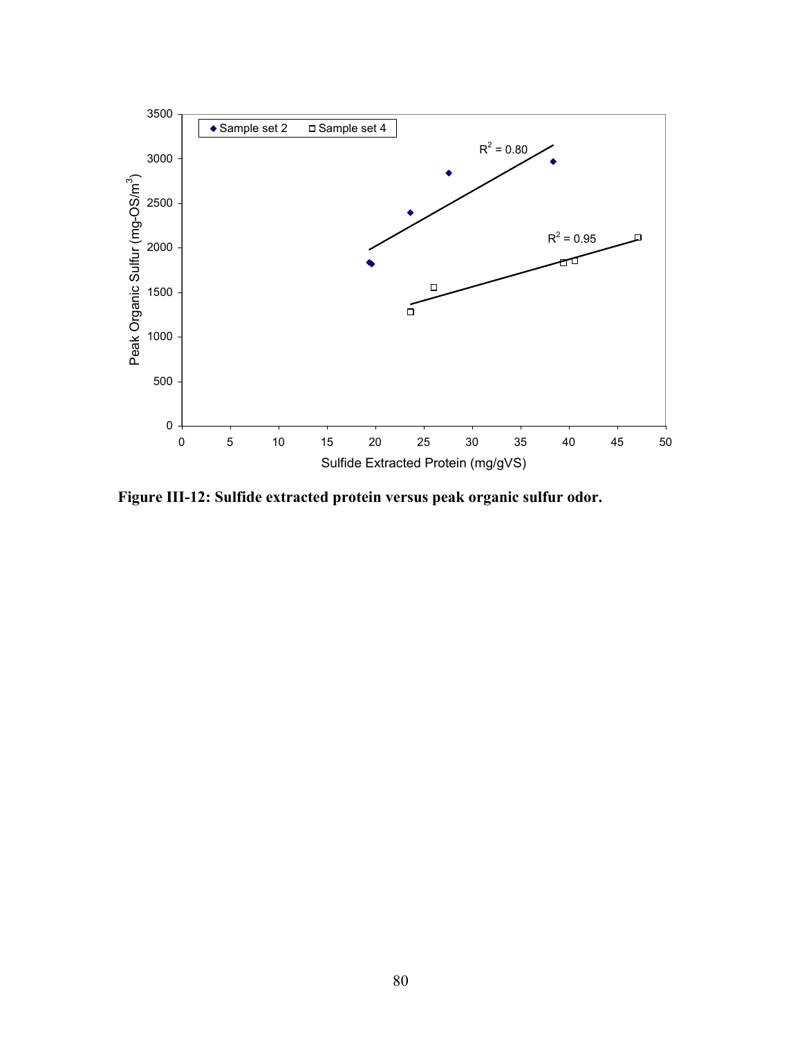**Figure III-12: Sulfide extracted protein versus peak organic sulfur odor.**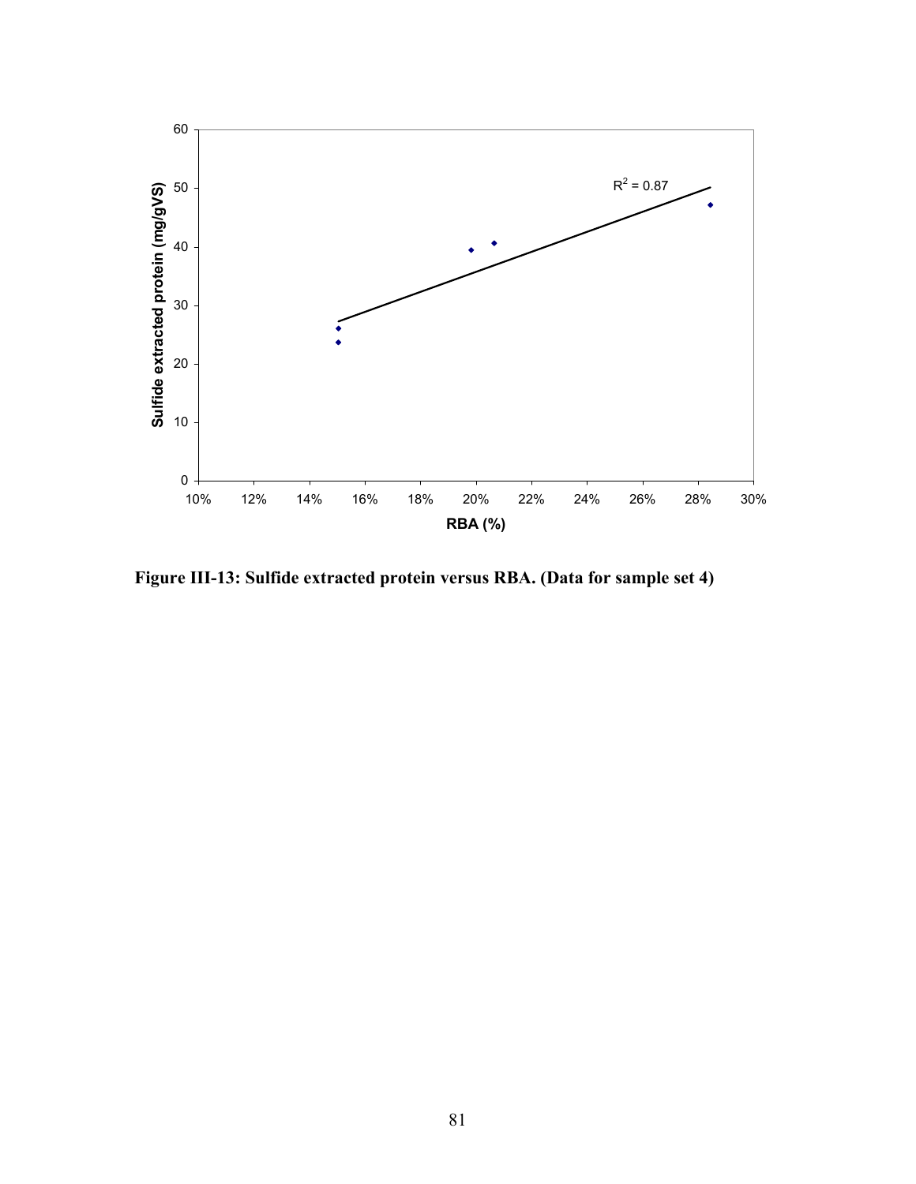Figure III-13: Sulfide extracted protein versus RBA. (Data for sample set 4)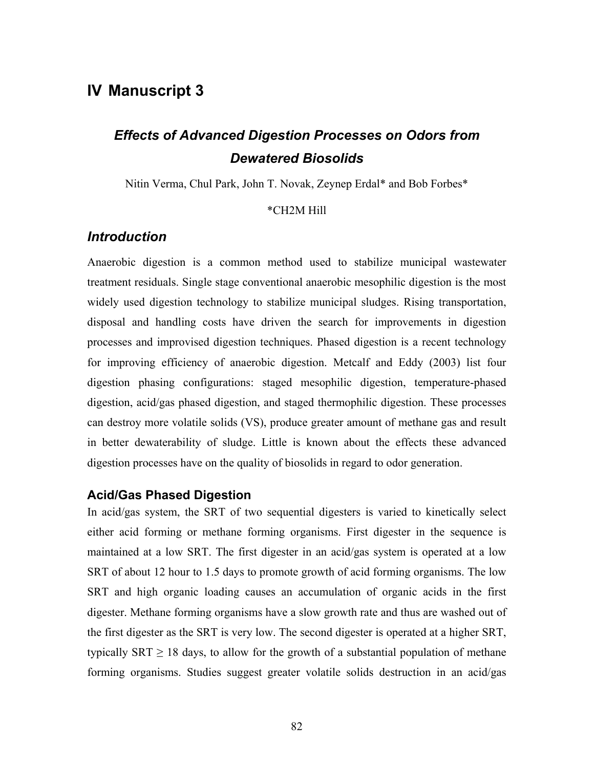# IV Manuscript 3

## *Effects of Advanced Digestion Processes on Odors from Dewatered Biosolids*

Nitin Verma, Chul Park, John T. Novak, Zeynep Erdal* and Bob Forbes*

*CH2M Hill

## *Introduction*

Anaerobic digestion is a common method used to stabilize municipal wastewater treatment residuals. Single stage conventional anaerobic mesophilic digestion is the most widely used digestion technology to stabilize municipal sludges. Rising transportation, disposal and handling costs have driven the search for improvements in digestion processes and improvised digestion techniques. Phased digestion is a recent technology for improving efficiency of anaerobic digestion. Metcalf and Eddy (2003) list four digestion phasing configurations: staged mesophilic digestion, temperature-phased digestion, acid/gas phased digestion, and staged thermophilic digestion. These processes can destroy more volatile solids (VS), produce greater amount of methane gas and result in better dewaterability of sludge. Little is known about the effects these advanced digestion processes have on the quality of biosolids in regard to odor generation.

### Acid/Gas Phased Digestion

In acid/gas system, the SRT of two sequential digesters is varied to kinetically select either acid forming or methane forming organisms. First digester in the sequence is maintained at a low SRT. The first digester in an acid/gas system is operated at a low SRT of about 12 hour to 1.5 days to promote growth of acid forming organisms. The low SRT and high organic loading causes an accumulation of organic acids in the first digester. Methane forming organisms have a slow growth rate and thus are washed out of the first digester as the SRT is very low. The second digester is operated at a higher SRT, typically SRT $\geq$ 18 days, to allow for the growth of a substantial population of methane forming organisms. Studies suggest greater volatile solids destruction in an acid/gas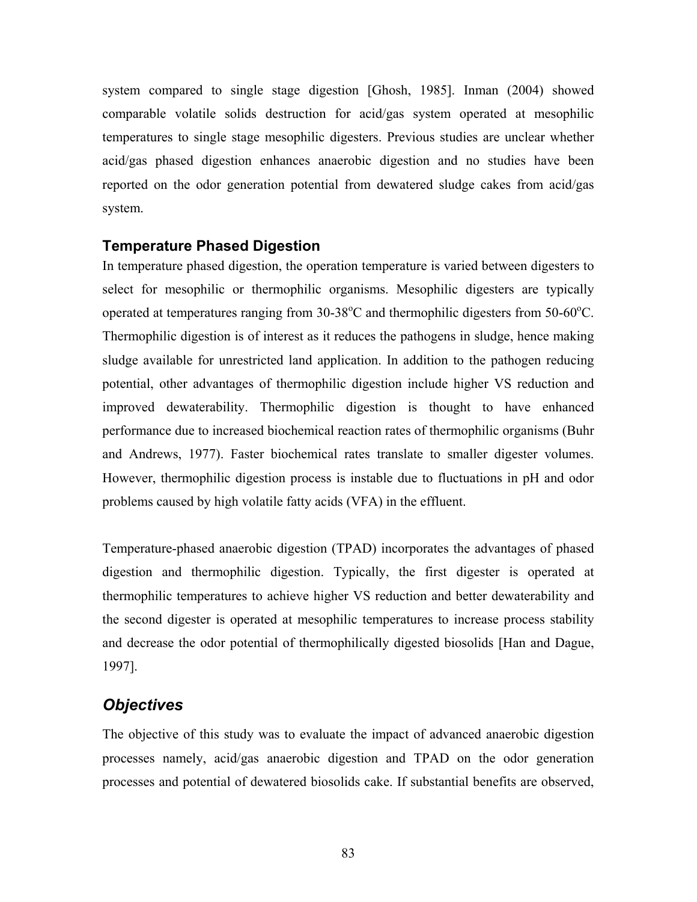system compared to single stage digestion [Ghosh, 1985]. Inman (2004) showed comparable volatile solids destruction for acid/gas system operated at mesophilic temperatures to single stage mesophilic digesters. Previous studies are unclear whether acid/gas phased digestion enhances anaerobic digestion and no studies have been reported on the odor generation potential from dewatered sludge cakes from acid/gas system.

### Temperature Phased Digestion

In temperature phased digestion, the operation temperature is varied between digesters to select for mesophilic or thermophilic organisms. Mesophilic digesters are typically operated at temperatures ranging from 30-38$^{o}$C and thermophilic digesters from 50-60$^{o}$C. Thermophilic digestion is of interest as it reduces the pathogens in sludge, hence making sludge available for unrestricted land application. In addition to the pathogen reducing potential, other advantages of thermophilic digestion include higher VS reduction and improved dewaterability. Thermophilic digestion is thought to have enhanced performance due to increased biochemical reaction rates of thermophilic organisms (Buhr and Andrews, 1977). Faster biochemical rates translate to smaller digester volumes. However, thermophilic digestion process is instable due to fluctuations in pH and odor problems caused by high volatile fatty acids (VFA) in the effluent.

Temperature-phased anaerobic digestion (TPAD) incorporates the advantages of phased digestion and thermophilic digestion. Typically, the first digester is operated at thermophilic temperatures to achieve higher VS reduction and better dewaterability and the second digester is operated at mesophilic temperatures to increase process stability and decrease the odor potential of thermophilically digested biosolids [Han and Dague, 1997].

## *Objectives*

The objective of this study was to evaluate the impact of advanced anaerobic digestion processes namely, acid/gas anaerobic digestion and TPAD on the odor generation processes and potential of dewatered biosolids cake. If substantial benefits are observed,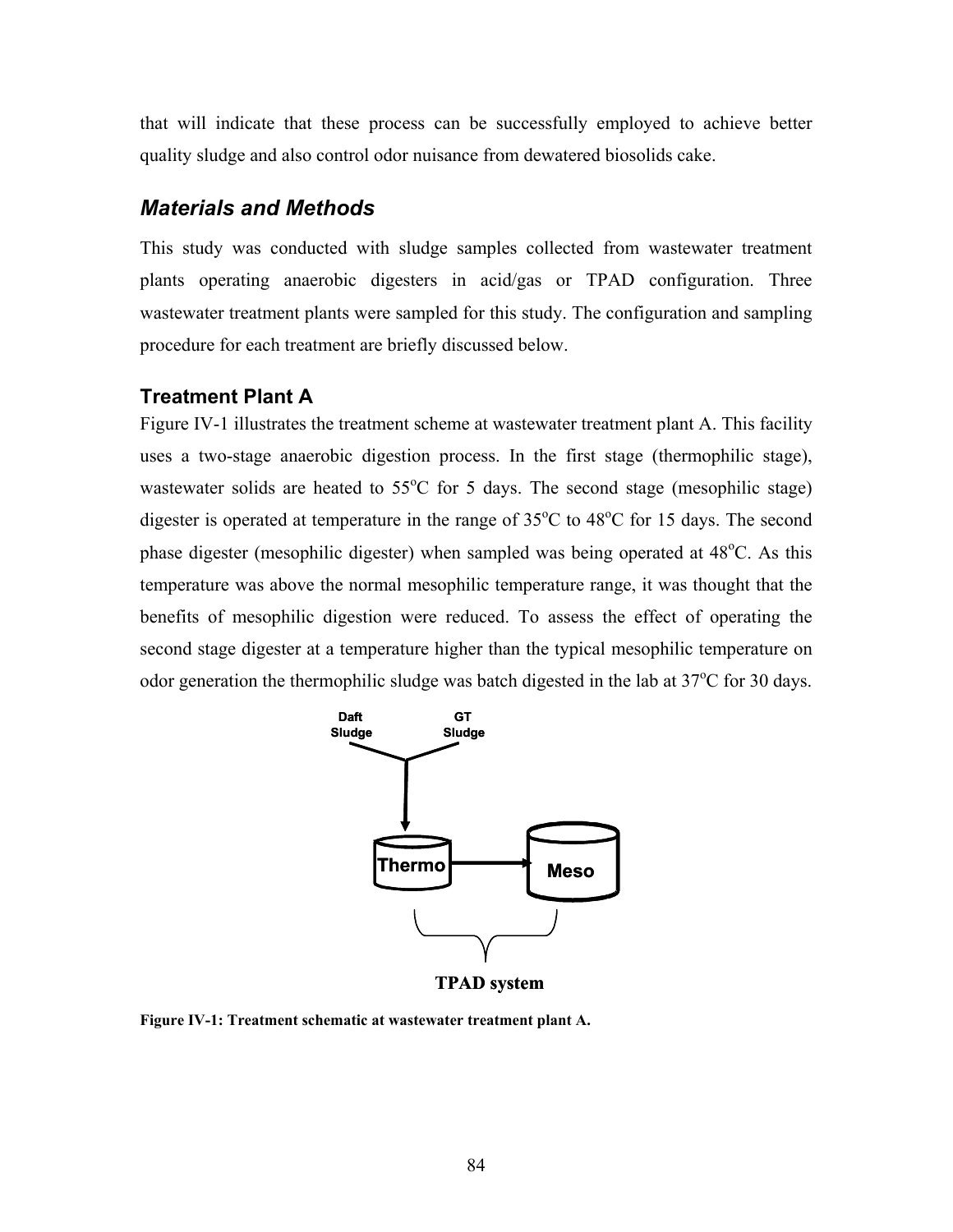that will indicate that these process can be successfully employed to achieve better quality sludge and also control odor nuisance from dewatered biosolids cake.

## *Materials and Methods*

This study was conducted with sludge samples collected from wastewater treatment plants operating anaerobic digesters in acid/gas or TPAD configuration. Three wastewater treatment plants were sampled for this study. The configuration and sampling procedure for each treatment are briefly discussed below.

### Treatment Plant A

Figure IV-1 illustrates the treatment scheme at wastewater treatment plant A. This facility uses a two-stage anaerobic digestion process. In the first stage (thermophilic stage), wastewater solids are heated to 55$^{o}$C for 5 days. The second stage (mesophilic stage) digester is operated at temperature in the range of 35$^{o}$C to 48$^{o}$C for 15 days. The second phase digester (mesophilic digester) when sampled was being operated at 48$^{o}$C. As this temperature was above the normal mesophilic temperature range, it was thought that the benefits of mesophilic digestion were reduced. To assess the effect of operating the second stage digester at a temperature higher than the typical mesophilic temperature on odor generation the thermophilic sludge was batch digested in the lab at 37$^{o}$C for 30 days.

Daft Sludge
GT Sludge
Thermo
Meso
TPAD system

**Figure IV-1: Treatment schematic at wastewater treatment plant A.**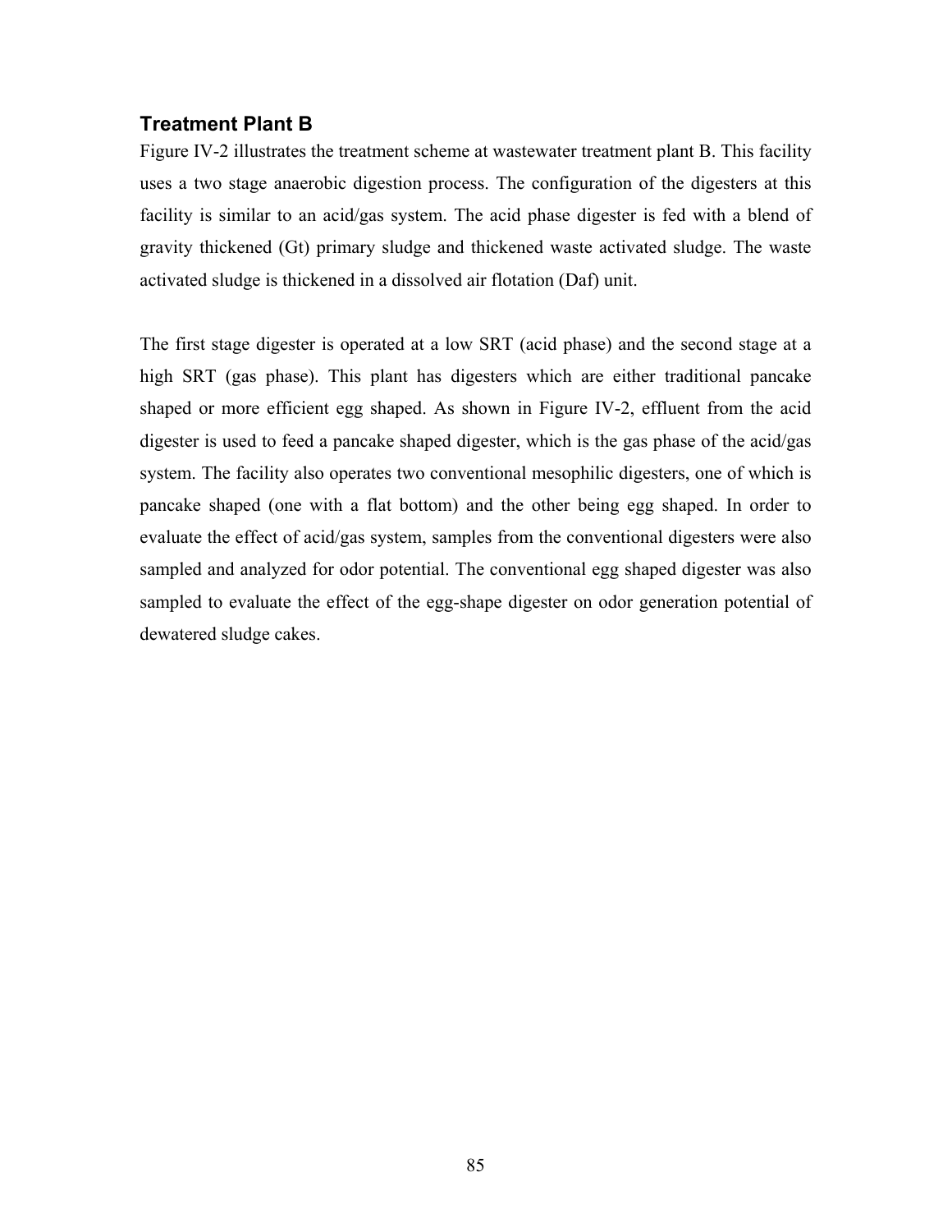### Treatment Plant B

Figure IV-2 illustrates the treatment scheme at wastewater treatment plant B. This facility uses a two stage anaerobic digestion process. The configuration of the digesters at this facility is similar to an acid/gas system. The acid phase digester is fed with a blend of gravity thickened (Gt) primary sludge and thickened waste activated sludge. The waste activated sludge is thickened in a dissolved air flotation (Daf) unit.

The first stage digester is operated at a low SRT (acid phase) and the second stage at a high SRT (gas phase). This plant has digesters which are either traditional pancake shaped or more efficient egg shaped. As shown in Figure IV-2, effluent from the acid digester is used to feed a pancake shaped digester, which is the gas phase of the acid/gas system. The facility also operates two conventional mesophilic digesters, one of which is pancake shaped (one with a flat bottom) and the other being egg shaped. In order to evaluate the effect of acid/gas system, samples from the conventional digesters were also sampled and analyzed for odor potential. The conventional egg shaped digester was also sampled to evaluate the effect of the egg-shape digester on odor generation potential of dewatered sludge cakes.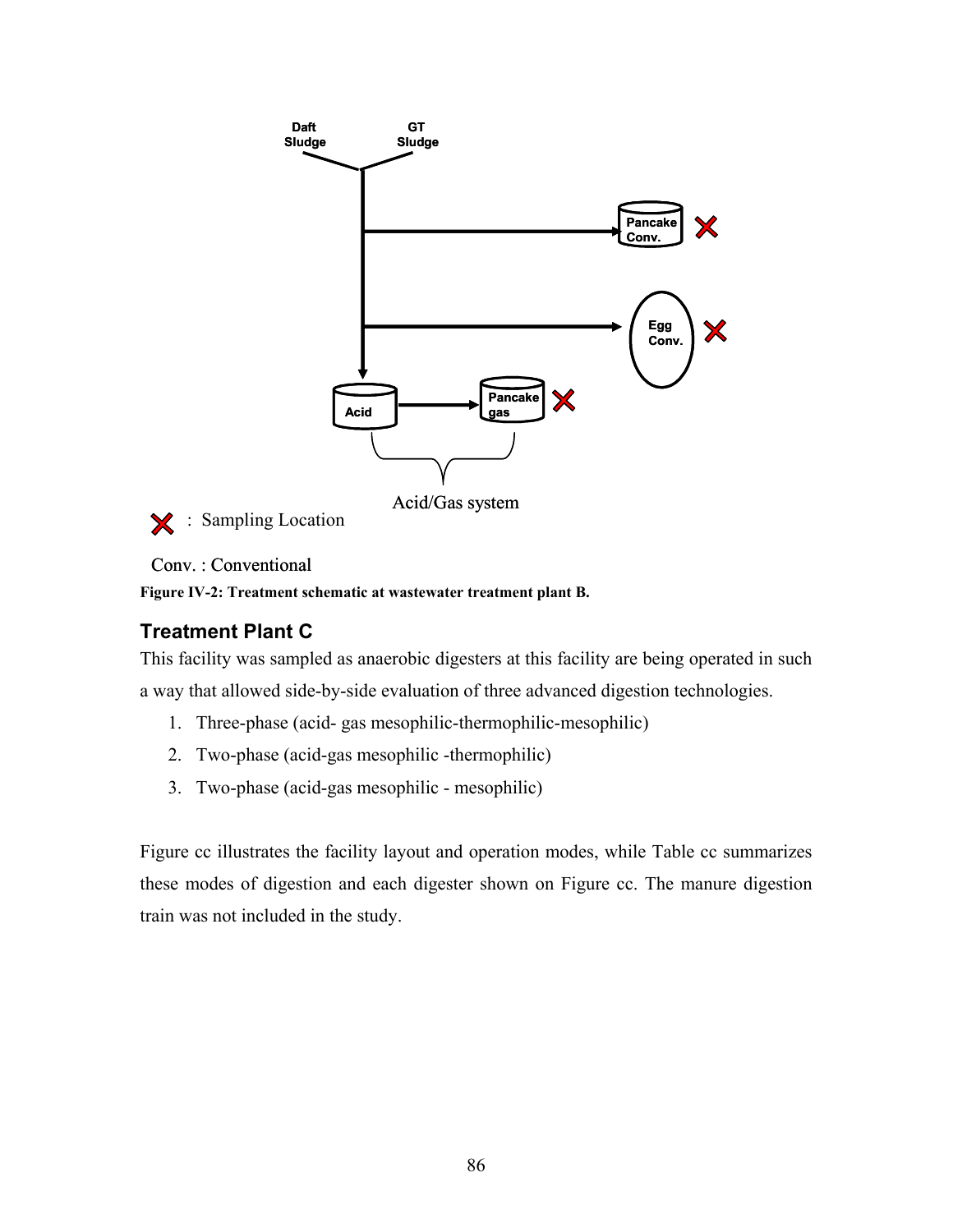Figure IV-2: Treatment schematic at wastewater treatment plant B.

### Treatment Plant C

This facility was sampled as anaerobic digesters at this facility are being operated in such a way that allowed side-by-side evaluation of three advanced digestion technologies.

1. Three-phase (acid- gas mesophilic-thermophilic-mesophilic)
2. Two-phase (acid-gas mesophilic -thermophilic)
3. Two-phase (acid-gas mesophilic - mesophilic)

Figure cc illustrates the facility layout and operation modes, while Table cc summarizes these modes of digestion and each digester shown on Figure cc. The manure digestion train was not included in the study.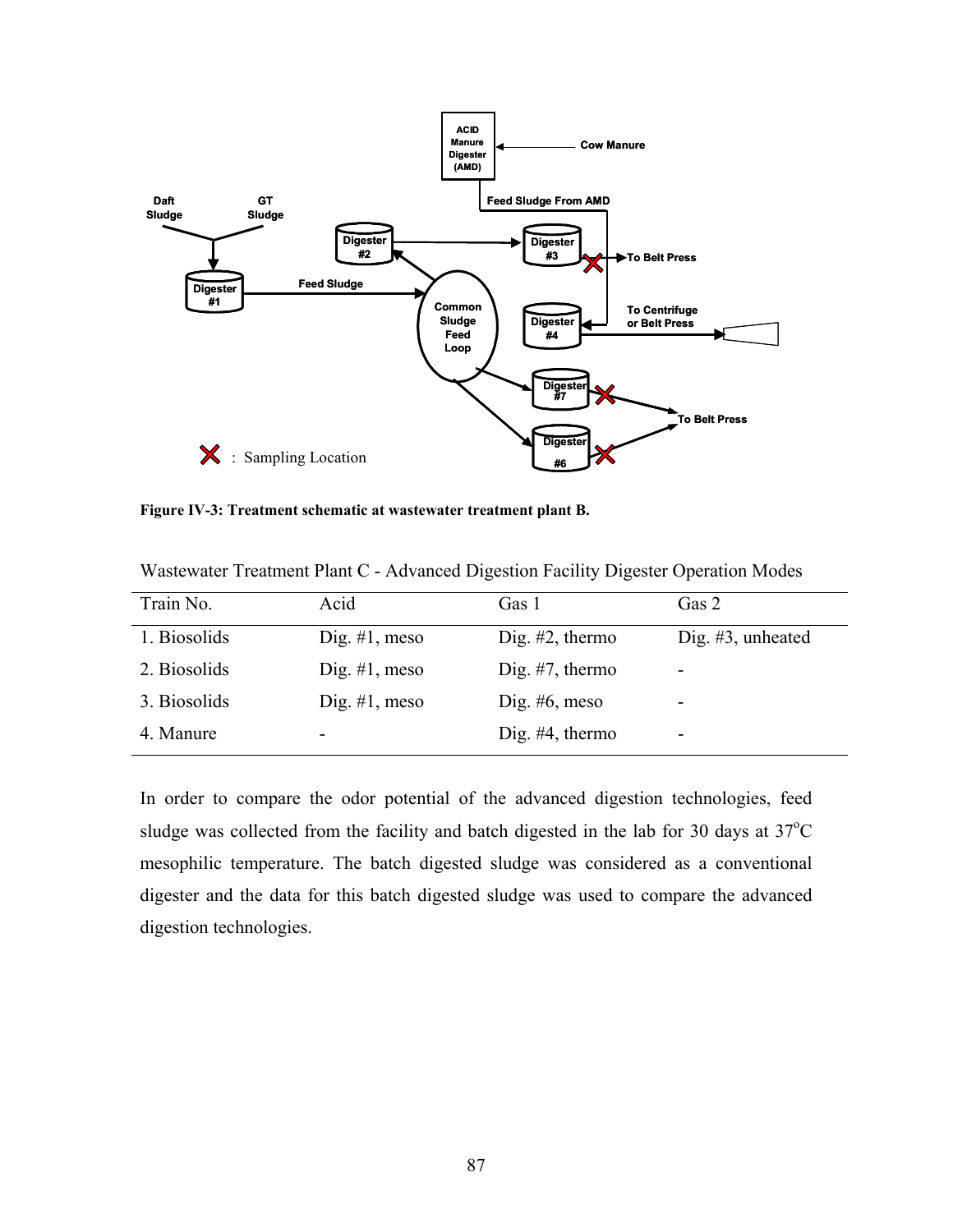**Figure IV-3: Treatment schematic at wastewater treatment plant B.**

Wastewater Treatment Plant C - Advanced Digestion Facility Digester Operation Modes

| Train No. | Acid | Gas 1 | Gas 2 |
|---|---|---|---|
| 1. Biosolids | Dig. #1, meso | Dig. #2, thermo | Dig. #3, unheated |
| 2. Biosolids | Dig. #1, meso | Dig. #7, thermo | - |
| 3. Biosolids | Dig. #1, meso | Dig. #6, meso | - |
| 4. Manure | - | Dig. #4, thermo | - |

In order to compare the odor potential of the advanced digestion technologies, feed sludge was collected from the facility and batch digested in the lab for 30 days at 37$^{o}$C mesophilic temperature. The batch digested sludge was considered as a conventional digester and the data for this batch digested sludge was used to compare the advanced digestion technologies.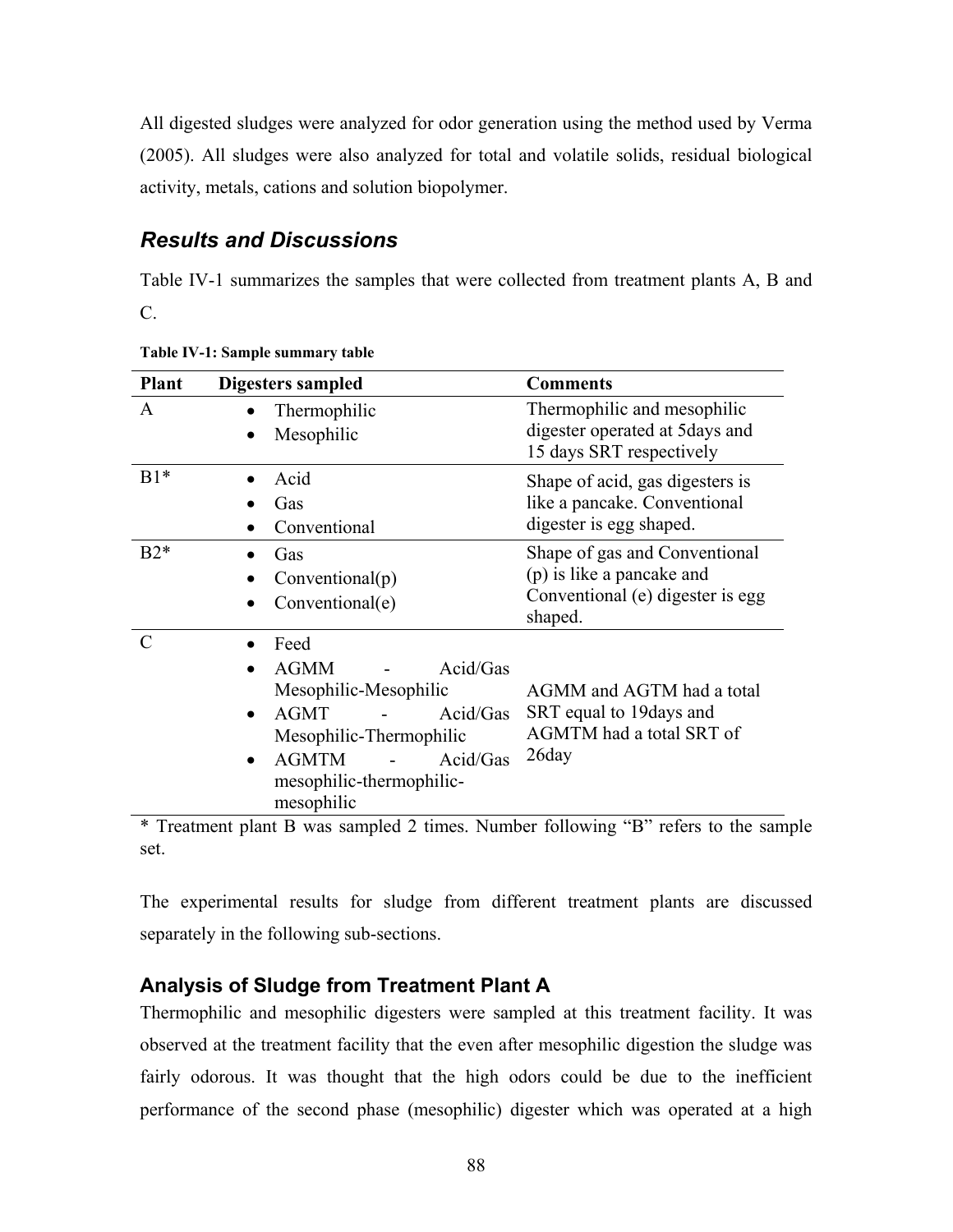All digested sludges were analyzed for odor generation using the method used by Verma (2005). All sludges were also analyzed for total and volatile solids, residual biological activity, metals, cations and solution biopolymer.

## *Results and Discussions*

Table IV-1 summarizes the samples that were collected from treatment plants A, B and C.

**Table IV-1: Sample summary table**

| Plant | Digesters sampled | Comments |
|---|---|---|
| A | • Thermophilic<br>• Mesophilic | Thermophilic and mesophilic digester operated at 5days and 15 days SRT respectively |
| B1* | • Acid<br>• Gas<br>• Conventional | Shape of acid, gas digesters is like a pancake. Conventional digester is egg shaped. |
| B2* | • Gas<br>• Conventional(p)<br>• Conventional(e) | Shape of gas and Conventional (p) is like a pancake and Conventional (e) digester is egg shaped. |
| C | • Feed<br>• AGMM - Acid/Gas Mesophilic-Mesophilic<br>• AGMT - Acid/Gas Mesophilic-Thermophilic<br>• AGMTM - Acid/Gas mesophilic-thermophilic-mesophilic | AGMM and AGTM had a total SRT equal to 19days and AGMTM had a total SRT of 26day |

* Treatment plant B was sampled 2 times. Number following "B" refers to the sample set.

The experimental results for sludge from different treatment plants are discussed separately in the following sub-sections.

### Analysis of Sludge from Treatment Plant A

Thermophilic and mesophilic digesters were sampled at this treatment facility. It was observed at the treatment facility that the even after mesophilic digestion the sludge was fairly odorous. It was thought that the high odors could be due to the inefficient performance of the second phase (mesophilic) digester which was operated at a high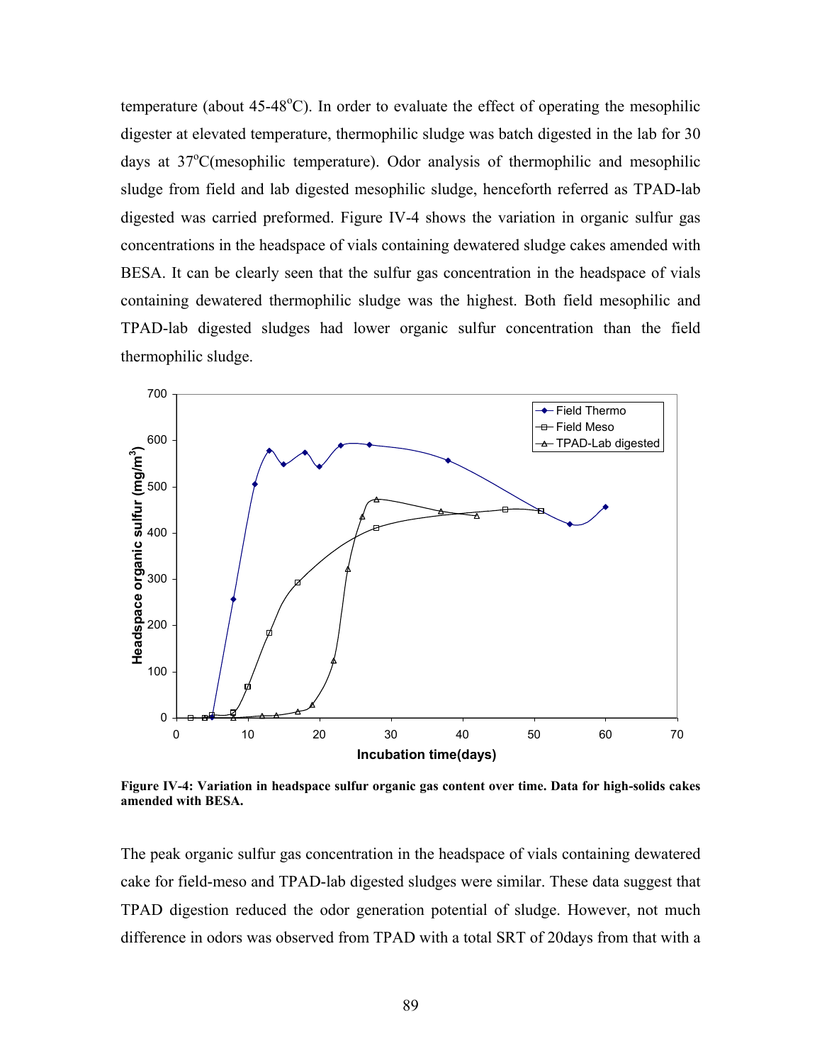temperature (about 45-48°C). In order to evaluate the effect of operating the mesophilic digester at elevated temperature, thermophilic sludge was batch digested in the lab for 30 days at 37°C(mesophilic temperature). Odor analysis of thermophilic and mesophilic sludge from field and lab digested mesophilic sludge, henceforth referred as TPAD-lab digested was carried preformed. Figure IV-4 shows the variation in organic sulfur gas concentrations in the headspace of vials containing dewatered sludge cakes amended with BESA. It can be clearly seen that the sulfur gas concentration in the headspace of vials containing dewatered thermophilic sludge was the highest. Both field mesophilic and TPAD-lab digested sludges had lower organic sulfur concentration than the field thermophilic sludge.

**Figure IV-4: Variation in headspace sulfur organic gas content over time. Data for high-solids cakes amended with BESA.**

The peak organic sulfur gas concentration in the headspace of vials containing dewatered cake for field-meso and TPAD-lab digested sludges were similar. These data suggest that TPAD digestion reduced the odor generation potential of sludge. However, not much difference in odors was observed from TPAD with a total SRT of 20days from that with a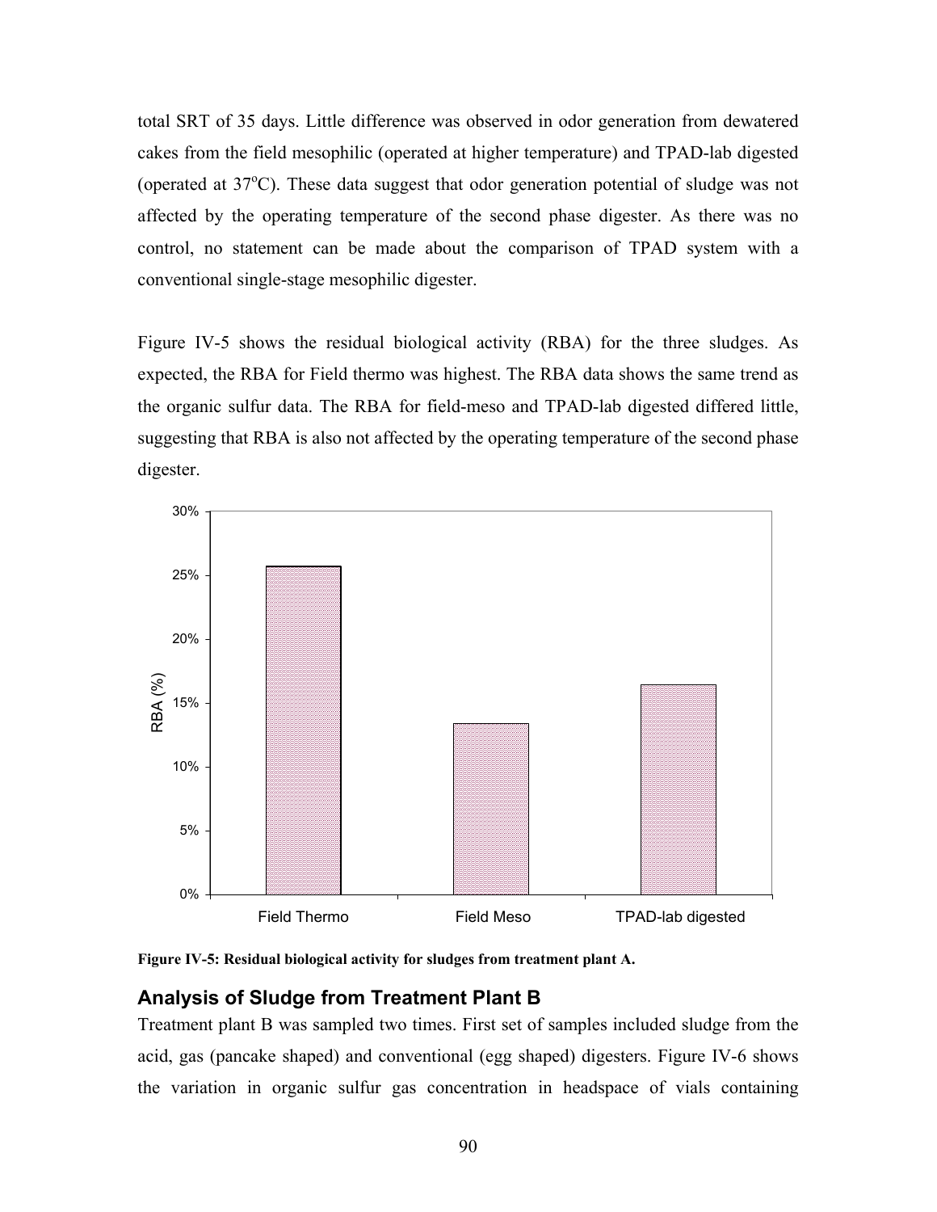total SRT of 35 days. Little difference was observed in odor generation from dewatered cakes from the field mesophilic (operated at higher temperature) and TPAD-lab digested (operated at 37$^{o}$C). These data suggest that odor generation potential of sludge was not affected by the operating temperature of the second phase digester. As there was no control, no statement can be made about the comparison of TPAD system with a conventional single-stage mesophilic digester.

Figure IV-5 shows the residual biological activity (RBA) for the three sludges. As expected, the RBA for Field thermo was highest. The RBA data shows the same trend as the organic sulfur data. The RBA for field-meso and TPAD-lab digested differed little, suggesting that RBA is also not affected by the operating temperature of the second phase digester.

**Figure IV-5: Residual biological activity for sludges from treatment plant A.**

## Analysis of Sludge from Treatment Plant B

Treatment plant B was sampled two times. First set of samples included sludge from the acid, gas (pancake shaped) and conventional (egg shaped) digesters. Figure IV-6 shows the variation in organic sulfur gas concentration in headspace of vials containing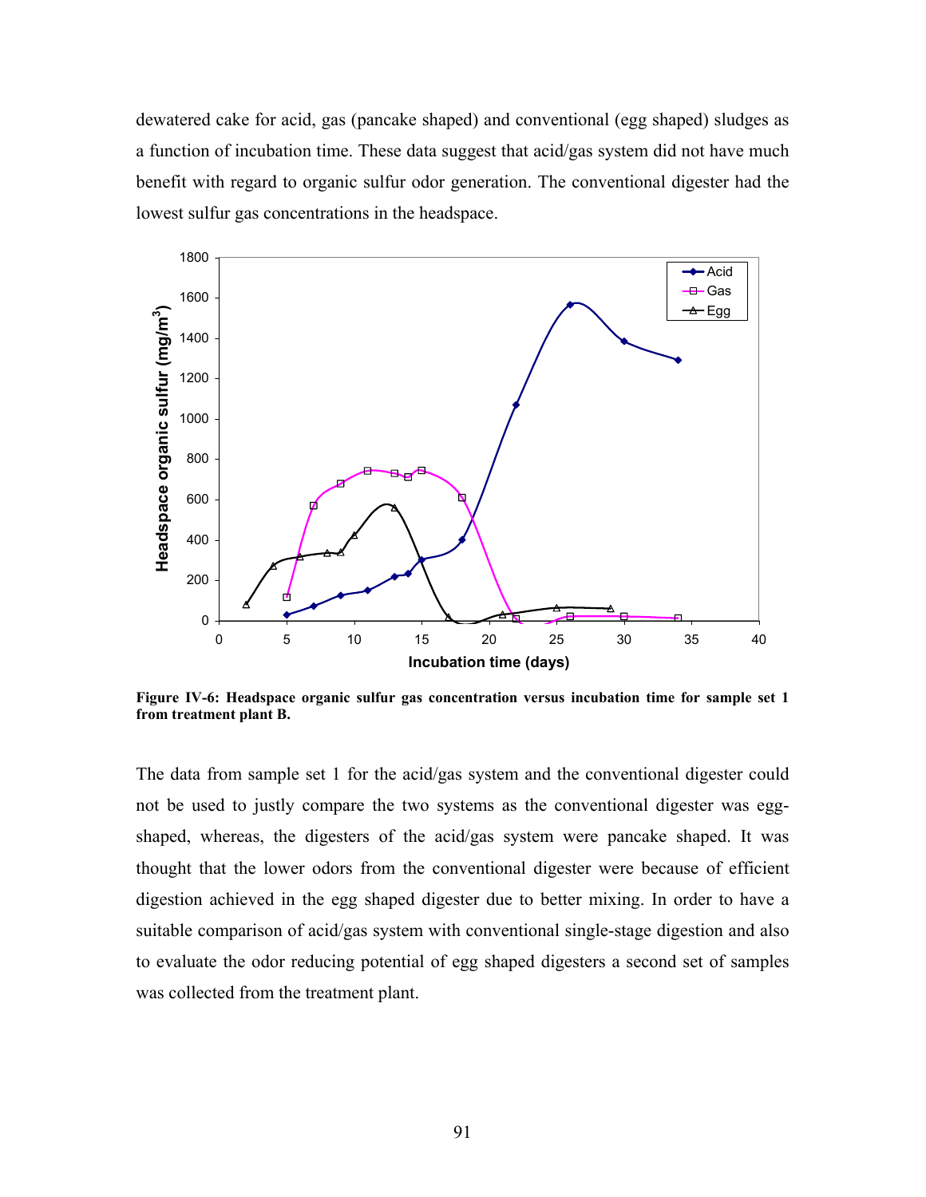dewatered cake for acid, gas (pancake shaped) and conventional (egg shaped) sludges as a function of incubation time. These data suggest that acid/gas system did not have much benefit with regard to organic sulfur odor generation. The conventional digester had the lowest sulfur gas concentrations in the headspace.

**Figure IV-6: Headspace organic sulfur gas concentration versus incubation time for sample set 1 from treatment plant B.**

The data from sample set 1 for the acid/gas system and the conventional digester could not be used to justly compare the two systems as the conventional digester was egg-shaped, whereas, the digesters of the acid/gas system were pancake shaped. It was thought that the lower odors from the conventional digester were because of efficient digestion achieved in the egg shaped digester due to better mixing. In order to have a suitable comparison of acid/gas system with conventional single-stage digestion and also to evaluate the odor reducing potential of egg shaped digesters a second set of samples was collected from the treatment plant.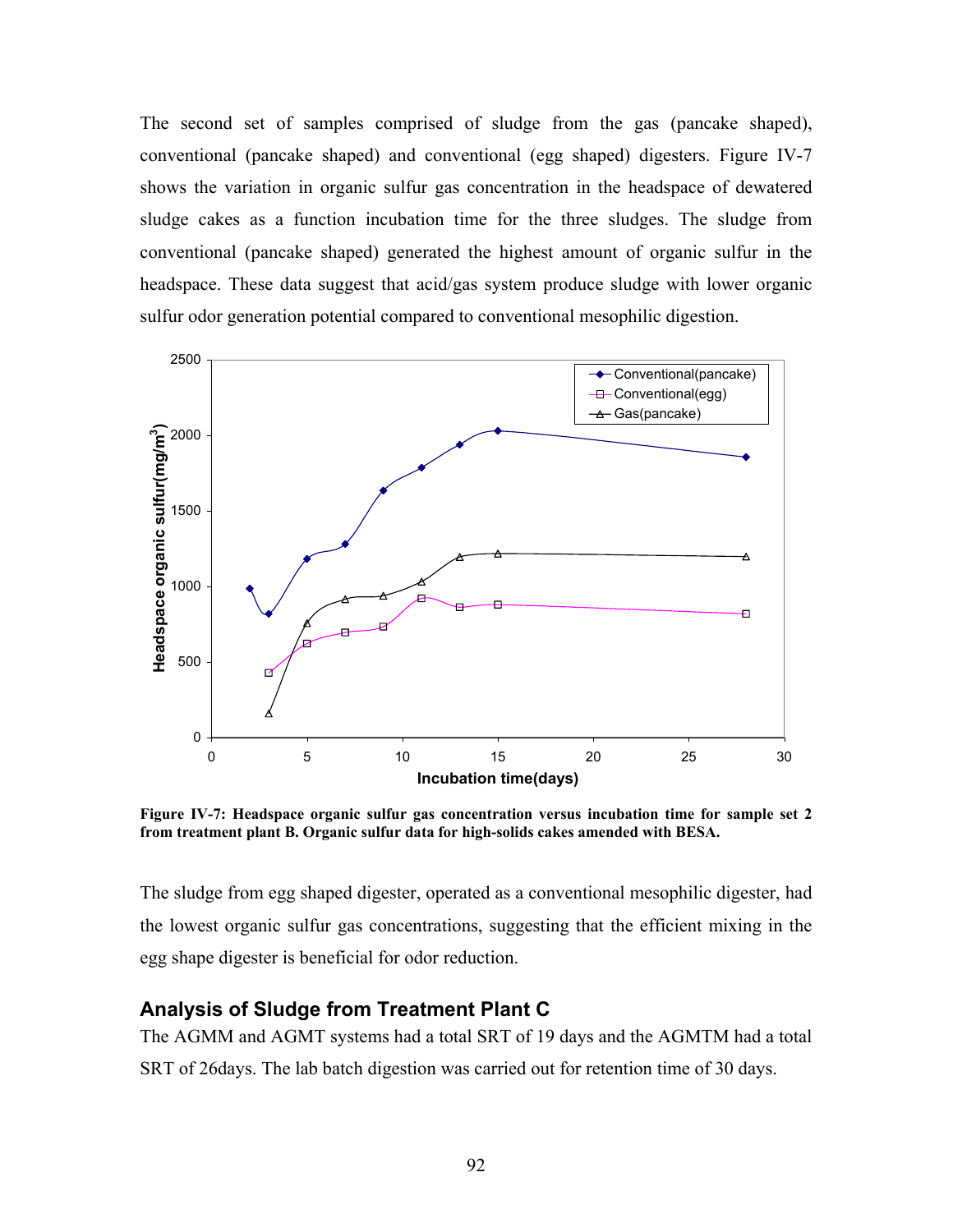The second set of samples comprised of sludge from the gas (pancake shaped), conventional (pancake shaped) and conventional (egg shaped) digesters. Figure IV-7 shows the variation in organic sulfur gas concentration in the headspace of dewatered sludge cakes as a function incubation time for the three sludges. The sludge from conventional (pancake shaped) generated the highest amount of organic sulfur in the headspace. These data suggest that acid/gas system produce sludge with lower organic sulfur odor generation potential compared to conventional mesophilic digestion.

**Figure IV-7: Headspace organic sulfur gas concentration versus incubation time for sample set 2 from treatment plant B. Organic sulfur data for high-solids cakes amended with BESA.**

The sludge from egg shaped digester, operated as a conventional mesophilic digester, had the lowest organic sulfur gas concentrations, suggesting that the efficient mixing in the egg shape digester is beneficial for odor reduction.

## Analysis of Sludge from Treatment Plant C

The AGMM and AGMT systems had a total SRT of 19 days and the AGMTM had a total SRT of 26days. The lab batch digestion was carried out for retention time of 30 days.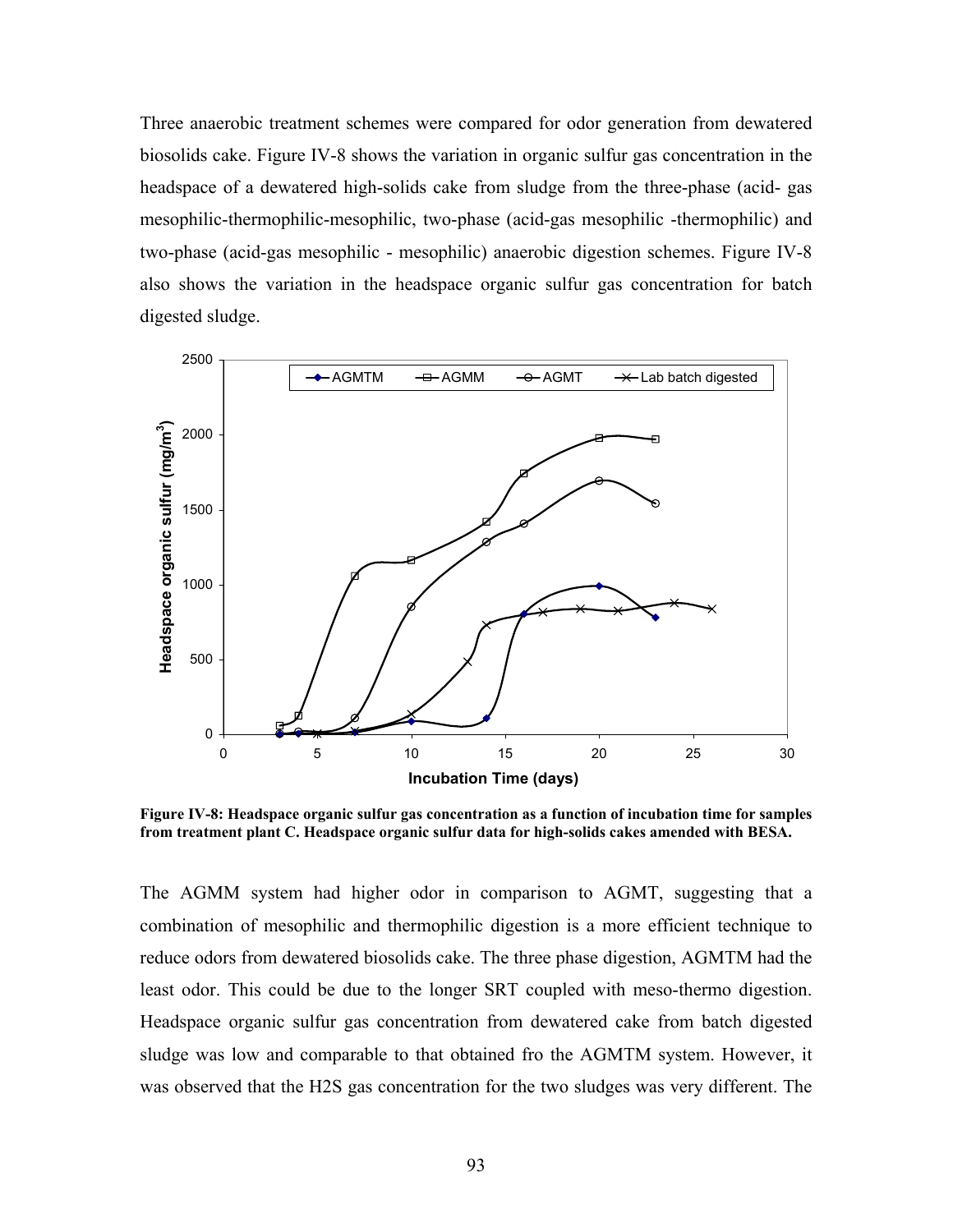Three anaerobic treatment schemes were compared for odor generation from dewatered biosolids cake. Figure IV-8 shows the variation in organic sulfur gas concentration in the headspace of a dewatered high-solids cake from sludge from the three-phase (acid- gas mesophilic-thermophilic-mesophilic, two-phase (acid-gas mesophilic -thermophilic) and two-phase (acid-gas mesophilic - mesophilic) anaerobic digestion schemes. Figure IV-8 also shows the variation in the headspace organic sulfur gas concentration for batch digested sludge.

**Figure IV-8: Headspace organic sulfur gas concentration as a function of incubation time for samples from treatment plant C. Headspace organic sulfur data for high-solids cakes amended with BESA.**

The AGMM system had higher odor in comparison to AGMT, suggesting that a combination of mesophilic and thermophilic digestion is a more efficient technique to reduce odors from dewatered biosolids cake. The three phase digestion, AGMTM had the least odor. This could be due to the longer SRT coupled with meso-thermo digestion. Headspace organic sulfur gas concentration from dewatered cake from batch digested sludge was low and comparable to that obtained fro the AGMTM system. However, it was observed that the H2S gas concentration for the two sludges was very different. The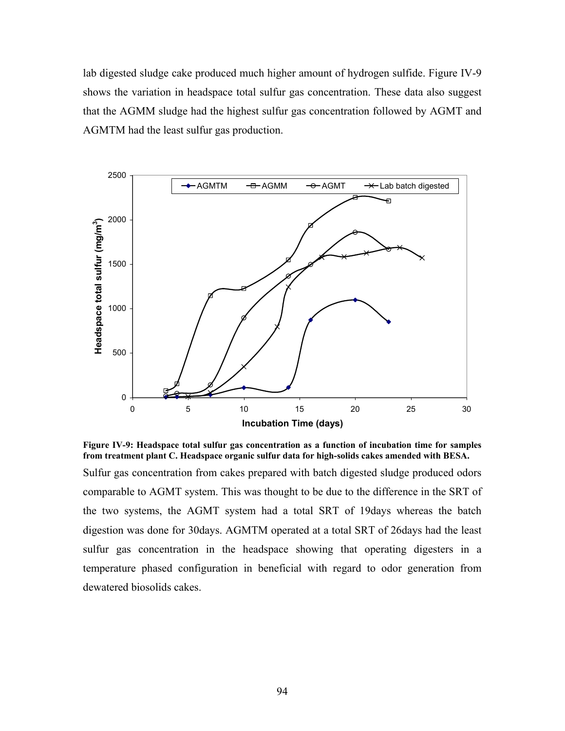lab digested sludge cake produced much higher amount of hydrogen sulfide. Figure IV-9 shows the variation in headspace total sulfur gas concentration. These data also suggest that the AGMM sludge had the highest sulfur gas concentration followed by AGMT and AGMTM had the least sulfur gas production.

**Figure IV-9: Headspace total sulfur gas concentration as a function of incubation time for samples from treatment plant C. Headspace organic sulfur data for high-solids cakes amended with BESA.**

Sulfur gas concentration from cakes prepared with batch digested sludge produced odors comparable to AGMT system. This was thought to be due to the difference in the SRT of the two systems, the AGMT system had a total SRT of 19days whereas the batch digestion was done for 30days. AGMTM operated at a total SRT of 26days had the least sulfur gas concentration in the headspace showing that operating digesters in a temperature phased configuration in beneficial with regard to odor generation from dewatered biosolids cakes.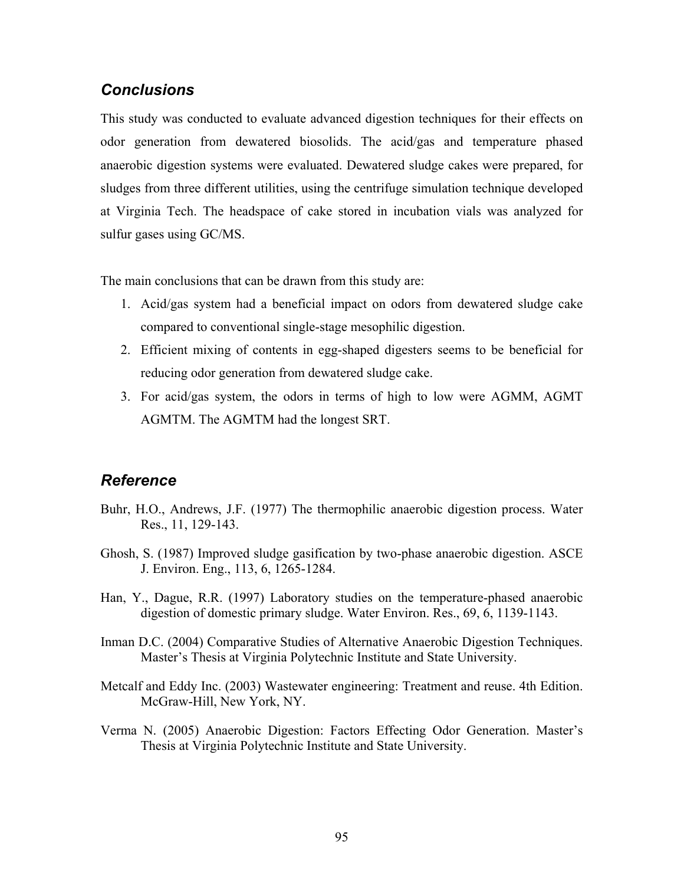## *Conclusions*

This study was conducted to evaluate advanced digestion techniques for their effects on odor generation from dewatered biosolids. The acid/gas and temperature phased anaerobic digestion systems were evaluated. Dewatered sludge cakes were prepared, for sludges from three different utilities, using the centrifuge simulation technique developed at Virginia Tech. The headspace of cake stored in incubation vials was analyzed for sulfur gases using GC/MS.

The main conclusions that can be drawn from this study are:

1. Acid/gas system had a beneficial impact on odors from dewatered sludge cake compared to conventional single-stage mesophilic digestion.
2. Efficient mixing of contents in egg-shaped digesters seems to be beneficial for reducing odor generation from dewatered sludge cake.
3. For acid/gas system, the odors in terms of high to low were AGMM, AGMT AGMTM. The AGMTM had the longest SRT.

## *Reference*

Buhr, H.O., Andrews, J.F. (1977) The thermophilic anaerobic digestion process. Water Res., 11, 129-143.

Ghosh, S. (1987) Improved sludge gasification by two-phase anaerobic digestion. ASCE J. Environ. Eng., 113, 6, 1265-1284.

Han, Y., Dague, R.R. (1997) Laboratory studies on the temperature-phased anaerobic digestion of domestic primary sludge. Water Environ. Res., 69, 6, 1139-1143.

Inman D.C. (2004) Comparative Studies of Alternative Anaerobic Digestion Techniques. Master's Thesis at Virginia Polytechnic Institute and State University.

Metcalf and Eddy Inc. (2003) Wastewater engineering: Treatment and reuse. 4th Edition. McGraw-Hill, New York, NY.

Verma N. (2005) Anaerobic Digestion: Factors Effecting Odor Generation. Master's Thesis at Virginia Polytechnic Institute and State University.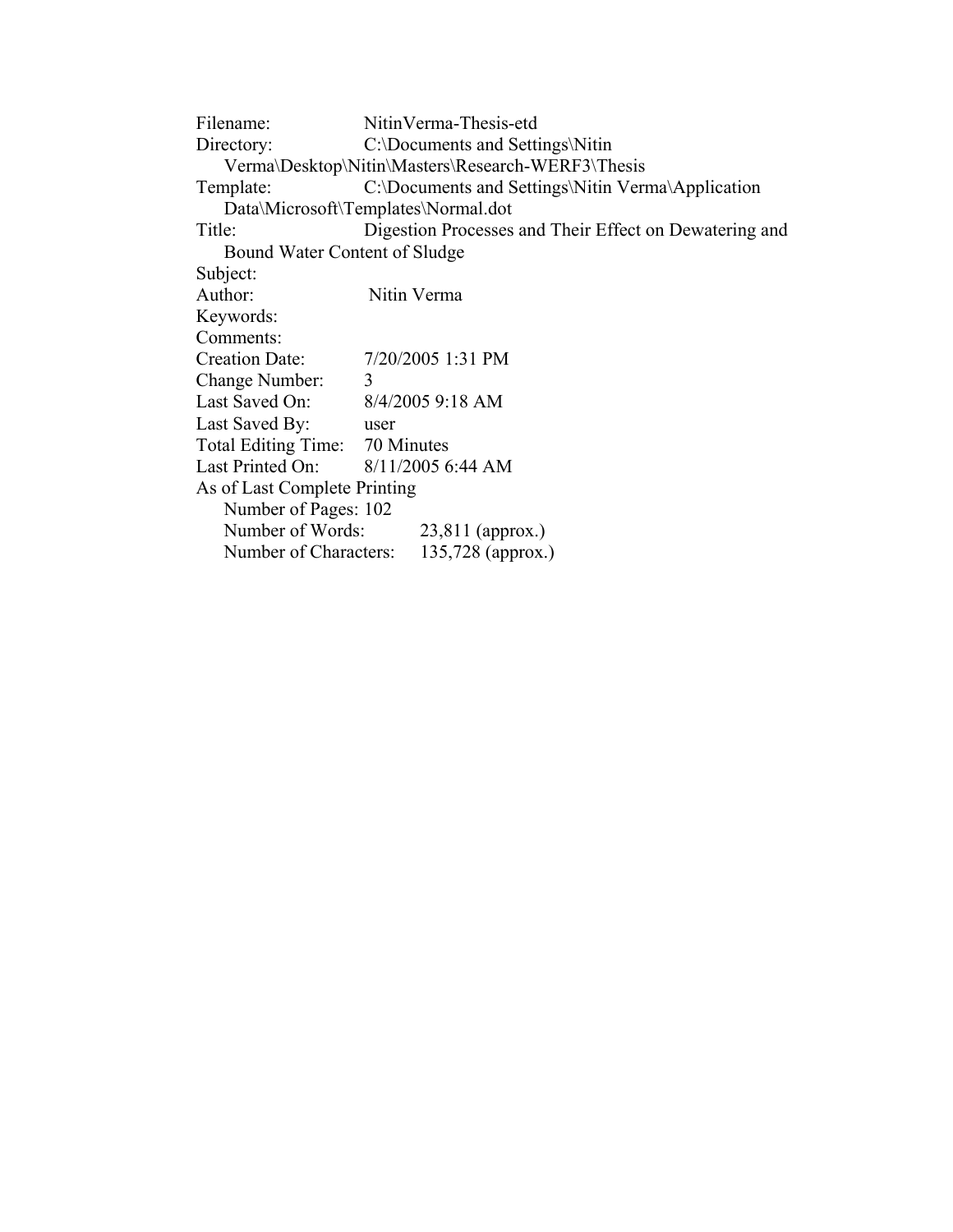Filename: NitinVerma-Thesis-etd
Directory: C:\Documents and Settings\Nitin Verma\Desktop\Nitin\Masters\Research-WERF3\Thesis
Template: C:\Documents and Settings\Nitin Verma\Application Data\Microsoft\Templates\Normal.dot
Title: Digestion Processes and Their Effect on Dewatering and Bound Water Content of Sludge
Subject:
Author: Nitin Verma
Keywords:
Comments:
Creation Date: 7/20/2005 1:31 PM
Change Number: 3
Last Saved On: 8/4/2005 9:18 AM
Last Saved By: user
Total Editing Time: 70 Minutes
Last Printed On: 8/11/2005 6:44 AM
As of Last Complete Printing
Number of Pages: 102
Number of Words: 23,811 (approx.)
Number of Characters: 135,728 (approx.)